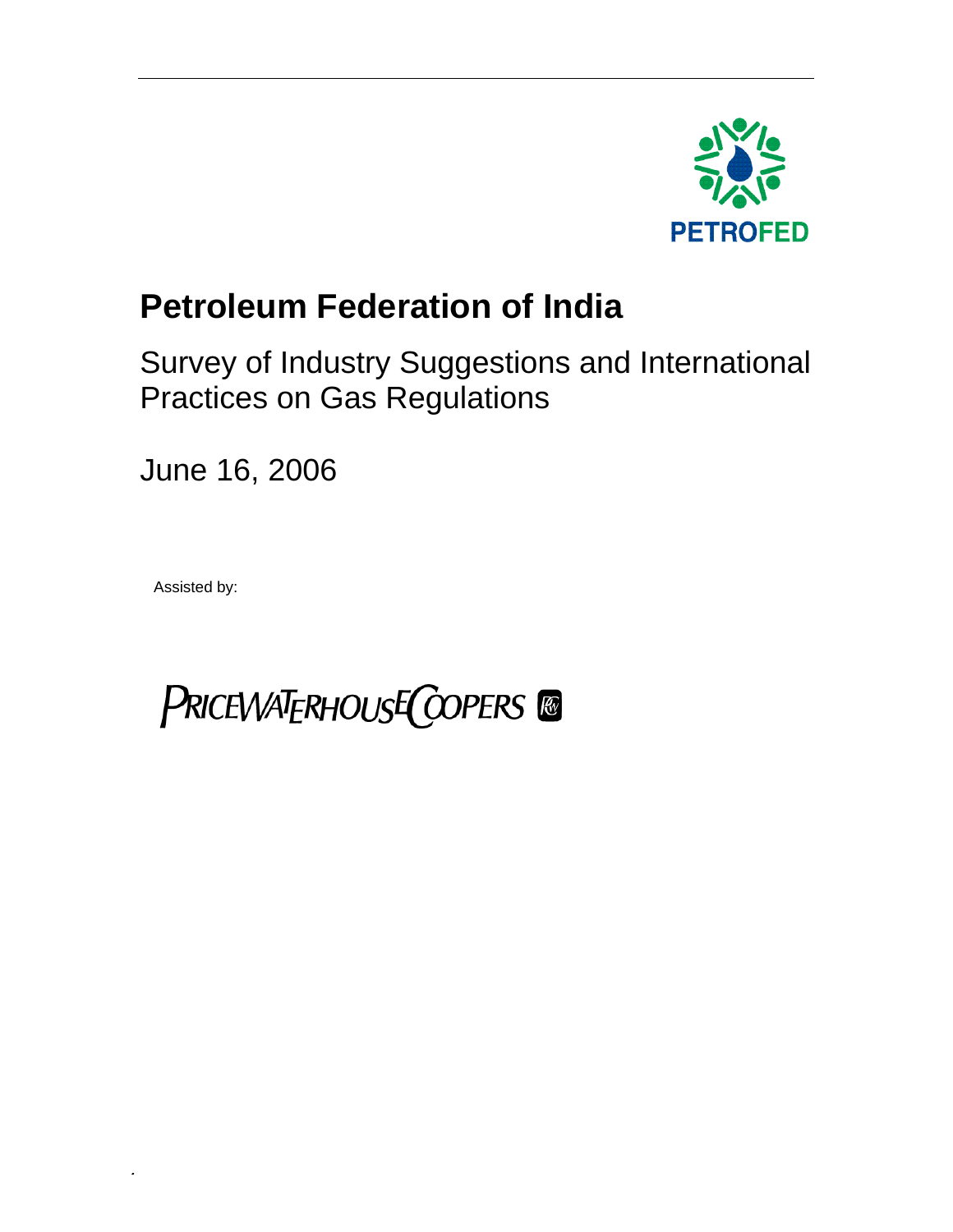PETROFED

# Petroleum Federation of India

## Survey of Industry Suggestions and International Practices on Gas Regulations

June 16, 2006

Assisted by:

PRICEWATERHOUSECOOPERS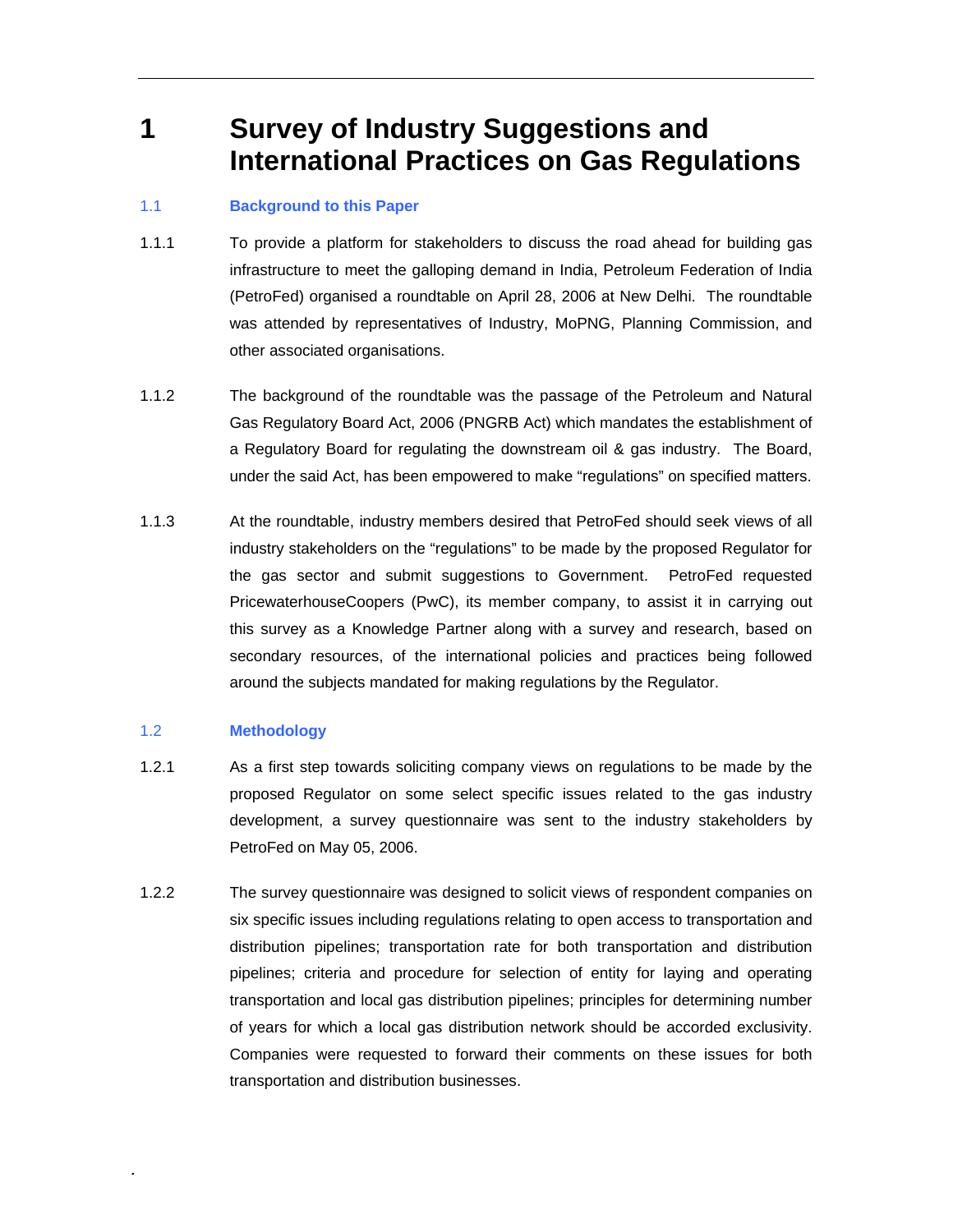# 1 Survey of Industry Suggestions and International Practices on Gas Regulations

## 1.1 Background to this Paper

1.1.1 To provide a platform for stakeholders to discuss the road ahead for building gas infrastructure to meet the galloping demand in India, Petroleum Federation of India (PetroFed) organised a roundtable on April 28, 2006 at New Delhi. The roundtable was attended by representatives of Industry, MoPNG, Planning Commission, and other associated organisations.

1.1.2 The background of the roundtable was the passage of the Petroleum and Natural Gas Regulatory Board Act, 2006 (PNGRB Act) which mandates the establishment of a Regulatory Board for regulating the downstream oil & gas industry. The Board, under the said Act, has been empowered to make "regulations" on specified matters.

1.1.3 At the roundtable, industry members desired that PetroFed should seek views of all industry stakeholders on the "regulations" to be made by the proposed Regulator for the gas sector and submit suggestions to Government. PetroFed requested PricewaterhouseCoopers (PwC), its member company, to assist it in carrying out this survey as a Knowledge Partner along with a survey and research, based on secondary resources, of the international policies and practices being followed around the subjects mandated for making regulations by the Regulator.

## 1.2 Methodology

1.2.1 As a first step towards soliciting company views on regulations to be made by the proposed Regulator on some select specific issues related to the gas industry development, a survey questionnaire was sent to the industry stakeholders by PetroFed on May 05, 2006.

1.2.2 The survey questionnaire was designed to solicit views of respondent companies on six specific issues including regulations relating to open access to transportation and distribution pipelines; transportation rate for both transportation and distribution pipelines; criteria and procedure for selection of entity for laying and operating transportation and local gas distribution pipelines; principles for determining number of years for which a local gas distribution network should be accorded exclusivity. Companies were requested to forward their comments on these issues for both transportation and distribution businesses.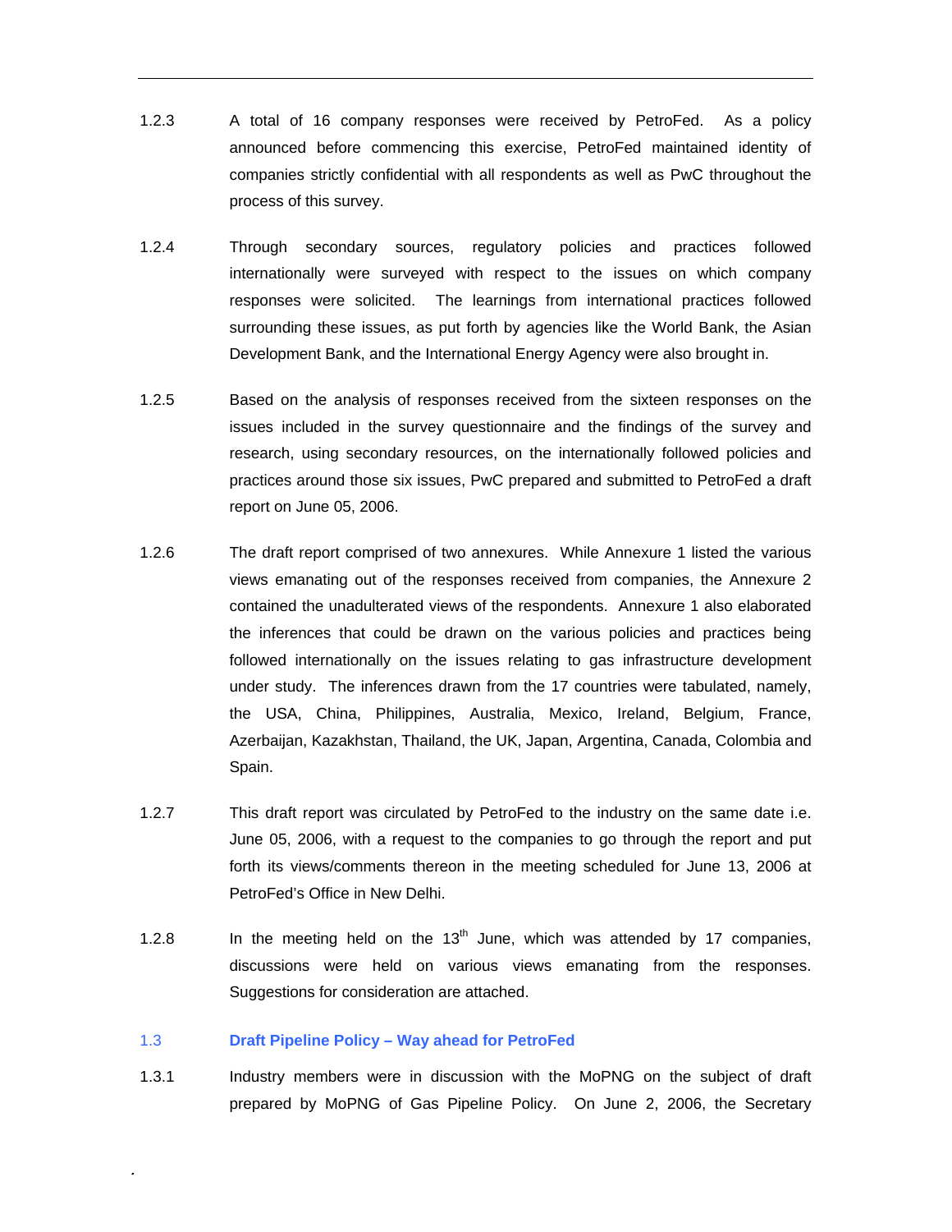1.2.3 A total of 16 company responses were received by PetroFed. As a policy announced before commencing this exercise, PetroFed maintained identity of companies strictly confidential with all respondents as well as PwC throughout the process of this survey.

1.2.4 Through secondary sources, regulatory policies and practices followed internationally were surveyed with respect to the issues on which company responses were solicited. The learnings from international practices followed surrounding these issues, as put forth by agencies like the World Bank, the Asian Development Bank, and the International Energy Agency were also brought in.

1.2.5 Based on the analysis of responses received from the sixteen responses on the issues included in the survey questionnaire and the findings of the survey and research, using secondary resources, on the internationally followed policies and practices around those six issues, PwC prepared and submitted to PetroFed a draft report on June 05, 2006.

1.2.6 The draft report comprised of two annexures. While Annexure 1 listed the various views emanating out of the responses received from companies, the Annexure 2 contained the unadulterated views of the respondents. Annexure 1 also elaborated the inferences that could be drawn on the various policies and practices being followed internationally on the issues relating to gas infrastructure development under study. The inferences drawn from the 17 countries were tabulated, namely, the USA, China, Philippines, Australia, Mexico, Ireland, Belgium, France, Azerbaijan, Kazakhstan, Thailand, the UK, Japan, Argentina, Canada, Colombia and Spain.

1.2.7 This draft report was circulated by PetroFed to the industry on the same date i.e. June 05, 2006, with a request to the companies to go through the report and put forth its views/comments thereon in the meeting scheduled for June 13, 2006 at PetroFed's Office in New Delhi.

1.2.8 In the meeting held on the 13th June, which was attended by 17 companies, discussions were held on various views emanating from the responses. Suggestions for consideration are attached.

### 1.3 Draft Pipeline Policy – Way ahead for PetroFed

1.3.1 Industry members were in discussion with the MoPNG on the subject of draft prepared by MoPNG of Gas Pipeline Policy. On June 2, 2006, the Secretary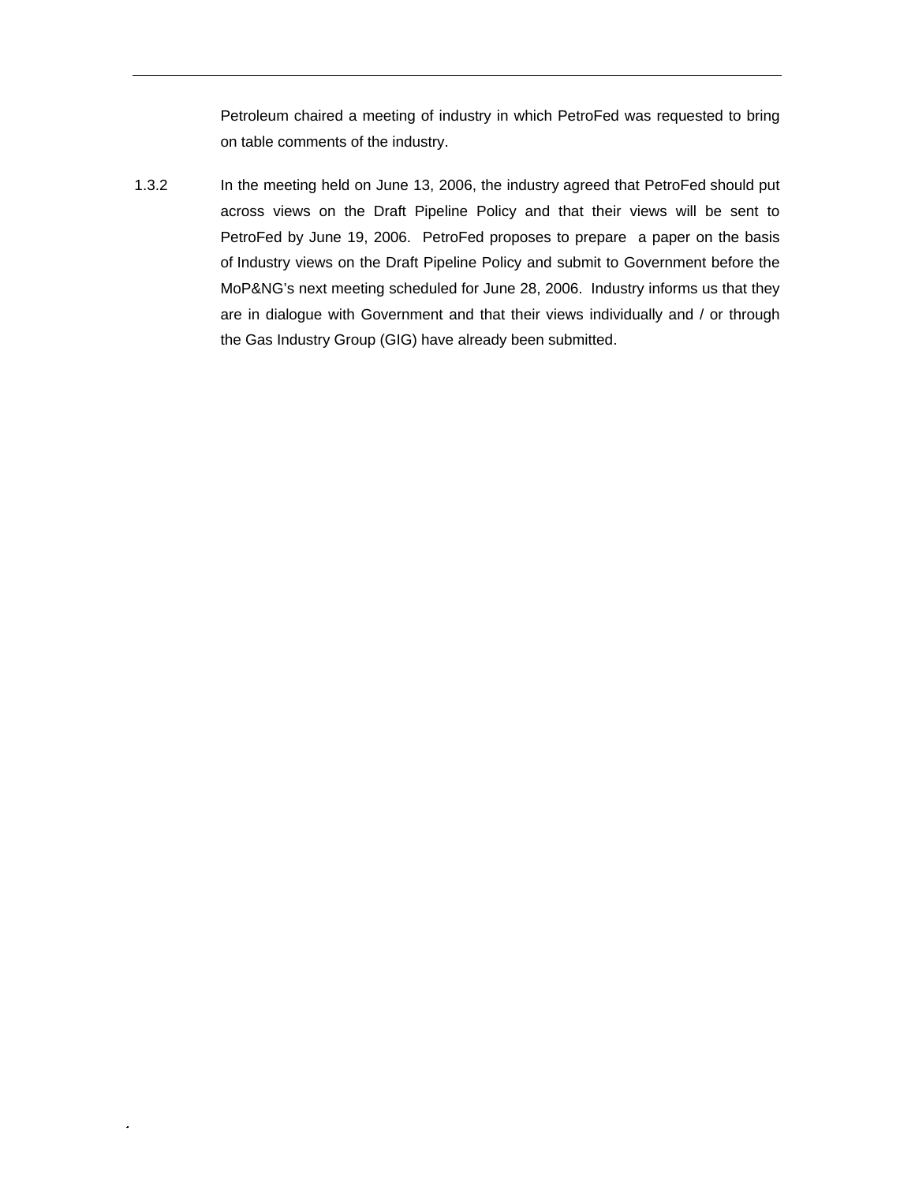Petroleum chaired a meeting of industry in which PetroFed was requested to bring on table comments of the industry.

1.3.2 In the meeting held on June 13, 2006, the industry agreed that PetroFed should put across views on the Draft Pipeline Policy and that their views will be sent to PetroFed by June 19, 2006. PetroFed proposes to prepare a paper on the basis of Industry views on the Draft Pipeline Policy and submit to Government before the MoP&NG's next meeting scheduled for June 28, 2006. Industry informs us that they are in dialogue with Government and that their views individually and / or through the Gas Industry Group (GIG) have already been submitted.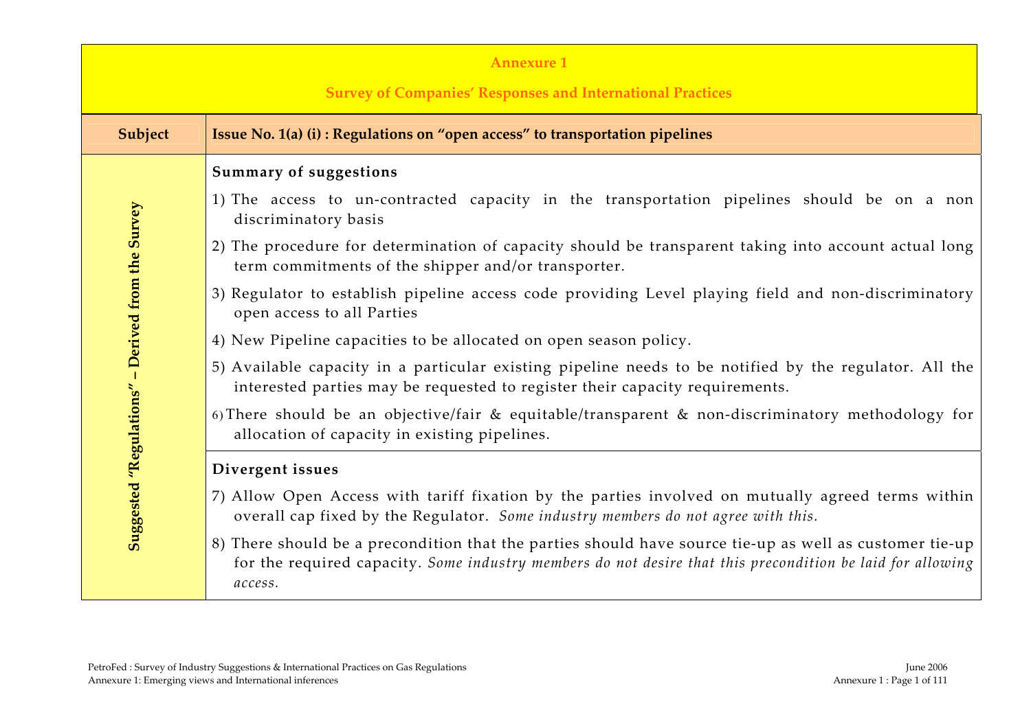**Annexure 1**

**Survey of Companies' Responses and International Practices**

| Subject | Issue No. 1(a) (i) : Regulations on "open access" to transportation pipelines |
|---|---|
| Suggested "Regulations" – Derived from the Survey | **Summary of suggestions**<br>1) The access to un-contracted capacity in the transportation pipelines should be on a non discriminatory basis<br>2) The procedure for determination of capacity should be transparent taking into account actual long term commitments of the shipper and/or transporter.<br>3) Regulator to establish pipeline access code providing Level playing field and non-discriminatory open access to all Parties<br>4) New Pipeline capacities to be allocated on open season policy.<br>5) Available capacity in a particular existing pipeline needs to be notified by the regulator. All the interested parties may be requested to register their capacity requirements.<br>6) There should be an objective/fair & equitable/transparent & non-discriminatory methodology for allocation of capacity in existing pipelines. |
| | **Divergent issues**<br>7) Allow Open Access with tariff fixation by the parties involved on mutually agreed terms within overall cap fixed by the Regulator. *Some industry members do not agree with this.*<br>8) There should be a precondition that the parties should have source tie-up as well as customer tie-up for the required capacity. *Some industry members do not desire that this precondition be laid for allowing access.* |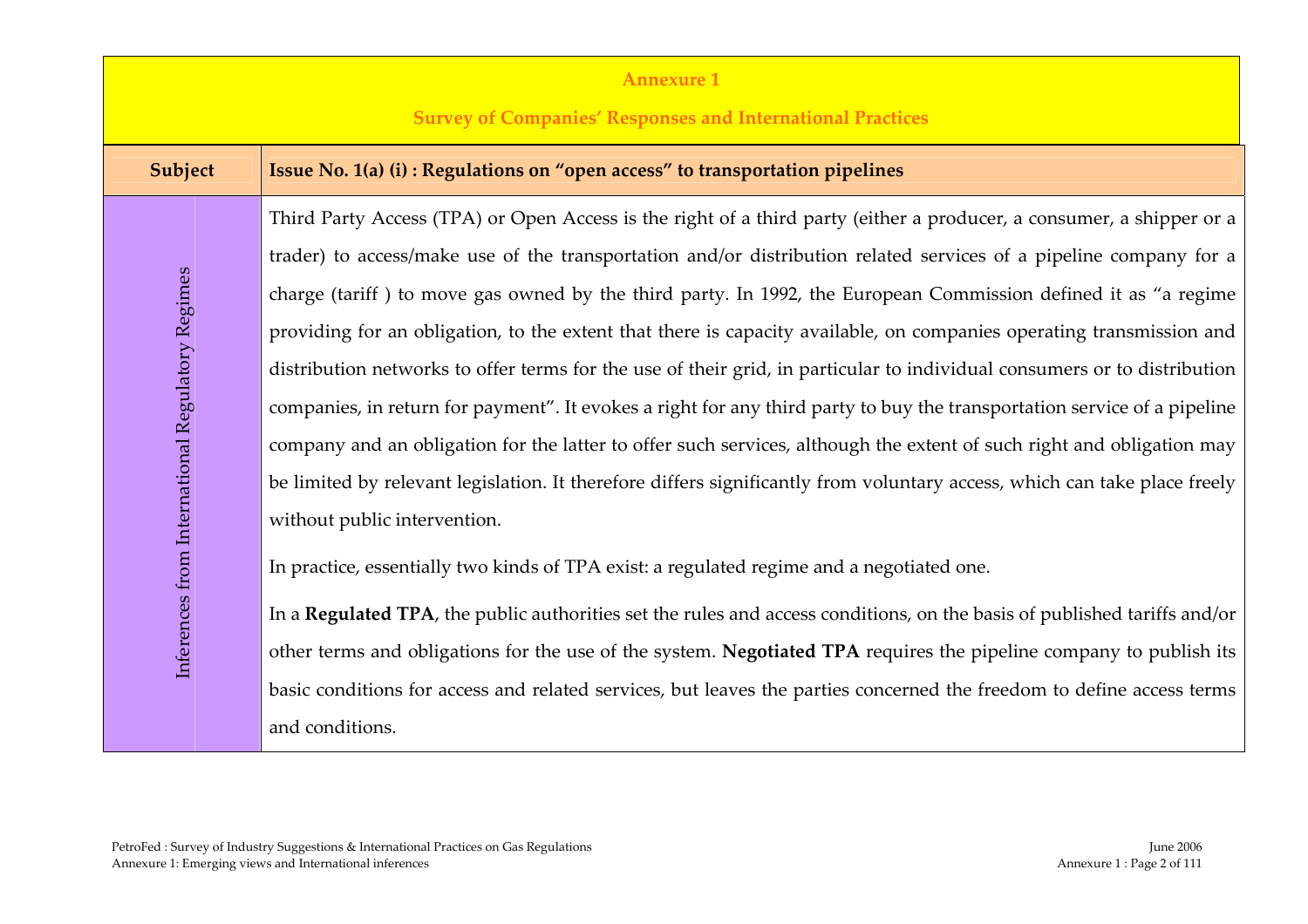**Annexure 1**

**Survey of Companies' Responses and International Practices**

| Subject | Issue No. 1(a) (i) : Regulations on "open access" to transportation pipelines |
|---|---|
| Inferences from International Regulatory Regimes | Third Party Access (TPA) or Open Access is the right of a third party (either a producer, a consumer, a shipper or a trader) to access/make use of the transportation and/or distribution related services of a pipeline company for a charge (tariff ) to move gas owned by the third party. In 1992, the European Commission defined it as "a regime providing for an obligation, to the extent that there is capacity available, on companies operating transmission and distribution networks to offer terms for the use of their grid, in particular to individual consumers or to distribution companies, in return for payment". It evokes a right for any third party to buy the transportation service of a pipeline company and an obligation for the latter to offer such services, although the extent of such right and obligation may be limited by relevant legislation. It therefore differs significantly from voluntary access, which can take place freely without public intervention.<br><br>In practice, essentially two kinds of TPA exist: a regulated regime and a negotiated one.<br><br>In a **Regulated TPA**, the public authorities set the rules and access conditions, on the basis of published tariffs and/or other terms and obligations for the use of the system. **Negotiated TPA** requires the pipeline company to publish its basic conditions for access and related services, but leaves the parties concerned the freedom to define access terms and conditions. |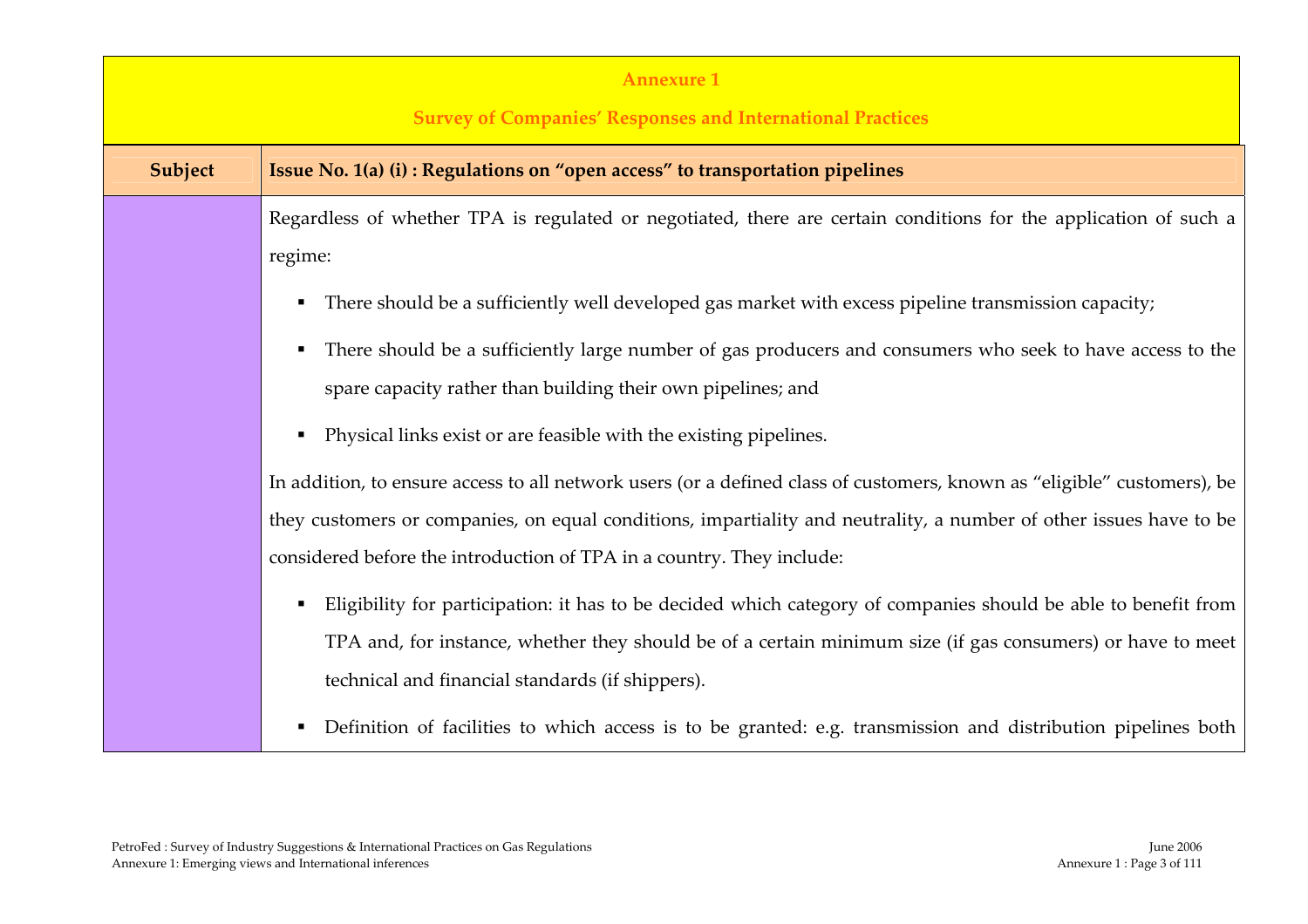## Annexure 1

## Survey of Companies' Responses and International Practices

| Subject | Issue No. 1(a) (i) : Regulations on "open access" to transportation pipelines |
| --- | --- |
| | Regardless of whether TPA is regulated or negotiated, there are certain conditions for the application of such a regime:<br><br>▪ There should be a sufficiently well developed gas market with excess pipeline transmission capacity;<br><br>▪ There should be a sufficiently large number of gas producers and consumers who seek to have access to the spare capacity rather than building their own pipelines; and<br><br>▪ Physical links exist or are feasible with the existing pipelines.<br><br>In addition, to ensure access to all network users (or a defined class of customers, known as "eligible" customers), be they customers or companies, on equal conditions, impartiality and neutrality, a number of other issues have to be considered before the introduction of TPA in a country. They include:<br><br>▪ Eligibility for participation: it has to be decided which category of companies should be able to benefit from TPA and, for instance, whether they should be of a certain minimum size (if gas consumers) or have to meet technical and financial standards (if shippers).<br><br>▪ Definition of facilities to which access is to be granted: e.g. transmission and distribution pipelines both |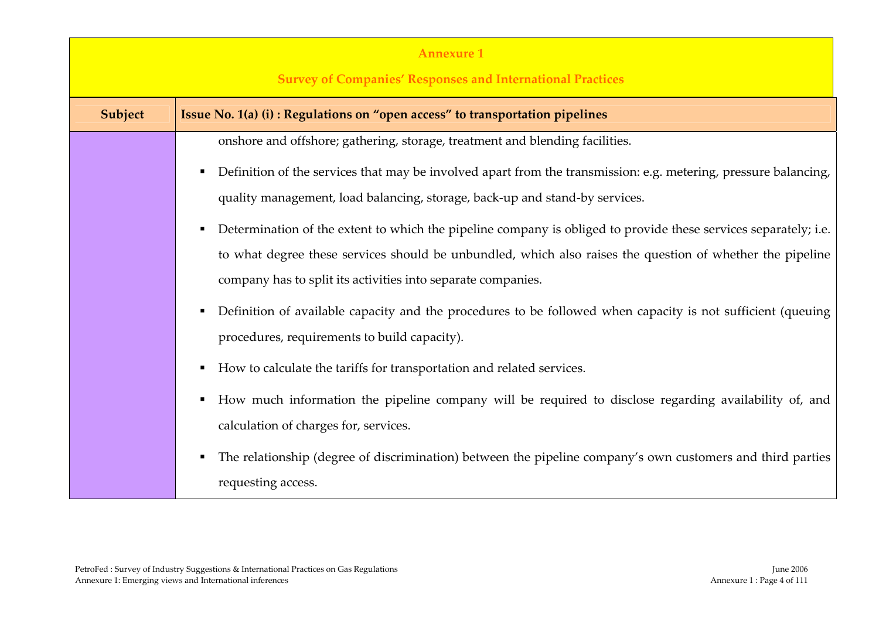**Annexure 1**

**Survey of Companies' Responses and International Practices**

| Subject | Issue No. 1(a) (i) : Regulations on "open access" to transportation pipelines |
|---|---|
| | onshore and offshore; gathering, storage, treatment and blending facilities.<br><br>▪ Definition of the services that may be involved apart from the transmission: e.g. metering, pressure balancing, quality management, load balancing, storage, back-up and stand-by services.<br><br>▪ Determination of the extent to which the pipeline company is obliged to provide these services separately; i.e. to what degree these services should be unbundled, which also raises the question of whether the pipeline company has to split its activities into separate companies.<br><br>▪ Definition of available capacity and the procedures to be followed when capacity is not sufficient (queuing procedures, requirements to build capacity).<br><br>▪ How to calculate the tariffs for transportation and related services.<br><br>▪ How much information the pipeline company will be required to disclose regarding availability of, and calculation of charges for, services.<br><br>▪ The relationship (degree of discrimination) between the pipeline company's own customers and third parties requesting access. |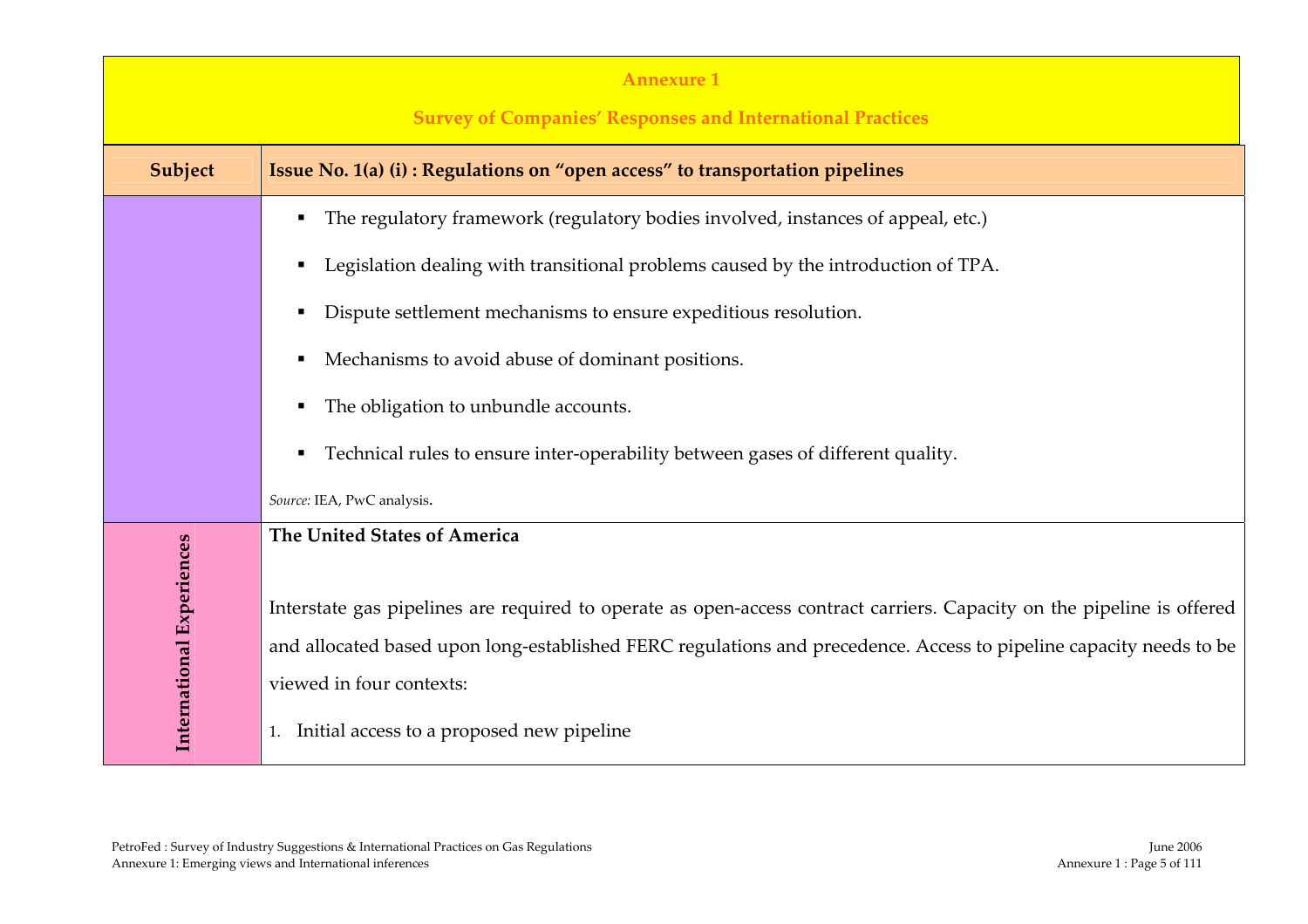# Annexure 1

## Survey of Companies' Responses and International Practices

| Subject | Issue No. 1(a) (i) : Regulations on "open access" to transportation pipelines |
|---|---|
| | ▪ The regulatory framework (regulatory bodies involved, instances of appeal, etc.)<br><br>▪ Legislation dealing with transitional problems caused by the introduction of TPA.<br><br>▪ Dispute settlement mechanisms to ensure expeditious resolution.<br><br>▪ Mechanisms to avoid abuse of dominant positions.<br><br>▪ The obligation to unbundle accounts.<br><br>▪ Technical rules to ensure inter-operability between gases of different quality.<br><br>*Source:* IEA, PwC analysis. |
| **International Experiences** | **The United States of America**<br><br>Interstate gas pipelines are required to operate as open-access contract carriers. Capacity on the pipeline is offered and allocated based upon long-established FERC regulations and precedence. Access to pipeline capacity needs to be viewed in four contexts:<br><br>1. Initial access to a proposed new pipeline |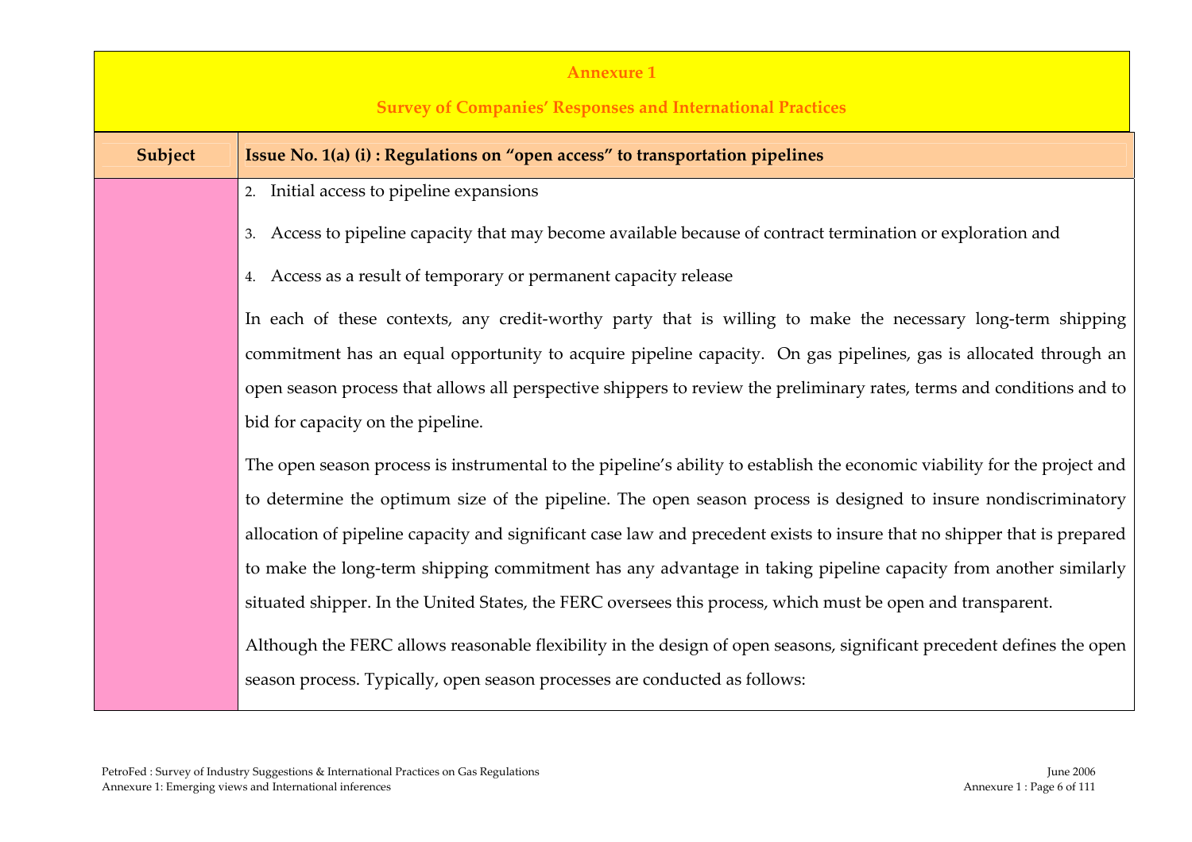**Annexure 1**

**Survey of Companies' Responses and International Practices**

| Subject | Issue No. 1(a) (i) : Regulations on "open access" to transportation pipelines |
|---|---|
| | 2. Initial access to pipeline expansions<br><br>3. Access to pipeline capacity that may become available because of contract termination or exploration and<br><br>4. Access as a result of temporary or permanent capacity release<br><br>In each of these contexts, any credit-worthy party that is willing to make the necessary long-term shipping commitment has an equal opportunity to acquire pipeline capacity. On gas pipelines, gas is allocated through an open season process that allows all perspective shippers to review the preliminary rates, terms and conditions and to bid for capacity on the pipeline.<br><br>The open season process is instrumental to the pipeline's ability to establish the economic viability for the project and to determine the optimum size of the pipeline. The open season process is designed to insure nondiscriminatory allocation of pipeline capacity and significant case law and precedent exists to insure that no shipper that is prepared to make the long-term shipping commitment has any advantage in taking pipeline capacity from another similarly situated shipper. In the United States, the FERC oversees this process, which must be open and transparent.<br><br>Although the FERC allows reasonable flexibility in the design of open seasons, significant precedent defines the open season process. Typically, open season processes are conducted as follows: |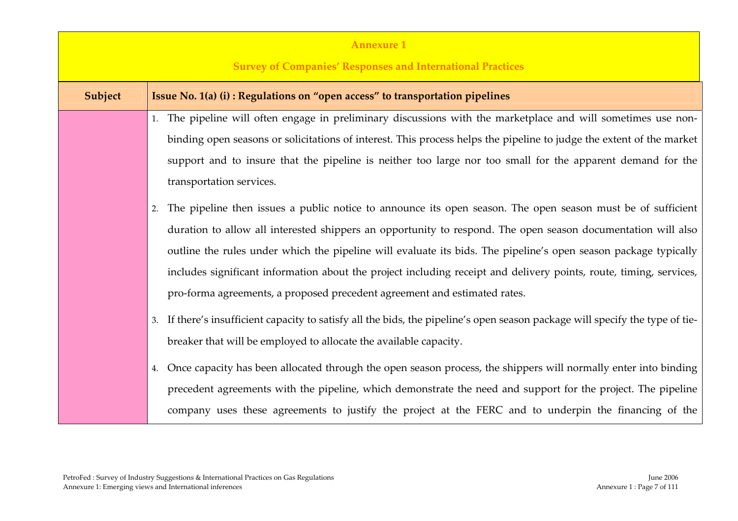**Annexure 1**

**Survey of Companies' Responses and International Practices**

| Subject | Issue No. 1(a) (i) : Regulations on "open access" to transportation pipelines |
|---|---|
| | 1. The pipeline will often engage in preliminary discussions with the marketplace and will sometimes use non-binding open seasons or solicitations of interest. This process helps the pipeline to judge the extent of the market support and to insure that the pipeline is neither too large nor too small for the apparent demand for the transportation services.<br><br>2. The pipeline then issues a public notice to announce its open season. The open season must be of sufficient duration to allow all interested shippers an opportunity to respond. The open season documentation will also outline the rules under which the pipeline will evaluate its bids. The pipeline's open season package typically includes significant information about the project including receipt and delivery points, route, timing, services, pro-forma agreements, a proposed precedent agreement and estimated rates.<br><br>3. If there's insufficient capacity to satisfy all the bids, the pipeline's open season package will specify the type of tie-breaker that will be employed to allocate the available capacity.<br><br>4. Once capacity has been allocated through the open season process, the shippers will normally enter into binding precedent agreements with the pipeline, which demonstrate the need and support for the project. The pipeline company uses these agreements to justify the project at the FERC and to underpin the financing of the |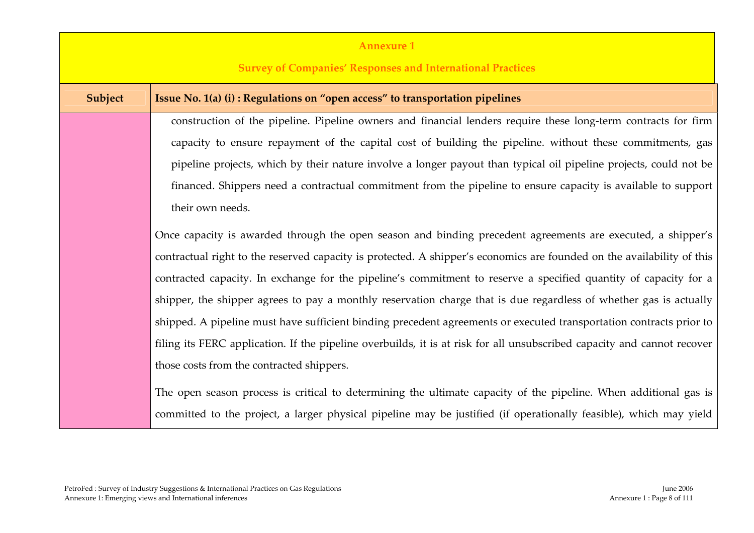## Annexure 1

### Survey of Companies' Responses and International Practices

| Subject | Issue No. 1(a) (i) : Regulations on "open access" to transportation pipelines |
|---|---|
| | construction of the pipeline. Pipeline owners and financial lenders require these long-term contracts for firm capacity to ensure repayment of the capital cost of building the pipeline. without these commitments, gas pipeline projects, which by their nature involve a longer payout than typical oil pipeline projects, could not be financed. Shippers need a contractual commitment from the pipeline to ensure capacity is available to support their own needs.<br><br>Once capacity is awarded through the open season and binding precedent agreements are executed, a shipper's contractual right to the reserved capacity is protected. A shipper's economics are founded on the availability of this contracted capacity. In exchange for the pipeline's commitment to reserve a specified quantity of capacity for a shipper, the shipper agrees to pay a monthly reservation charge that is due regardless of whether gas is actually shipped. A pipeline must have sufficient binding precedent agreements or executed transportation contracts prior to filing its FERC application. If the pipeline overbuilds, it is at risk for all unsubscribed capacity and cannot recover those costs from the contracted shippers.<br><br>The open season process is critical to determining the ultimate capacity of the pipeline. When additional gas is committed to the project, a larger physical pipeline may be justified (if operationally feasible), which may yield |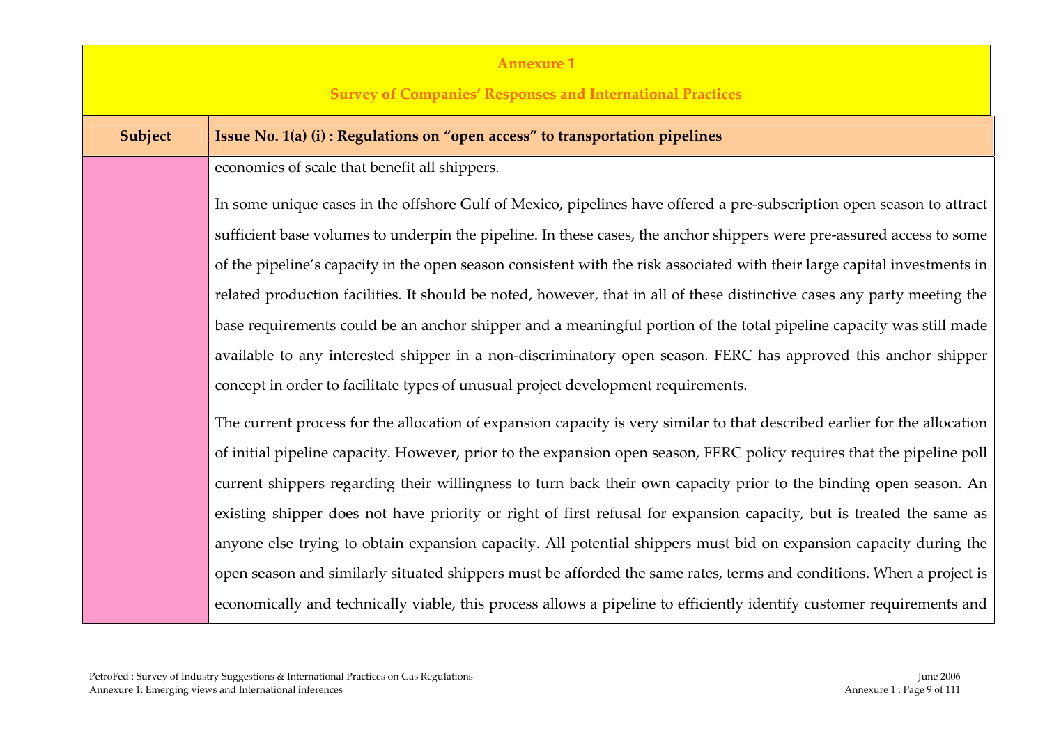**Annexure 1**

**Survey of Companies' Responses and International Practices**

| Subject | Issue No. 1(a) (i) : Regulations on "open access" to transportation pipelines |
| --- | --- |
| | economies of scale that benefit all shippers.<br><br>In some unique cases in the offshore Gulf of Mexico, pipelines have offered a pre-subscription open season to attract sufficient base volumes to underpin the pipeline. In these cases, the anchor shippers were pre-assured access to some of the pipeline's capacity in the open season consistent with the risk associated with their large capital investments in related production facilities. It should be noted, however, that in all of these distinctive cases any party meeting the base requirements could be an anchor shipper and a meaningful portion of the total pipeline capacity was still made available to any interested shipper in a non-discriminatory open season. FERC has approved this anchor shipper concept in order to facilitate types of unusual project development requirements.<br><br>The current process for the allocation of expansion capacity is very similar to that described earlier for the allocation of initial pipeline capacity. However, prior to the expansion open season, FERC policy requires that the pipeline poll current shippers regarding their willingness to turn back their own capacity prior to the binding open season. An existing shipper does not have priority or right of first refusal for expansion capacity, but is treated the same as anyone else trying to obtain expansion capacity. All potential shippers must bid on expansion capacity during the open season and similarly situated shippers must be afforded the same rates, terms and conditions. When a project is economically and technically viable, this process allows a pipeline to efficiently identify customer requirements and |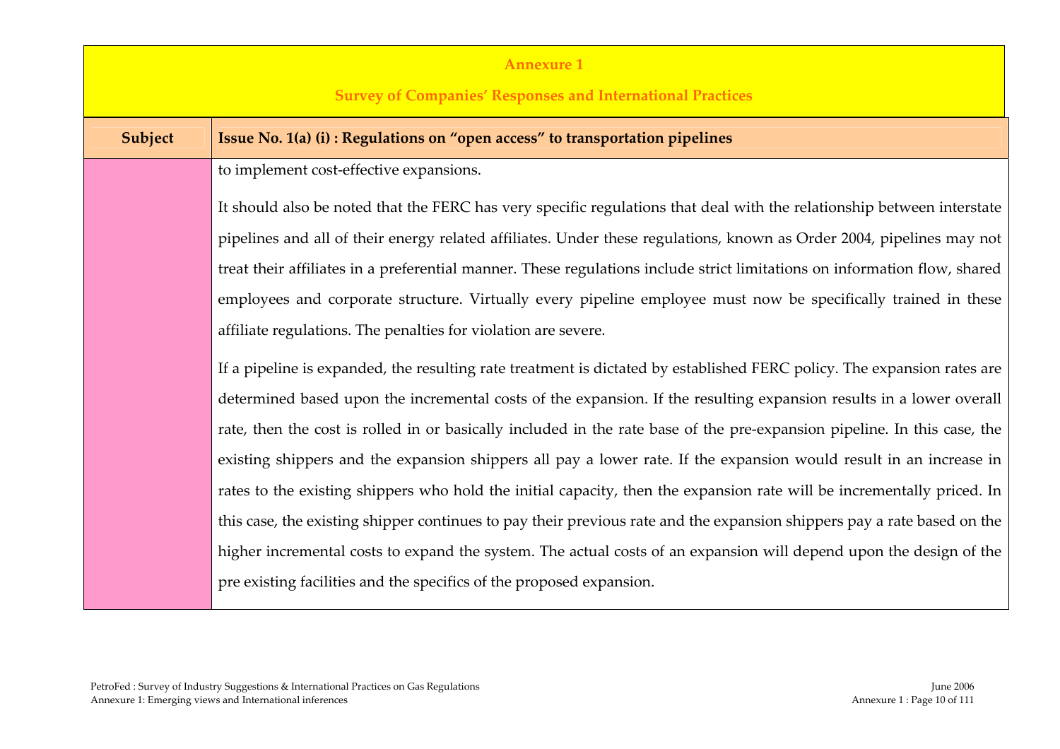**Annexure 1**

**Survey of Companies' Responses and International Practices**

| Subject | Issue No. 1(a) (i) : Regulations on "open access" to transportation pipelines |
|---|---|
| | to implement cost-effective expansions.<br><br>It should also be noted that the FERC has very specific regulations that deal with the relationship between interstate pipelines and all of their energy related affiliates. Under these regulations, known as Order 2004, pipelines may not treat their affiliates in a preferential manner. These regulations include strict limitations on information flow, shared employees and corporate structure. Virtually every pipeline employee must now be specifically trained in these affiliate regulations. The penalties for violation are severe.<br><br>If a pipeline is expanded, the resulting rate treatment is dictated by established FERC policy. The expansion rates are determined based upon the incremental costs of the expansion. If the resulting expansion results in a lower overall rate, then the cost is rolled in or basically included in the rate base of the pre-expansion pipeline. In this case, the existing shippers and the expansion shippers all pay a lower rate. If the expansion would result in an increase in rates to the existing shippers who hold the initial capacity, then the expansion rate will be incrementally priced. In this case, the existing shipper continues to pay their previous rate and the expansion shippers pay a rate based on the higher incremental costs to expand the system. The actual costs of an expansion will depend upon the design of the pre existing facilities and the specifics of the proposed expansion. |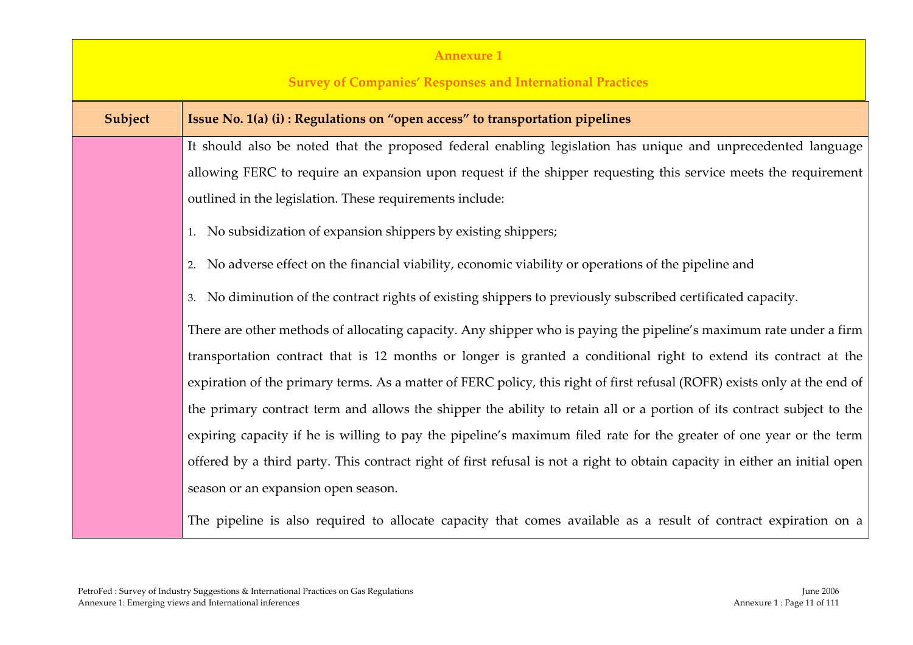## Annexure 1

## Survey of Companies' Responses and International Practices

| Subject | Issue No. 1(a) (i) : Regulations on "open access" to transportation pipelines |
|---|---|
| | It should also be noted that the proposed federal enabling legislation has unique and unprecedented language allowing FERC to require an expansion upon request if the shipper requesting this service meets the requirement outlined in the legislation. These requirements include:<br><br>1. No subsidization of expansion shippers by existing shippers;<br>2. No adverse effect on the financial viability, economic viability or operations of the pipeline and<br>3. No diminution of the contract rights of existing shippers to previously subscribed certificated capacity.<br><br>There are other methods of allocating capacity. Any shipper who is paying the pipeline's maximum rate under a firm transportation contract that is 12 months or longer is granted a conditional right to extend its contract at the expiration of the primary terms. As a matter of FERC policy, this right of first refusal (ROFR) exists only at the end of the primary contract term and allows the shipper the ability to retain all or a portion of its contract subject to the expiring capacity if he is willing to pay the pipeline's maximum filed rate for the greater of one year or the term offered by a third party. This contract right of first refusal is not a right to obtain capacity in either an initial open season or an expansion open season.<br><br>The pipeline is also required to allocate capacity that comes available as a result of contract expiration on a |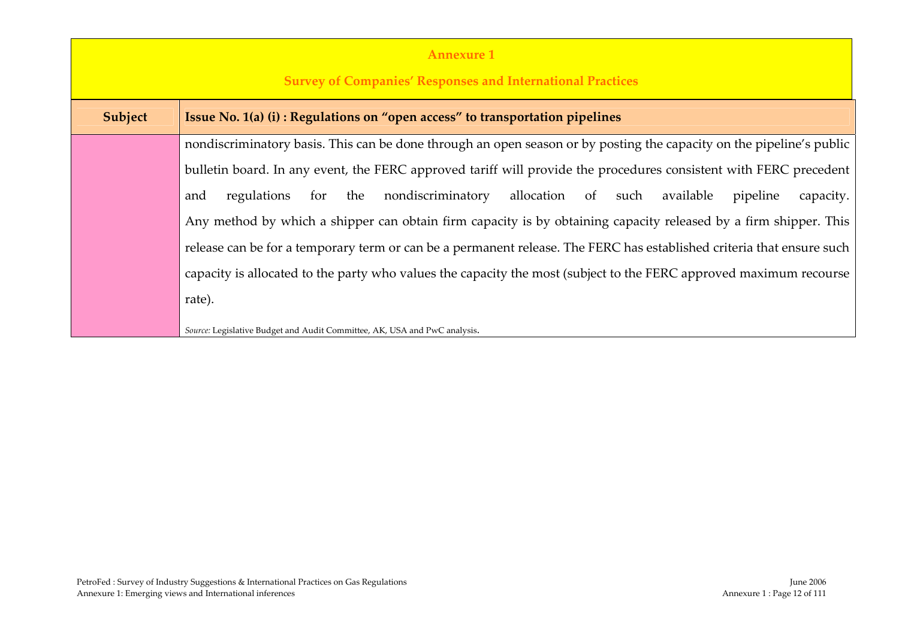## Annexure 1

## Survey of Companies' Responses and International Practices

| Subject | Issue No. 1(a) (i) : Regulations on "open access" to transportation pipelines |
|---|---|
| | nondiscriminatory basis. This can be done through an open season or by posting the capacity on the pipeline's public bulletin board. In any event, the FERC approved tariff will provide the procedures consistent with FERC precedent and regulations for the nondiscriminatory allocation of such available pipeline capacity. Any method by which a shipper can obtain firm capacity is by obtaining capacity released by a firm shipper. This release can be for a temporary term or can be a permanent release. The FERC has established criteria that ensure such capacity is allocated to the party who values the capacity the most (subject to the FERC approved maximum recourse rate).<br><br>*Source:* Legislative Budget and Audit Committee, AK, USA and PwC analysis. |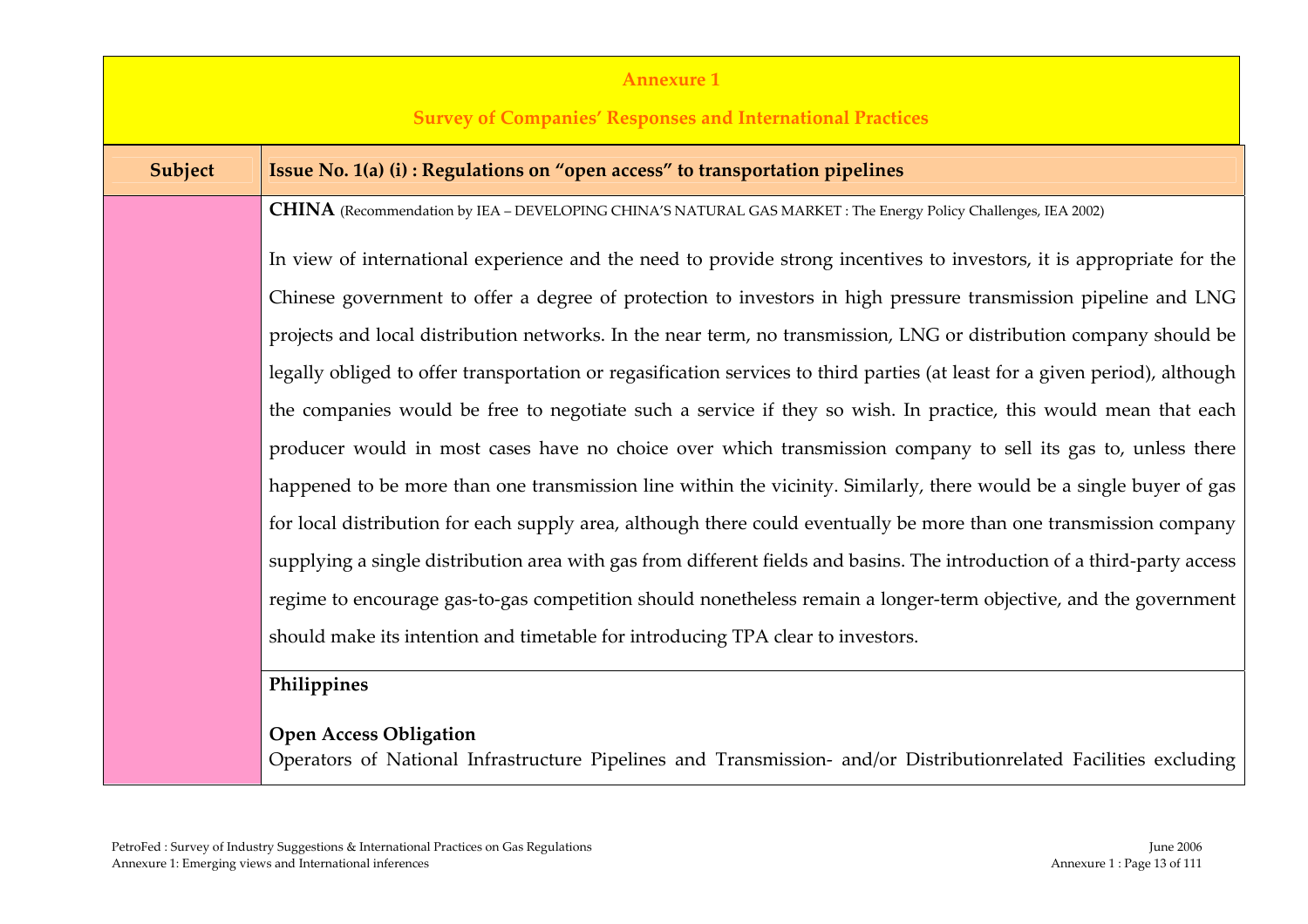**Annexure 1**

**Survey of Companies' Responses and International Practices**

| Subject | Issue No. 1(a) (i) : Regulations on "open access" to transportation pipelines |
| --- | --- |
| | **CHINA** (Recommendation by IEA – DEVELOPING CHINA'S NATURAL GAS MARKET : The Energy Policy Challenges, IEA 2002)<br><br>In view of international experience and the need to provide strong incentives to investors, it is appropriate for the Chinese government to offer a degree of protection to investors in high pressure transmission pipeline and LNG projects and local distribution networks. In the near term, no transmission, LNG or distribution company should be legally obliged to offer transportation or regasification services to third parties (at least for a given period), although the companies would be free to negotiate such a service if they so wish. In practice, this would mean that each producer would in most cases have no choice over which transmission company to sell its gas to, unless there happened to be more than one transmission line within the vicinity. Similarly, there would be a single buyer of gas for local distribution for each supply area, although there could eventually be more than one transmission company supplying a single distribution area with gas from different fields and basins. The introduction of a third-party access regime to encourage gas-to-gas competition should nonetheless remain a longer-term objective, and the government should make its intention and timetable for introducing TPA clear to investors. |
| | **Philippines**<br><br>**Open Access Obligation**<br>Operators of National Infrastructure Pipelines and Transmission- and/or Distributionrelated Facilities excluding |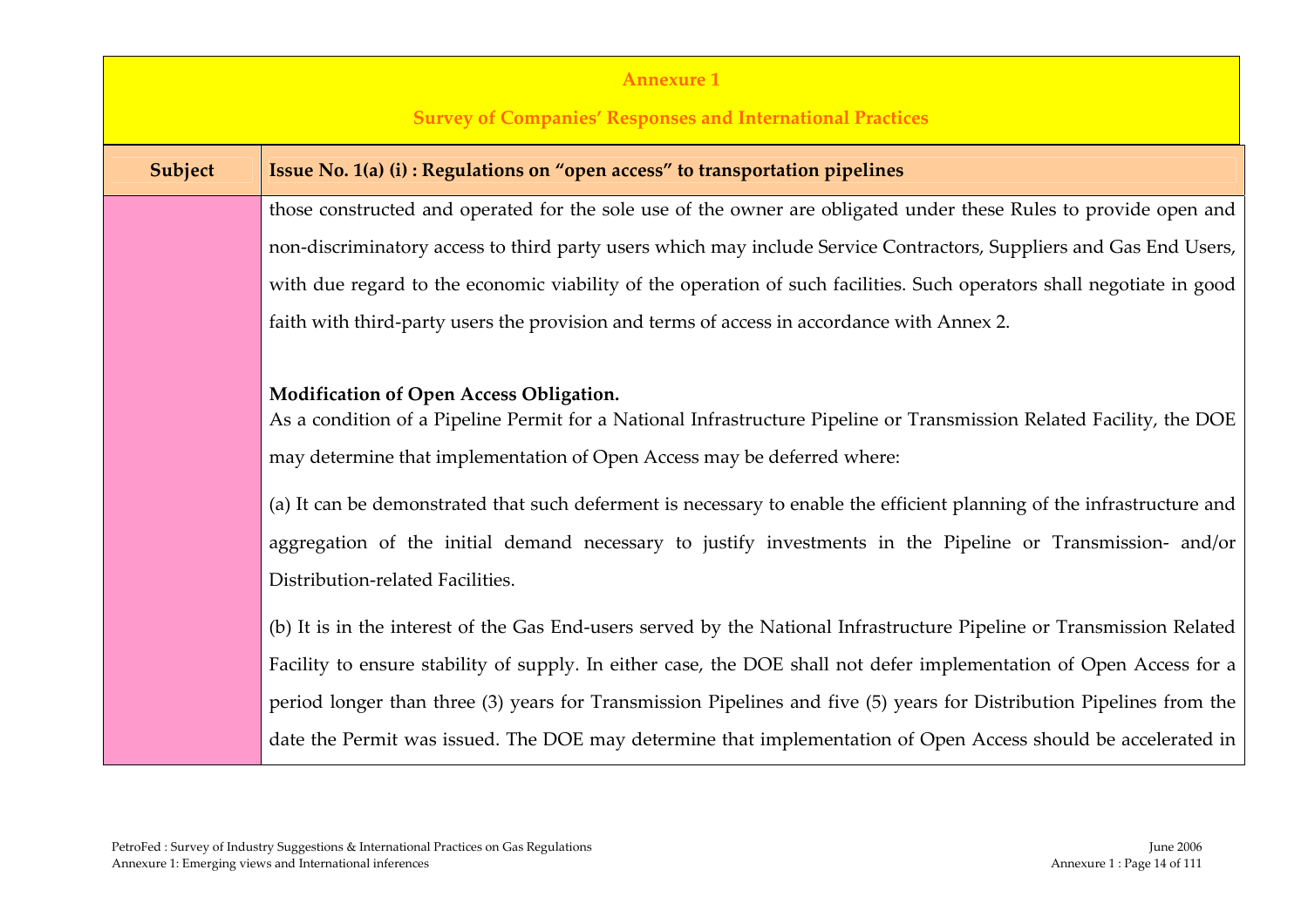**Annexure 1**

**Survey of Companies' Responses and International Practices**

| Subject | Issue No. 1(a) (i) : Regulations on "open access" to transportation pipelines |
|---|---|
| | those constructed and operated for the sole use of the owner are obligated under these Rules to provide open and non-discriminatory access to third party users which may include Service Contractors, Suppliers and Gas End Users, with due regard to the economic viability of the operation of such facilities. Such operators shall negotiate in good faith with third-party users the provision and terms of access in accordance with Annex 2.<br><br>**Modification of Open Access Obligation.**<br>As a condition of a Pipeline Permit for a National Infrastructure Pipeline or Transmission Related Facility, the DOE may determine that implementation of Open Access may be deferred where:<br><br>(a) It can be demonstrated that such deferment is necessary to enable the efficient planning of the infrastructure and aggregation of the initial demand necessary to justify investments in the Pipeline or Transmission- and/or Distribution-related Facilities.<br><br>(b) It is in the interest of the Gas End-users served by the National Infrastructure Pipeline or Transmission Related Facility to ensure stability of supply. In either case, the DOE shall not defer implementation of Open Access for a period longer than three (3) years for Transmission Pipelines and five (5) years for Distribution Pipelines from the date the Permit was issued. The DOE may determine that implementation of Open Access should be accelerated in |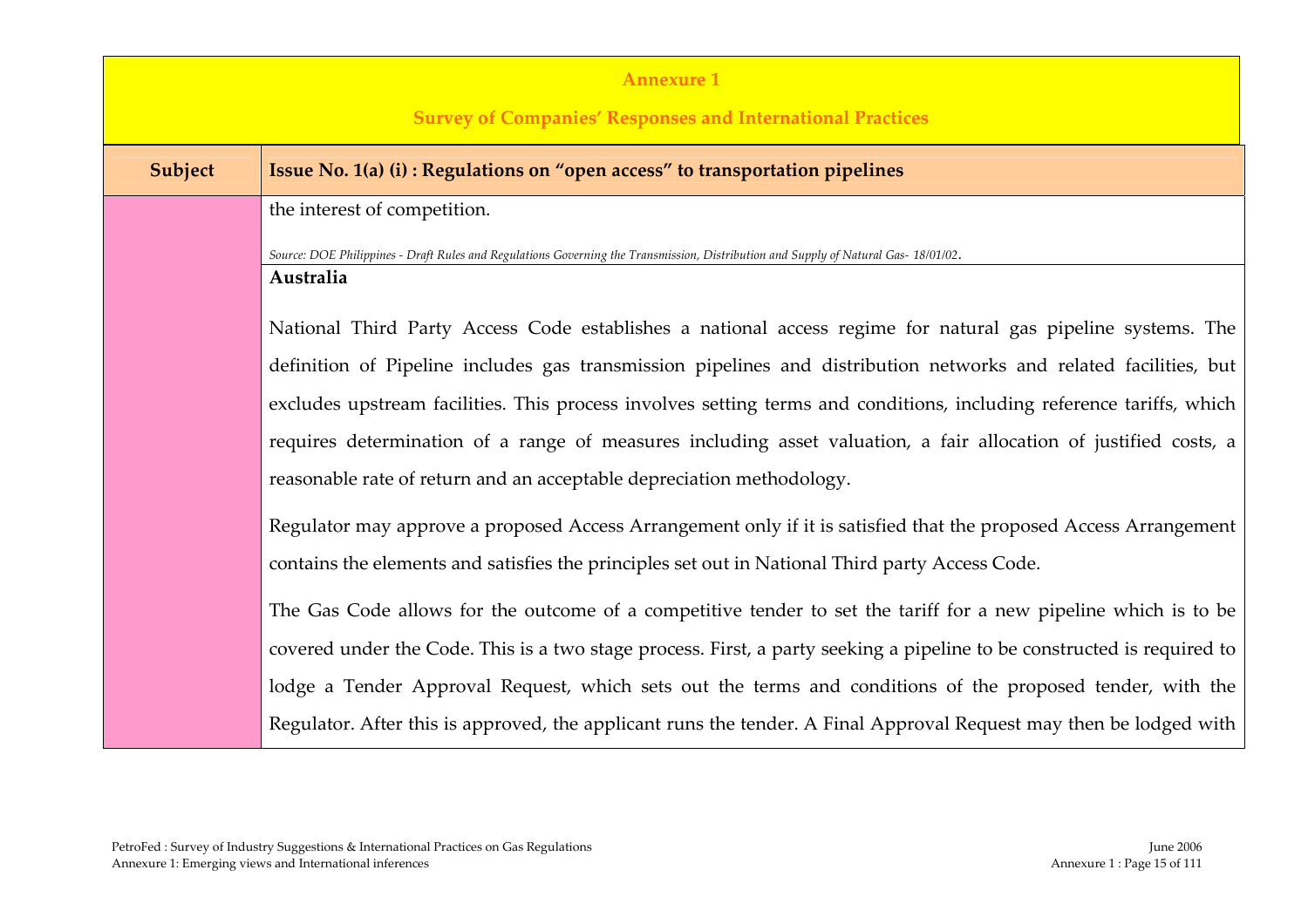**Annexure 1**

**Survey of Companies' Responses and International Practices**

| Subject | Issue No. 1(a) (i) : Regulations on "open access" to transportation pipelines |
|---|---|
| | the interest of competition.<br><br>*Source: DOE Philippines - Draft Rules and Regulations Governing the Transmission, Distribution and Supply of Natural Gas- 18/01/02.* |
| | **Australia**<br><br>National Third Party Access Code establishes a national access regime for natural gas pipeline systems. The definition of Pipeline includes gas transmission pipelines and distribution networks and related facilities, but excludes upstream facilities. This process involves setting terms and conditions, including reference tariffs, which requires determination of a range of measures including asset valuation, a fair allocation of justified costs, a reasonable rate of return and an acceptable depreciation methodology.<br><br>Regulator may approve a proposed Access Arrangement only if it is satisfied that the proposed Access Arrangement contains the elements and satisfies the principles set out in National Third party Access Code.<br><br>The Gas Code allows for the outcome of a competitive tender to set the tariff for a new pipeline which is to be covered under the Code. This is a two stage process. First, a party seeking a pipeline to be constructed is required to lodge a Tender Approval Request, which sets out the terms and conditions of the proposed tender, with the Regulator. After this is approved, the applicant runs the tender. A Final Approval Request may then be lodged with |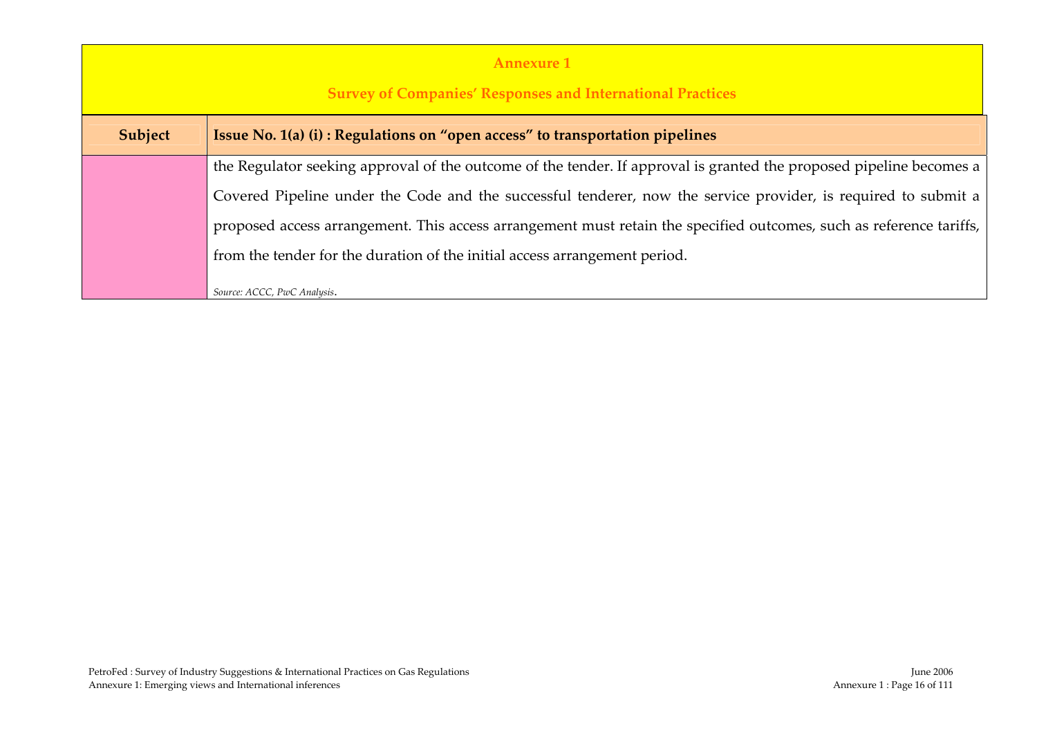**Annexure 1**

**Survey of Companies' Responses and International Practices**

| Subject | Issue No. 1(a) (i) : Regulations on "open access" to transportation pipelines |
|---|---|
| | the Regulator seeking approval of the outcome of the tender. If approval is granted the proposed pipeline becomes a Covered Pipeline under the Code and the successful tenderer, now the service provider, is required to submit a proposed access arrangement. This access arrangement must retain the specified outcomes, such as reference tariffs, from the tender for the duration of the initial access arrangement period.<br><br>*Source: ACCC, PwC Analysis*. |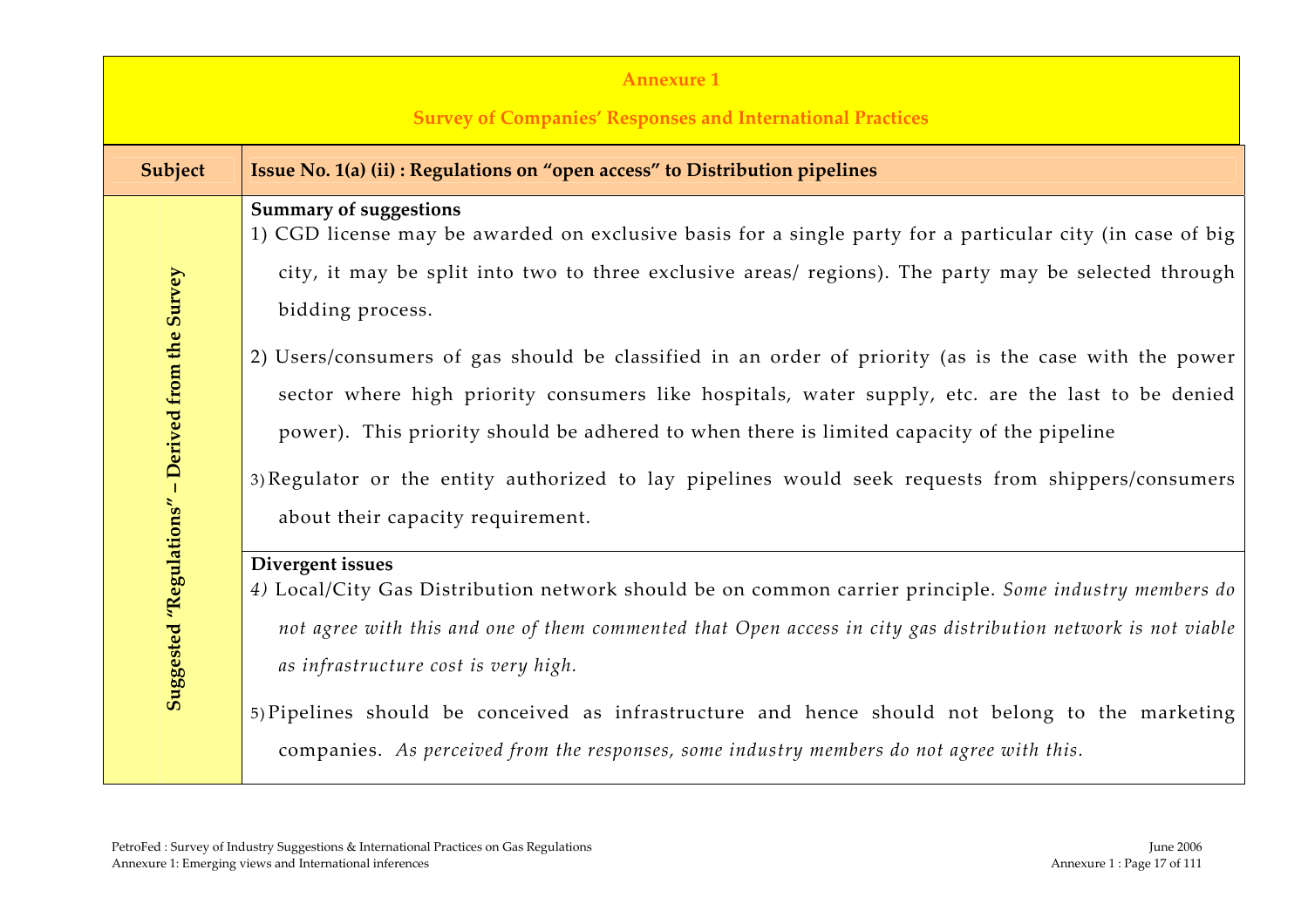## Annexure 1

## Survey of Companies' Responses and International Practices

| Subject | Issue No. 1(a) (ii) : Regulations on "open access" to Distribution pipelines |
|---|---|
| Suggested "Regulations" – Derived from the Survey | **Summary of suggestions**<br>1) CGD license may be awarded on exclusive basis for a single party for a particular city (in case of big city, it may be split into two to three exclusive areas/ regions). The party may be selected through bidding process.<br>2) Users/consumers of gas should be classified in an order of priority (as is the case with the power sector where high priority consumers like hospitals, water supply, etc. are the last to be denied power). This priority should be adhered to when there is limited capacity of the pipeline<br>3) Regulator or the entity authorized to lay pipelines would seek requests from shippers/consumers about their capacity requirement. |
| | **Divergent issues**<br>*4)* Local/City Gas Distribution network should be on common carrier principle. *Some industry members do not agree with this and one of them commented that Open access in city gas distribution network is not viable as infrastructure cost is very high.*<br>5) Pipelines should be conceived as infrastructure and hence should not belong to the marketing companies. *As perceived from the responses, some industry members do not agree with this.* |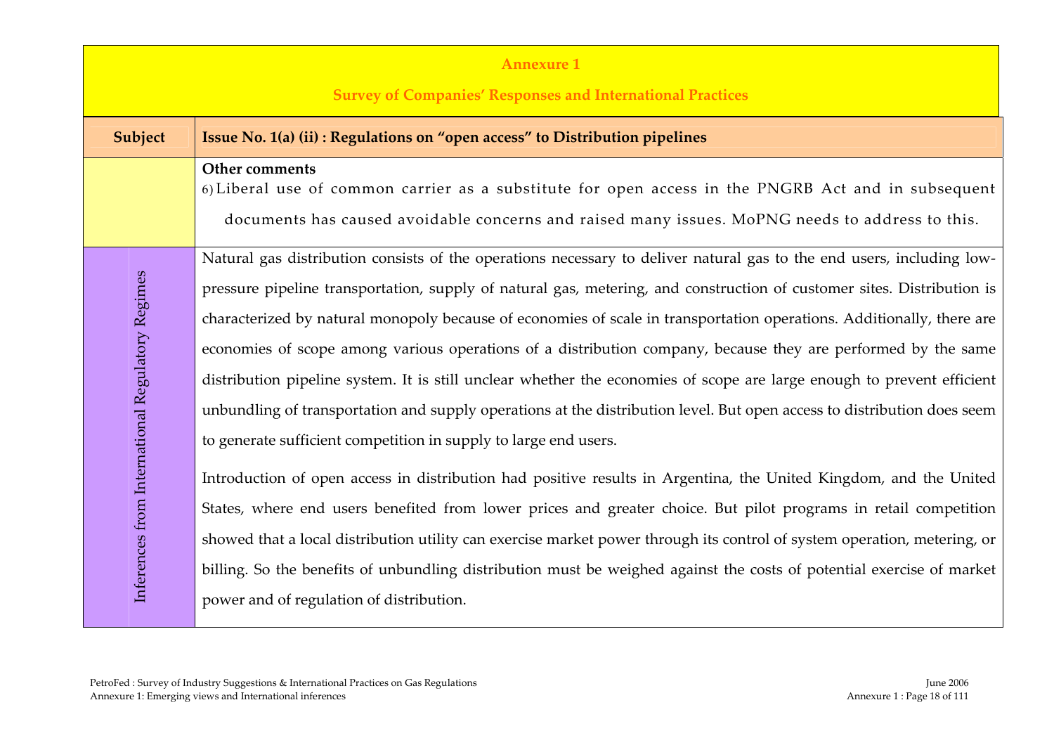**Annexure 1**

**Survey of Companies' Responses and International Practices**

| Subject | Issue No. 1(a) (ii) : Regulations on "open access" to Distribution pipelines |
|---|---|
| | **Other comments**<br>6) Liberal use of common carrier as a substitute for open access in the PNGRB Act and in subsequent documents has caused avoidable concerns and raised many issues. MoPNG needs to address to this. |
| Inferences from International Regulatory Regimes | Natural gas distribution consists of the operations necessary to deliver natural gas to the end users, including low-pressure pipeline transportation, supply of natural gas, metering, and construction of customer sites. Distribution is characterized by natural monopoly because of economies of scale in transportation operations. Additionally, there are economies of scope among various operations of a distribution company, because they are performed by the same distribution pipeline system. It is still unclear whether the economies of scope are large enough to prevent efficient unbundling of transportation and supply operations at the distribution level. But open access to distribution does seem to generate sufficient competition in supply to large end users.<br><br>Introduction of open access in distribution had positive results in Argentina, the United Kingdom, and the United States, where end users benefited from lower prices and greater choice. But pilot programs in retail competition showed that a local distribution utility can exercise market power through its control of system operation, metering, or billing. So the benefits of unbundling distribution must be weighed against the costs of potential exercise of market power and of regulation of distribution. |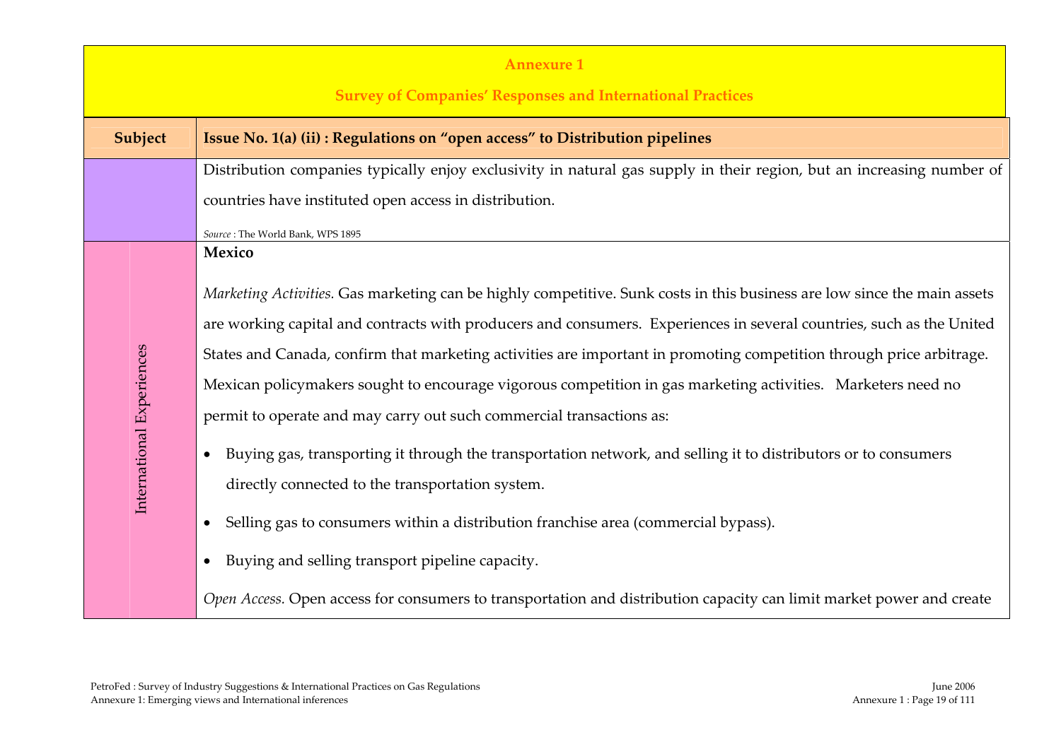## Annexure 1

## Survey of Companies' Responses and International Practices

| Subject | Issue No. 1(a) (ii) : Regulations on "open access" to Distribution pipelines |
|---|---|
| | Distribution companies typically enjoy exclusivity in natural gas supply in their region, but an increasing number of countries have instituted open access in distribution. *Source* : The World Bank, WPS 1895 |
| International Experiences | **Mexico** *Marketing Activities.* Gas marketing can be highly competitive. Sunk costs in this business are low since the main assets are working capital and contracts with producers and consumers. Experiences in several countries, such as the United States and Canada, confirm that marketing activities are important in promoting competition through price arbitrage. Mexican policymakers sought to encourage vigorous competition in gas marketing activities. Marketers need no permit to operate and may carry out such commercial transactions as: • Buying gas, transporting it through the transportation network, and selling it to distributors or to consumers directly connected to the transportation system. • Selling gas to consumers within a distribution franchise area (commercial bypass). • Buying and selling transport pipeline capacity. *Open Access.* Open access for consumers to transportation and distribution capacity can limit market power and create |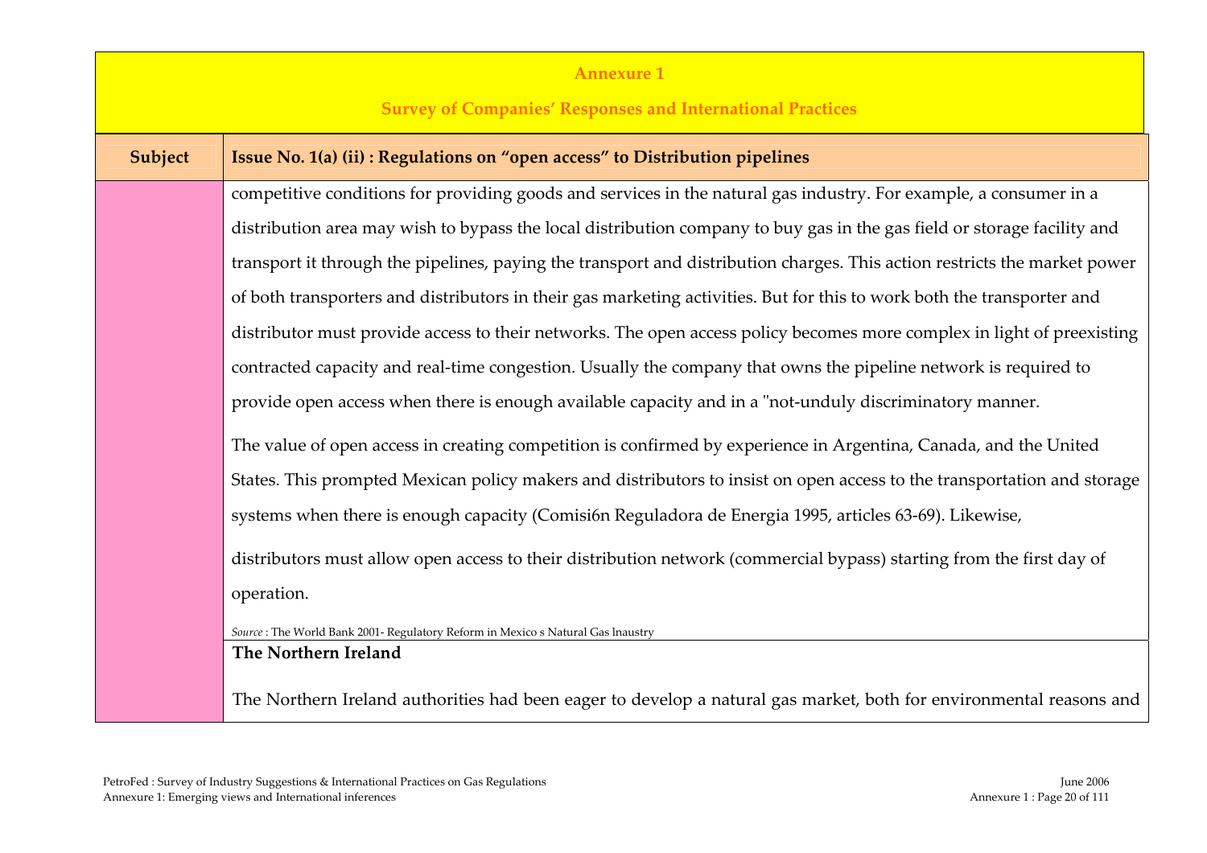## Annexure 1

## Survey of Companies' Responses and International Practices

| Subject | Issue No. 1(a) (ii) : Regulations on "open access" to Distribution pipelines |
|---|---|
| | competitive conditions for providing goods and services in the natural gas industry. For example, a consumer in a distribution area may wish to bypass the local distribution company to buy gas in the gas field or storage facility and transport it through the pipelines, paying the transport and distribution charges. This action restricts the market power of both transporters and distributors in their gas marketing activities. But for this to work both the transporter and distributor must provide access to their networks. The open access policy becomes more complex in light of preexisting contracted capacity and real-time congestion. Usually the company that owns the pipeline network is required to provide open access when there is enough available capacity and in a "not-unduly discriminatory manner.<br><br>The value of open access in creating competition is confirmed by experience in Argentina, Canada, and the United States. This prompted Mexican policy makers and distributors to insist on open access to the transportation and storage systems when there is enough capacity (Comisi6n Reguladora de Energia 1995, articles 63-69). Likewise,<br><br>distributors must allow open access to their distribution network (commercial bypass) starting from the first day of operation.<br><br>*Source* : The World Bank 2001- Regulatory Reform in Mexico s Natural Gas lnaustry |
| | **The Northern Ireland**<br><br>The Northern Ireland authorities had been eager to develop a natural gas market, both for environmental reasons and |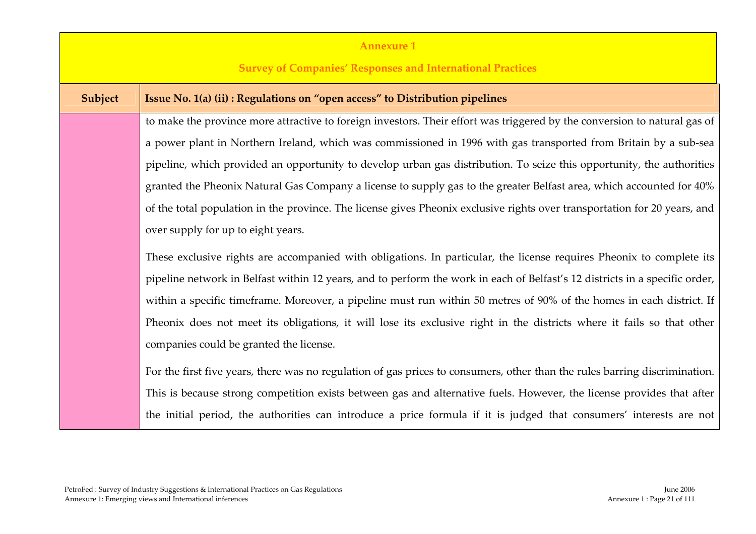**Annexure 1**

**Survey of Companies' Responses and International Practices**

| Subject | Issue No. 1(a) (ii) : Regulations on "open access" to Distribution pipelines |
|---|---|
| | to make the province more attractive to foreign investors. Their effort was triggered by the conversion to natural gas of a power plant in Northern Ireland, which was commissioned in 1996 with gas transported from Britain by a sub-sea pipeline, which provided an opportunity to develop urban gas distribution. To seize this opportunity, the authorities granted the Pheonix Natural Gas Company a license to supply gas to the greater Belfast area, which accounted for 40% of the total population in the province. The license gives Pheonix exclusive rights over transportation for 20 years, and over supply for up to eight years.<br><br>These exclusive rights are accompanied with obligations. In particular, the license requires Pheonix to complete its pipeline network in Belfast within 12 years, and to perform the work in each of Belfast's 12 districts in a specific order, within a specific timeframe. Moreover, a pipeline must run within 50 metres of 90% of the homes in each district. If Pheonix does not meet its obligations, it will lose its exclusive right in the districts where it fails so that other companies could be granted the license.<br><br>For the first five years, there was no regulation of gas prices to consumers, other than the rules barring discrimination. This is because strong competition exists between gas and alternative fuels. However, the license provides that after the initial period, the authorities can introduce a price formula if it is judged that consumers' interests are not |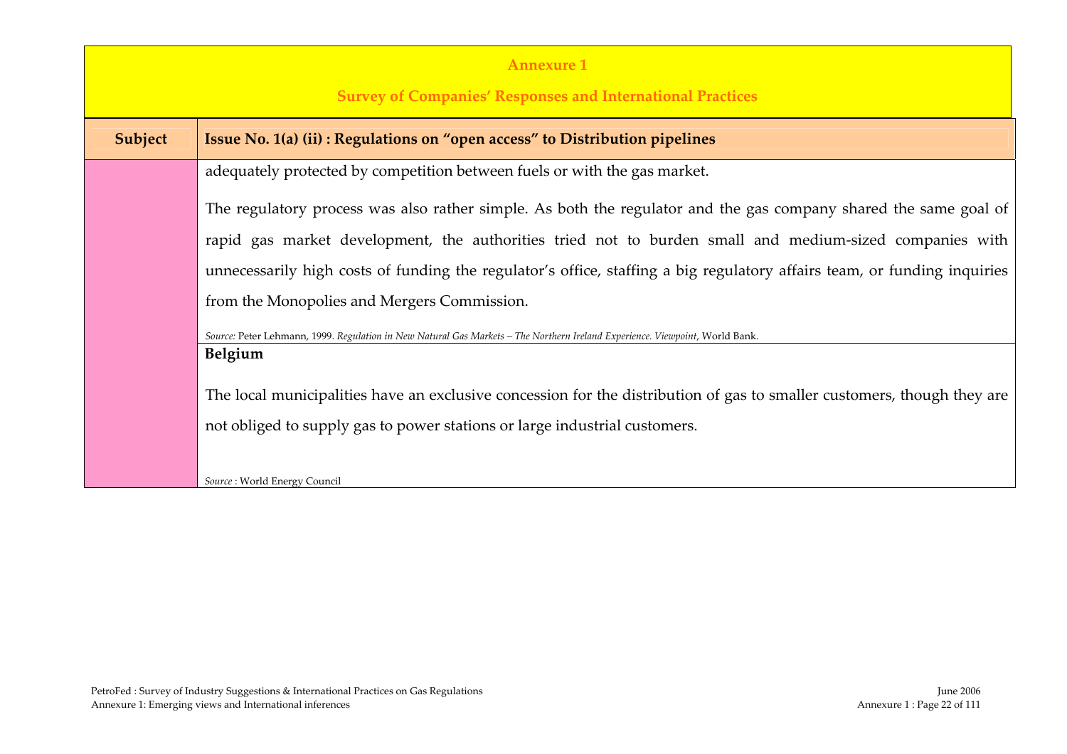**Annexure 1**

**Survey of Companies' Responses and International Practices**

| Subject | Issue No. 1(a) (ii) : Regulations on "open access" to Distribution pipelines |
|---|---|
| | adequately protected by competition between fuels or with the gas market.<br><br>The regulatory process was also rather simple. As both the regulator and the gas company shared the same goal of rapid gas market development, the authorities tried not to burden small and medium-sized companies with unnecessarily high costs of funding the regulator's office, staffing a big regulatory affairs team, or funding inquiries from the Monopolies and Mergers Commission.<br><br>*Source:* Peter Lehmann, 1999. *Regulation in New Natural Gas Markets – The Northern Ireland Experience. Viewpoint*, World Bank. |
| | **Belgium**<br><br>The local municipalities have an exclusive concession for the distribution of gas to smaller customers, though they are not obliged to supply gas to power stations or large industrial customers.<br><br>*Source* : World Energy Council |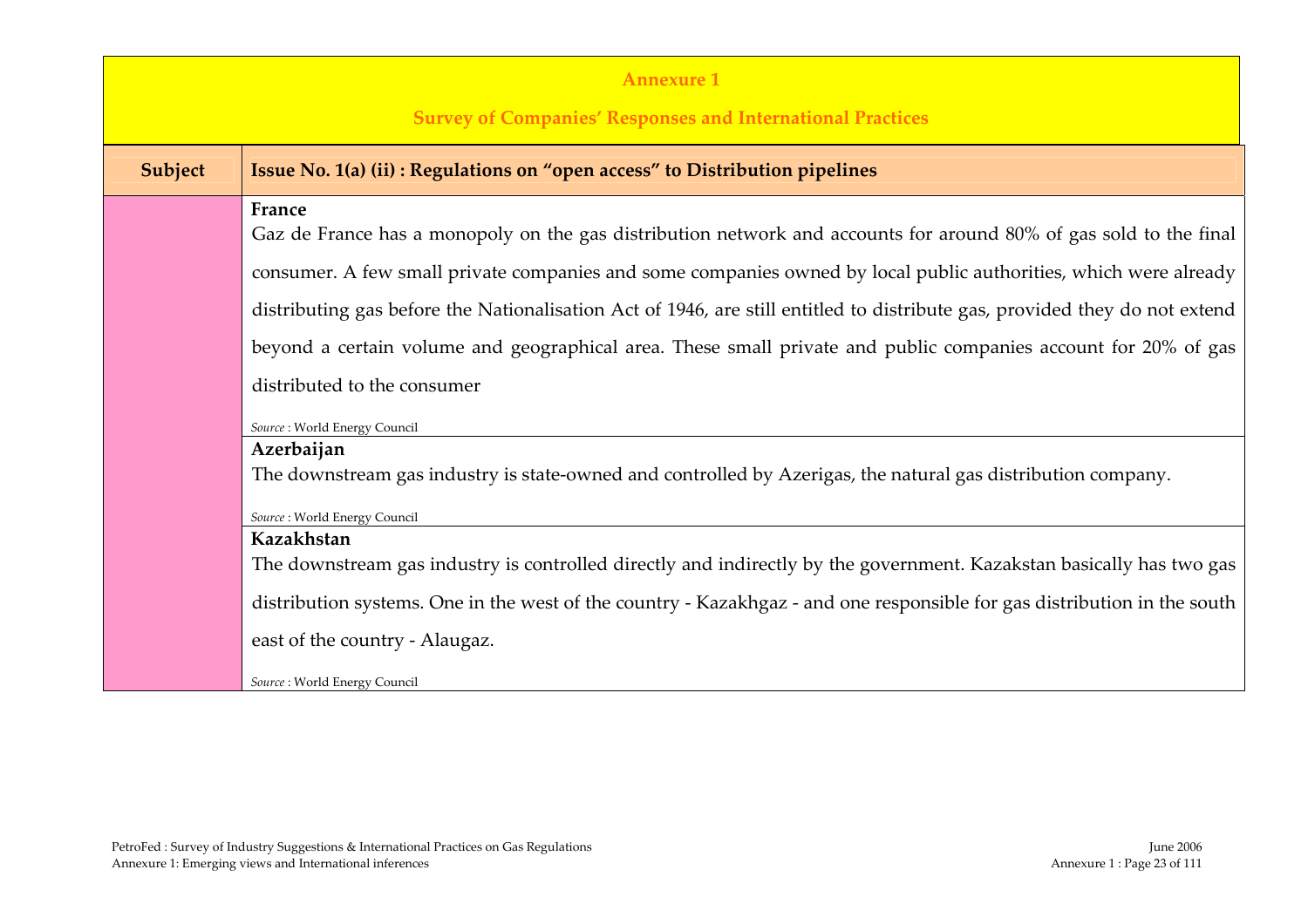**Annexure 1**

**Survey of Companies' Responses and International Practices**

| Subject | Issue No. 1(a) (ii) : Regulations on "open access" to Distribution pipelines |
|---|---|
| | **France**<br>Gaz de France has a monopoly on the gas distribution network and accounts for around 80% of gas sold to the final consumer. A few small private companies and some companies owned by local public authorities, which were already distributing gas before the Nationalisation Act of 1946, are still entitled to distribute gas, provided they do not extend beyond a certain volume and geographical area. These small private and public companies account for 20% of gas distributed to the consumer<br>*Source* : World Energy Council |
| | **Azerbaijan**<br>The downstream gas industry is state-owned and controlled by Azerigas, the natural gas distribution company.<br>*Source* : World Energy Council |
| | **Kazakhstan**<br>The downstream gas industry is controlled directly and indirectly by the government. Kazakstan basically has two gas distribution systems. One in the west of the country - Kazakhgaz - and one responsible for gas distribution in the south east of the country - Alaugaz.<br>*Source* : World Energy Council |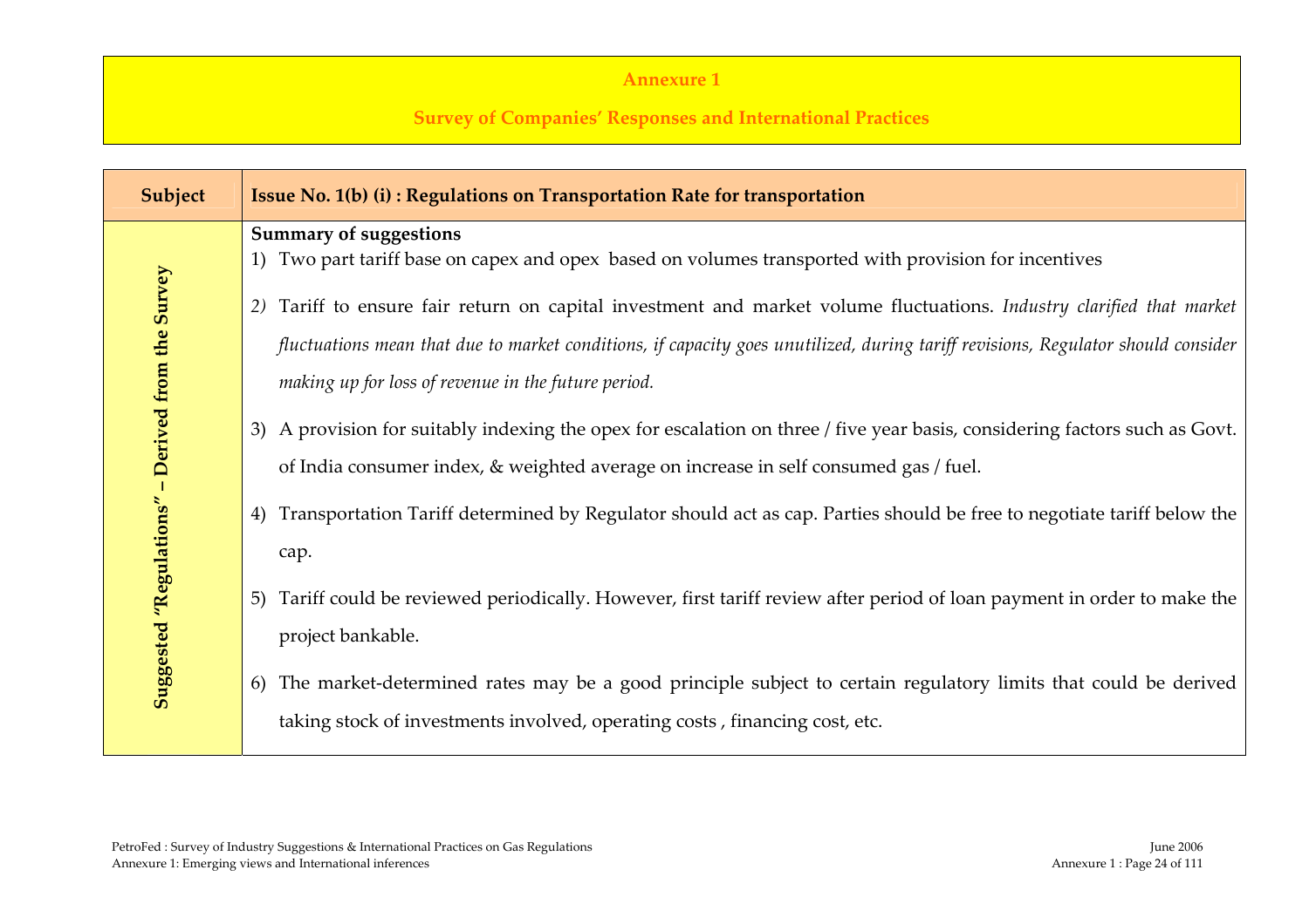**Annexure 1**

**Survey of Companies' Responses and International Practices**

| Subject | Issue No. 1(b) (i) : Regulations on Transportation Rate for transportation |
|---|---|
| Suggested "Regulations" – Derived from the Survey | **Summary of suggestions**<br>1) Two part tariff base on capex and opex based on volumes transported with provision for incentives<br>2) Tariff to ensure fair return on capital investment and market volume fluctuations. *Industry clarified that market fluctuations mean that due to market conditions, if capacity goes unutilized, during tariff revisions, Regulator should consider making up for loss of revenue in the future period.*<br>3) A provision for suitably indexing the opex for escalation on three / five year basis, considering factors such as Govt. of India consumer index, & weighted average on increase in self consumed gas / fuel.<br>4) Transportation Tariff determined by Regulator should act as cap. Parties should be free to negotiate tariff below the cap.<br>5) Tariff could be reviewed periodically. However, first tariff review after period of loan payment in order to make the project bankable.<br>6) The market-determined rates may be a good principle subject to certain regulatory limits that could be derived taking stock of investments involved, operating costs , financing cost, etc. |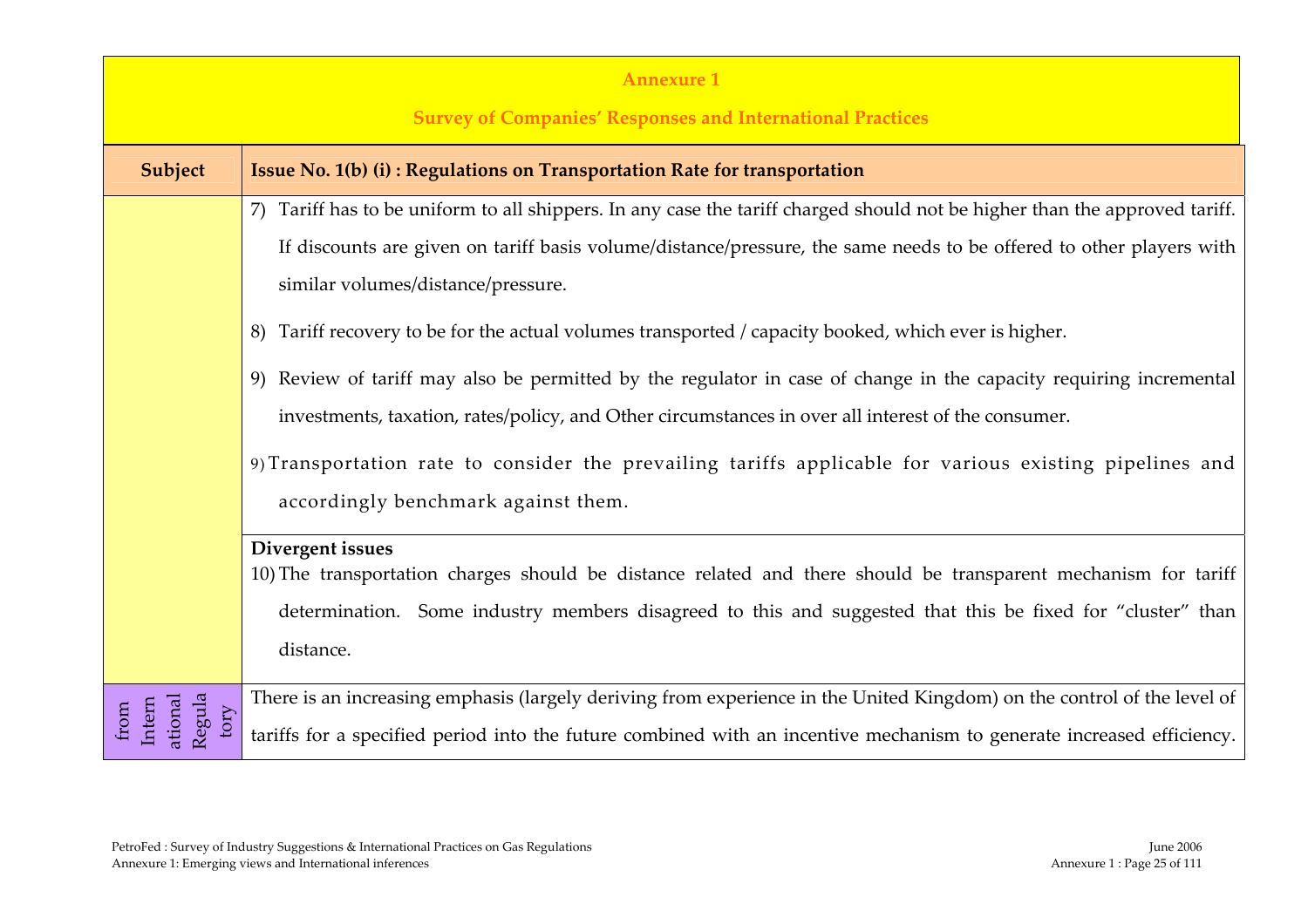**Annexure 1**

**Survey of Companies' Responses and International Practices**

| Subject | Issue No. 1(b) (i) : Regulations on Transportation Rate for transportation |
|---|---|
| | 7) Tariff has to be uniform to all shippers. In any case the tariff charged should not be higher than the approved tariff. If discounts are given on tariff basis volume/distance/pressure, the same needs to be offered to other players with similar volumes/distance/pressure.<br><br>8) Tariff recovery to be for the actual volumes transported / capacity booked, which ever is higher.<br><br>9) Review of tariff may also be permitted by the regulator in case of change in the capacity requiring incremental investments, taxation, rates/policy, and Other circumstances in over all interest of the consumer.<br><br>9) Transportation rate to consider the prevailing tariffs applicable for various existing pipelines and accordingly benchmark against them. |
| | **Divergent issues**<br>10) The transportation charges should be distance related and there should be transparent mechanism for tariff determination. Some industry members disagreed to this and suggested that this be fixed for "cluster" than distance. |
| from International Regulatory | There is an increasing emphasis (largely deriving from experience in the United Kingdom) on the control of the level of tariffs for a specified period into the future combined with an incentive mechanism to generate increased efficiency. |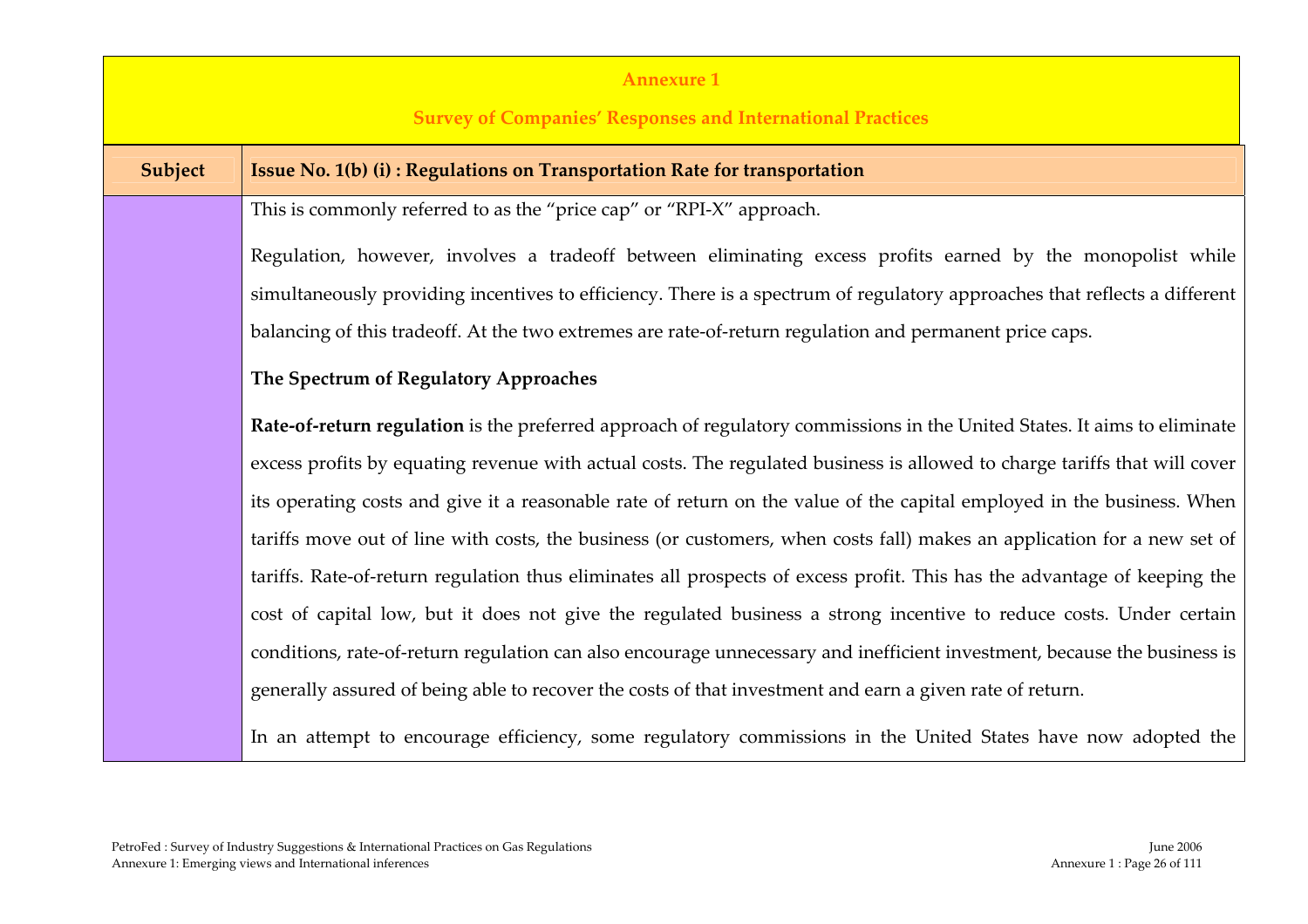**Annexure 1**

**Survey of Companies' Responses and International Practices**

| Subject | Issue No. 1(b) (i) : Regulations on Transportation Rate for transportation |
|---|---|
| | This is commonly referred to as the "price cap" or "RPI-X" approach.<br><br>Regulation, however, involves a tradeoff between eliminating excess profits earned by the monopolist while simultaneously providing incentives to efficiency. There is a spectrum of regulatory approaches that reflects a different balancing of this tradeoff. At the two extremes are rate-of-return regulation and permanent price caps.<br><br>**The Spectrum of Regulatory Approaches**<br><br>**Rate-of-return regulation** is the preferred approach of regulatory commissions in the United States. It aims to eliminate excess profits by equating revenue with actual costs. The regulated business is allowed to charge tariffs that will cover its operating costs and give it a reasonable rate of return on the value of the capital employed in the business. When tariffs move out of line with costs, the business (or customers, when costs fall) makes an application for a new set of tariffs. Rate-of-return regulation thus eliminates all prospects of excess profit. This has the advantage of keeping the cost of capital low, but it does not give the regulated business a strong incentive to reduce costs. Under certain conditions, rate-of-return regulation can also encourage unnecessary and inefficient investment, because the business is generally assured of being able to recover the costs of that investment and earn a given rate of return.<br><br>In an attempt to encourage efficiency, some regulatory commissions in the United States have now adopted the |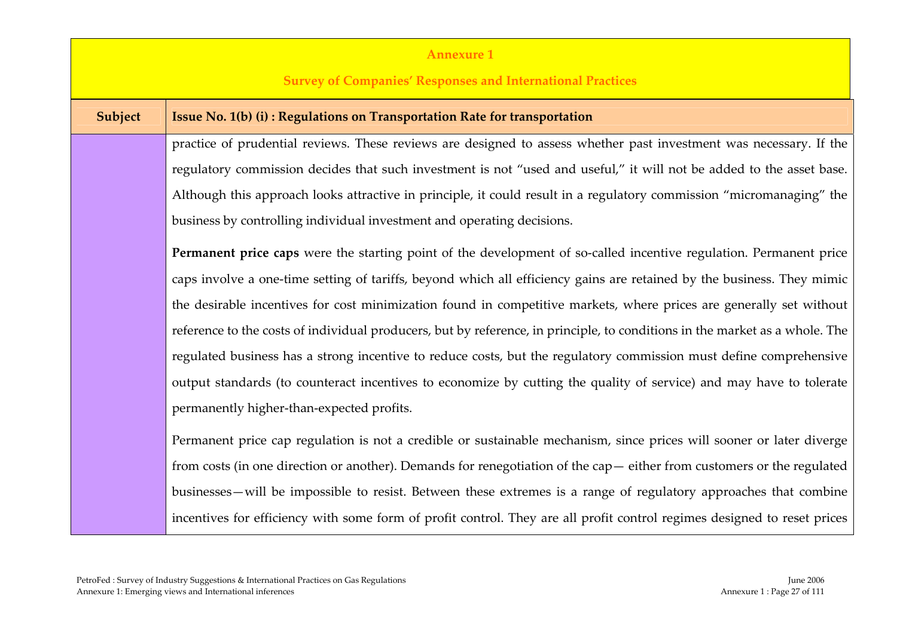**Annexure 1**

**Survey of Companies' Responses and International Practices**

| Subject | Issue No. 1(b) (i) : Regulations on Transportation Rate for transportation |
|---|---|
| | practice of prudential reviews. These reviews are designed to assess whether past investment was necessary. If the regulatory commission decides that such investment is not "used and useful," it will not be added to the asset base. Although this approach looks attractive in principle, it could result in a regulatory commission "micromanaging" the business by controlling individual investment and operating decisions.<br><br>**Permanent price caps** were the starting point of the development of so-called incentive regulation. Permanent price caps involve a one-time setting of tariffs, beyond which all efficiency gains are retained by the business. They mimic the desirable incentives for cost minimization found in competitive markets, where prices are generally set without reference to the costs of individual producers, but by reference, in principle, to conditions in the market as a whole. The regulated business has a strong incentive to reduce costs, but the regulatory commission must define comprehensive output standards (to counteract incentives to economize by cutting the quality of service) and may have to tolerate permanently higher-than-expected profits.<br><br>Permanent price cap regulation is not a credible or sustainable mechanism, since prices will sooner or later diverge from costs (in one direction or another). Demands for renegotiation of the cap— either from customers or the regulated businesses—will be impossible to resist. Between these extremes is a range of regulatory approaches that combine incentives for efficiency with some form of profit control. They are all profit control regimes designed to reset prices |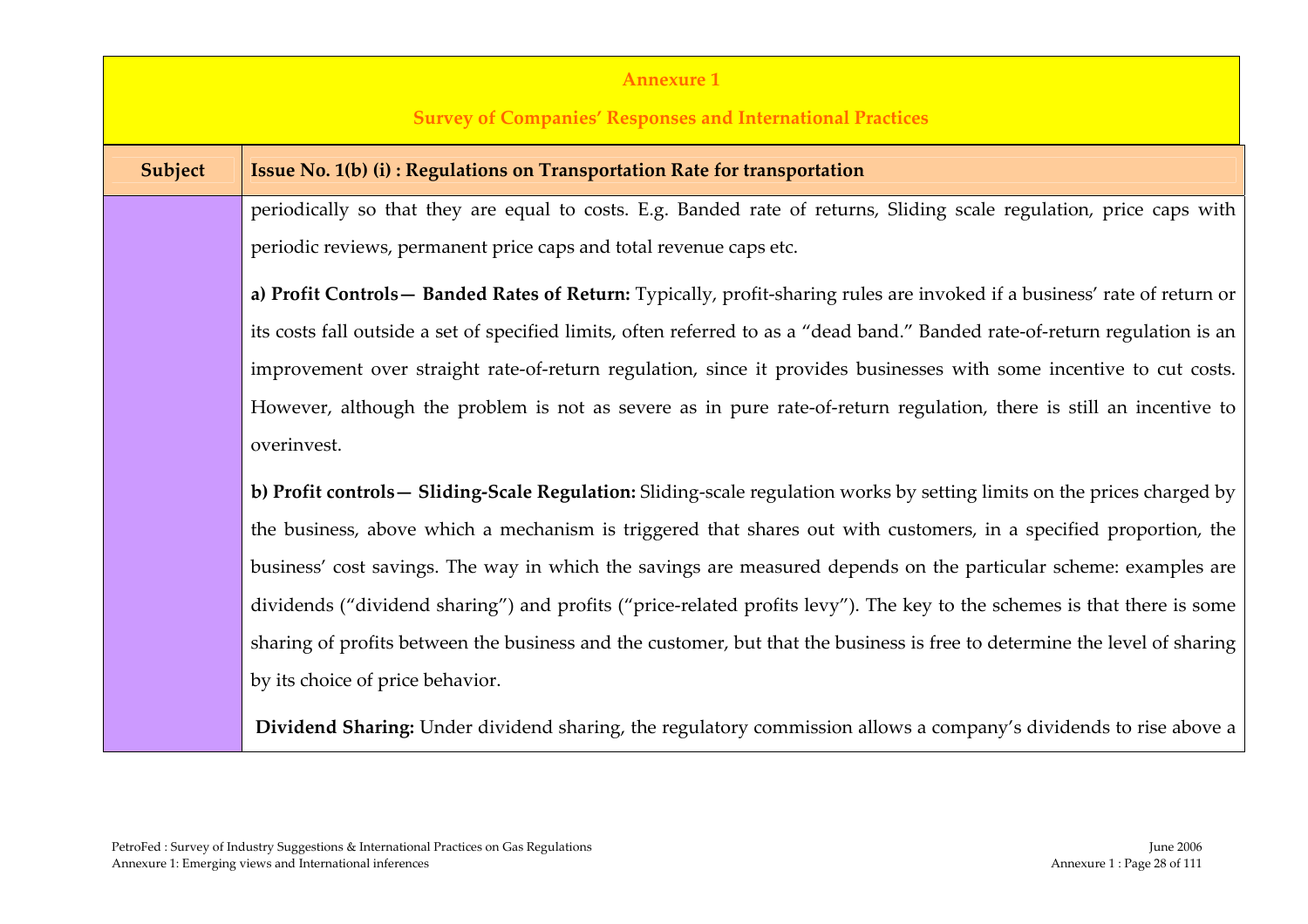**Annexure 1**

**Survey of Companies' Responses and International Practices**

| Subject | Issue No. 1(b) (i) : Regulations on Transportation Rate for transportation |
|---|---|
| | periodically so that they are equal to costs. E.g. Banded rate of returns, Sliding scale regulation, price caps with periodic reviews, permanent price caps and total revenue caps etc.<br><br>**a) Profit Controls— Banded Rates of Return:** Typically, profit-sharing rules are invoked if a business' rate of return or its costs fall outside a set of specified limits, often referred to as a "dead band." Banded rate-of-return regulation is an improvement over straight rate-of-return regulation, since it provides businesses with some incentive to cut costs. However, although the problem is not as severe as in pure rate-of-return regulation, there is still an incentive to overinvest.<br><br>**b) Profit controls— Sliding-Scale Regulation:** Sliding-scale regulation works by setting limits on the prices charged by the business, above which a mechanism is triggered that shares out with customers, in a specified proportion, the business' cost savings. The way in which the savings are measured depends on the particular scheme: examples are dividends ("dividend sharing") and profits ("price-related profits levy"). The key to the schemes is that there is some sharing of profits between the business and the customer, but that the business is free to determine the level of sharing by its choice of price behavior.<br><br>**Dividend Sharing:** Under dividend sharing, the regulatory commission allows a company's dividends to rise above a |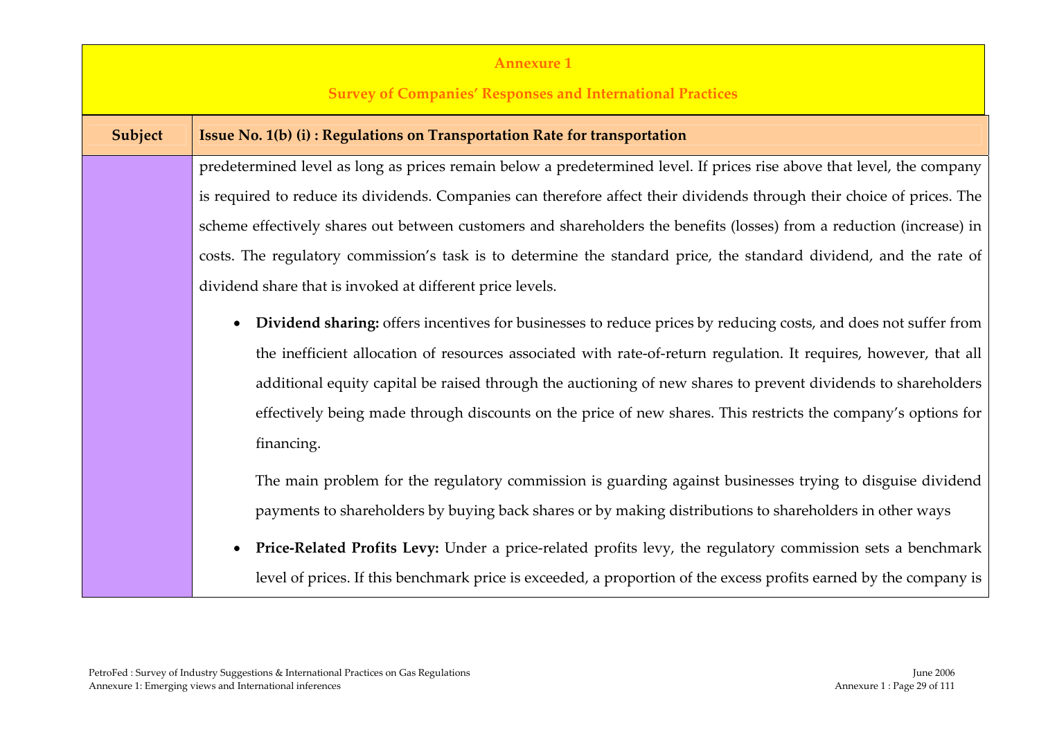## Annexure 1

### Survey of Companies' Responses and International Practices

| Subject | Issue No. 1(b) (i) : Regulations on Transportation Rate for transportation |
|---|---|
| | predetermined level as long as prices remain below a predetermined level. If prices rise above that level, the company is required to reduce its dividends. Companies can therefore affect their dividends through their choice of prices. The scheme effectively shares out between customers and shareholders the benefits (losses) from a reduction (increase) in costs. The regulatory commission's task is to determine the standard price, the standard dividend, and the rate of dividend share that is invoked at different price levels. |

- **Dividend sharing:** offers incentives for businesses to reduce prices by reducing costs, and does not suffer from the inefficient allocation of resources associated with rate-of-return regulation. It requires, however, that all additional equity capital be raised through the auctioning of new shares to prevent dividends to shareholders effectively being made through discounts on the price of new shares. This restricts the company's options for financing.

  The main problem for the regulatory commission is guarding against businesses trying to disguise dividend payments to shareholders by buying back shares or by making distributions to shareholders in other ways

- **Price-Related Profits Levy:** Under a price-related profits levy, the regulatory commission sets a benchmark level of prices. If this benchmark price is exceeded, a proportion of the excess profits earned by the company is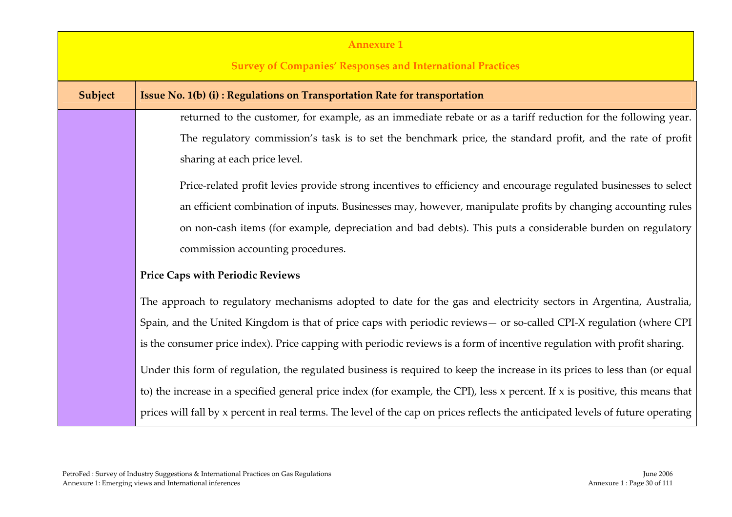**Annexure 1**

**Survey of Companies' Responses and International Practices**

| Subject | Issue No. 1(b) (i) : Regulations on Transportation Rate for transportation |
|---|---|
| | returned to the customer, for example, as an immediate rebate or as a tariff reduction for the following year. The regulatory commission's task is to set the benchmark price, the standard profit, and the rate of profit sharing at each price level.<br><br>Price-related profit levies provide strong incentives to efficiency and encourage regulated businesses to select an efficient combination of inputs. Businesses may, however, manipulate profits by changing accounting rules on non-cash items (for example, depreciation and bad debts). This puts a considerable burden on regulatory commission accounting procedures.<br><br>**Price Caps with Periodic Reviews**<br><br>The approach to regulatory mechanisms adopted to date for the gas and electricity sectors in Argentina, Australia, Spain, and the United Kingdom is that of price caps with periodic reviews— or so-called CPI-X regulation (where CPI is the consumer price index). Price capping with periodic reviews is a form of incentive regulation with profit sharing.<br><br>Under this form of regulation, the regulated business is required to keep the increase in its prices to less than (or equal to) the increase in a specified general price index (for example, the CPI), less x percent. If x is positive, this means that prices will fall by x percent in real terms. The level of the cap on prices reflects the anticipated levels of future operating |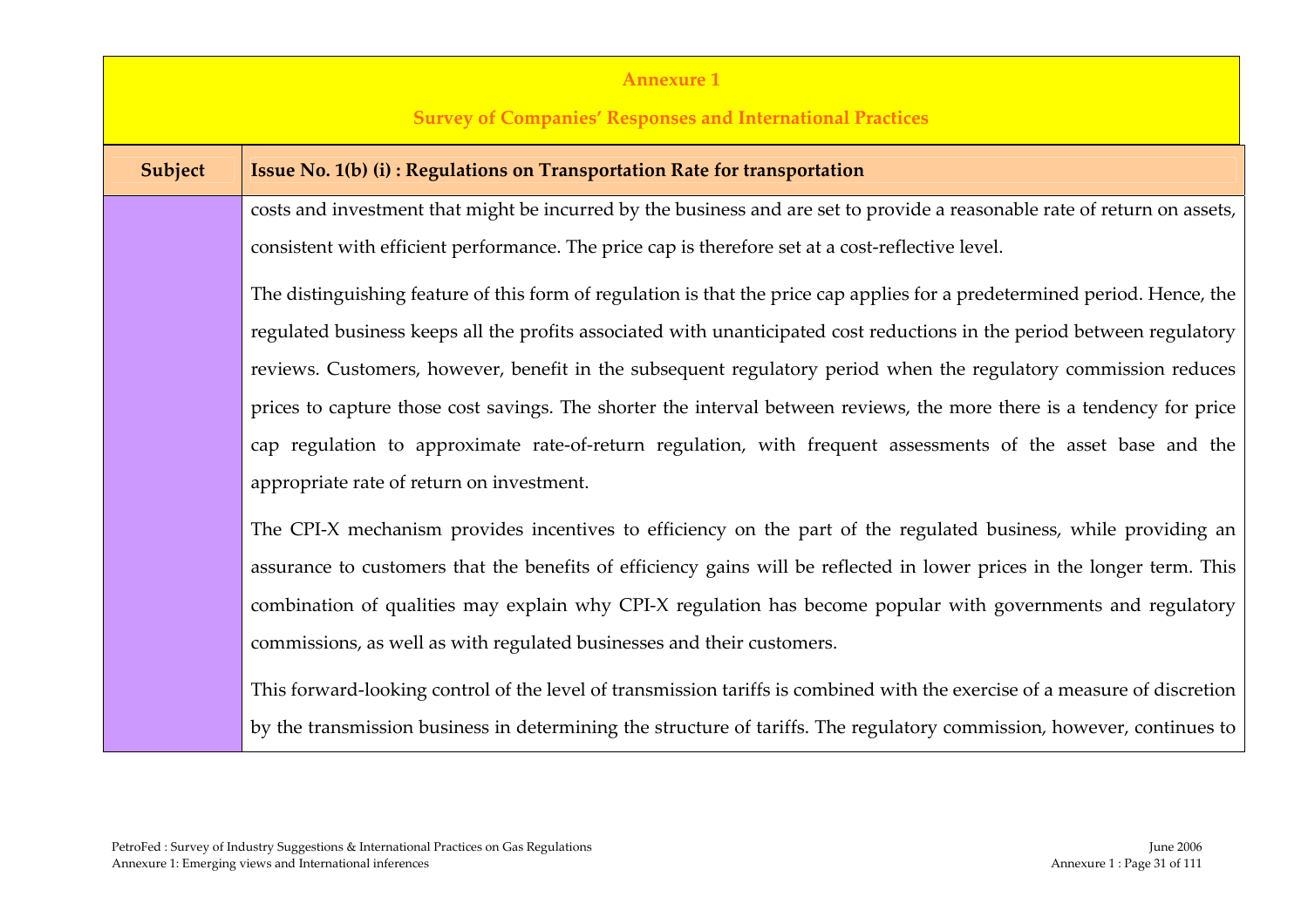| Subject | Issue No. 1(b) (i) : Regulations on Transportation Rate for transportation |
|---|---|
| | costs and investment that might be incurred by the business and are set to provide a reasonable rate of return on assets, consistent with efficient performance. The price cap is therefore set at a cost-reflective level.<br><br>The distinguishing feature of this form of regulation is that the price cap applies for a predetermined period. Hence, the regulated business keeps all the profits associated with unanticipated cost reductions in the period between regulatory reviews. Customers, however, benefit in the subsequent regulatory period when the regulatory commission reduces prices to capture those cost savings. The shorter the interval between reviews, the more there is a tendency for price cap regulation to approximate rate-of-return regulation, with frequent assessments of the asset base and the appropriate rate of return on investment.<br><br>The CPI-X mechanism provides incentives to efficiency on the part of the regulated business, while providing an assurance to customers that the benefits of efficiency gains will be reflected in lower prices in the longer term. This combination of qualities may explain why CPI-X regulation has become popular with governments and regulatory commissions, as well as with regulated businesses and their customers.<br><br>This forward-looking control of the level of transmission tariffs is combined with the exercise of a measure of discretion by the transmission business in determining the structure of tariffs. The regulatory commission, however, continues to |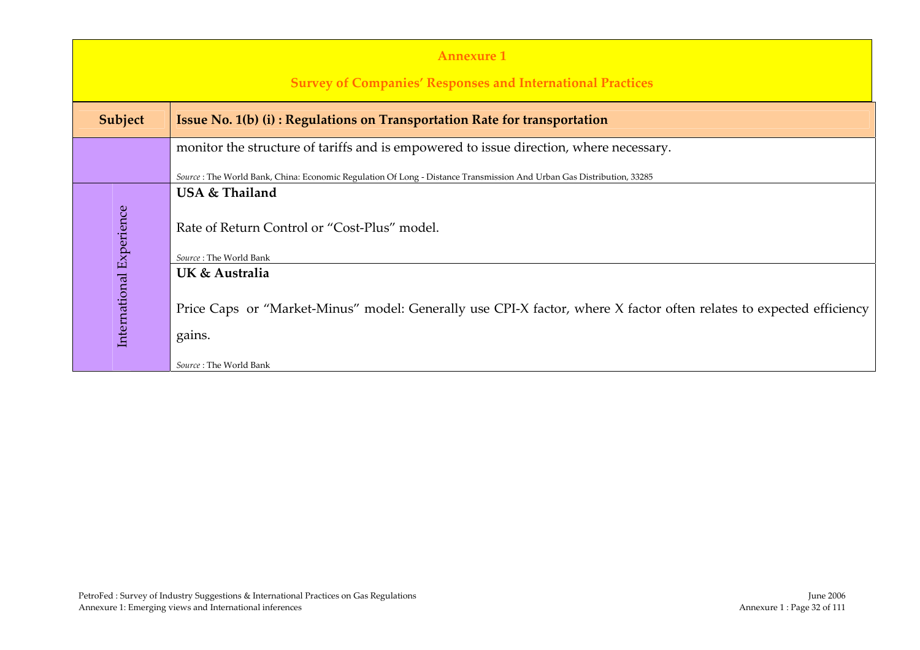## Annexure 1

## Survey of Companies' Responses and International Practices

| Subject | Issue No. 1(b) (i) : Regulations on Transportation Rate for transportation |
|---|---|
| | monitor the structure of tariffs and is empowered to issue direction, where necessary.<br><br>*Source* : The World Bank, China: Economic Regulation Of Long - Distance Transmission And Urban Gas Distribution, 33285 |
| International Experience | **USA & Thailand**<br><br>Rate of Return Control or "Cost-Plus" model.<br><br>*Source* : The World Bank |
| | **UK & Australia**<br><br>Price Caps or "Market-Minus" model: Generally use CPI-X factor, where X factor often relates to expected efficiency gains.<br><br>*Source* : The World Bank |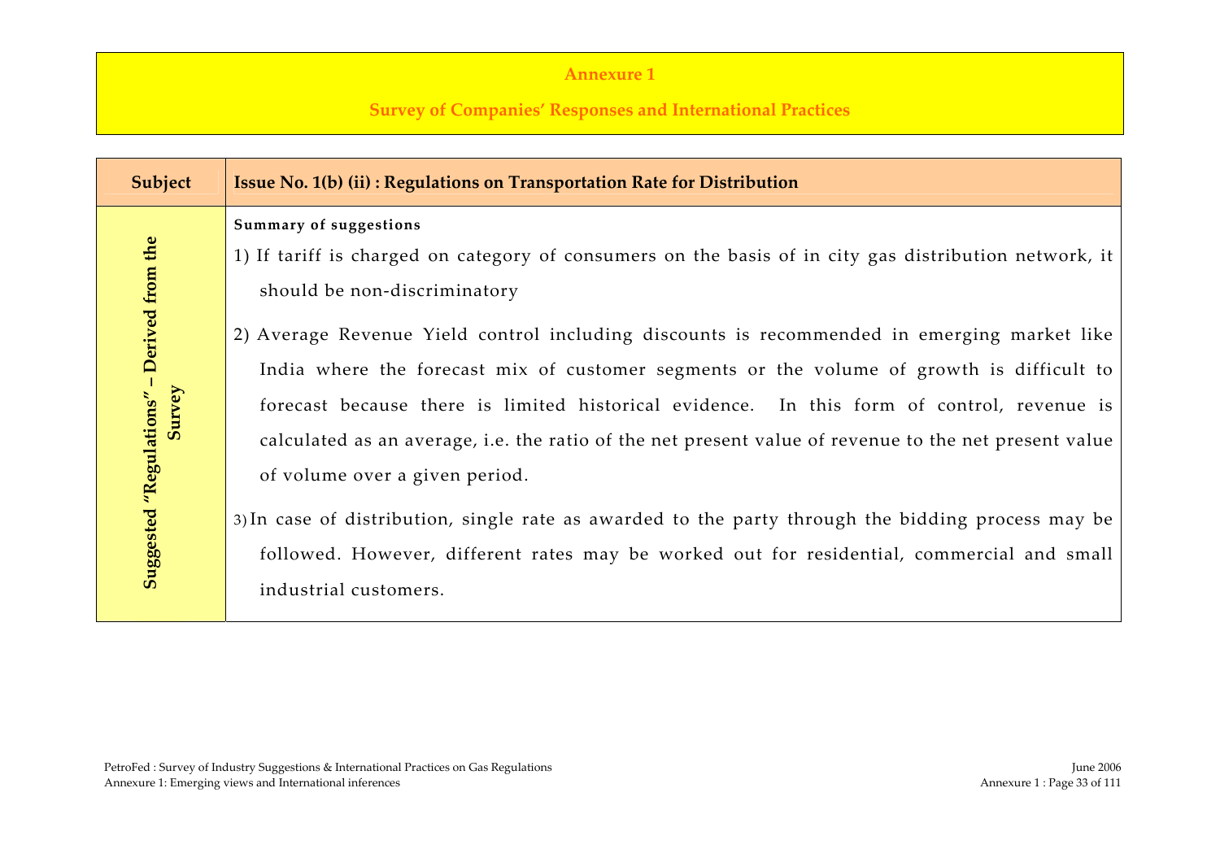**Annexure 1**

**Survey of Companies' Responses and International Practices**

| Subject | Issue No. 1(b) (ii) : Regulations on Transportation Rate for Distribution |
|---|---|
| **Suggested "Regulations" – Derived from the Survey** | **Summary of suggestions**<br>1) If tariff is charged on category of consumers on the basis of in city gas distribution network, it should be non-discriminatory<br>2) Average Revenue Yield control including discounts is recommended in emerging market like India where the forecast mix of customer segments or the volume of growth is difficult to forecast because there is limited historical evidence. In this form of control, revenue is calculated as an average, i.e. the ratio of the net present value of revenue to the net present value of volume over a given period.<br>3) In case of distribution, single rate as awarded to the party through the bidding process may be followed. However, different rates may be worked out for residential, commercial and small industrial customers. |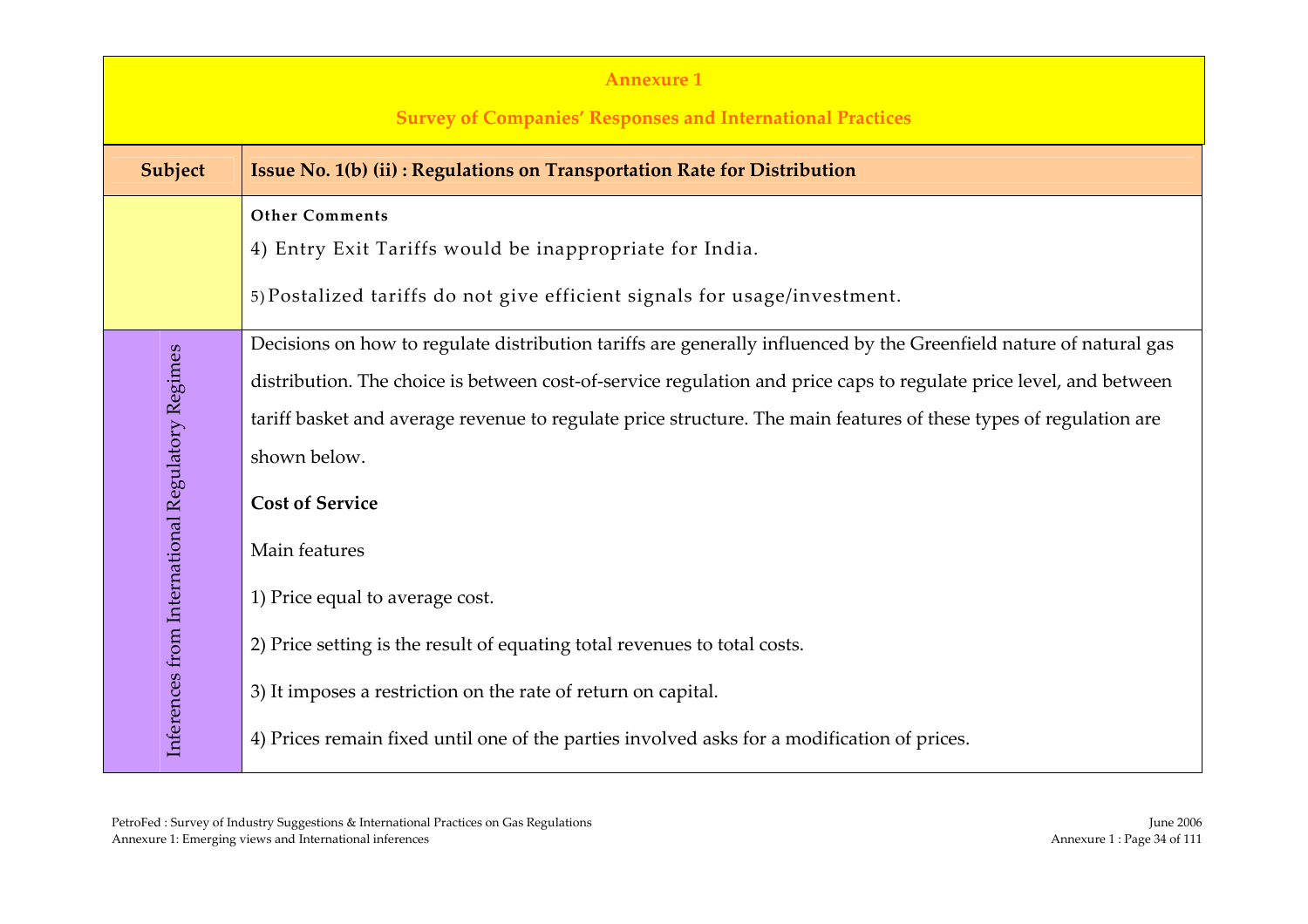**Annexure 1**

**Survey of Companies' Responses and International Practices**

| Subject | Issue No. 1(b) (ii) : Regulations on Transportation Rate for Distribution |
| --- | --- |
| | **Other Comments**<br><br>4) Entry Exit Tariffs would be inappropriate for India.<br><br>5) Postalized tariffs do not give efficient signals for usage/investment. |
| Inferences from International Regulatory Regimes | Decisions on how to regulate distribution tariffs are generally influenced by the Greenfield nature of natural gas distribution. The choice is between cost-of-service regulation and price caps to regulate price level, and between tariff basket and average revenue to regulate price structure. The main features of these types of regulation are shown below.<br><br>**Cost of Service**<br><br>Main features<br><br>1) Price equal to average cost.<br><br>2) Price setting is the result of equating total revenues to total costs.<br><br>3) It imposes a restriction on the rate of return on capital.<br><br>4) Prices remain fixed until one of the parties involved asks for a modification of prices. |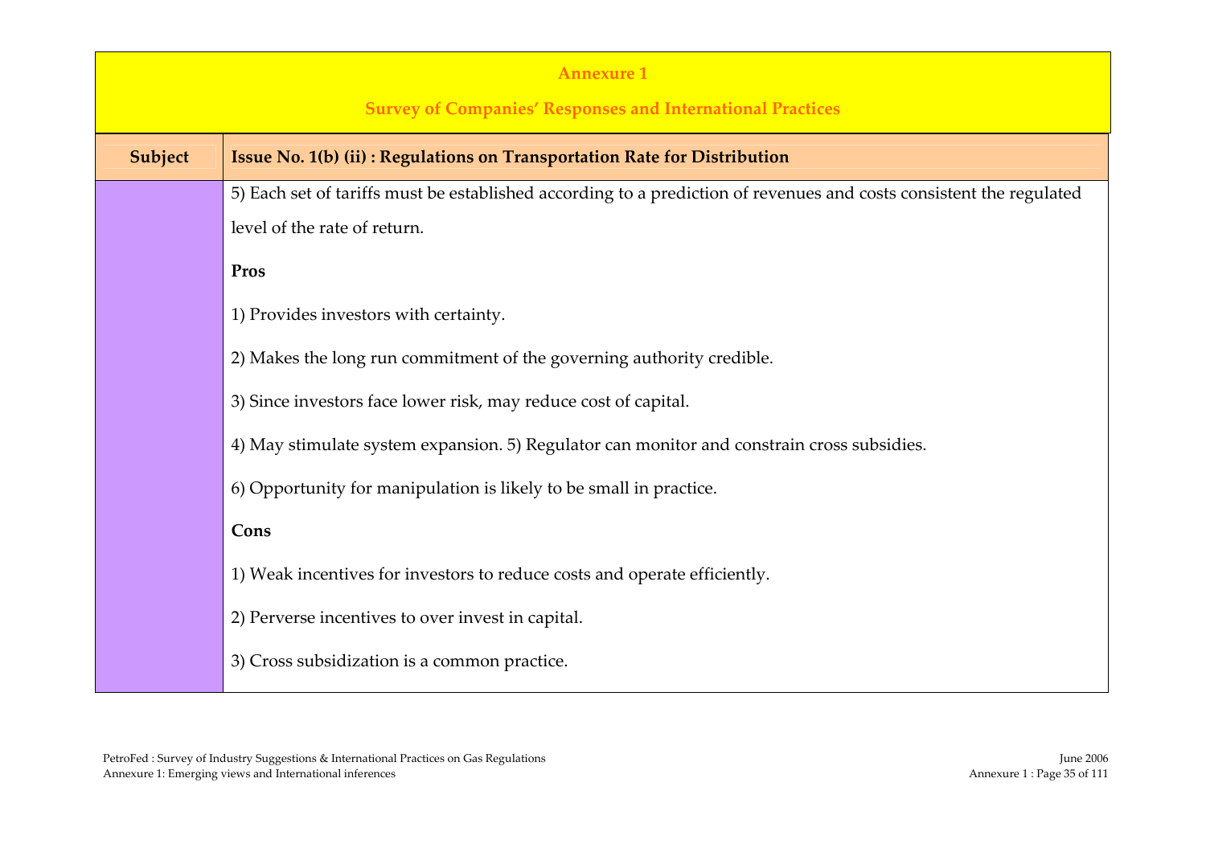**Annexure 1**

**Survey of Companies' Responses and International Practices**

| Subject | Issue No. 1(b) (ii) : Regulations on Transportation Rate for Distribution |
|---|---|
| | 5) Each set of tariffs must be established according to a prediction of revenues and costs consistent the regulated level of the rate of return.<br><br>**Pros**<br><br>1) Provides investors with certainty.<br><br>2) Makes the long run commitment of the governing authority credible.<br><br>3) Since investors face lower risk, may reduce cost of capital.<br><br>4) May stimulate system expansion. 5) Regulator can monitor and constrain cross subsidies.<br><br>6) Opportunity for manipulation is likely to be small in practice.<br><br>**Cons**<br><br>1) Weak incentives for investors to reduce costs and operate efficiently.<br><br>2) Perverse incentives to over invest in capital.<br><br>3) Cross subsidization is a common practice. |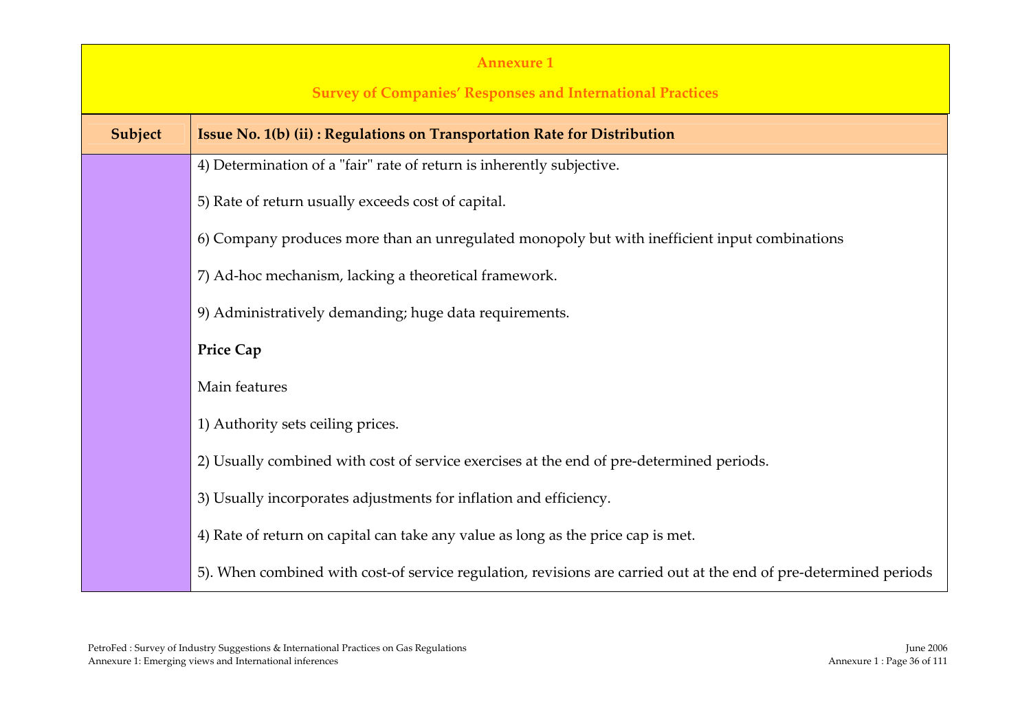## Annexure 1

## Survey of Companies' Responses and International Practices

| Subject | Issue No. 1(b) (ii) : Regulations on Transportation Rate for Distribution |
|---|---|
| | 4) Determination of a "fair" rate of return is inherently subjective.<br><br>5) Rate of return usually exceeds cost of capital.<br><br>6) Company produces more than an unregulated monopoly but with inefficient input combinations<br><br>7) Ad-hoc mechanism, lacking a theoretical framework.<br><br>9) Administratively demanding; huge data requirements.<br><br>**Price Cap**<br><br>Main features<br><br>1) Authority sets ceiling prices.<br><br>2) Usually combined with cost of service exercises at the end of pre-determined periods.<br><br>3) Usually incorporates adjustments for inflation and efficiency.<br><br>4) Rate of return on capital can take any value as long as the price cap is met.<br><br>5). When combined with cost-of service regulation, revisions are carried out at the end of pre-determined periods |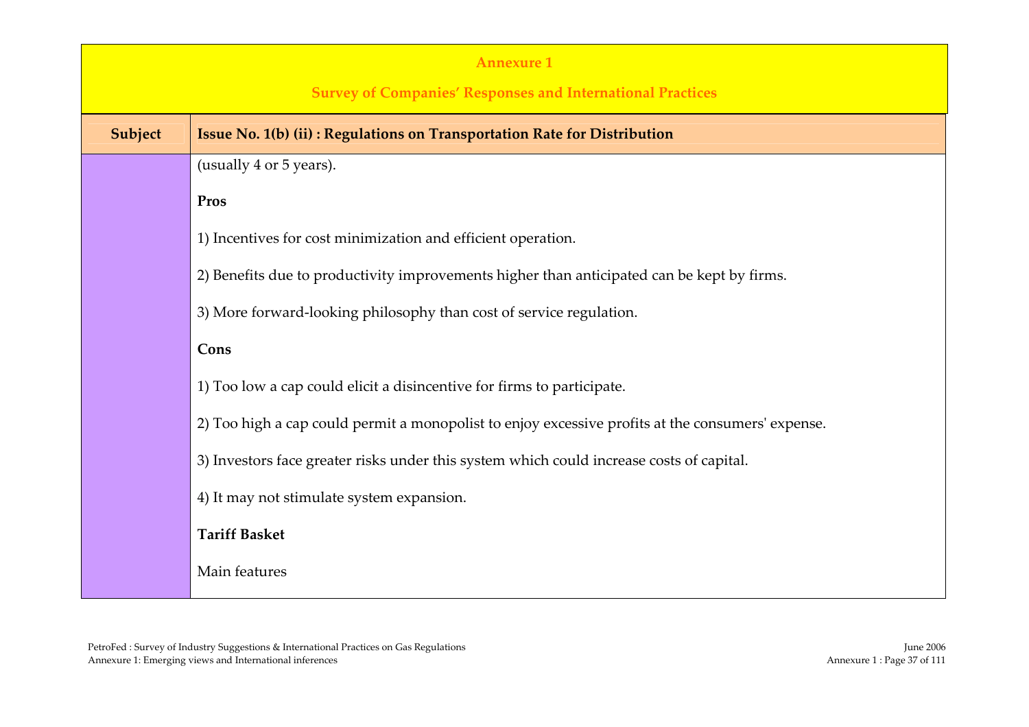**Annexure 1**

**Survey of Companies' Responses and International Practices**

| Subject | Issue No. 1(b) (ii) : Regulations on Transportation Rate for Distribution |
|---|---|
| | (usually 4 or 5 years).<br><br>**Pros**<br><br>1) Incentives for cost minimization and efficient operation.<br><br>2) Benefits due to productivity improvements higher than anticipated can be kept by firms.<br><br>3) More forward-looking philosophy than cost of service regulation.<br><br>**Cons**<br><br>1) Too low a cap could elicit a disincentive for firms to participate.<br><br>2) Too high a cap could permit a monopolist to enjoy excessive profits at the consumers' expense.<br><br>3) Investors face greater risks under this system which could increase costs of capital.<br><br>4) It may not stimulate system expansion.<br><br>**Tariff Basket**<br><br>Main features |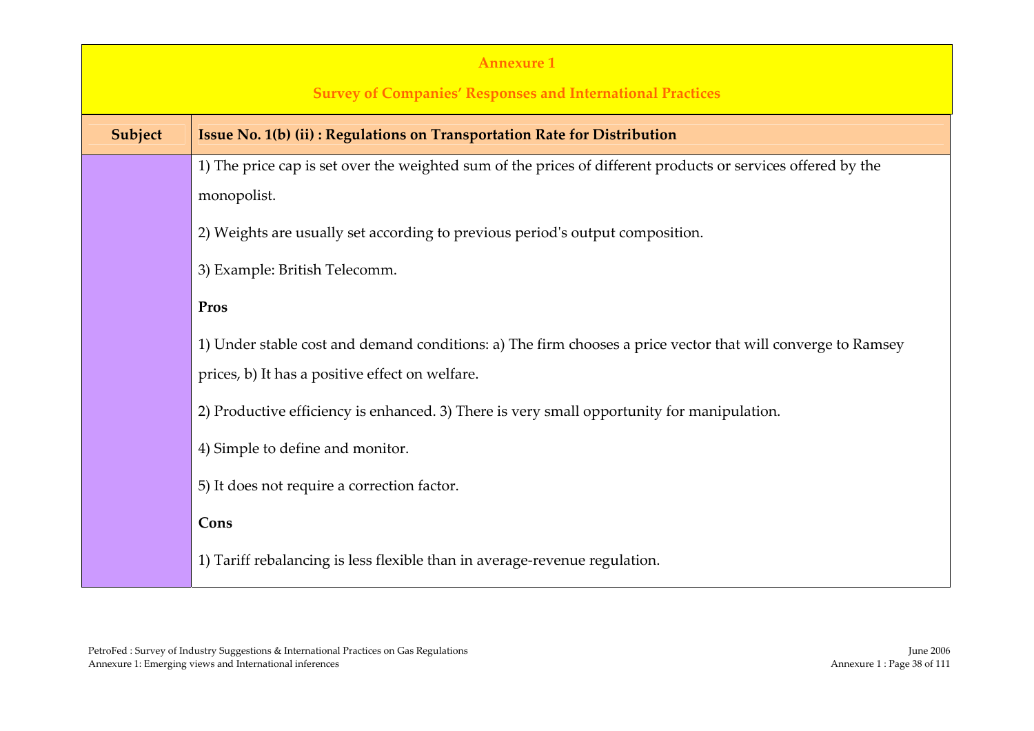**Annexure 1**

**Survey of Companies' Responses and International Practices**

| Subject | Issue No. 1(b) (ii) : Regulations on Transportation Rate for Distribution |
|---|---|
| | 1) The price cap is set over the weighted sum of the prices of different products or services offered by the monopolist.<br><br>2) Weights are usually set according to previous period's output composition.<br><br>3) Example: British Telecomm.<br><br>**Pros**<br><br>1) Under stable cost and demand conditions: a) The firm chooses a price vector that will converge to Ramsey prices, b) It has a positive effect on welfare.<br><br>2) Productive efficiency is enhanced. 3) There is very small opportunity for manipulation.<br><br>4) Simple to define and monitor.<br><br>5) It does not require a correction factor.<br><br>**Cons**<br><br>1) Tariff rebalancing is less flexible than in average-revenue regulation. |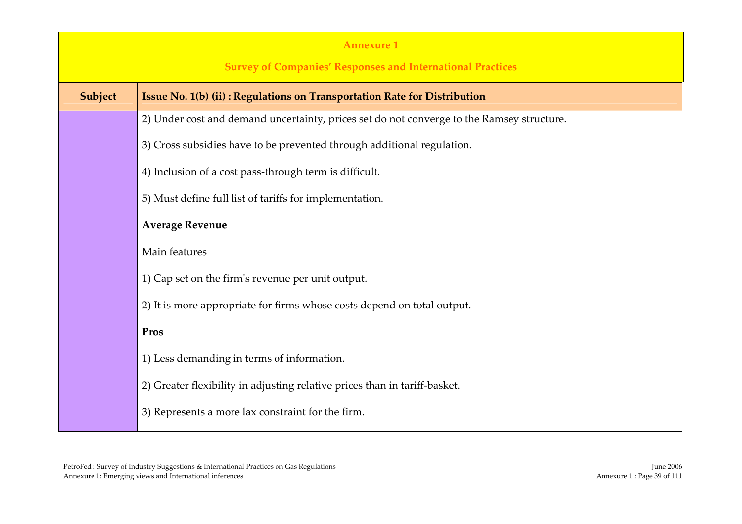**Annexure 1**

**Survey of Companies' Responses and International Practices**

| Subject | Issue No. 1(b) (ii) : Regulations on Transportation Rate for Distribution |
|---|---|
| | 2) Under cost and demand uncertainty, prices set do not converge to the Ramsey structure.<br><br>3) Cross subsidies have to be prevented through additional regulation.<br><br>4) Inclusion of a cost pass-through term is difficult.<br><br>5) Must define full list of tariffs for implementation.<br><br>**Average Revenue**<br><br>Main features<br><br>1) Cap set on the firm's revenue per unit output.<br><br>2) It is more appropriate for firms whose costs depend on total output.<br><br>**Pros**<br><br>1) Less demanding in terms of information.<br><br>2) Greater flexibility in adjusting relative prices than in tariff-basket.<br><br>3) Represents a more lax constraint for the firm. |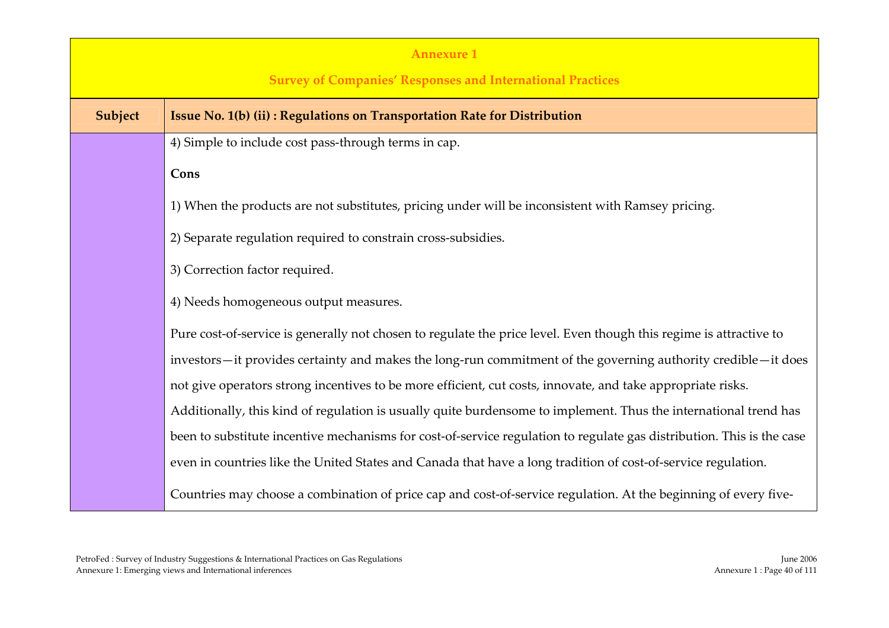**Annexure 1**

**Survey of Companies' Responses and International Practices**

| Subject | Issue No. 1(b) (ii) : Regulations on Transportation Rate for Distribution |
|---|---|
| | 4) Simple to include cost pass-through terms in cap.<br><br>**Cons**<br><br>1) When the products are not substitutes, pricing under will be inconsistent with Ramsey pricing.<br><br>2) Separate regulation required to constrain cross-subsidies.<br><br>3) Correction factor required.<br><br>4) Needs homogeneous output measures.<br><br>Pure cost-of-service is generally not chosen to regulate the price level. Even though this regime is attractive to investors—it provides certainty and makes the long-run commitment of the governing authority credible—it does not give operators strong incentives to be more efficient, cut costs, innovate, and take appropriate risks. Additionally, this kind of regulation is usually quite burdensome to implement. Thus the international trend has been to substitute incentive mechanisms for cost-of-service regulation to regulate gas distribution. This is the case even in countries like the United States and Canada that have a long tradition of cost-of-service regulation.<br><br>Countries may choose a combination of price cap and cost-of-service regulation. At the beginning of every five- |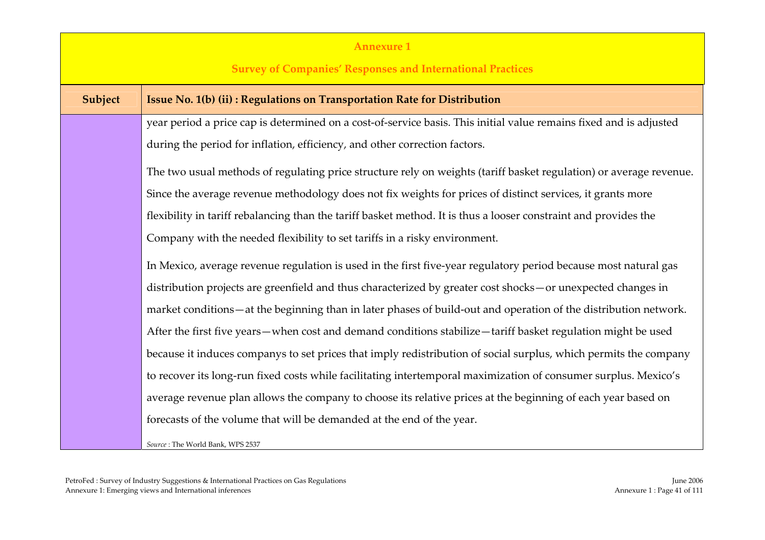**Annexure 1**

**Survey of Companies' Responses and International Practices**

| Subject | Issue No. 1(b) (ii) : Regulations on Transportation Rate for Distribution |
|---|---|
| | year period a price cap is determined on a cost-of-service basis. This initial value remains fixed and is adjusted during the period for inflation, efficiency, and other correction factors.<br><br>The two usual methods of regulating price structure rely on weights (tariff basket regulation) or average revenue. Since the average revenue methodology does not fix weights for prices of distinct services, it grants more flexibility in tariff rebalancing than the tariff basket method. It is thus a looser constraint and provides the Company with the needed flexibility to set tariffs in a risky environment.<br><br>In Mexico, average revenue regulation is used in the first five-year regulatory period because most natural gas distribution projects are greenfield and thus characterized by greater cost shocks—or unexpected changes in market conditions—at the beginning than in later phases of build-out and operation of the distribution network. After the first five years—when cost and demand conditions stabilize—tariff basket regulation might be used because it induces companys to set prices that imply redistribution of social surplus, which permits the company to recover its long-run fixed costs while facilitating intertemporal maximization of consumer surplus. Mexico's average revenue plan allows the company to choose its relative prices at the beginning of each year based on forecasts of the volume that will be demanded at the end of the year.<br><br>*Source* : The World Bank, WPS 2537 |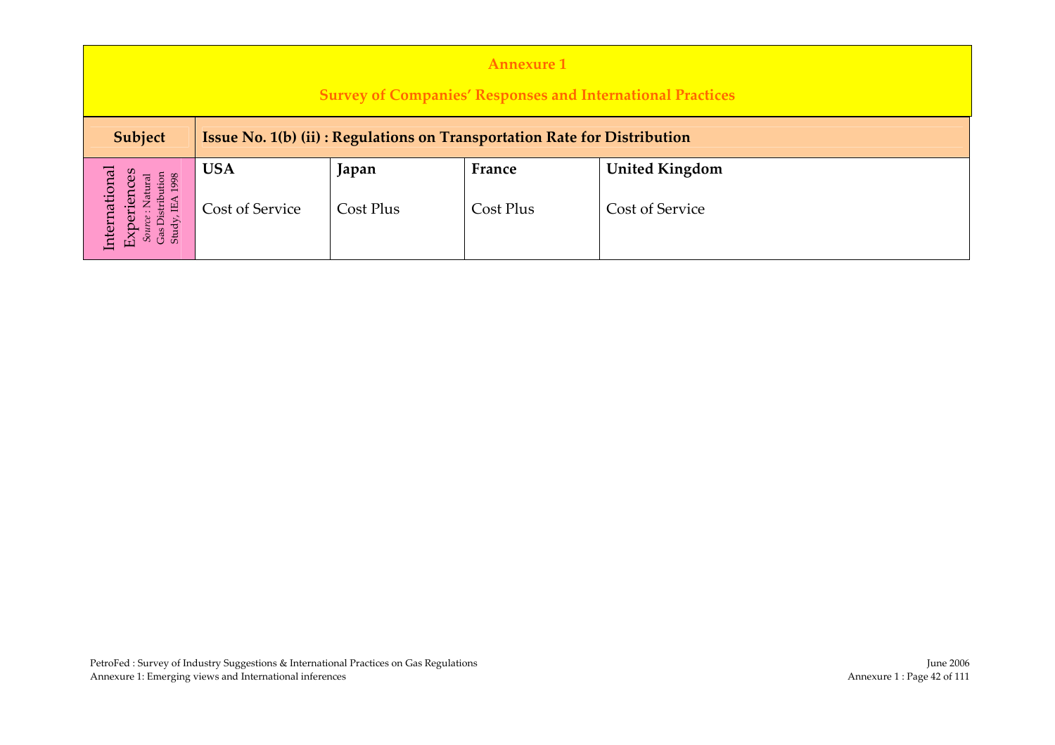## Annexure 1

## Survey of Companies' Responses and International Practices

| Subject | Issue No. 1(b) (ii) : Regulations on Transportation Rate for Distribution | | | |
|---|---|---|---|---|
| International Experiences *Source* : Natural Gas Distribution Study, IEA 1998 | **USA** | **Japan** | **France** | **United Kingdom** |
| | Cost of Service | Cost Plus | Cost Plus | Cost of Service |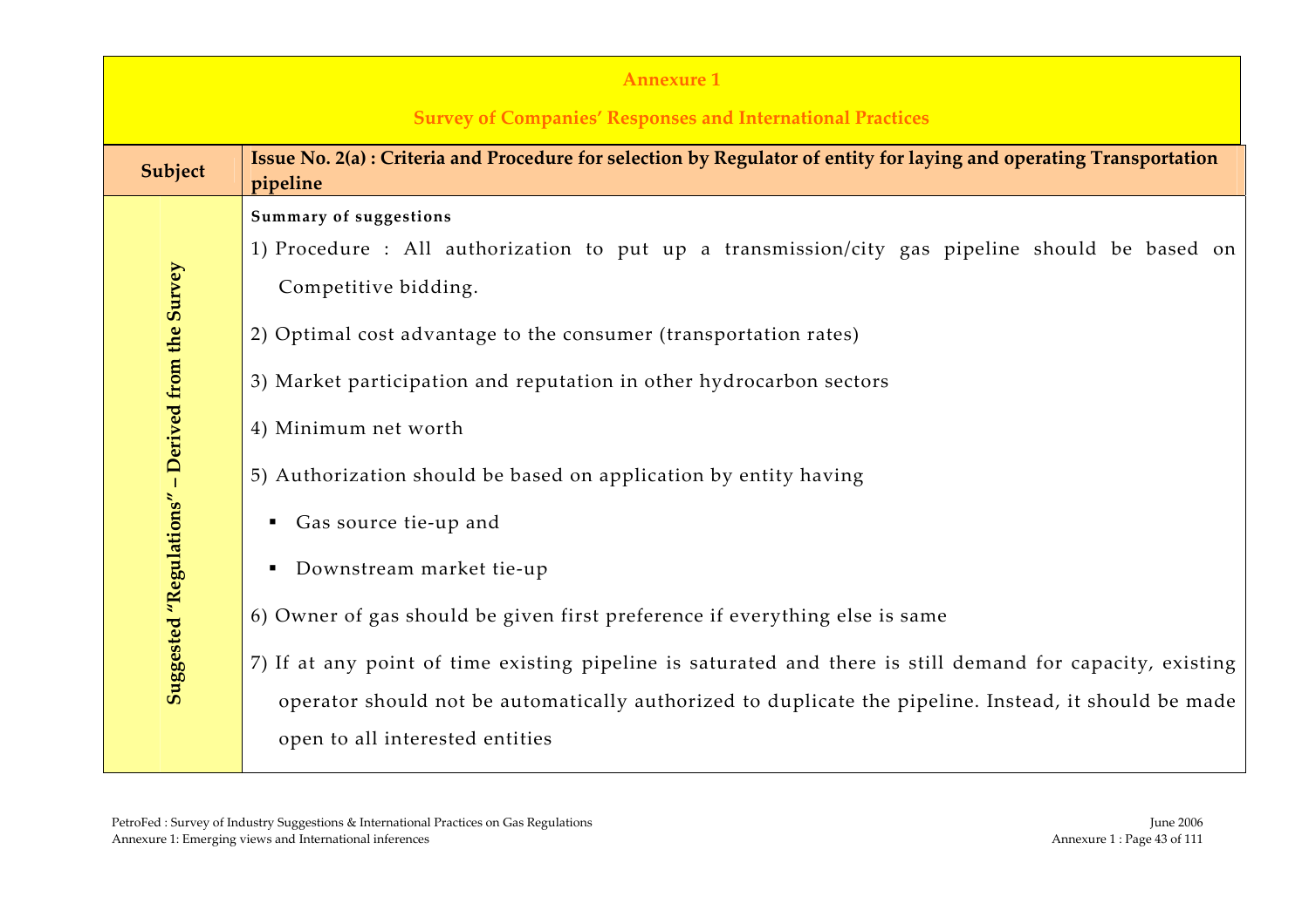**Annexure 1**

**Survey of Companies' Responses and International Practices**

| Subject | Issue No. 2(a) : Criteria and Procedure for selection by Regulator of entity for laying and operating Transportation pipeline |
|---|---|
| Suggested "Regulations" – Derived from the Survey | **Summary of suggestions**<br>1) Procedure : All authorization to put up a transmission/city gas pipeline should be based on Competitive bidding.<br>2) Optimal cost advantage to the consumer (transportation rates)<br>3) Market participation and reputation in other hydrocarbon sectors<br>4) Minimum net worth<br>5) Authorization should be based on application by entity having<br>▪ Gas source tie-up and<br>▪ Downstream market tie-up<br>6) Owner of gas should be given first preference if everything else is same<br>7) If at any point of time existing pipeline is saturated and there is still demand for capacity, existing operator should not be automatically authorized to duplicate the pipeline. Instead, it should be made open to all interested entities |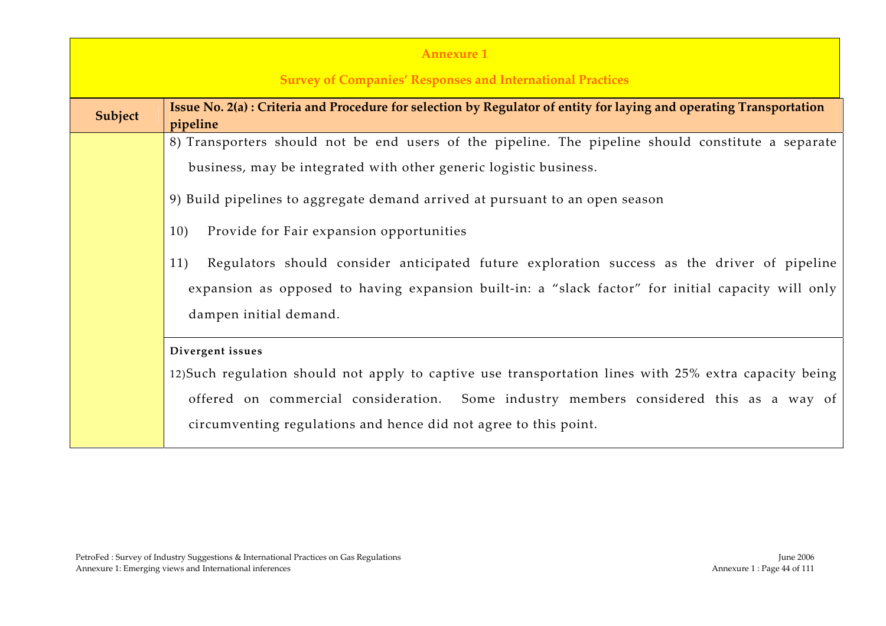## Annexure 1

## Survey of Companies' Responses and International Practices

| Subject | Issue No. 2(a) : Criteria and Procedure for selection by Regulator of entity for laying and operating Transportation pipeline |
|---|---|
| | 8) Transporters should not be end users of the pipeline. The pipeline should constitute a separate business, may be integrated with other generic logistic business.<br><br>9) Build pipelines to aggregate demand arrived at pursuant to an open season<br><br>10) Provide for Fair expansion opportunities<br><br>11) Regulators should consider anticipated future exploration success as the driver of pipeline expansion as opposed to having expansion built-in: a "slack factor" for initial capacity will only dampen initial demand. |
| | **Divergent issues**<br><br>12) Such regulation should not apply to captive use transportation lines with 25% extra capacity being offered on commercial consideration. Some industry members considered this as a way of circumventing regulations and hence did not agree to this point. |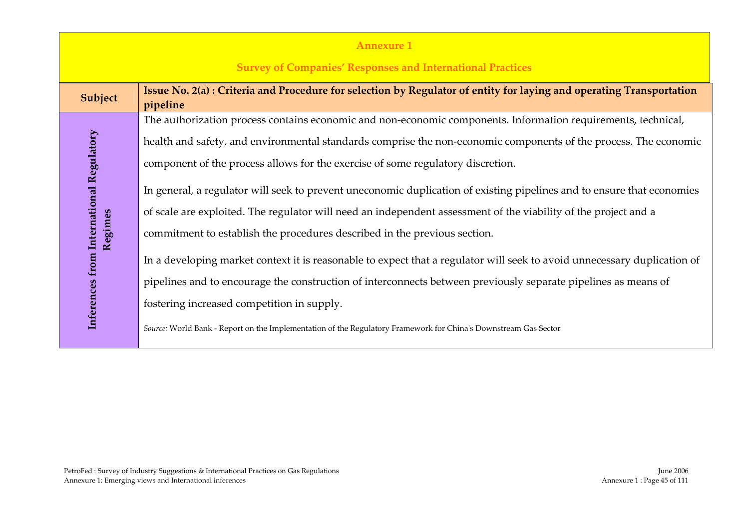**Annexure 1**

**Survey of Companies' Responses and International Practices**

| **Subject** | **Issue No. 2(a) : Criteria and Procedure for selection by Regulator of entity for laying and operating Transportation pipeline** |
|---|---|
| **Inferences from International Regulatory Regimes** | The authorization process contains economic and non-economic components. Information requirements, technical, health and safety, and environmental standards comprise the non-economic components of the process. The economic component of the process allows for the exercise of some regulatory discretion.<br><br>In general, a regulator will seek to prevent uneconomic duplication of existing pipelines and to ensure that economies of scale are exploited. The regulator will need an independent assessment of the viability of the project and a commitment to establish the procedures described in the previous section.<br><br>In a developing market context it is reasonable to expect that a regulator will seek to avoid unnecessary duplication of pipelines and to encourage the construction of interconnects between previously separate pipelines as means of fostering increased competition in supply.<br><br>*Source:* World Bank - Report on the Implementation of the Regulatory Framework for China's Downstream Gas Sector |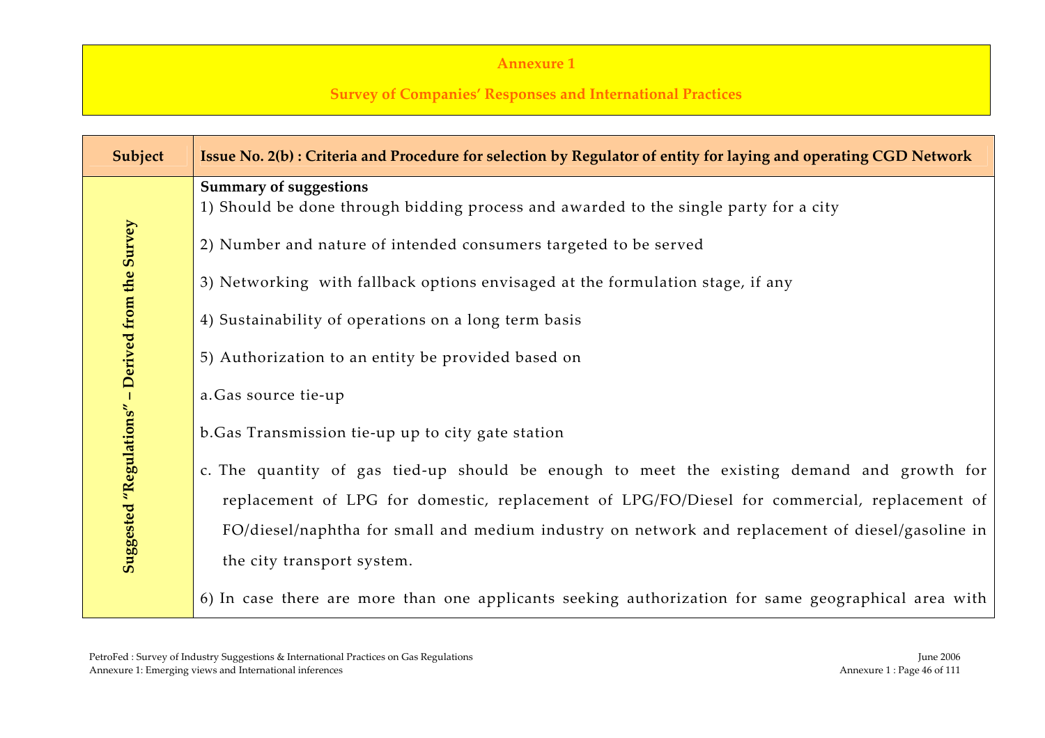**Annexure 1**

**Survey of Companies' Responses and International Practices**

| Subject | Issue No. 2(b) : Criteria and Procedure for selection by Regulator of entity for laying and operating CGD Network |
|---|---|
| **Suggested "Regulations" – Derived from the Survey** | **Summary of suggestions**<br>1) Should be done through bidding process and awarded to the single party for a city<br><br>2) Number and nature of intended consumers targeted to be served<br><br>3) Networking with fallback options envisaged at the formulation stage, if any<br><br>4) Sustainability of operations on a long term basis<br><br>5) Authorization to an entity be provided based on<br><br>a. Gas source tie-up<br><br>b. Gas Transmission tie-up up to city gate station<br><br>c. The quantity of gas tied-up should be enough to meet the existing demand and growth for replacement of LPG for domestic, replacement of LPG/FO/Diesel for commercial, replacement of FO/diesel/naphtha for small and medium industry on network and replacement of diesel/gasoline in the city transport system.<br><br>6) In case there are more than one applicants seeking authorization for same geographical area with |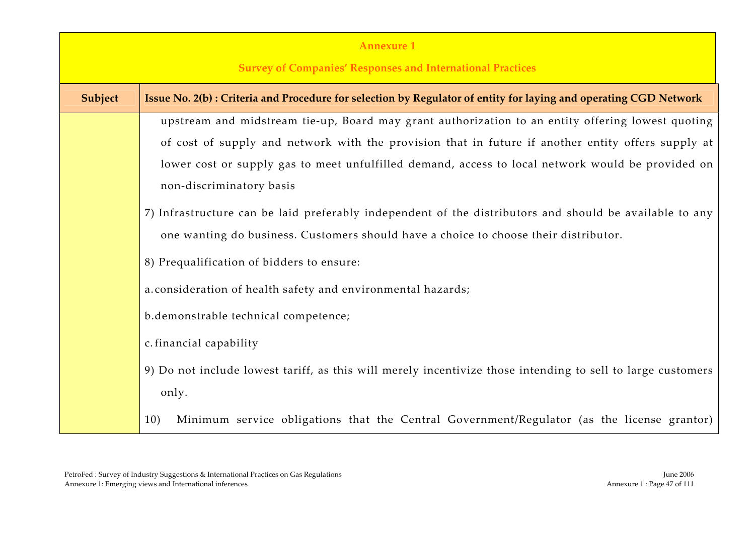**Annexure 1**

**Survey of Companies' Responses and International Practices**

| Subject | Issue No. 2(b) : Criteria and Procedure for selection by Regulator of entity for laying and operating CGD Network |
| --- | --- |
| | upstream and midstream tie-up, Board may grant authorization to an entity offering lowest quoting of cost of supply and network with the provision that in future if another entity offers supply at lower cost or supply gas to meet unfulfilled demand, access to local network would be provided on non-discriminatory basis<br><br>7) Infrastructure can be laid preferably independent of the distributors and should be available to any one wanting do business. Customers should have a choice to choose their distributor.<br><br>8) Prequalification of bidders to ensure:<br><br>a. consideration of health safety and environmental hazards;<br><br>b. demonstrable technical competence;<br><br>c. financial capability<br><br>9) Do not include lowest tariff, as this will merely incentivize those intending to sell to large customers only.<br><br>10) Minimum service obligations that the Central Government/Regulator (as the license grantor) |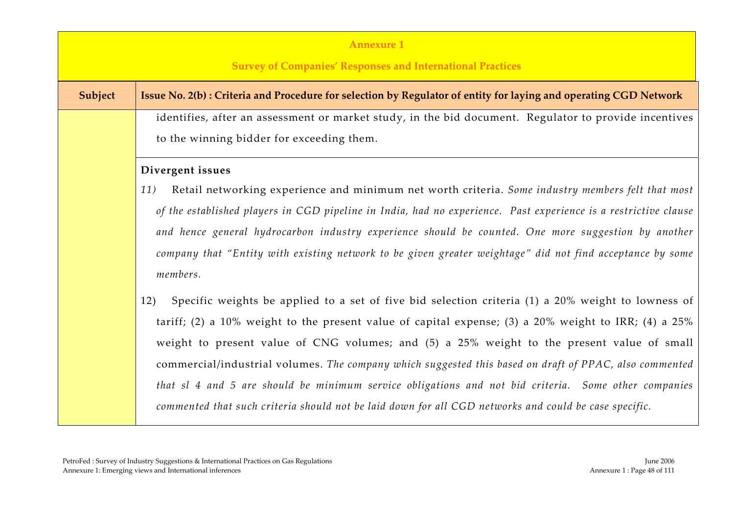**Annexure 1**

**Survey of Companies' Responses and International Practices**

| Subject | Issue No. 2(b) : Criteria and Procedure for selection by Regulator of entity for laying and operating CGD Network |
| --- | --- |
| | identifies, after an assessment or market study, in the bid document. Regulator to provide incentives to the winning bidder for exceeding them. |
| | **Divergent issues**<br>*11)* Retail networking experience and minimum net worth criteria. *Some industry members felt that most of the established players in CGD pipeline in India, had no experience. Past experience is a restrictive clause and hence general hydrocarbon industry experience should be counted. One more suggestion by another company that "Entity with existing network to be given greater weightage" did not find acceptance by some members.*<br>12) Specific weights be applied to a set of five bid selection criteria (1) a 20% weight to lowness of tariff; (2) a 10% weight to the present value of capital expense; (3) a 20% weight to IRR; (4) a 25% weight to present value of CNG volumes; and (5) a 25% weight to the present value of small commercial/industrial volumes. *The company which suggested this based on draft of PPAC, also commented that sl 4 and 5 are should be minimum service obligations and not bid criteria. Some other companies commented that such criteria should not be laid down for all CGD networks and could be case specific.* |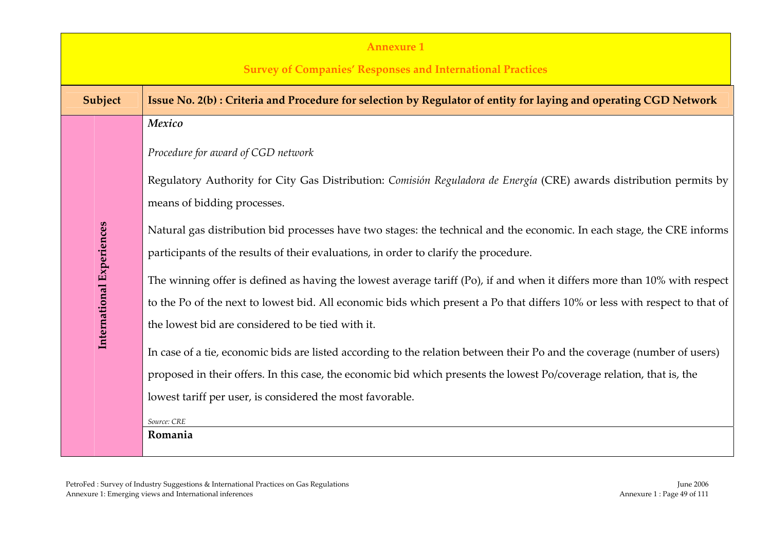**Annexure 1**

**Survey of Companies' Responses and International Practices**

| Subject | Issue No. 2(b) : Criteria and Procedure for selection by Regulator of entity for laying and operating CGD Network |
|---|---|
| International Experiences | ***Mexico*** <br><br> *Procedure for award of CGD network* <br><br> Regulatory Authority for City Gas Distribution: *Comisión Reguladora de Energía* (CRE) awards distribution permits by means of bidding processes. <br><br> Natural gas distribution bid processes have two stages: the technical and the economic. In each stage, the CRE informs participants of the results of their evaluations, in order to clarify the procedure. <br><br> The winning offer is defined as having the lowest average tariff (Po), if and when it differs more than 10% with respect to the Po of the next to lowest bid. All economic bids which present a Po that differs 10% or less with respect to that of the lowest bid are considered to be tied with it. <br><br> In case of a tie, economic bids are listed according to the relation between their Po and the coverage (number of users) proposed in their offers. In this case, the economic bid which presents the lowest Po/coverage relation, that is, the lowest tariff per user, is considered the most favorable. <br><br> *Source: CRE* |
| | **Romania** |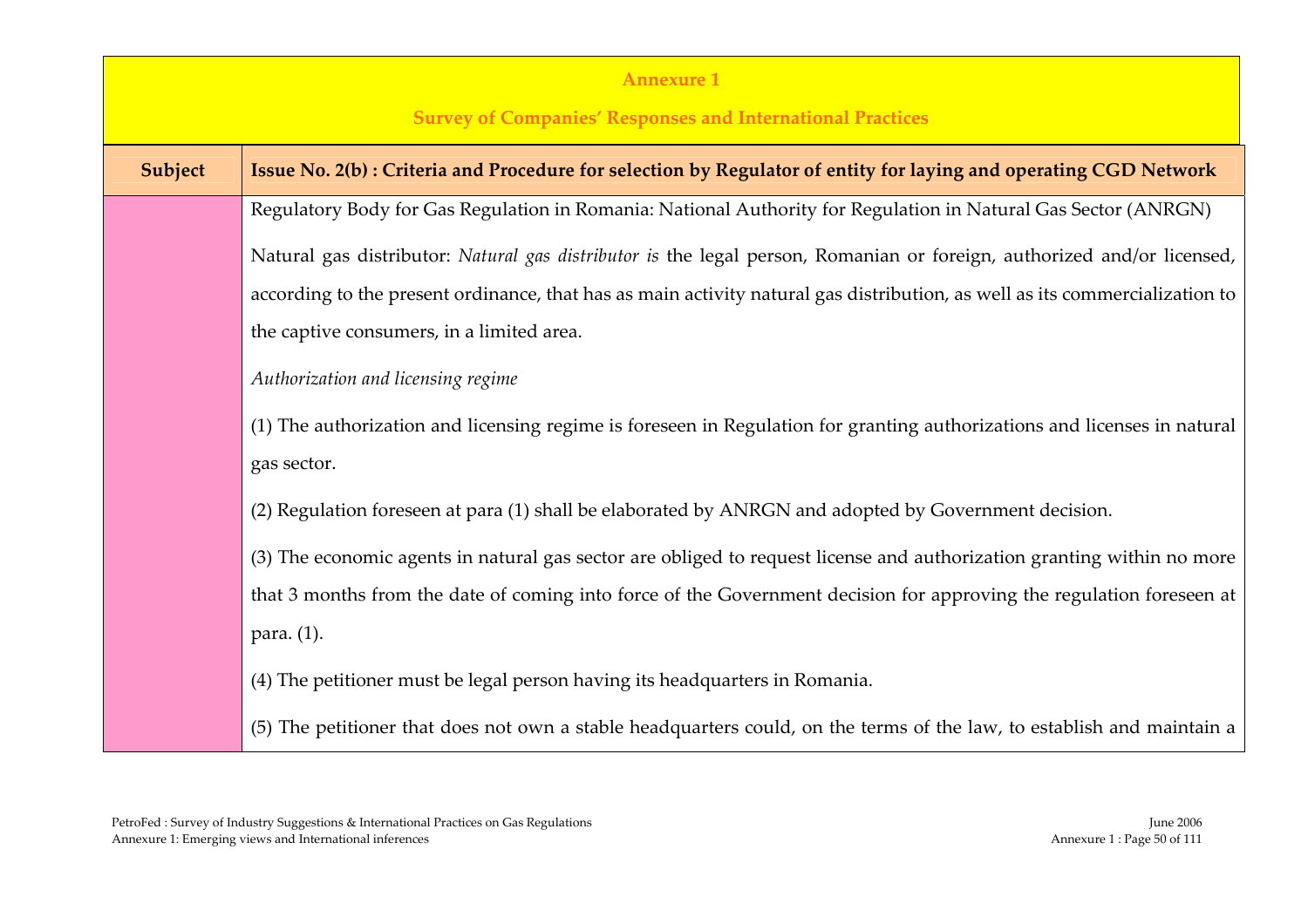**Annexure 1**

**Survey of Companies' Responses and International Practices**

| Subject | Issue No. 2(b) : Criteria and Procedure for selection by Regulator of entity for laying and operating CGD Network |
|---|---|
| | Regulatory Body for Gas Regulation in Romania: National Authority for Regulation in Natural Gas Sector (ANRGN)<br><br>Natural gas distributor: *Natural gas distributor is* the legal person, Romanian or foreign, authorized and/or licensed, according to the present ordinance, that has as main activity natural gas distribution, as well as its commercialization to the captive consumers, in a limited area.<br><br>*Authorization and licensing regime*<br><br>(1) The authorization and licensing regime is foreseen in Regulation for granting authorizations and licenses in natural gas sector.<br><br>(2) Regulation foreseen at para (1) shall be elaborated by ANRGN and adopted by Government decision.<br><br>(3) The economic agents in natural gas sector are obliged to request license and authorization granting within no more that 3 months from the date of coming into force of the Government decision for approving the regulation foreseen at para. (1).<br><br>(4) The petitioner must be legal person having its headquarters in Romania.<br><br>(5) The petitioner that does not own a stable headquarters could, on the terms of the law, to establish and maintain a |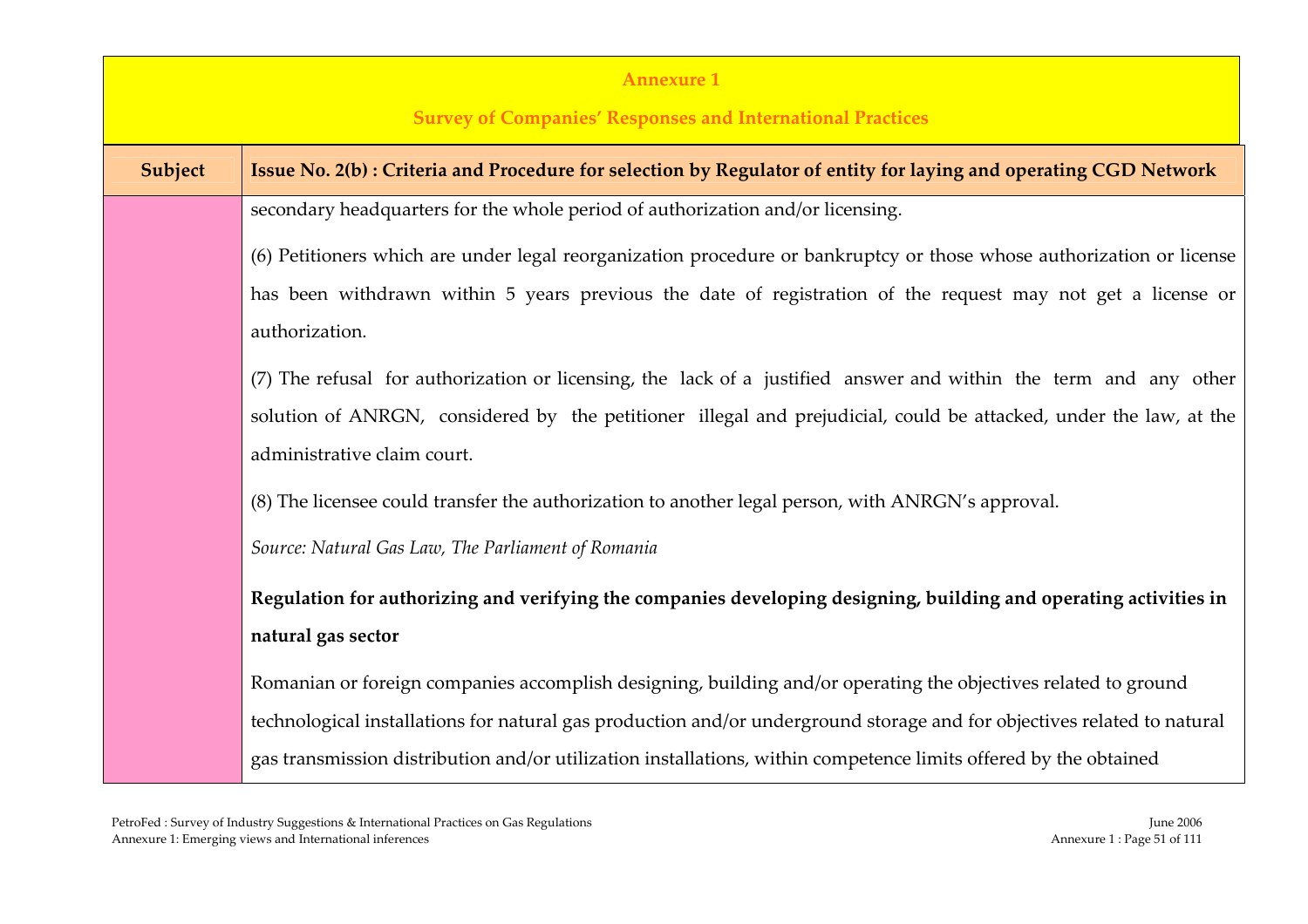# Annexure 1

## Survey of Companies' Responses and International Practices

| Subject | Issue No. 2(b) : Criteria and Procedure for selection by Regulator of entity for laying and operating CGD Network |
|---|---|
| | secondary headquarters for the whole period of authorization and/or licensing.<br><br>(6) Petitioners which are under legal reorganization procedure or bankruptcy or those whose authorization or license has been withdrawn within 5 years previous the date of registration of the request may not get a license or authorization.<br><br>(7) The refusal for authorization or licensing, the lack of a justified answer and within the term and any other solution of ANRGN, considered by the petitioner illegal and prejudicial, could be attacked, under the law, at the administrative claim court.<br><br>(8) The licensee could transfer the authorization to another legal person, with ANRGN's approval.<br><br>*Source: Natural Gas Law, The Parliament of Romania*<br><br>**Regulation for authorizing and verifying the companies developing designing, building and operating activities in natural gas sector**<br><br>Romanian or foreign companies accomplish designing, building and/or operating the objectives related to ground technological installations for natural gas production and/or underground storage and for objectives related to natural gas transmission distribution and/or utilization installations, within competence limits offered by the obtained |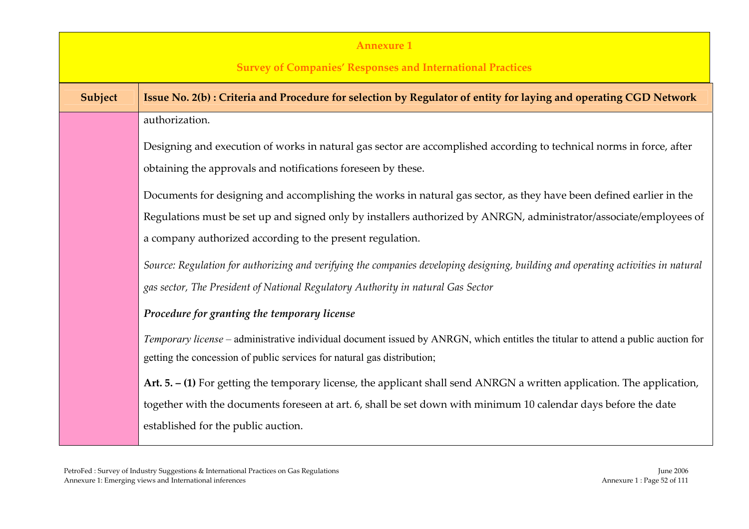**Annexure 1**

**Survey of Companies' Responses and International Practices**

| Subject | Issue No. 2(b) : Criteria and Procedure for selection by Regulator of entity for laying and operating CGD Network |
|---|---|
| | authorization.<br><br>Designing and execution of works in natural gas sector are accomplished according to technical norms in force, after obtaining the approvals and notifications foreseen by these.<br><br>Documents for designing and accomplishing the works in natural gas sector, as they have been defined earlier in the Regulations must be set up and signed only by installers authorized by ANRGN, administrator/associate/employees of a company authorized according to the present regulation.<br><br>*Source: Regulation for authorizing and verifying the companies developing designing, building and operating activities in natural gas sector, The President of National Regulatory Authority in natural Gas Sector*<br><br>***Procedure for granting the temporary license***<br><br>*Temporary license* – administrative individual document issued by ANRGN, which entitles the titular to attend a public auction for getting the concession of public services for natural gas distribution;<br><br>**Art. 5. – (1)** For getting the temporary license, the applicant shall send ANRGN a written application. The application, together with the documents foreseen at art. 6, shall be set down with minimum 10 calendar days before the date established for the public auction. |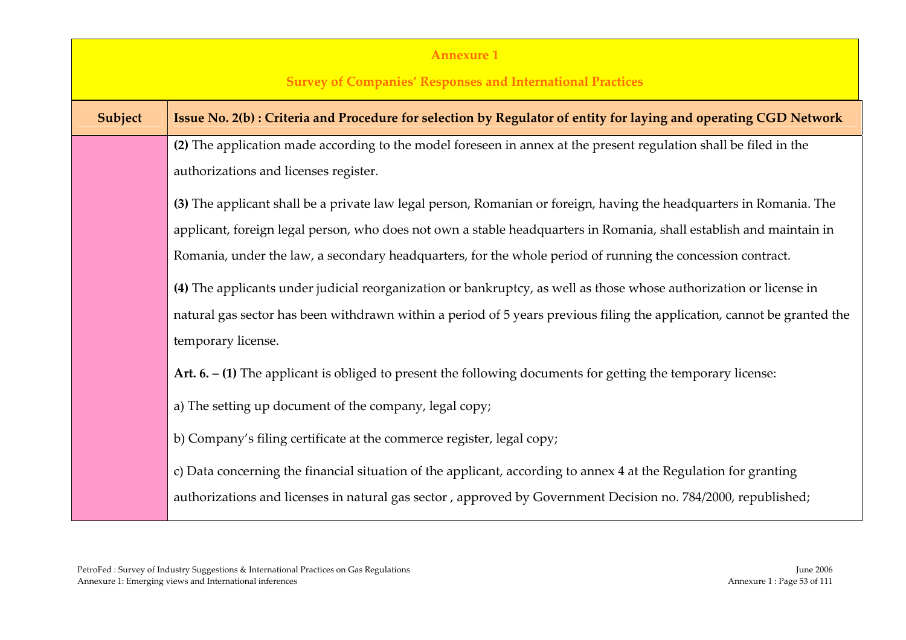## Annexure 1

## Survey of Companies' Responses and International Practices

| Subject | Issue No. 2(b) : Criteria and Procedure for selection by Regulator of entity for laying and operating CGD Network |
|---|---|
| | **(2)** The application made according to the model foreseen in annex at the present regulation shall be filed in the authorizations and licenses register.<br><br>**(3)** The applicant shall be a private law legal person, Romanian or foreign, having the headquarters in Romania. The applicant, foreign legal person, who does not own a stable headquarters in Romania, shall establish and maintain in Romania, under the law, a secondary headquarters, for the whole period of running the concession contract.<br><br>**(4)** The applicants under judicial reorganization or bankruptcy, as well as those whose authorization or license in natural gas sector has been withdrawn within a period of 5 years previous filing the application, cannot be granted the temporary license.<br><br>**Art. 6. – (1)** The applicant is obliged to present the following documents for getting the temporary license:<br><br>a) The setting up document of the company, legal copy;<br><br>b) Company's filing certificate at the commerce register, legal copy;<br><br>c) Data concerning the financial situation of the applicant, according to annex 4 at the Regulation for granting authorizations and licenses in natural gas sector , approved by Government Decision no. 784/2000, republished; |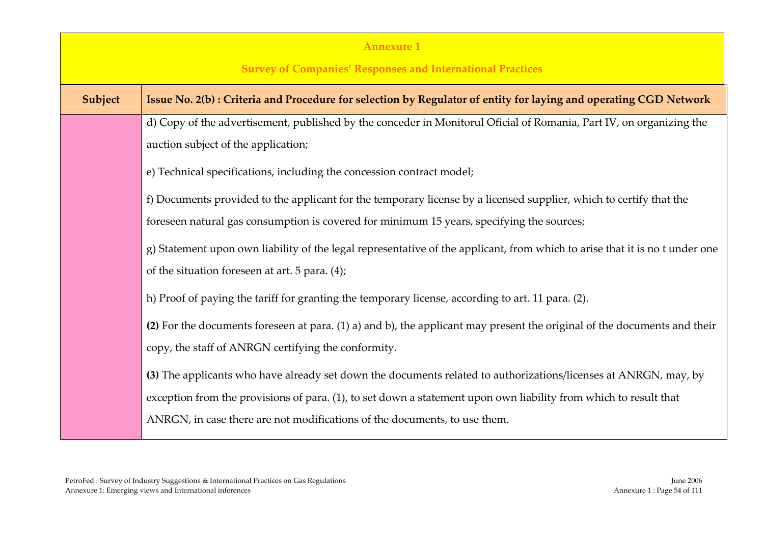## Annexure 1

### Survey of Companies' Responses and International Practices

| Subject | Issue No. 2(b) : Criteria and Procedure for selection by Regulator of entity for laying and operating CGD Network |
|---|---|
| | d) Copy of the advertisement, published by the conceder in Monitorul Oficial of Romania, Part IV, on organizing the auction subject of the application;<br><br>e) Technical specifications, including the concession contract model;<br><br>f) Documents provided to the applicant for the temporary license by a licensed supplier, which to certify that the foreseen natural gas consumption is covered for minimum 15 years, specifying the sources;<br><br>g) Statement upon own liability of the legal representative of the applicant, from which to arise that it is no t under one of the situation foreseen at art. 5 para. (4);<br><br>h) Proof of paying the tariff for granting the temporary license, according to art. 11 para. (2).<br><br>**(2)** For the documents foreseen at para. (1) a) and b), the applicant may present the original of the documents and their copy, the staff of ANRGN certifying the conformity.<br><br>**(3)** The applicants who have already set down the documents related to authorizations/licenses at ANRGN, may, by exception from the provisions of para. (1), to set down a statement upon own liability from which to result that ANRGN, in case there are not modifications of the documents, to use them. |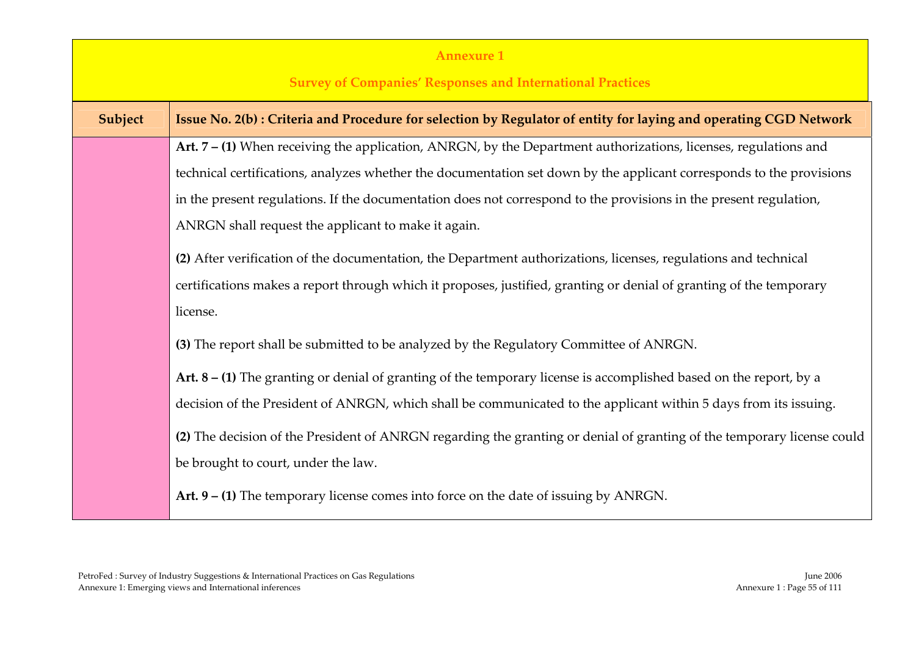**Annexure 1**

**Survey of Companies' Responses and International Practices**

| Subject | Issue No. 2(b) : Criteria and Procedure for selection by Regulator of entity for laying and operating CGD Network |
|---|---|
| | **Art. 7 – (1)** When receiving the application, ANRGN, by the Department authorizations, licenses, regulations and technical certifications, analyzes whether the documentation set down by the applicant corresponds to the provisions in the present regulations. If the documentation does not correspond to the provisions in the present regulation, ANRGN shall request the applicant to make it again.<br><br>**(2)** After verification of the documentation, the Department authorizations, licenses, regulations and technical certifications makes a report through which it proposes, justified, granting or denial of granting of the temporary license.<br><br>**(3)** The report shall be submitted to be analyzed by the Regulatory Committee of ANRGN.<br><br>**Art. 8 – (1)** The granting or denial of granting of the temporary license is accomplished based on the report, by a decision of the President of ANRGN, which shall be communicated to the applicant within 5 days from its issuing.<br><br>**(2)** The decision of the President of ANRGN regarding the granting or denial of granting of the temporary license could be brought to court, under the law.<br><br>**Art. 9 – (1)** The temporary license comes into force on the date of issuing by ANRGN. |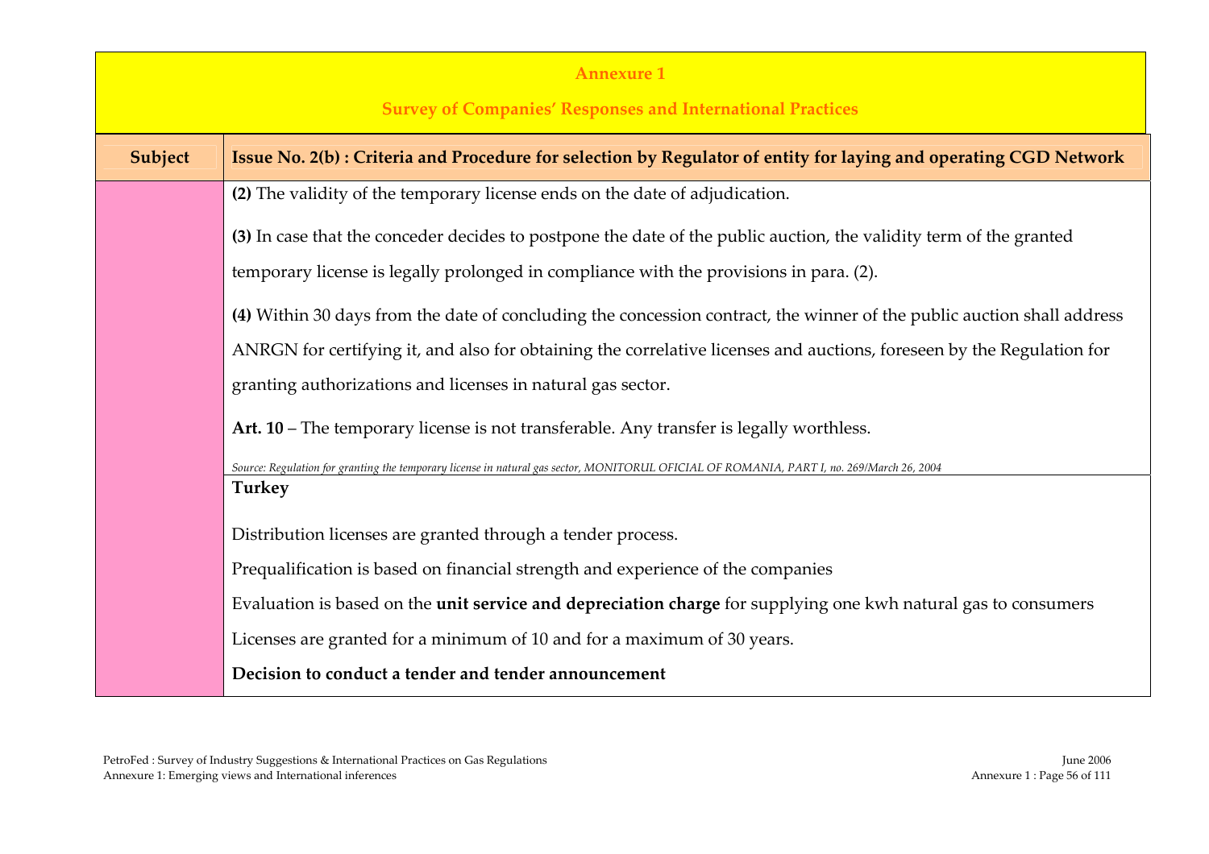**Annexure 1**

**Survey of Companies' Responses and International Practices**

| Subject | Issue No. 2(b) : Criteria and Procedure for selection by Regulator of entity for laying and operating CGD Network |
|---|---|
| | **(2)** The validity of the temporary license ends on the date of adjudication.<br><br>**(3)** In case that the conceder decides to postpone the date of the public auction, the validity term of the granted temporary license is legally prolonged in compliance with the provisions in para. (2).<br><br>**(4)** Within 30 days from the date of concluding the concession contract, the winner of the public auction shall address ANRGN for certifying it, and also for obtaining the correlative licenses and auctions, foreseen by the Regulation for granting authorizations and licenses in natural gas sector.<br><br>**Art. 10** – The temporary license is not transferable. Any transfer is legally worthless.<br><br>*Source: Regulation for granting the temporary license in natural gas sector, MONITORUL OFICIAL OF ROMANIA, PART I, no. 269/March 26, 2004* |
| | **Turkey**<br><br>Distribution licenses are granted through a tender process.<br>Prequalification is based on financial strength and experience of the companies<br>Evaluation is based on the **unit service and depreciation charge** for supplying one kwh natural gas to consumers<br>Licenses are granted for a minimum of 10 and for a maximum of 30 years.<br>**Decision to conduct a tender and tender announcement** |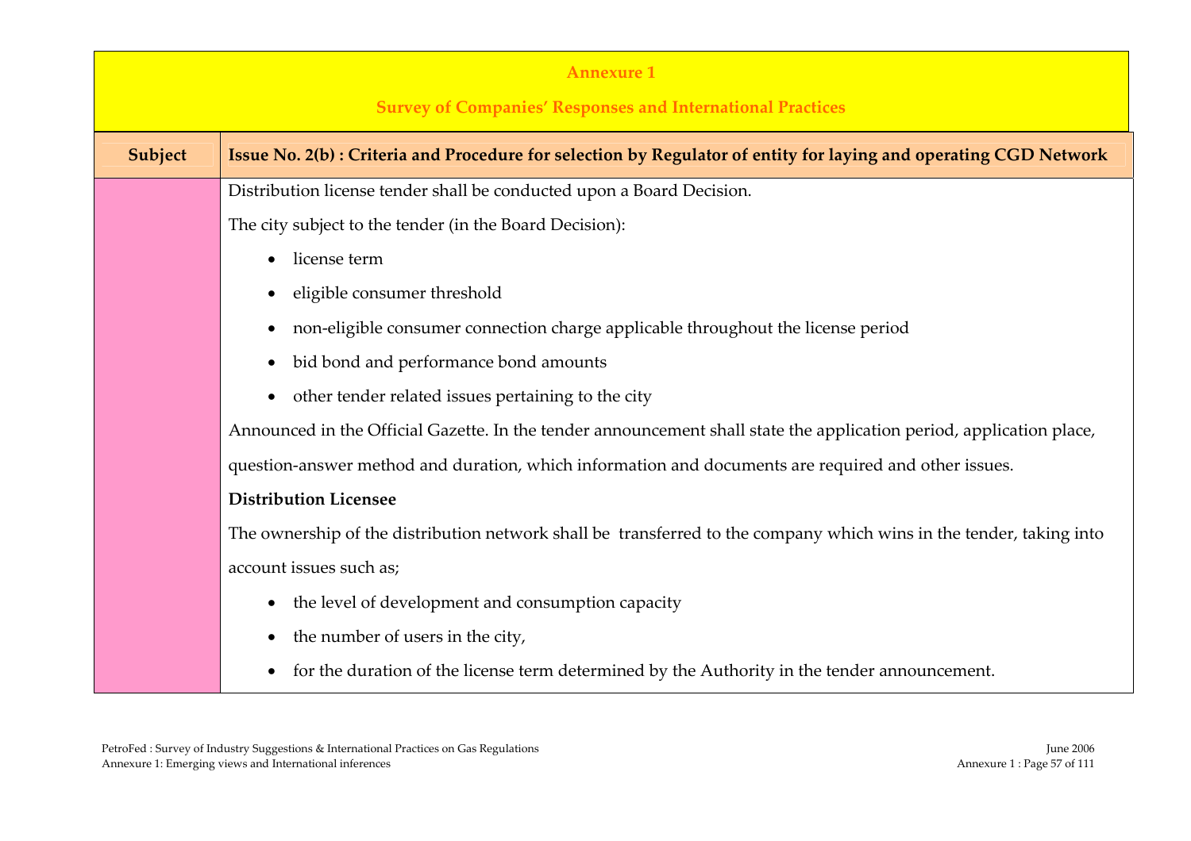## Annexure 1

## Survey of Companies' Responses and International Practices

| Subject | Issue No. 2(b) : Criteria and Procedure for selection by Regulator of entity for laying and operating CGD Network |
|---|---|
| | Distribution license tender shall be conducted upon a Board Decision.<br><br>The city subject to the tender (in the Board Decision):<br><br>• license term<br>• eligible consumer threshold<br>• non-eligible consumer connection charge applicable throughout the license period<br>• bid bond and performance bond amounts<br>• other tender related issues pertaining to the city<br><br>Announced in the Official Gazette. In the tender announcement shall state the application period, application place, question-answer method and duration, which information and documents are required and other issues.<br><br>**Distribution Licensee**<br><br>The ownership of the distribution network shall be transferred to the company which wins in the tender, taking into account issues such as;<br><br>• the level of development and consumption capacity<br>• the number of users in the city,<br>• for the duration of the license term determined by the Authority in the tender announcement. |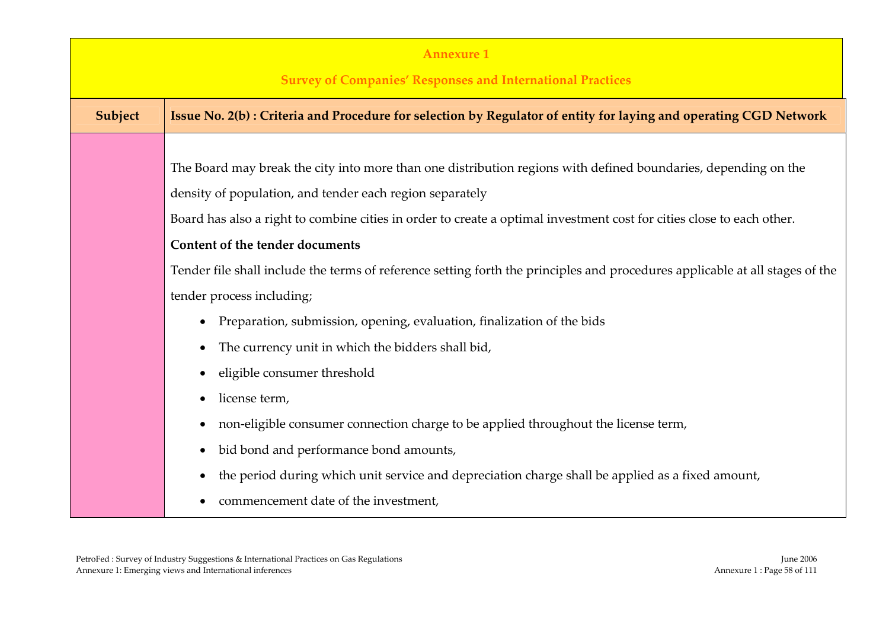**Annexure 1**

**Survey of Companies' Responses and International Practices**

| Subject | Issue No. 2(b) : Criteria and Procedure for selection by Regulator of entity for laying and operating CGD Network |
|---|---|
| | The Board may break the city into more than one distribution regions with defined boundaries, depending on the density of population, and tender each region separately<br>Board has also a right to combine cities in order to create a optimal investment cost for cities close to each other.<br>**Content of the tender documents**<br>Tender file shall include the terms of reference setting forth the principles and procedures applicable at all stages of the tender process including;<br>• Preparation, submission, opening, evaluation, finalization of the bids<br>• The currency unit in which the bidders shall bid,<br>• eligible consumer threshold<br>• license term,<br>• non-eligible consumer connection charge to be applied throughout the license term,<br>• bid bond and performance bond amounts,<br>• the period during which unit service and depreciation charge shall be applied as a fixed amount,<br>• commencement date of the investment, |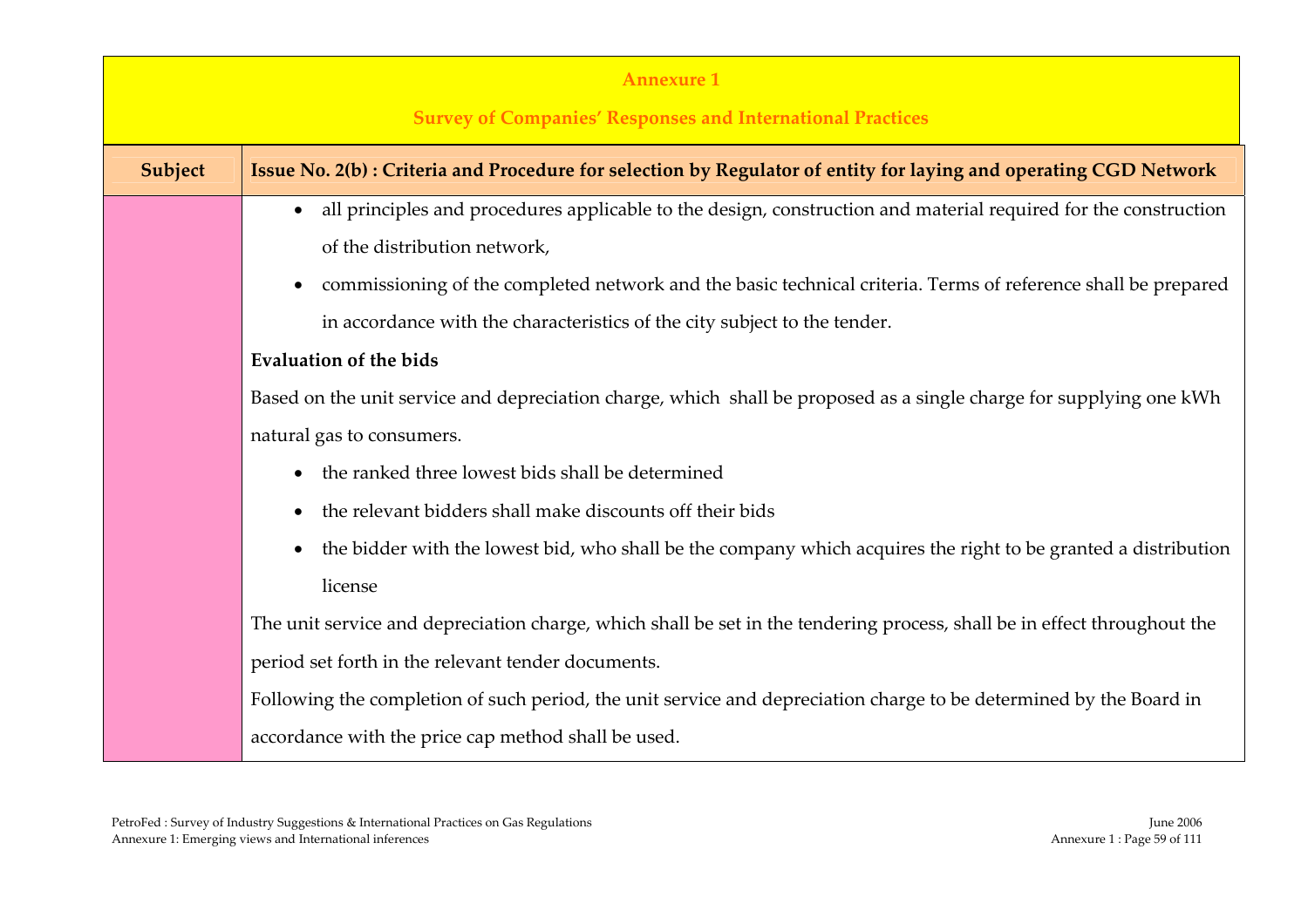**Annexure 1**

**Survey of Companies' Responses and International Practices**

| Subject | Issue No. 2(b) : Criteria and Procedure for selection by Regulator of entity for laying and operating CGD Network |
|---|---|
| | • all principles and procedures applicable to the design, construction and material required for the construction of the distribution network,<br>• commissioning of the completed network and the basic technical criteria. Terms of reference shall be prepared in accordance with the characteristics of the city subject to the tender.<br>**Evaluation of the bids**<br>Based on the unit service and depreciation charge, which shall be proposed as a single charge for supplying one kWh natural gas to consumers.<br>• the ranked three lowest bids shall be determined<br>• the relevant bidders shall make discounts off their bids<br>• the bidder with the lowest bid, who shall be the company which acquires the right to be granted a distribution license<br>The unit service and depreciation charge, which shall be set in the tendering process, shall be in effect throughout the period set forth in the relevant tender documents.<br>Following the completion of such period, the unit service and depreciation charge to be determined by the Board in accordance with the price cap method shall be used. |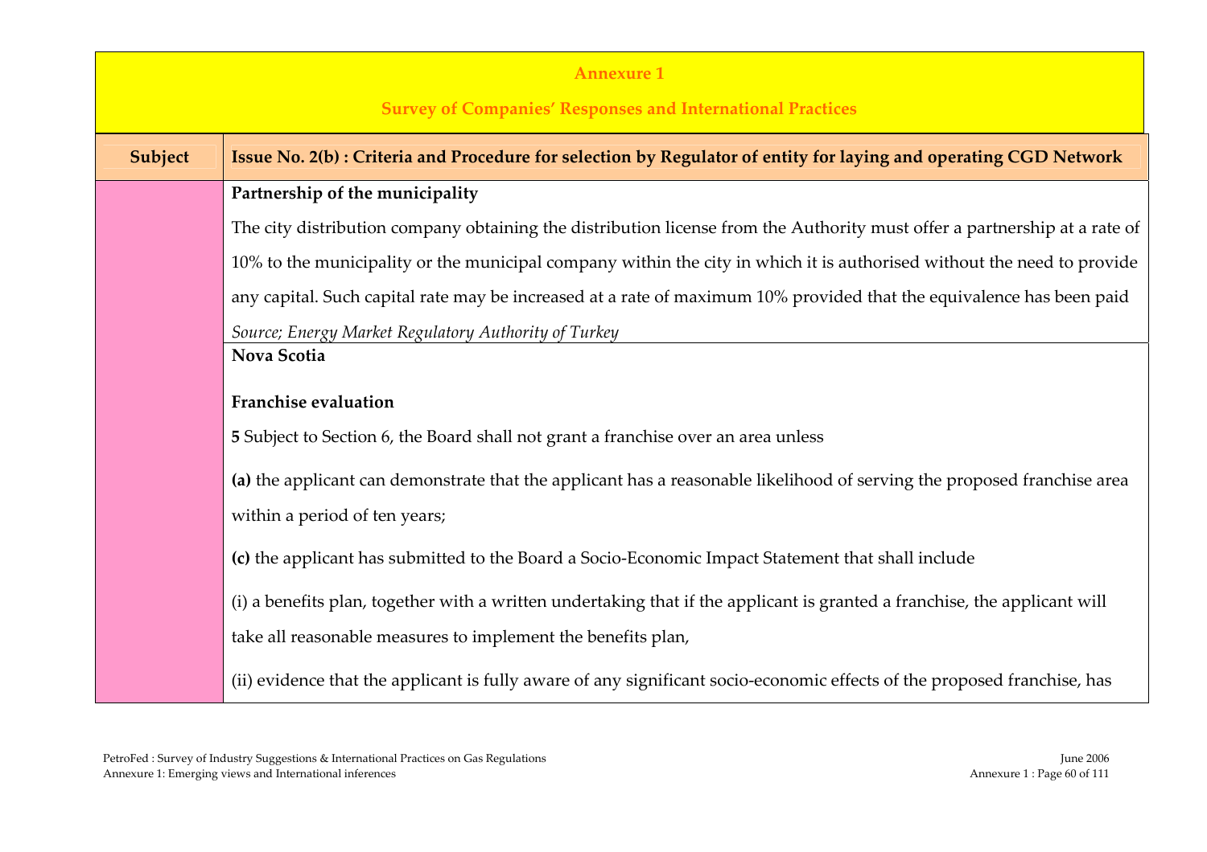**Annexure 1**

**Survey of Companies' Responses and International Practices**

| Subject | Issue No. 2(b) : Criteria and Procedure for selection by Regulator of entity for laying and operating CGD Network |
|---|---|
| | **Partnership of the municipality**<br><br>The city distribution company obtaining the distribution license from the Authority must offer a partnership at a rate of 10% to the municipality or the municipal company within the city in which it is authorised without the need to provide any capital. Such capital rate may be increased at a rate of maximum 10% provided that the equivalence has been paid<br><br>*Source; Energy Market Regulatory Authority of Turkey* |
| | **Nova Scotia**<br><br>**Franchise evaluation**<br><br>**5** Subject to Section 6, the Board shall not grant a franchise over an area unless<br><br>**(a)** the applicant can demonstrate that the applicant has a reasonable likelihood of serving the proposed franchise area within a period of ten years;<br><br>**(c)** the applicant has submitted to the Board a Socio-Economic Impact Statement that shall include<br><br>(i) a benefits plan, together with a written undertaking that if the applicant is granted a franchise, the applicant will take all reasonable measures to implement the benefits plan,<br><br>(ii) evidence that the applicant is fully aware of any significant socio-economic effects of the proposed franchise, has |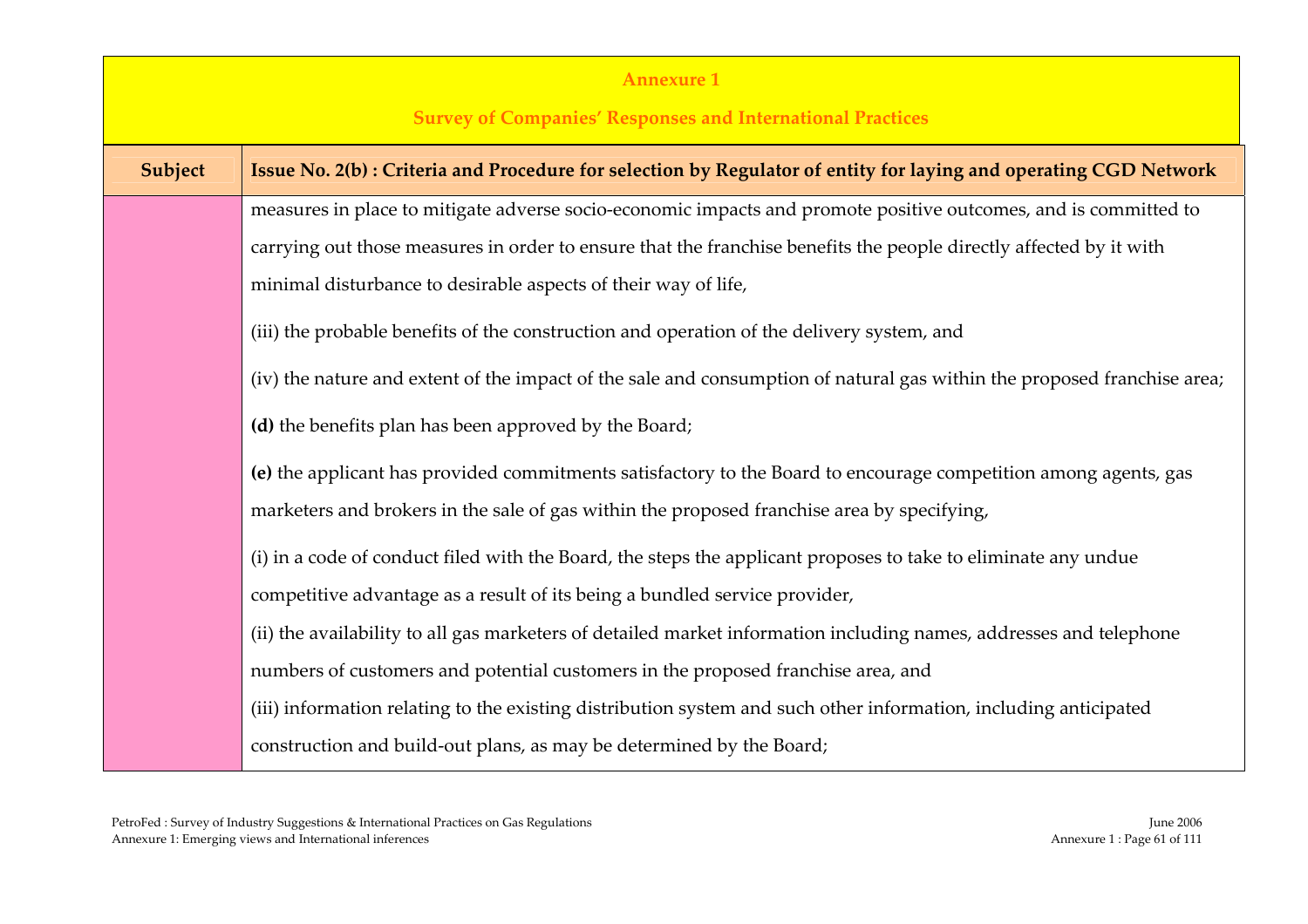## Annexure 1

## Survey of Companies' Responses and International Practices

| Subject | Issue No. 2(b) : Criteria and Procedure for selection by Regulator of entity for laying and operating CGD Network |
|---|---|
| | measures in place to mitigate adverse socio-economic impacts and promote positive outcomes, and is committed to carrying out those measures in order to ensure that the franchise benefits the people directly affected by it with minimal disturbance to desirable aspects of their way of life,<br><br>(iii) the probable benefits of the construction and operation of the delivery system, and<br><br>(iv) the nature and extent of the impact of the sale and consumption of natural gas within the proposed franchise area;<br><br>**(d)** the benefits plan has been approved by the Board;<br><br>**(e)** the applicant has provided commitments satisfactory to the Board to encourage competition among agents, gas marketers and brokers in the sale of gas within the proposed franchise area by specifying,<br><br>(i) in a code of conduct filed with the Board, the steps the applicant proposes to take to eliminate any undue competitive advantage as a result of its being a bundled service provider,<br><br>(ii) the availability to all gas marketers of detailed market information including names, addresses and telephone numbers of customers and potential customers in the proposed franchise area, and<br><br>(iii) information relating to the existing distribution system and such other information, including anticipated construction and build-out plans, as may be determined by the Board; |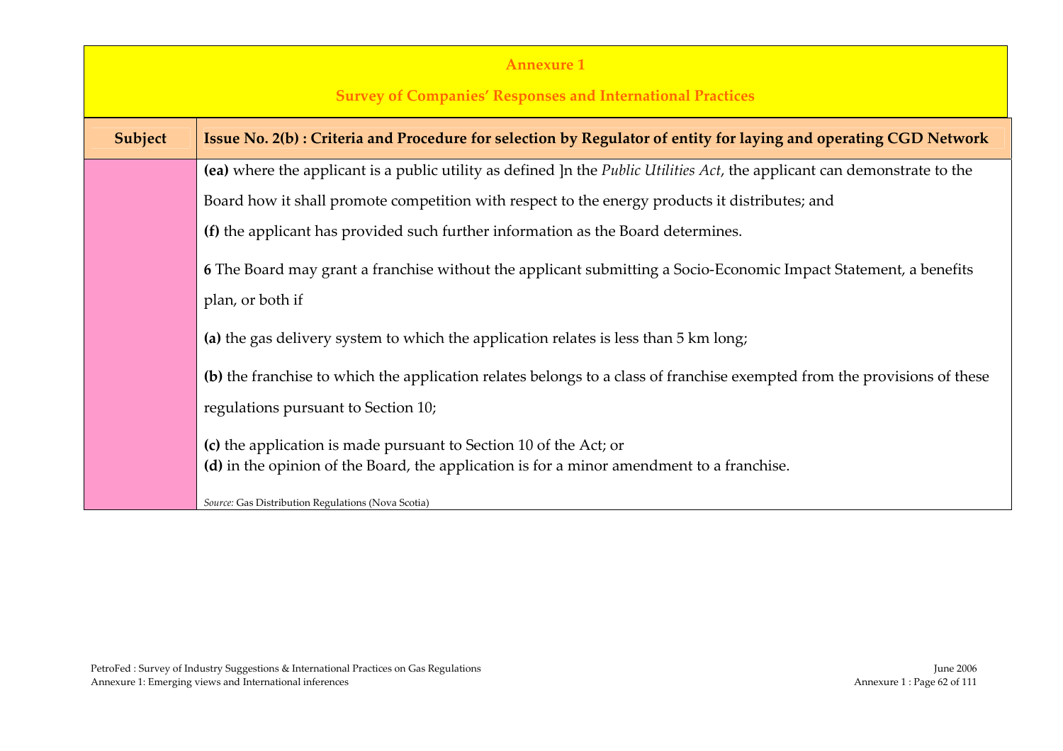**Annexure 1**

**Survey of Companies' Responses and International Practices**

| Subject | Issue No. 2(b) : Criteria and Procedure for selection by Regulator of entity for laying and operating CGD Network |
|---|---|
| | **(ea)** where the applicant is a public utility as defined ]n the *Public Utilities Act*, the applicant can demonstrate to the Board how it shall promote competition with respect to the energy products it distributes; and<br><br>**(f)** the applicant has provided such further information as the Board determines.<br><br>**6** The Board may grant a franchise without the applicant submitting a Socio-Economic Impact Statement, a benefits plan, or both if<br><br>**(a)** the gas delivery system to which the application relates is less than 5 km long;<br><br>**(b)** the franchise to which the application relates belongs to a class of franchise exempted from the provisions of these regulations pursuant to Section 10;<br><br>**(c)** the application is made pursuant to Section 10 of the Act; or<br>**(d)** in the opinion of the Board, the application is for a minor amendment to a franchise.<br><br>*Source:* Gas Distribution Regulations (Nova Scotia) |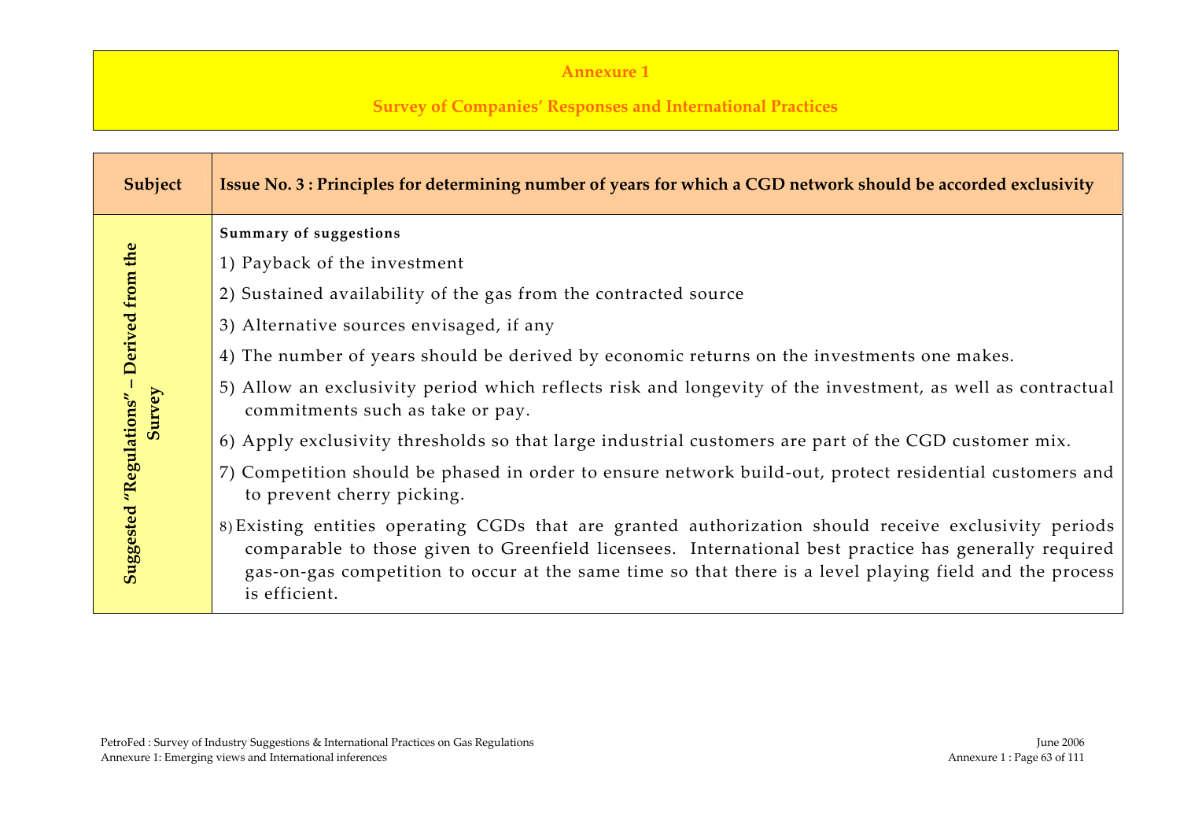**Annexure 1**

**Survey of Companies' Responses and International Practices**

| Subject | Issue No. 3 : Principles for determining number of years for which a CGD network should be accorded exclusivity |
|---|---|
| Suggested "Regulations" – Derived from the Survey | **Summary of suggestions**<br>1) Payback of the investment<br>2) Sustained availability of the gas from the contracted source<br>3) Alternative sources envisaged, if any<br>4) The number of years should be derived by economic returns on the investments one makes.<br>5) Allow an exclusivity period which reflects risk and longevity of the investment, as well as contractual commitments such as take or pay.<br>6) Apply exclusivity thresholds so that large industrial customers are part of the CGD customer mix.<br>7) Competition should be phased in order to ensure network build-out, protect residential customers and to prevent cherry picking.<br>8) Existing entities operating CGDs that are granted authorization should receive exclusivity periods comparable to those given to Greenfield licensees. International best practice has generally required gas-on-gas competition to occur at the same time so that there is a level playing field and the process is efficient. |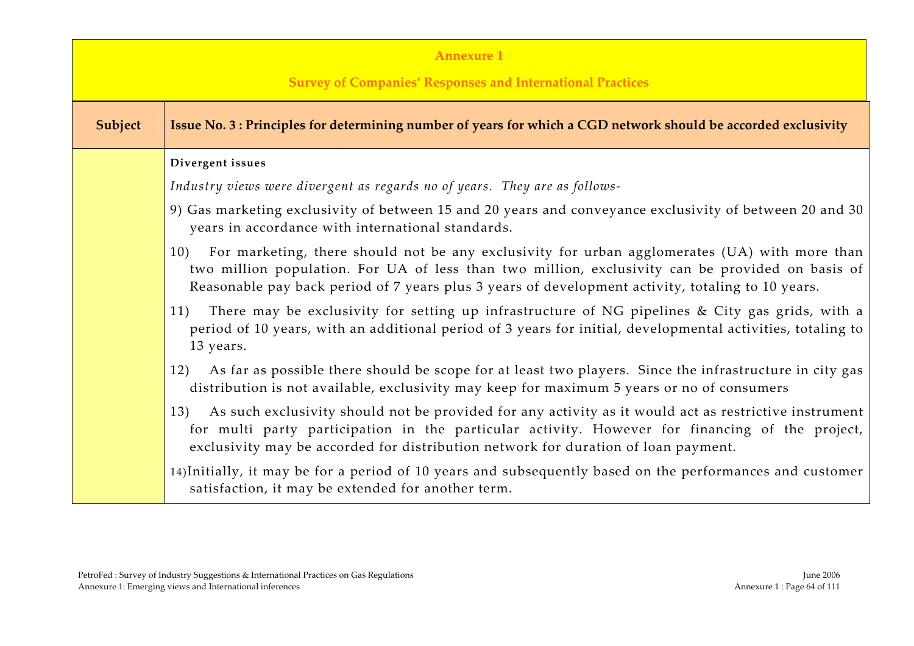**Annexure 1**

**Survey of Companies' Responses and International Practices**

| Subject | Issue No. 3 : Principles for determining number of years for which a CGD network should be accorded exclusivity |
|---|---|
| | **Divergent issues**<br><br>*Industry views were divergent as regards no of years. They are as follows-*<br><br>9) Gas marketing exclusivity of between 15 and 20 years and conveyance exclusivity of between 20 and 30 years in accordance with international standards.<br><br>10) For marketing, there should not be any exclusivity for urban agglomerates (UA) with more than two million population. For UA of less than two million, exclusivity can be provided on basis of Reasonable pay back period of 7 years plus 3 years of development activity, totaling to 10 years.<br><br>11) There may be exclusivity for setting up infrastructure of NG pipelines & City gas grids, with a period of 10 years, with an additional period of 3 years for initial, developmental activities, totaling to 13 years.<br><br>12) As far as possible there should be scope for at least two players. Since the infrastructure in city gas distribution is not available, exclusivity may keep for maximum 5 years or no of consumers<br><br>13) As such exclusivity should not be provided for any activity as it would act as restrictive instrument for multi party participation in the particular activity. However for financing of the project, exclusivity may be accorded for distribution network for duration of loan payment.<br><br>14) Initially, it may be for a period of 10 years and subsequently based on the performances and customer satisfaction, it may be extended for another term. |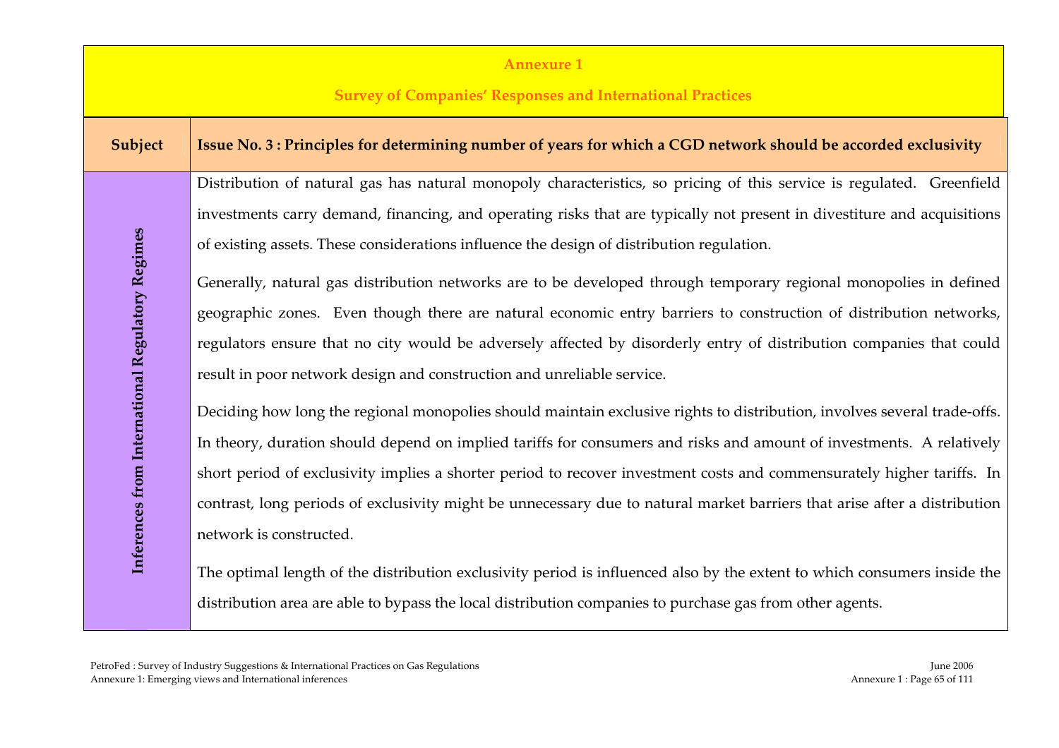**Annexure 1**

**Survey of Companies' Responses and International Practices**

| Subject | Issue No. 3 : Principles for determining number of years for which a CGD network should be accorded exclusivity |
|---|---|
| **Inferences from International Regulatory Regimes** | Distribution of natural gas has natural monopoly characteristics, so pricing of this service is regulated. Greenfield investments carry demand, financing, and operating risks that are typically not present in divestiture and acquisitions of existing assets. These considerations influence the design of distribution regulation.<br><br>Generally, natural gas distribution networks are to be developed through temporary regional monopolies in defined geographic zones. Even though there are natural economic entry barriers to construction of distribution networks, regulators ensure that no city would be adversely affected by disorderly entry of distribution companies that could result in poor network design and construction and unreliable service.<br><br>Deciding how long the regional monopolies should maintain exclusive rights to distribution, involves several trade-offs. In theory, duration should depend on implied tariffs for consumers and risks and amount of investments. A relatively short period of exclusivity implies a shorter period to recover investment costs and commensurately higher tariffs. In contrast, long periods of exclusivity might be unnecessary due to natural market barriers that arise after a distribution network is constructed.<br><br>The optimal length of the distribution exclusivity period is influenced also by the extent to which consumers inside the distribution area are able to bypass the local distribution companies to purchase gas from other agents. |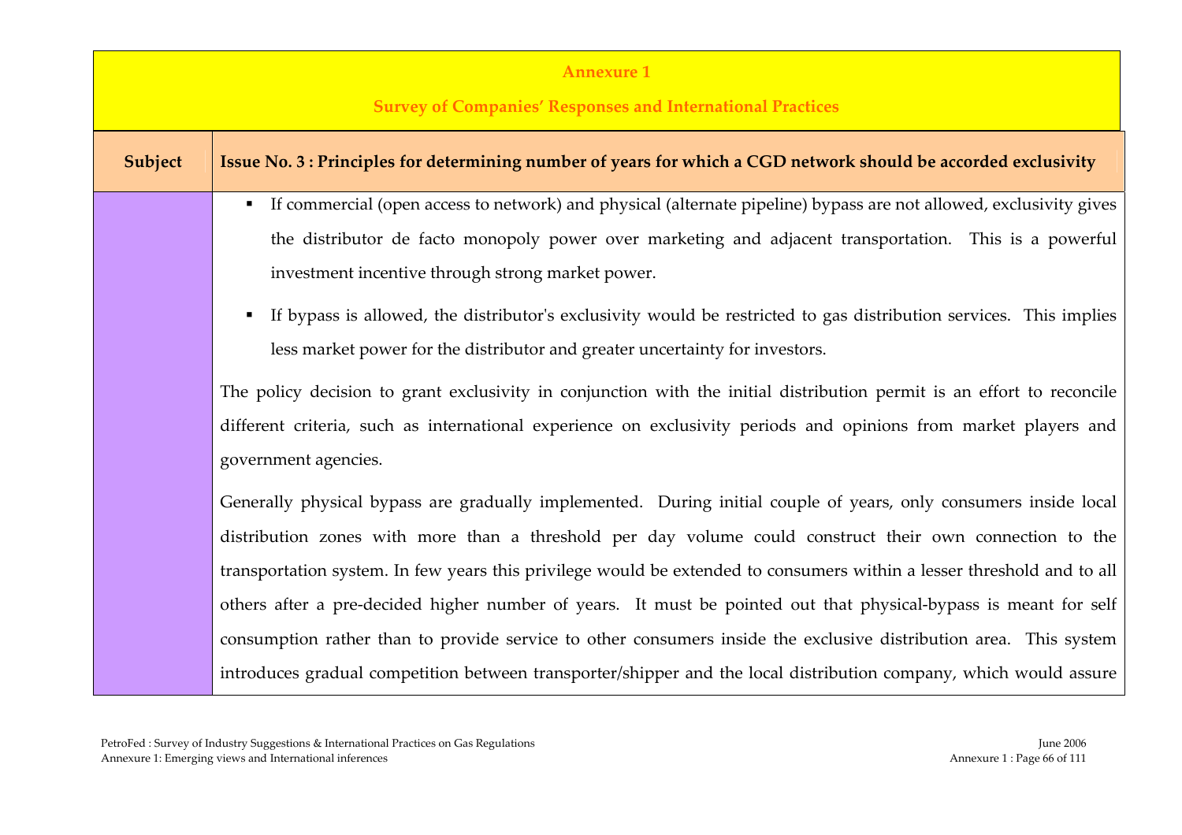**Annexure 1**

**Survey of Companies' Responses and International Practices**

| Subject | Issue No. 3 : Principles for determining number of years for which a CGD network should be accorded exclusivity |
|---|---|
| | ▪ If commercial (open access to network) and physical (alternate pipeline) bypass are not allowed, exclusivity gives the distributor de facto monopoly power over marketing and adjacent transportation. This is a powerful investment incentive through strong market power.<br><br>▪ If bypass is allowed, the distributor's exclusivity would be restricted to gas distribution services. This implies less market power for the distributor and greater uncertainty for investors.<br><br>The policy decision to grant exclusivity in conjunction with the initial distribution permit is an effort to reconcile different criteria, such as international experience on exclusivity periods and opinions from market players and government agencies.<br><br>Generally physical bypass are gradually implemented. During initial couple of years, only consumers inside local distribution zones with more than a threshold per day volume could construct their own connection to the transportation system. In few years this privilege would be extended to consumers within a lesser threshold and to all others after a pre-decided higher number of years. It must be pointed out that physical-bypass is meant for self consumption rather than to provide service to other consumers inside the exclusive distribution area. This system introduces gradual competition between transporter/shipper and the local distribution company, which would assure |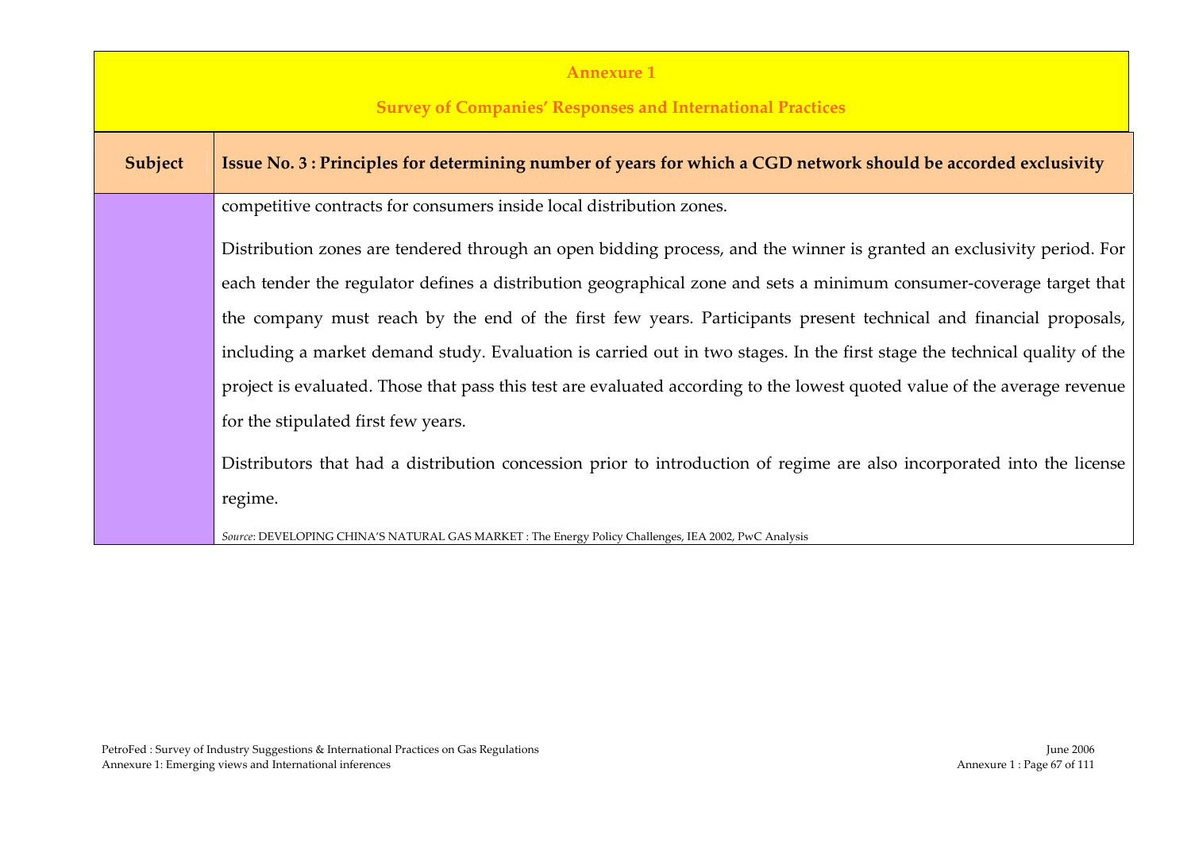**Annexure 1**

**Survey of Companies' Responses and International Practices**

| Subject | Issue No. 3 : Principles for determining number of years for which a CGD network should be accorded exclusivity |
|---|---|
| | competitive contracts for consumers inside local distribution zones.<br><br>Distribution zones are tendered through an open bidding process, and the winner is granted an exclusivity period. For each tender the regulator defines a distribution geographical zone and sets a minimum consumer-coverage target that the company must reach by the end of the first few years. Participants present technical and financial proposals, including a market demand study. Evaluation is carried out in two stages. In the first stage the technical quality of the project is evaluated. Those that pass this test are evaluated according to the lowest quoted value of the average revenue for the stipulated first few years.<br><br>Distributors that had a distribution concession prior to introduction of regime are also incorporated into the license regime.<br><br>*Source*: DEVELOPING CHINA'S NATURAL GAS MARKET : The Energy Policy Challenges, IEA 2002, PwC Analysis |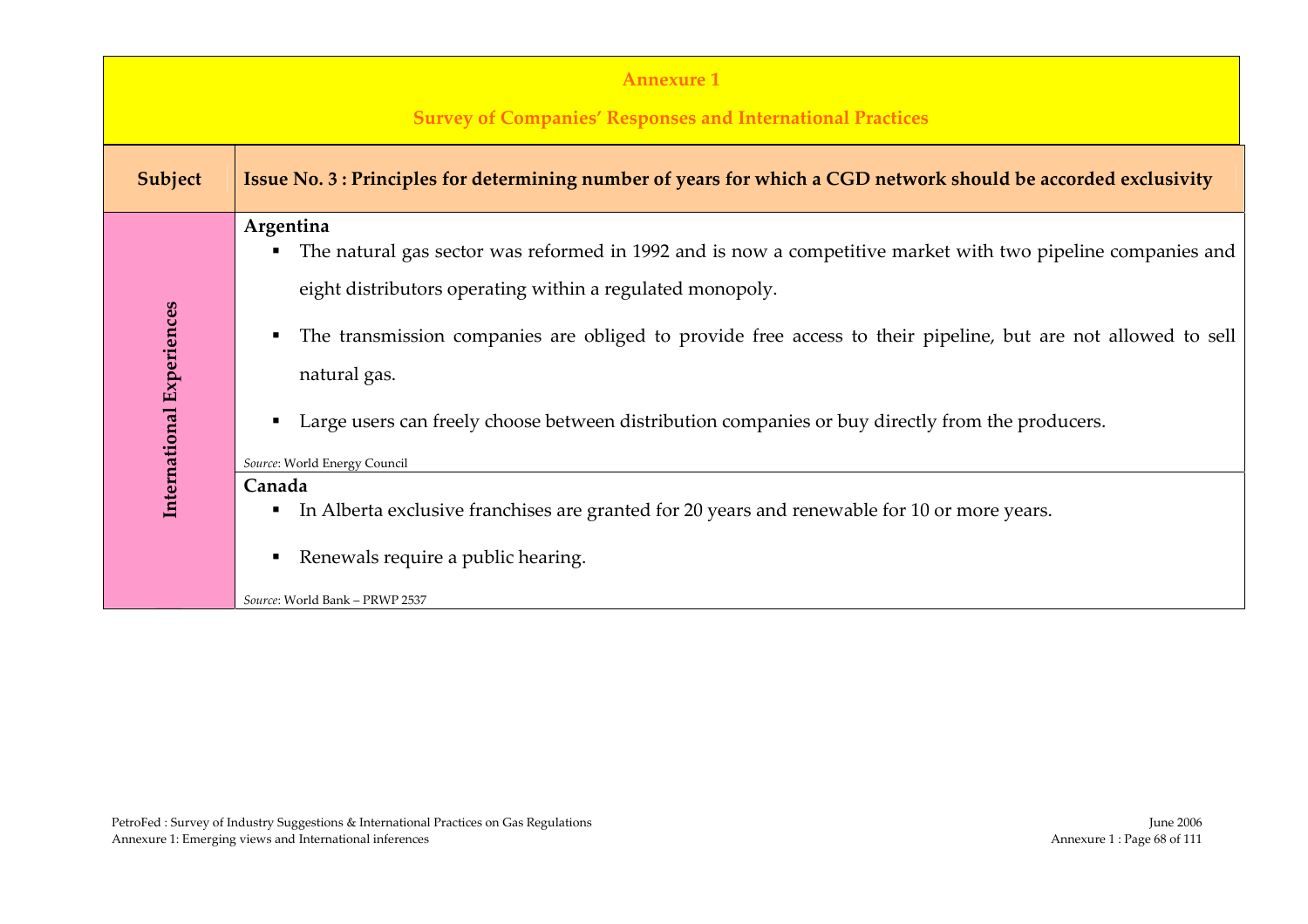**Annexure 1**

**Survey of Companies' Responses and International Practices**

| Subject | Issue No. 3 : Principles for determining number of years for which a CGD network should be accorded exclusivity |
|---|---|
| International Experiences | **Argentina**<br>▪ The natural gas sector was reformed in 1992 and is now a competitive market with two pipeline companies and eight distributors operating within a regulated monopoly.<br>▪ The transmission companies are obliged to provide free access to their pipeline, but are not allowed to sell natural gas.<br>▪ Large users can freely choose between distribution companies or buy directly from the producers.<br>*Source*: World Energy Council |
| | **Canada**<br>▪ In Alberta exclusive franchises are granted for 20 years and renewable for 10 or more years.<br>▪ Renewals require a public hearing.<br>*Source*: World Bank – PRWP 2537 |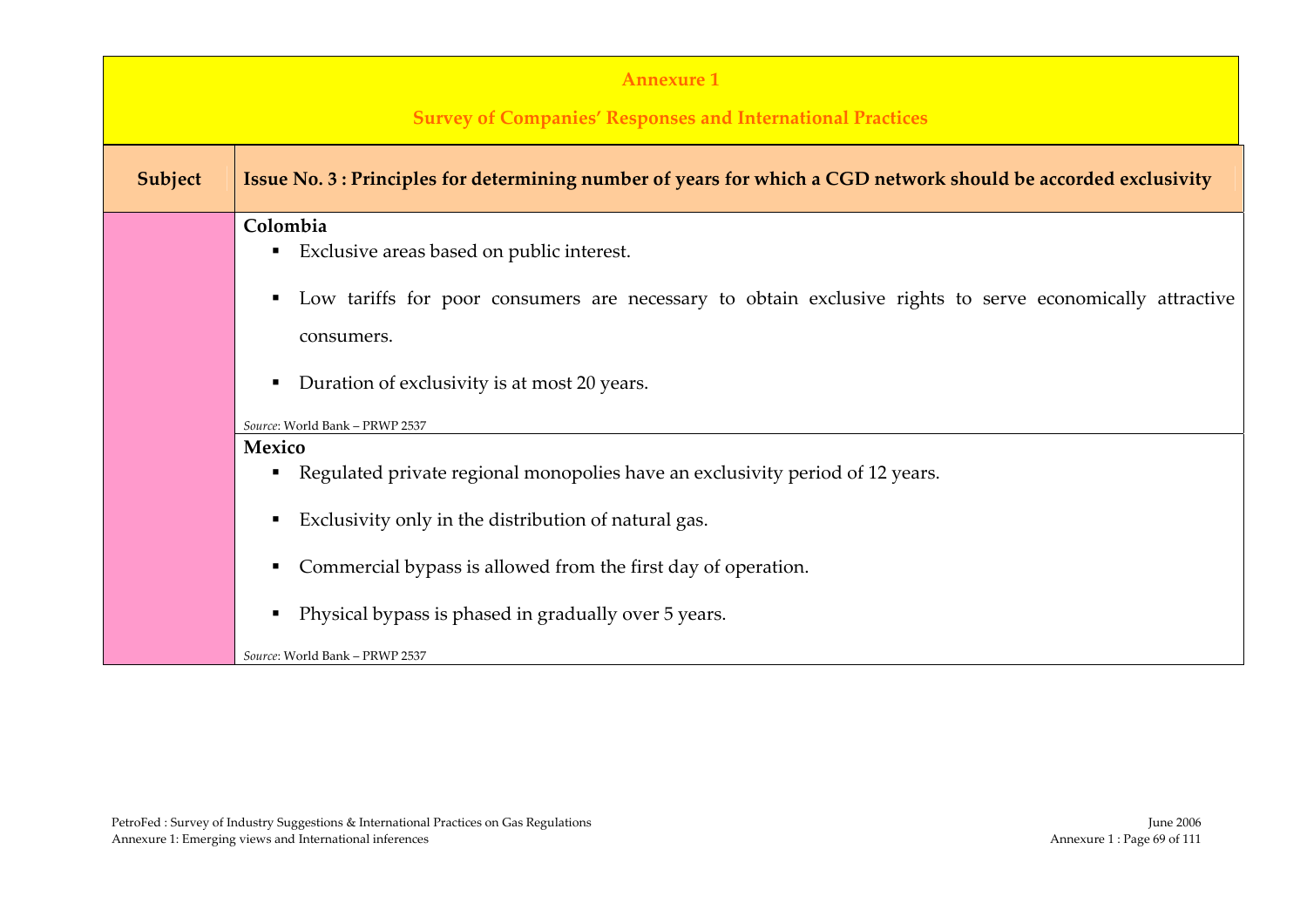## Annexure 1

## Survey of Companies' Responses and International Practices

| Subject | Issue No. 3 : Principles for determining number of years for which a CGD network should be accorded exclusivity |
|---|---|
| | **Colombia**<br>▪ Exclusive areas based on public interest.<br>▪ Low tariffs for poor consumers are necessary to obtain exclusive rights to serve economically attractive consumers.<br>▪ Duration of exclusivity is at most 20 years.<br>*Source*: World Bank – PRWP 2537 |
| | **Mexico**<br>▪ Regulated private regional monopolies have an exclusivity period of 12 years.<br>▪ Exclusivity only in the distribution of natural gas.<br>▪ Commercial bypass is allowed from the first day of operation.<br>▪ Physical bypass is phased in gradually over 5 years.<br>*Source*: World Bank – PRWP 2537 |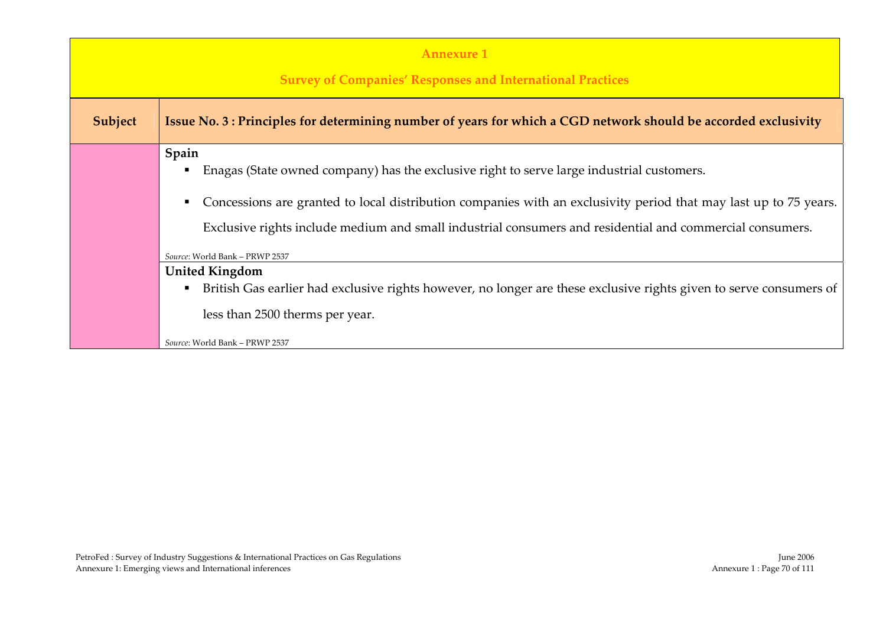**Annexure 1**

**Survey of Companies' Responses and International Practices**

| Subject | Issue No. 3 : Principles for determining number of years for which a CGD network should be accorded exclusivity |
|---|---|
| | **Spain**<br>▪ Enagas (State owned company) has the exclusive right to serve large industrial customers.<br>▪ Concessions are granted to local distribution companies with an exclusivity period that may last up to 75 years. Exclusive rights include medium and small industrial consumers and residential and commercial consumers.<br>*Source*: World Bank – PRWP 2537 |
| | **United Kingdom**<br>▪ British Gas earlier had exclusive rights however, no longer are these exclusive rights given to serve consumers of less than 2500 therms per year.<br>*Source*: World Bank – PRWP 2537 |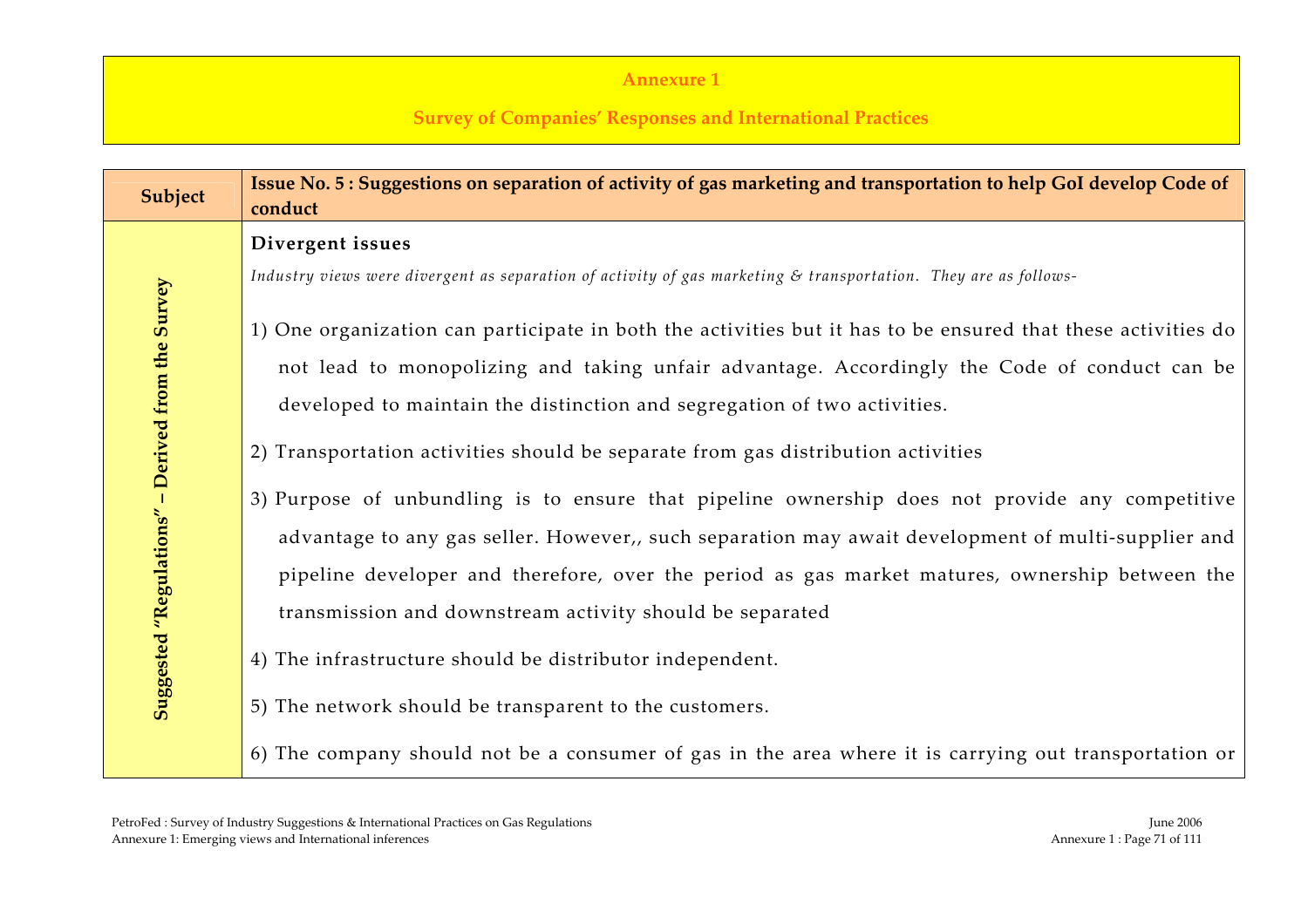**Annexure 1**

**Survey of Companies' Responses and International Practices**

| Subject | Issue No. 5 : Suggestions on separation of activity of gas marketing and transportation to help GoI develop Code of conduct |
|---|---|
| Suggested "Regulations" – Derived from the Survey | **Divergent issues**<br><br>*Industry views were divergent as separation of activity of gas marketing & transportation. They are as follows-*<br><br>1) One organization can participate in both the activities but it has to be ensured that these activities do not lead to monopolizing and taking unfair advantage. Accordingly the Code of conduct can be developed to maintain the distinction and segregation of two activities.<br><br>2) Transportation activities should be separate from gas distribution activities<br><br>3) Purpose of unbundling is to ensure that pipeline ownership does not provide any competitive advantage to any gas seller. However,, such separation may await development of multi-supplier and pipeline developer and therefore, over the period as gas market matures, ownership between the transmission and downstream activity should be separated<br><br>4) The infrastructure should be distributor independent.<br><br>5) The network should be transparent to the customers.<br><br>6) The company should not be a consumer of gas in the area where it is carrying out transportation or |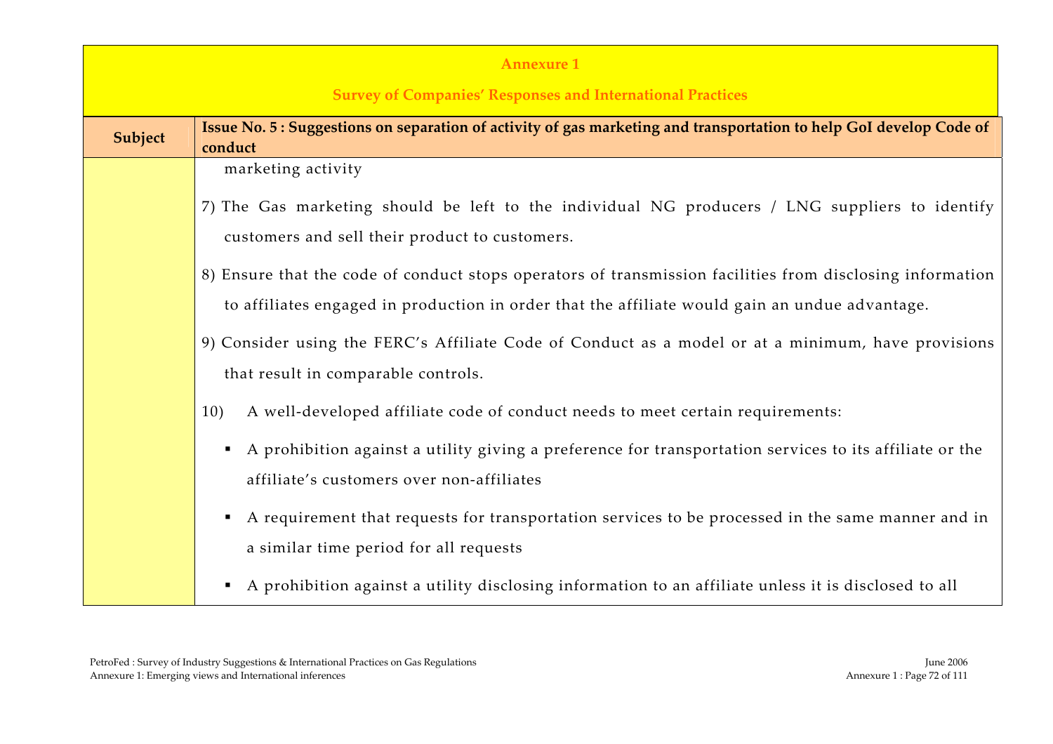**Annexure 1**

**Survey of Companies' Responses and International Practices**

| Subject | Issue No. 5 : Suggestions on separation of activity of gas marketing and transportation to help GoI develop Code of conduct |
|---|---|
| | marketing activity<br><br>7) The Gas marketing should be left to the individual NG producers / LNG suppliers to identify customers and sell their product to customers.<br><br>8) Ensure that the code of conduct stops operators of transmission facilities from disclosing information to affiliates engaged in production in order that the affiliate would gain an undue advantage.<br><br>9) Consider using the FERC's Affiliate Code of Conduct as a model or at a minimum, have provisions that result in comparable controls.<br><br>10) A well-developed affiliate code of conduct needs to meet certain requirements:<br><br>▪ A prohibition against a utility giving a preference for transportation services to its affiliate or the affiliate's customers over non-affiliates<br><br>▪ A requirement that requests for transportation services to be processed in the same manner and in a similar time period for all requests<br><br>▪ A prohibition against a utility disclosing information to an affiliate unless it is disclosed to all |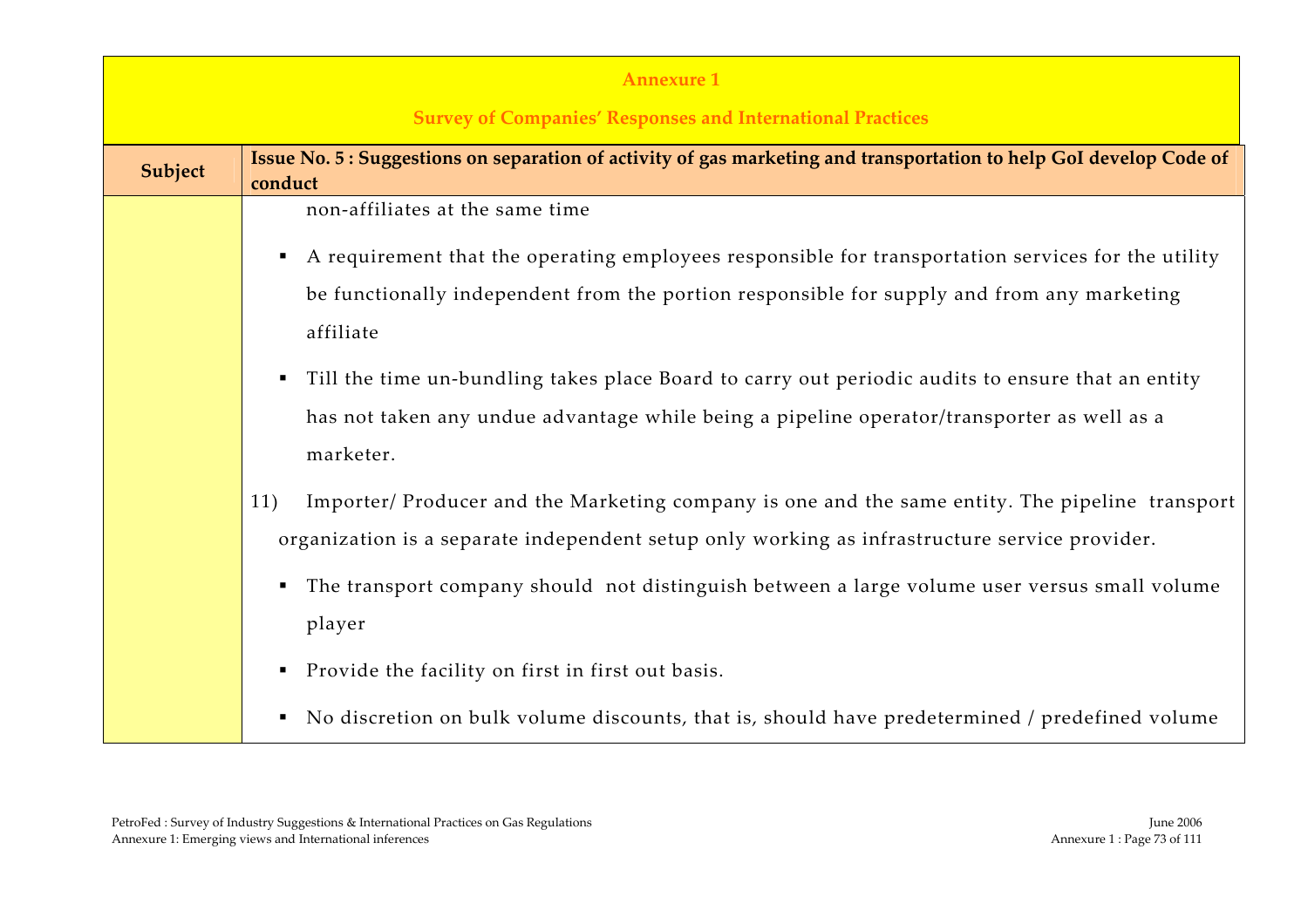**Annexure 1**

**Survey of Companies' Responses and International Practices**

| Subject | Issue No. 5 : Suggestions on separation of activity of gas marketing and transportation to help GoI develop Code of conduct |
|---|---|
| | non-affiliates at the same time<br><br>▪ A requirement that the operating employees responsible for transportation services for the utility be functionally independent from the portion responsible for supply and from any marketing affiliate<br><br>▪ Till the time un-bundling takes place Board to carry out periodic audits to ensure that an entity has not taken any undue advantage while being a pipeline operator/transporter as well as a marketer.<br><br>11) Importer/ Producer and the Marketing company is one and the same entity. The pipeline transport organization is a separate independent setup only working as infrastructure service provider.<br><br>▪ The transport company should not distinguish between a large volume user versus small volume player<br><br>▪ Provide the facility on first in first out basis.<br><br>▪ No discretion on bulk volume discounts, that is, should have predetermined / predefined volume |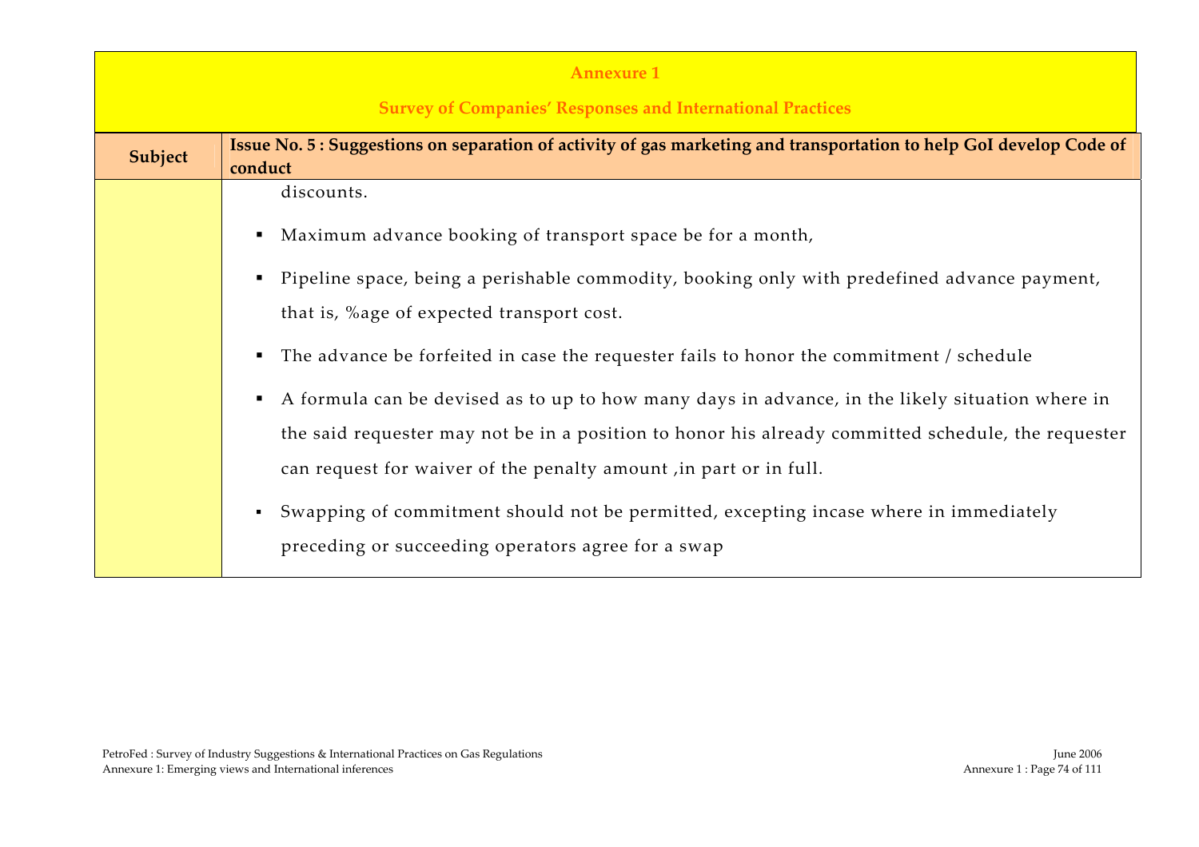## Annexure 1

## Survey of Companies' Responses and International Practices

| Subject | Issue No. 5 : Suggestions on separation of activity of gas marketing and transportation to help GoI develop Code of conduct |
|---|---|
| | discounts.<br><br>▪ Maximum advance booking of transport space be for a month,<br><br>▪ Pipeline space, being a perishable commodity, booking only with predefined advance payment, that is, %age of expected transport cost.<br><br>▪ The advance be forfeited in case the requester fails to honor the commitment / schedule<br><br>▪ A formula can be devised as to up to how many days in advance, in the likely situation where in the said requester may not be in a position to honor his already committed schedule, the requester can request for waiver of the penalty amount ,in part or in full.<br><br>▪ Swapping of commitment should not be permitted, excepting incase where in immediately preceding or succeeding operators agree for a swap |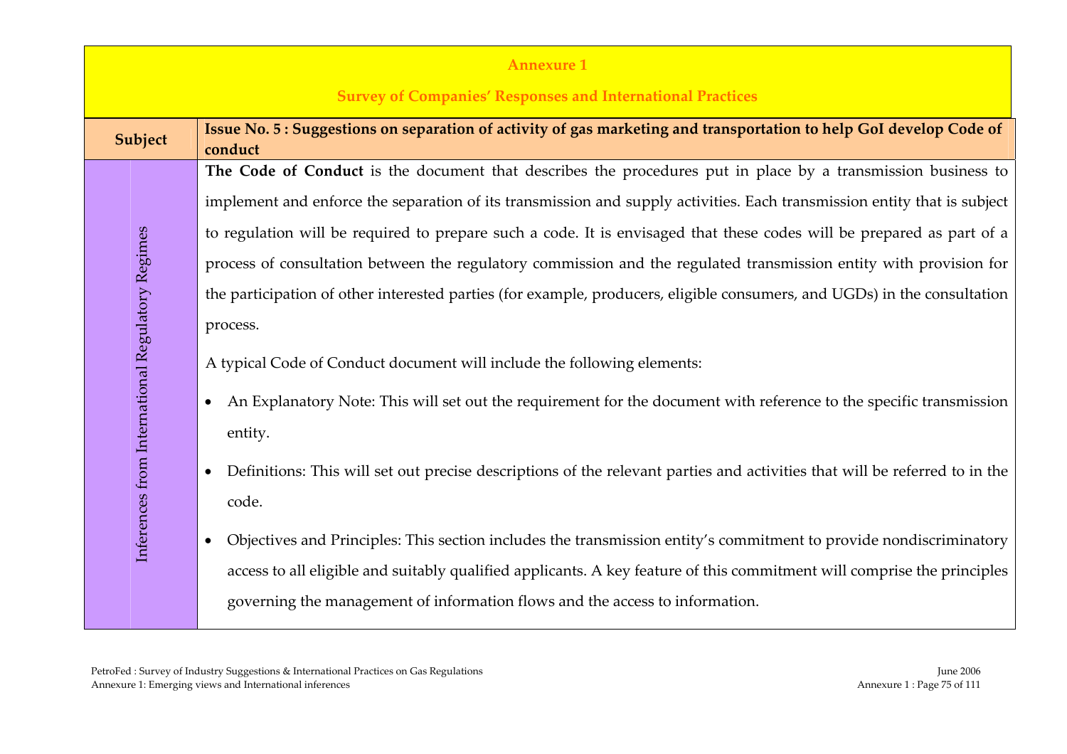## Annexure 1

## Survey of Companies' Responses and International Practices

| Subject | Issue No. 5 : Suggestions on separation of activity of gas marketing and transportation to help GoI develop Code of conduct |
|---|---|
| Inferences from International Regulatory Regimes | **The Code of Conduct** is the document that describes the procedures put in place by a transmission business to implement and enforce the separation of its transmission and supply activities. Each transmission entity that is subject to regulation will be required to prepare such a code. It is envisaged that these codes will be prepared as part of a process of consultation between the regulatory commission and the regulated transmission entity with provision for the participation of other interested parties (for example, producers, eligible consumers, and UGDs) in the consultation process.<br><br>A typical Code of Conduct document will include the following elements:<br><br>• An Explanatory Note: This will set out the requirement for the document with reference to the specific transmission entity.<br><br>• Definitions: This will set out precise descriptions of the relevant parties and activities that will be referred to in the code.<br><br>• Objectives and Principles: This section includes the transmission entity's commitment to provide nondiscriminatory access to all eligible and suitably qualified applicants. A key feature of this commitment will comprise the principles governing the management of information flows and the access to information. |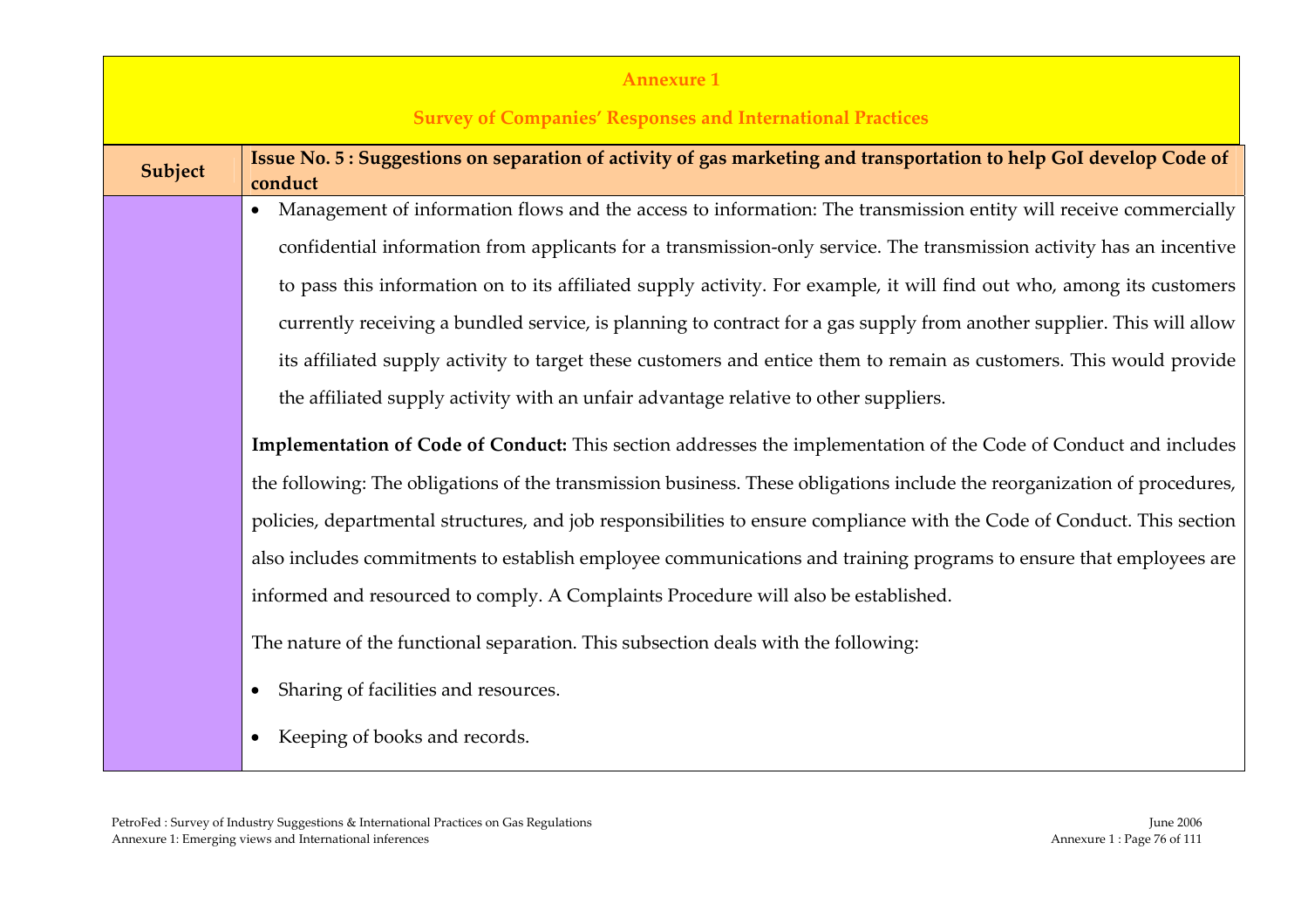**Annexure 1**

**Survey of Companies' Responses and International Practices**

| Subject | Issue No. 5 : Suggestions on separation of activity of gas marketing and transportation to help GoI develop Code of conduct |
|---|---|
| | • Management of information flows and the access to information: The transmission entity will receive commercially confidential information from applicants for a transmission-only service. The transmission activity has an incentive to pass this information on to its affiliated supply activity. For example, it will find out who, among its customers currently receiving a bundled service, is planning to contract for a gas supply from another supplier. This will allow its affiliated supply activity to target these customers and entice them to remain as customers. This would provide the affiliated supply activity with an unfair advantage relative to other suppliers.<br><br>**Implementation of Code of Conduct:** This section addresses the implementation of the Code of Conduct and includes the following: The obligations of the transmission business. These obligations include the reorganization of procedures, policies, departmental structures, and job responsibilities to ensure compliance with the Code of Conduct. This section also includes commitments to establish employee communications and training programs to ensure that employees are informed and resourced to comply. A Complaints Procedure will also be established.<br><br>The nature of the functional separation. This subsection deals with the following:<br><br>• Sharing of facilities and resources.<br><br>• Keeping of books and records. |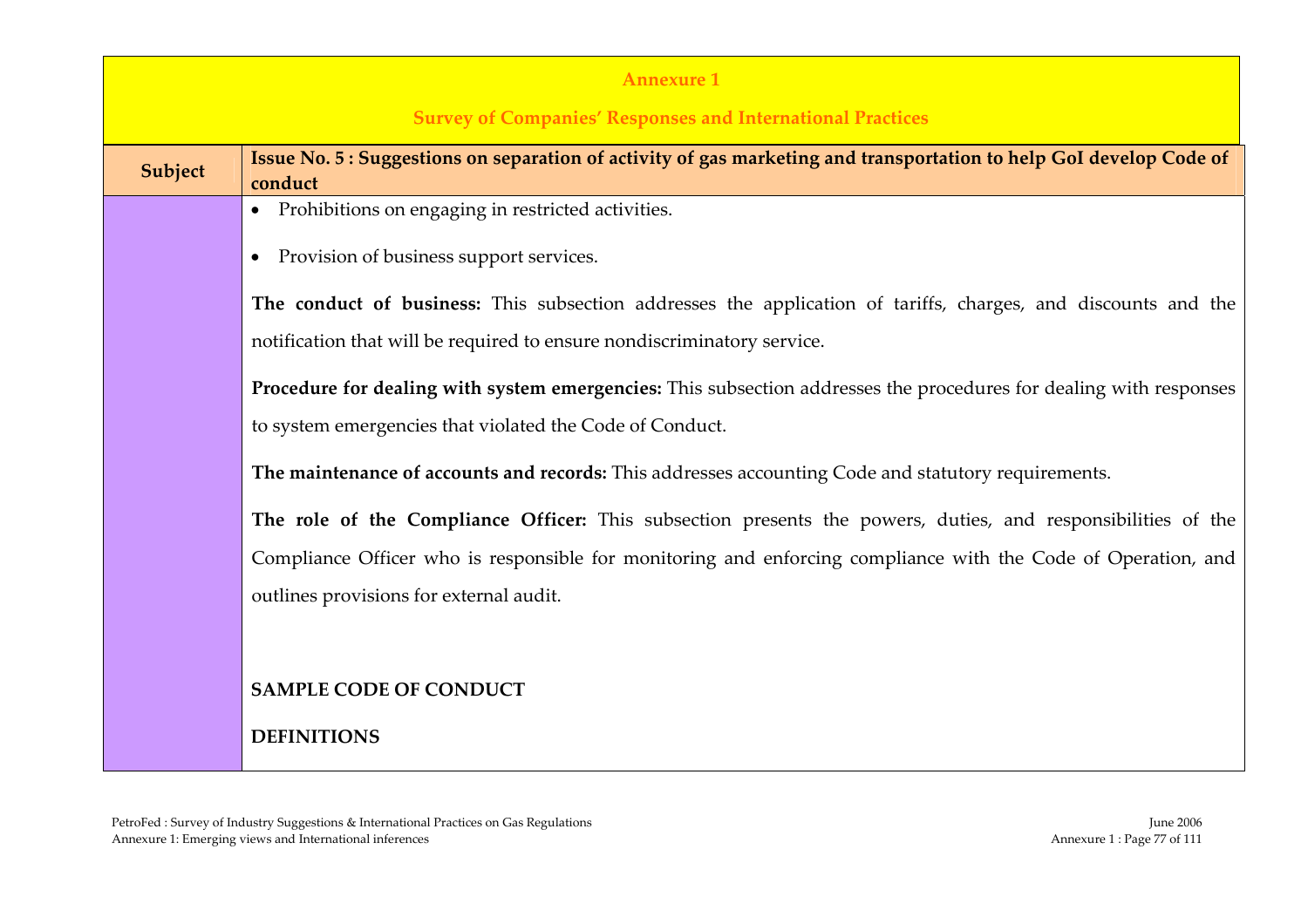**Annexure 1**

**Survey of Companies' Responses and International Practices**

| Subject | Issue No. 5 : Suggestions on separation of activity of gas marketing and transportation to help GoI develop Code of conduct |
|---|---|
| | • Prohibitions on engaging in restricted activities.<br><br>• Provision of business support services.<br><br>**The conduct of business:** This subsection addresses the application of tariffs, charges, and discounts and the notification that will be required to ensure nondiscriminatory service.<br><br>**Procedure for dealing with system emergencies:** This subsection addresses the procedures for dealing with responses to system emergencies that violated the Code of Conduct.<br><br>**The maintenance of accounts and records:** This addresses accounting Code and statutory requirements.<br><br>**The role of the Compliance Officer:** This subsection presents the powers, duties, and responsibilities of the Compliance Officer who is responsible for monitoring and enforcing compliance with the Code of Operation, and outlines provisions for external audit.<br><br>**SAMPLE CODE OF CONDUCT**<br><br>**DEFINITIONS** |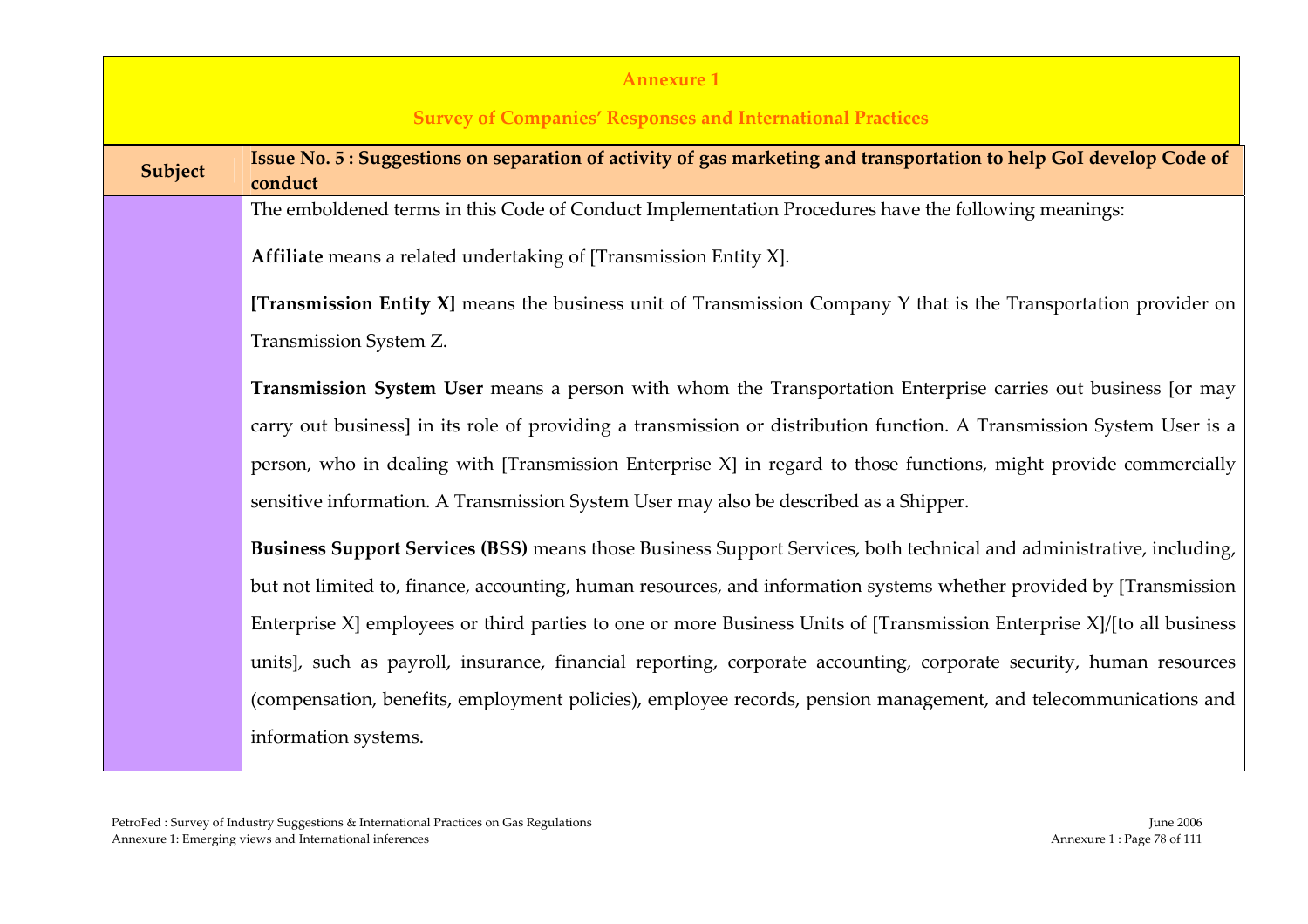## Annexure 1

## Survey of Companies' Responses and International Practices

| Subject | Issue No. 5 : Suggestions on separation of activity of gas marketing and transportation to help GoI develop Code of conduct |
|---|---|
| | The emboldened terms in this Code of Conduct Implementation Procedures have the following meanings:<br><br>**Affiliate** means a related undertaking of [Transmission Entity X].<br><br>**[Transmission Entity X]** means the business unit of Transmission Company Y that is the Transportation provider on Transmission System Z.<br><br>**Transmission System User** means a person with whom the Transportation Enterprise carries out business [or may carry out business] in its role of providing a transmission or distribution function. A Transmission System User is a person, who in dealing with [Transmission Enterprise X] in regard to those functions, might provide commercially sensitive information. A Transmission System User may also be described as a Shipper.<br><br>**Business Support Services (BSS)** means those Business Support Services, both technical and administrative, including, but not limited to, finance, accounting, human resources, and information systems whether provided by [Transmission Enterprise X] employees or third parties to one or more Business Units of [Transmission Enterprise X]/[to all business units], such as payroll, insurance, financial reporting, corporate accounting, corporate security, human resources (compensation, benefits, employment policies), employee records, pension management, and telecommunications and information systems. |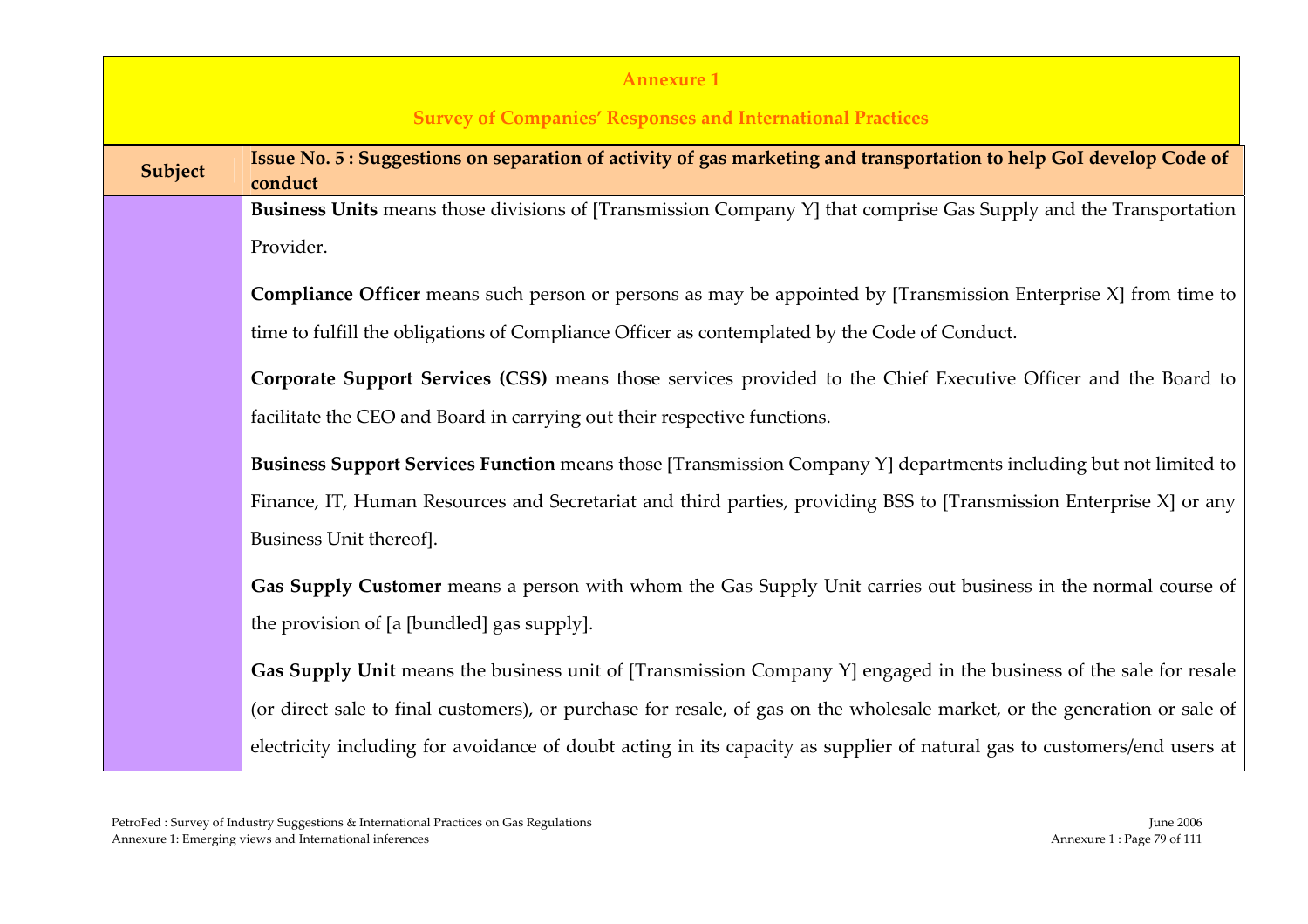| Annexure 1<br>Survey of Companies' Responses and International Practices | |
|---|---|
| **Subject** | **Issue No. 5 : Suggestions on separation of activity of gas marketing and transportation to help GoI develop Code of conduct** |
| | **Business Units** means those divisions of [Transmission Company Y] that comprise Gas Supply and the Transportation Provider.<br><br>**Compliance Officer** means such person or persons as may be appointed by [Transmission Enterprise X] from time to time to fulfill the obligations of Compliance Officer as contemplated by the Code of Conduct.<br><br>**Corporate Support Services (CSS)** means those services provided to the Chief Executive Officer and the Board to facilitate the CEO and Board in carrying out their respective functions.<br><br>**Business Support Services Function** means those [Transmission Company Y] departments including but not limited to Finance, IT, Human Resources and Secretariat and third parties, providing BSS to [Transmission Enterprise X] or any Business Unit thereof].<br><br>**Gas Supply Customer** means a person with whom the Gas Supply Unit carries out business in the normal course of the provision of [a [bundled] gas supply].<br><br>**Gas Supply Unit** means the business unit of [Transmission Company Y] engaged in the business of the sale for resale (or direct sale to final customers), or purchase for resale, of gas on the wholesale market, or the generation or sale of electricity including for avoidance of doubt acting in its capacity as supplier of natural gas to customers/end users at |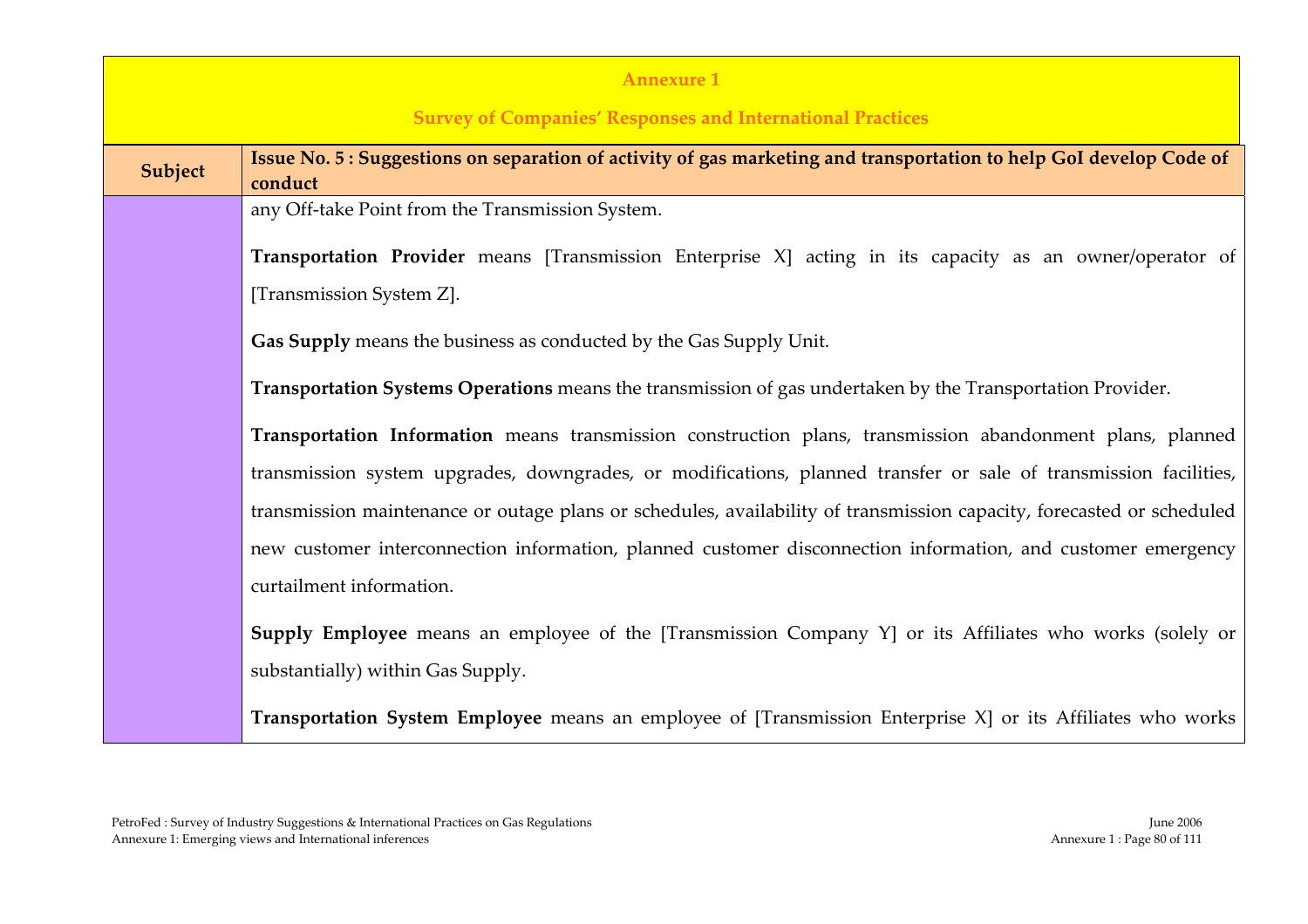**Annexure 1**

**Survey of Companies' Responses and International Practices**

| Subject | Issue No. 5 : Suggestions on separation of activity of gas marketing and transportation to help GoI develop Code of conduct |
|---|---|
| | any Off-take Point from the Transmission System.<br><br>**Transportation Provider** means [Transmission Enterprise X] acting in its capacity as an owner/operator of [Transmission System Z].<br><br>**Gas Supply** means the business as conducted by the Gas Supply Unit.<br><br>**Transportation Systems Operations** means the transmission of gas undertaken by the Transportation Provider.<br><br>**Transportation Information** means transmission construction plans, transmission abandonment plans, planned transmission system upgrades, downgrades, or modifications, planned transfer or sale of transmission facilities, transmission maintenance or outage plans or schedules, availability of transmission capacity, forecasted or scheduled new customer interconnection information, planned customer disconnection information, and customer emergency curtailment information.<br><br>**Supply Employee** means an employee of the [Transmission Company Y] or its Affiliates who works (solely or substantially) within Gas Supply.<br><br>**Transportation System Employee** means an employee of [Transmission Enterprise X] or its Affiliates who works |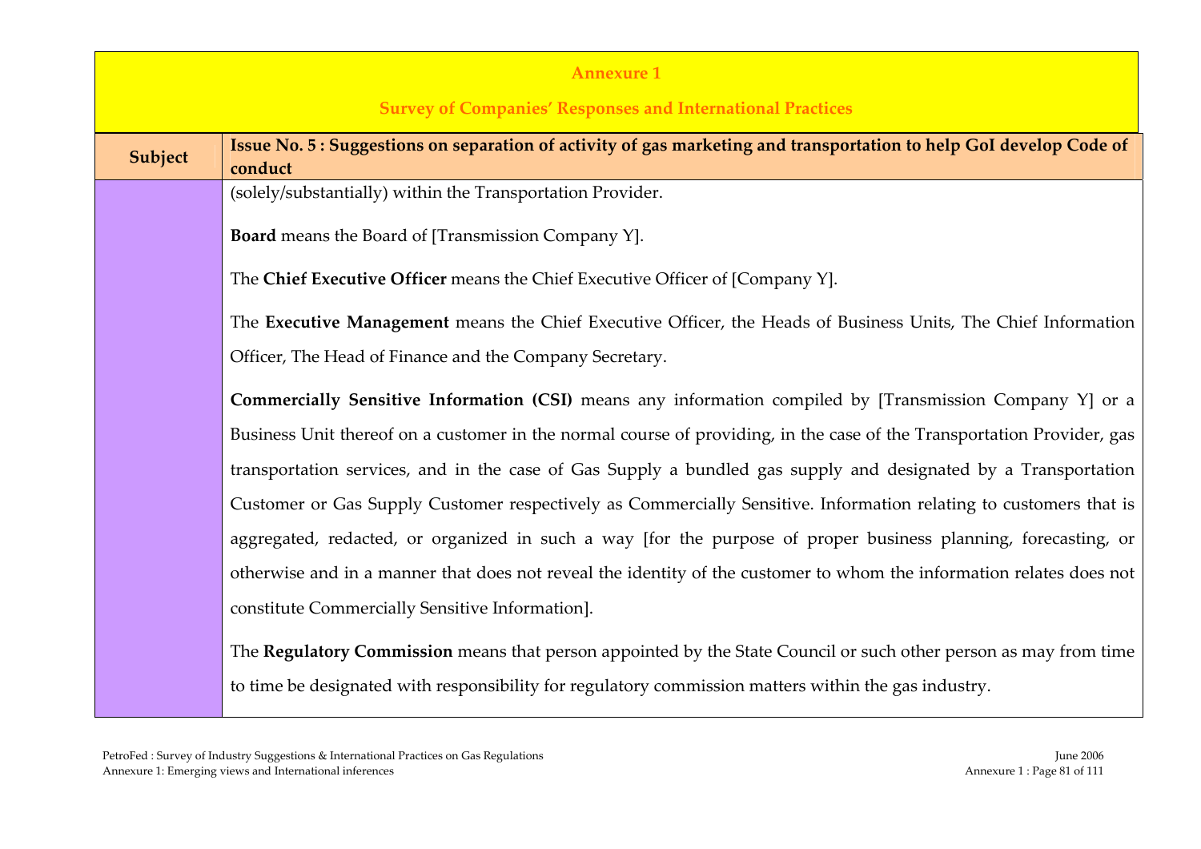**Annexure 1**

**Survey of Companies' Responses and International Practices**

| Subject | Issue No. 5 : Suggestions on separation of activity of gas marketing and transportation to help GoI develop Code of conduct |
| --- | --- |
| | (solely/substantially) within the Transportation Provider.<br><br>**Board** means the Board of [Transmission Company Y].<br><br>The **Chief Executive Officer** means the Chief Executive Officer of [Company Y].<br><br>The **Executive Management** means the Chief Executive Officer, the Heads of Business Units, The Chief Information Officer, The Head of Finance and the Company Secretary.<br><br>**Commercially Sensitive Information (CSI)** means any information compiled by [Transmission Company Y] or a Business Unit thereof on a customer in the normal course of providing, in the case of the Transportation Provider, gas transportation services, and in the case of Gas Supply a bundled gas supply and designated by a Transportation Customer or Gas Supply Customer respectively as Commercially Sensitive. Information relating to customers that is aggregated, redacted, or organized in such a way [for the purpose of proper business planning, forecasting, or otherwise and in a manner that does not reveal the identity of the customer to whom the information relates does not constitute Commercially Sensitive Information].<br><br>The **Regulatory Commission** means that person appointed by the State Council or such other person as may from time to time be designated with responsibility for regulatory commission matters within the gas industry. |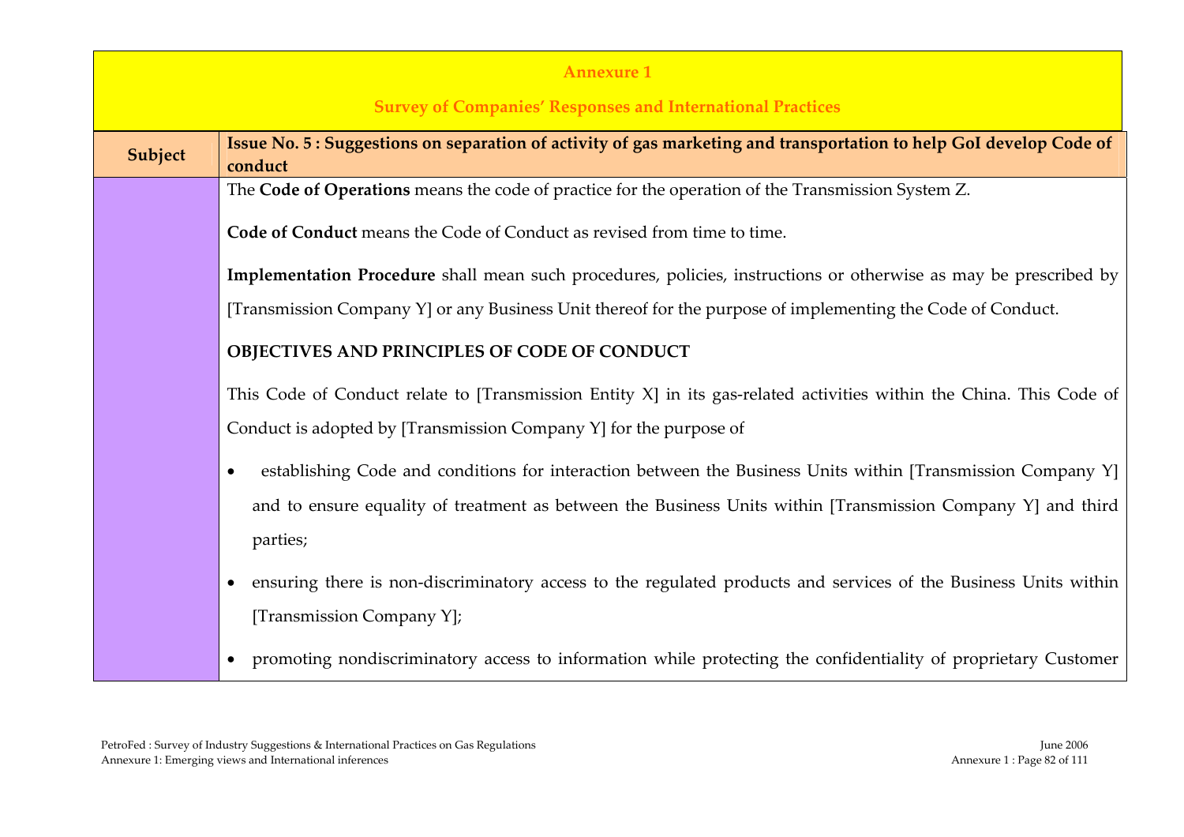## Annexure 1

### Survey of Companies' Responses and International Practices

| Subject | Issue No. 5 : Suggestions on separation of activity of gas marketing and transportation to help GoI develop Code of conduct |
|---|---|
| | The **Code of Operations** means the code of practice for the operation of the Transmission System Z.<br><br>**Code of Conduct** means the Code of Conduct as revised from time to time.<br><br>**Implementation Procedure** shall mean such procedures, policies, instructions or otherwise as may be prescribed by [Transmission Company Y] or any Business Unit thereof for the purpose of implementing the Code of Conduct.<br><br>**OBJECTIVES AND PRINCIPLES OF CODE OF CONDUCT**<br><br>This Code of Conduct relate to [Transmission Entity X] in its gas-related activities within the China. This Code of Conduct is adopted by [Transmission Company Y] for the purpose of<br><br>• establishing Code and conditions for interaction between the Business Units within [Transmission Company Y] and to ensure equality of treatment as between the Business Units within [Transmission Company Y] and third parties;<br><br>• ensuring there is non-discriminatory access to the regulated products and services of the Business Units within [Transmission Company Y];<br><br>• promoting nondiscriminatory access to information while protecting the confidentiality of proprietary Customer |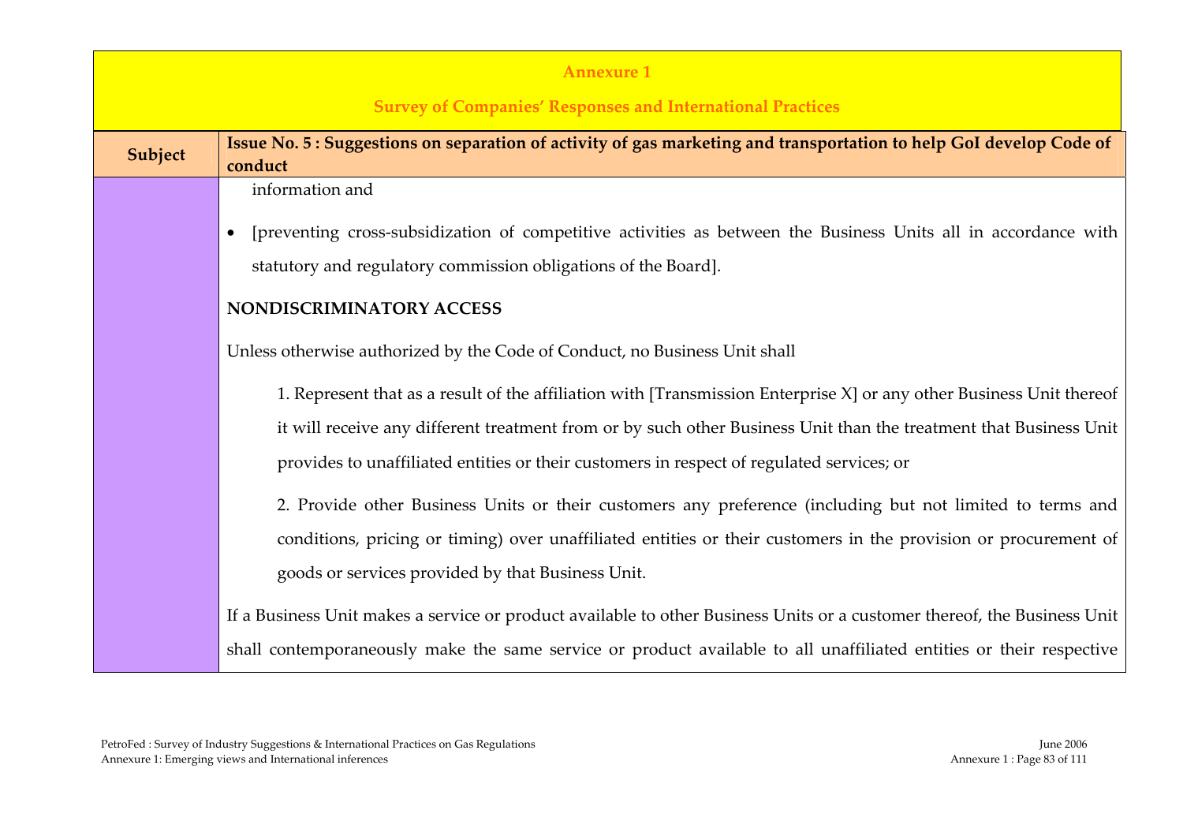**Annexure 1**

**Survey of Companies' Responses and International Practices**

| Subject | Issue No. 5 : Suggestions on separation of activity of gas marketing and transportation to help GoI develop Code of conduct |
|---|---|

information and

- [preventing cross-subsidization of competitive activities as between the Business Units all in accordance with statutory and regulatory commission obligations of the Board].

**NONDISCRIMINATORY ACCESS**

Unless otherwise authorized by the Code of Conduct, no Business Unit shall

1. Represent that as a result of the affiliation with [Transmission Enterprise X] or any other Business Unit thereof it will receive any different treatment from or by such other Business Unit than the treatment that Business Unit provides to unaffiliated entities or their customers in respect of regulated services; or

2. Provide other Business Units or their customers any preference (including but not limited to terms and conditions, pricing or timing) over unaffiliated entities or their customers in the provision or procurement of goods or services provided by that Business Unit.

If a Business Unit makes a service or product available to other Business Units or a customer thereof, the Business Unit shall contemporaneously make the same service or product available to all unaffiliated entities or their respective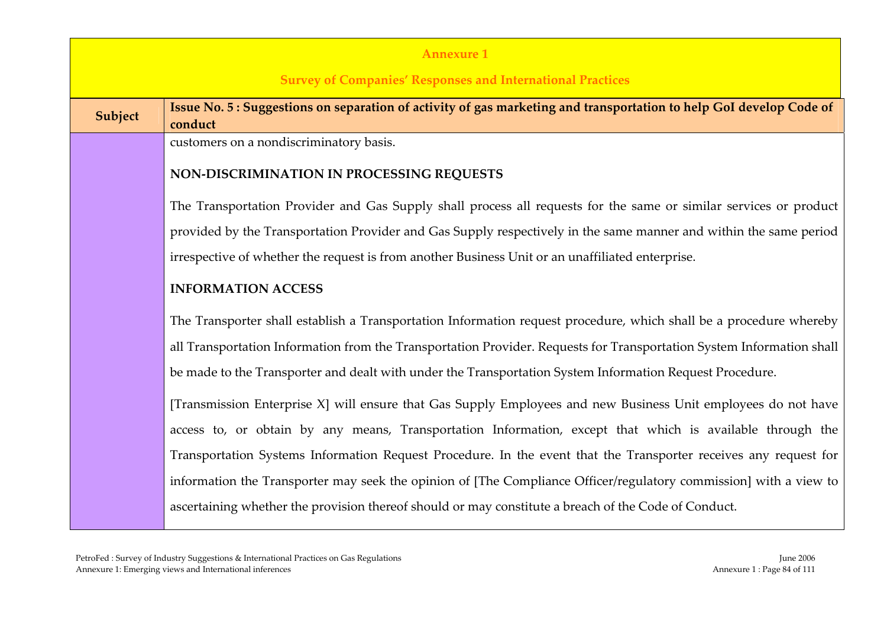**Annexure 1**

**Survey of Companies' Responses and International Practices**

| Subject | Issue No. 5 : Suggestions on separation of activity of gas marketing and transportation to help GoI develop Code of conduct |
|---|---|
| | customers on a nondiscriminatory basis. |

**NON-DISCRIMINATION IN PROCESSING REQUESTS**

The Transportation Provider and Gas Supply shall process all requests for the same or similar services or product provided by the Transportation Provider and Gas Supply respectively in the same manner and within the same period irrespective of whether the request is from another Business Unit or an unaffiliated enterprise.

**INFORMATION ACCESS**

The Transporter shall establish a Transportation Information request procedure, which shall be a procedure whereby all Transportation Information from the Transportation Provider. Requests for Transportation System Information shall be made to the Transporter and dealt with under the Transportation System Information Request Procedure.

[Transmission Enterprise X] will ensure that Gas Supply Employees and new Business Unit employees do not have access to, or obtain by any means, Transportation Information, except that which is available through the Transportation Systems Information Request Procedure. In the event that the Transporter receives any request for information the Transporter may seek the opinion of [The Compliance Officer/regulatory commission] with a view to ascertaining whether the provision thereof should or may constitute a breach of the Code of Conduct.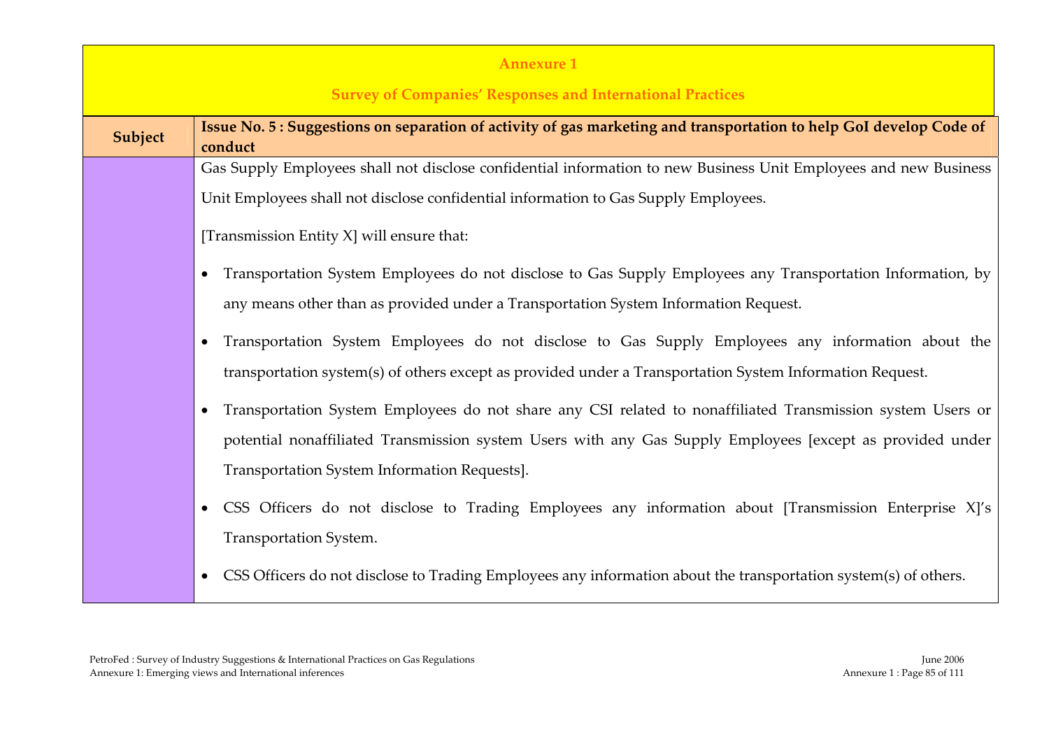**Annexure 1**

**Survey of Companies' Responses and International Practices**

| Subject | Issue No. 5 : Suggestions on separation of activity of gas marketing and transportation to help GoI develop Code of conduct |
|---|---|
| | Gas Supply Employees shall not disclose confidential information to new Business Unit Employees and new Business Unit Employees shall not disclose confidential information to Gas Supply Employees.<br><br>[Transmission Entity X] will ensure that:<br><br>• Transportation System Employees do not disclose to Gas Supply Employees any Transportation Information, by any means other than as provided under a Transportation System Information Request.<br><br>• Transportation System Employees do not disclose to Gas Supply Employees any information about the transportation system(s) of others except as provided under a Transportation System Information Request.<br><br>• Transportation System Employees do not share any CSI related to nonaffiliated Transmission system Users or potential nonaffiliated Transmission system Users with any Gas Supply Employees [except as provided under Transportation System Information Requests].<br><br>• CSS Officers do not disclose to Trading Employees any information about [Transmission Enterprise X]'s Transportation System.<br><br>• CSS Officers do not disclose to Trading Employees any information about the transportation system(s) of others. |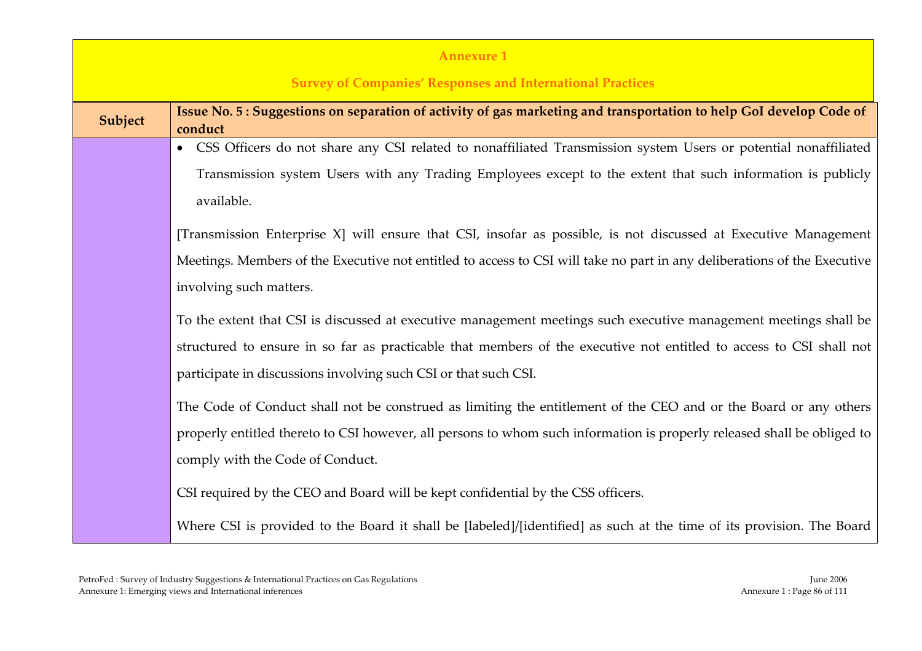**Annexure 1**

**Survey of Companies' Responses and International Practices**

| Subject | Issue No. 5 : Suggestions on separation of activity of gas marketing and transportation to help GoI develop Code of conduct |
|---|---|
| | • CSS Officers do not share any CSI related to nonaffiliated Transmission system Users or potential nonaffiliated Transmission system Users with any Trading Employees except to the extent that such information is publicly available.<br><br>[Transmission Enterprise X] will ensure that CSI, insofar as possible, is not discussed at Executive Management Meetings. Members of the Executive not entitled to access to CSI will take no part in any deliberations of the Executive involving such matters.<br><br>To the extent that CSI is discussed at executive management meetings such executive management meetings shall be structured to ensure in so far as practicable that members of the executive not entitled to access to CSI shall not participate in discussions involving such CSI or that such CSI.<br><br>The Code of Conduct shall not be construed as limiting the entitlement of the CEO and or the Board or any others properly entitled thereto to CSI however, all persons to whom such information is properly released shall be obliged to comply with the Code of Conduct.<br><br>CSI required by the CEO and Board will be kept confidential by the CSS officers.<br><br>Where CSI is provided to the Board it shall be [labeled]/[identified] as such at the time of its provision. The Board |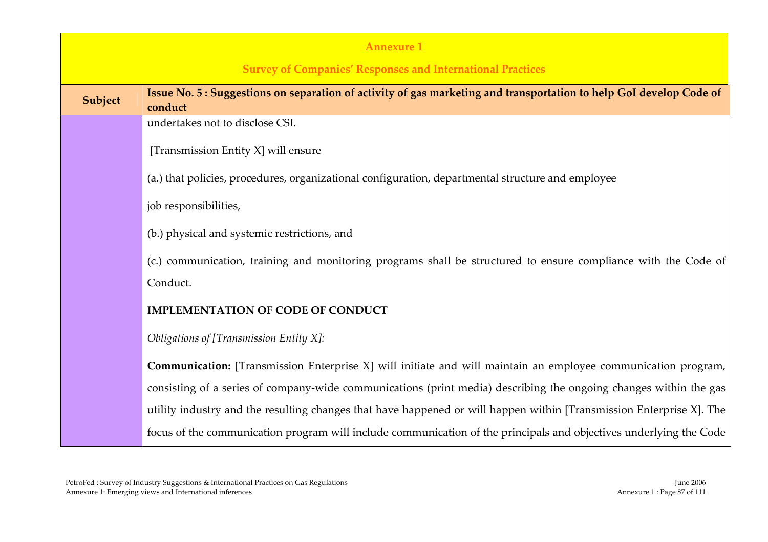**Annexure 1**

**Survey of Companies' Responses and International Practices**

| Subject | Issue No. 5 : Suggestions on separation of activity of gas marketing and transportation to help GoI develop Code of conduct |
|---|---|
| | undertakes not to disclose CSI.<br><br>[Transmission Entity X] will ensure<br><br>(a.) that policies, procedures, organizational configuration, departmental structure and employee<br><br>job responsibilities,<br><br>(b.) physical and systemic restrictions, and<br><br>(c.) communication, training and monitoring programs shall be structured to ensure compliance with the Code of Conduct.<br><br>**IMPLEMENTATION OF CODE OF CONDUCT**<br><br>*Obligations of [Transmission Entity X]:*<br><br>**Communication:** [Transmission Enterprise X] will initiate and will maintain an employee communication program, consisting of a series of company-wide communications (print media) describing the ongoing changes within the gas utility industry and the resulting changes that have happened or will happen within [Transmission Enterprise X]. The focus of the communication program will include communication of the principals and objectives underlying the Code |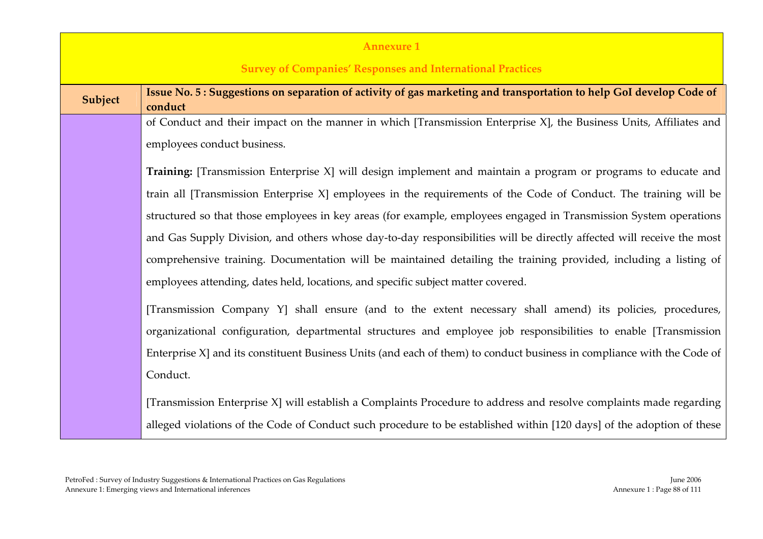| Subject | Issue No. 5 : Suggestions on separation of activity of gas marketing and transportation to help GoI develop Code of conduct |
|---|---|
| | of Conduct and their impact on the manner in which [Transmission Enterprise X], the Business Units, Affiliates and employees conduct business.<br><br>**Training:** [Transmission Enterprise X] will design implement and maintain a program or programs to educate and train all [Transmission Enterprise X] employees in the requirements of the Code of Conduct. The training will be structured so that those employees in key areas (for example, employees engaged in Transmission System operations and Gas Supply Division, and others whose day-to-day responsibilities will be directly affected will receive the most comprehensive training. Documentation will be maintained detailing the training provided, including a listing of employees attending, dates held, locations, and specific subject matter covered.<br><br>[Transmission Company Y] shall ensure (and to the extent necessary shall amend) its policies, procedures, organizational configuration, departmental structures and employee job responsibilities to enable [Transmission Enterprise X] and its constituent Business Units (and each of them) to conduct business in compliance with the Code of Conduct.<br><br>[Transmission Enterprise X] will establish a Complaints Procedure to address and resolve complaints made regarding alleged violations of the Code of Conduct such procedure to be established within [120 days] of the adoption of these |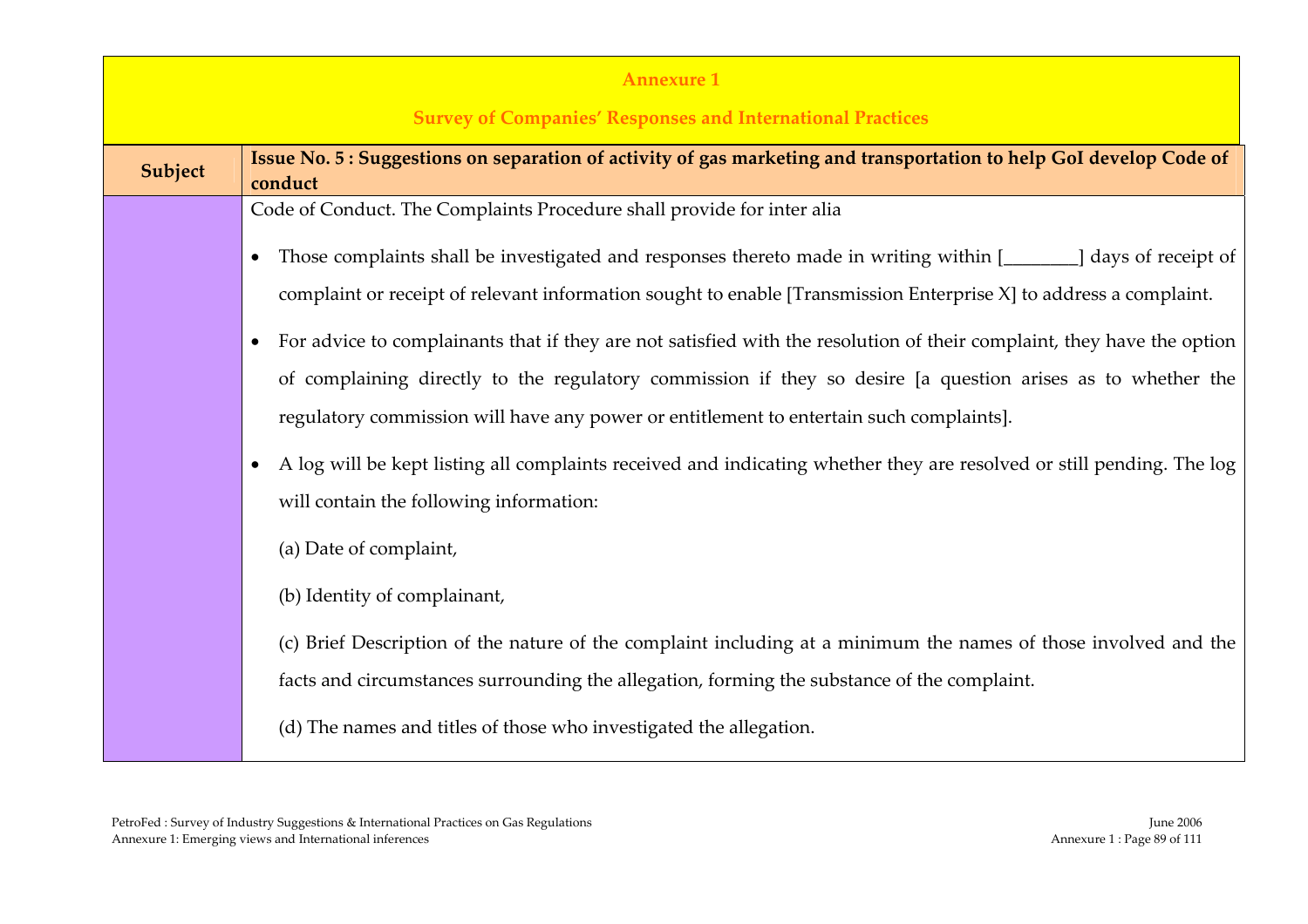**Annexure 1**

**Survey of Companies' Responses and International Practices**

| Subject | Issue No. 5 : Suggestions on separation of activity of gas marketing and transportation to help GoI develop Code of conduct |
|---|---|
| | Code of Conduct. The Complaints Procedure shall provide for inter alia<br><br>• Those complaints shall be investigated and responses thereto made in writing within [________] days of receipt of complaint or receipt of relevant information sought to enable [Transmission Enterprise X] to address a complaint.<br><br>• For advice to complainants that if they are not satisfied with the resolution of their complaint, they have the option of complaining directly to the regulatory commission if they so desire [a question arises as to whether the regulatory commission will have any power or entitlement to entertain such complaints].<br><br>• A log will be kept listing all complaints received and indicating whether they are resolved or still pending. The log will contain the following information:<br><br>(a) Date of complaint,<br><br>(b) Identity of complainant,<br><br>(c) Brief Description of the nature of the complaint including at a minimum the names of those involved and the facts and circumstances surrounding the allegation, forming the substance of the complaint.<br><br>(d) The names and titles of those who investigated the allegation. |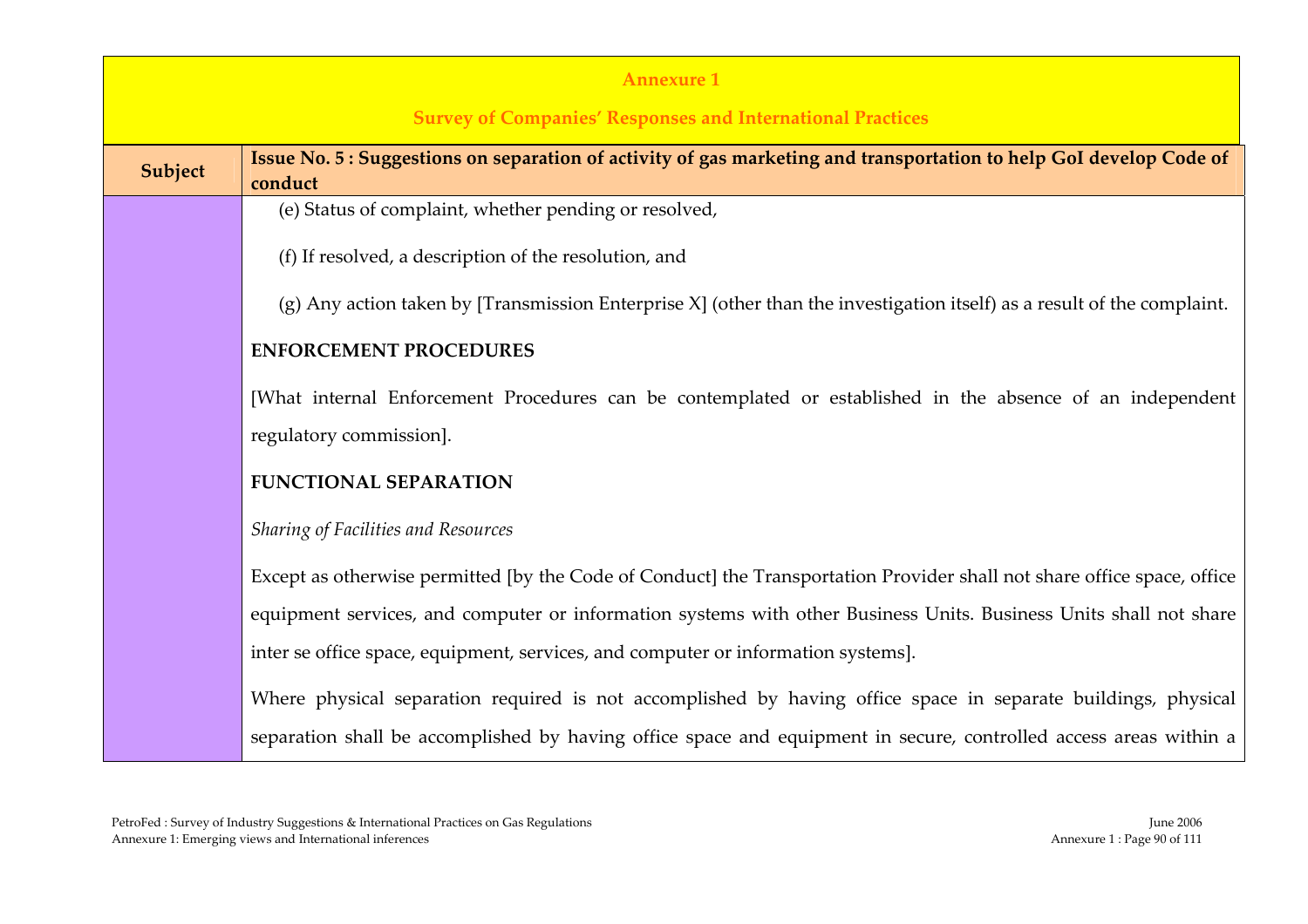**Annexure 1**

**Survey of Companies' Responses and International Practices**

| Subject | Issue No. 5 : Suggestions on separation of activity of gas marketing and transportation to help GoI develop Code of conduct |
|---|---|
| | (e) Status of complaint, whether pending or resolved,<br><br>(f) If resolved, a description of the resolution, and<br><br>(g) Any action taken by [Transmission Enterprise X] (other than the investigation itself) as a result of the complaint.<br><br>**ENFORCEMENT PROCEDURES**<br><br>[What internal Enforcement Procedures can be contemplated or established in the absence of an independent regulatory commission].<br><br>**FUNCTIONAL SEPARATION**<br><br>*Sharing of Facilities and Resources*<br><br>Except as otherwise permitted [by the Code of Conduct] the Transportation Provider shall not share office space, office equipment services, and computer or information systems with other Business Units. Business Units shall not share inter se office space, equipment, services, and computer or information systems].<br><br>Where physical separation required is not accomplished by having office space in separate buildings, physical separation shall be accomplished by having office space and equipment in secure, controlled access areas within a |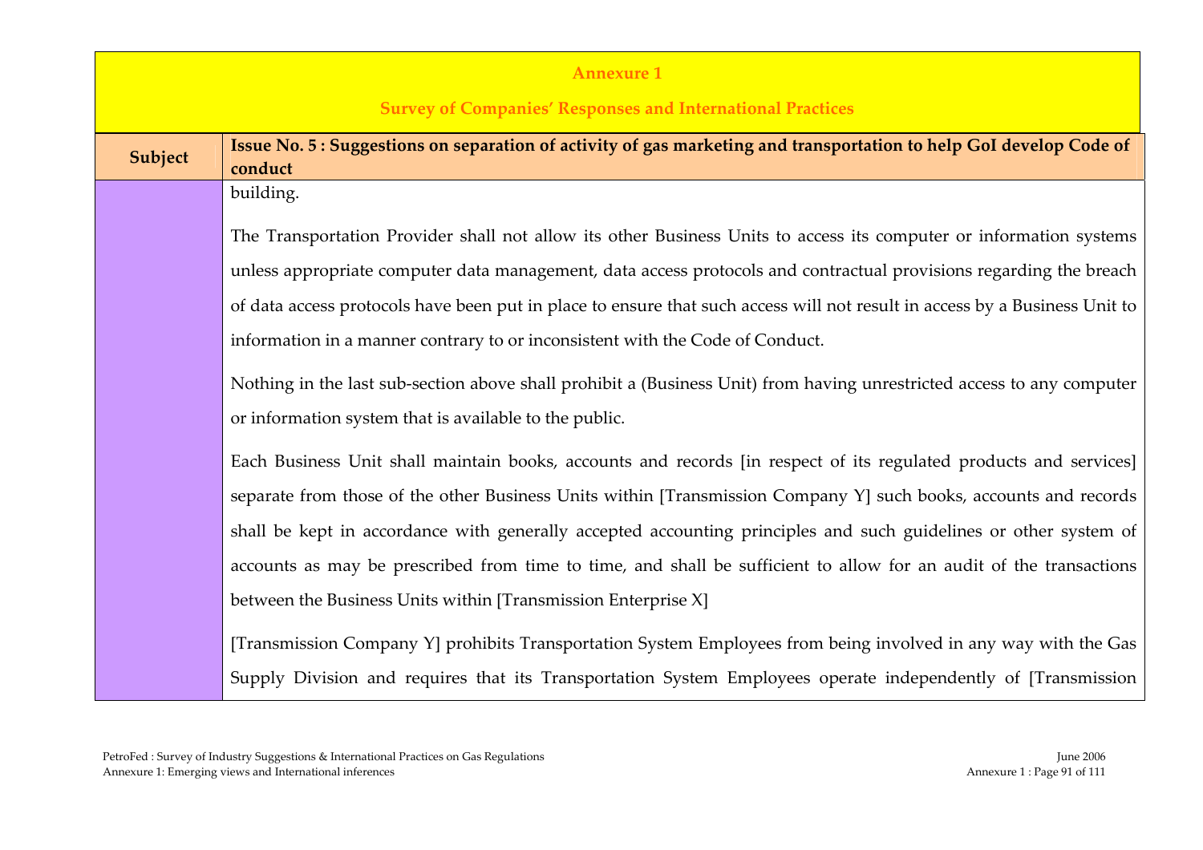## Annexure 1

## Survey of Companies' Responses and International Practices

| Subject | Issue No. 5 : Suggestions on separation of activity of gas marketing and transportation to help GoI develop Code of conduct |
|---|---|
| | building.<br><br>The Transportation Provider shall not allow its other Business Units to access its computer or information systems unless appropriate computer data management, data access protocols and contractual provisions regarding the breach of data access protocols have been put in place to ensure that such access will not result in access by a Business Unit to information in a manner contrary to or inconsistent with the Code of Conduct.<br><br>Nothing in the last sub-section above shall prohibit a (Business Unit) from having unrestricted access to any computer or information system that is available to the public.<br><br>Each Business Unit shall maintain books, accounts and records [in respect of its regulated products and services] separate from those of the other Business Units within [Transmission Company Y] such books, accounts and records shall be kept in accordance with generally accepted accounting principles and such guidelines or other system of accounts as may be prescribed from time to time, and shall be sufficient to allow for an audit of the transactions between the Business Units within [Transmission Enterprise X]<br><br>[Transmission Company Y] prohibits Transportation System Employees from being involved in any way with the Gas Supply Division and requires that its Transportation System Employees operate independently of [Transmission |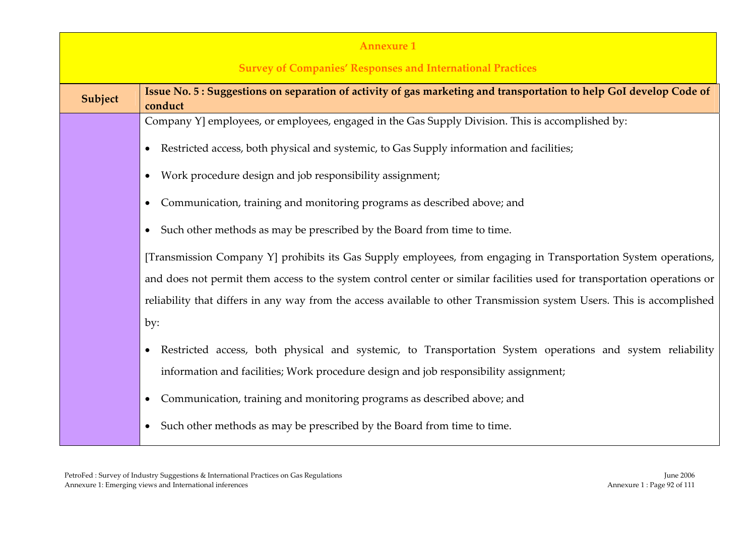## Annexure 1

### Survey of Companies' Responses and International Practices

| Subject | Issue No. 5 : Suggestions on separation of activity of gas marketing and transportation to help GoI develop Code of conduct |
| --- | --- |
| | Company Y] employees, or employees, engaged in the Gas Supply Division. This is accomplished by:<br><br>• Restricted access, both physical and systemic, to Gas Supply information and facilities;<br><br>• Work procedure design and job responsibility assignment;<br><br>• Communication, training and monitoring programs as described above; and<br><br>• Such other methods as may be prescribed by the Board from time to time.<br><br>[Transmission Company Y] prohibits its Gas Supply employees, from engaging in Transportation System operations, and does not permit them access to the system control center or similar facilities used for transportation operations or reliability that differs in any way from the access available to other Transmission system Users. This is accomplished by:<br><br>• Restricted access, both physical and systemic, to Transportation System operations and system reliability information and facilities; Work procedure design and job responsibility assignment;<br><br>• Communication, training and monitoring programs as described above; and<br><br>• Such other methods as may be prescribed by the Board from time to time. |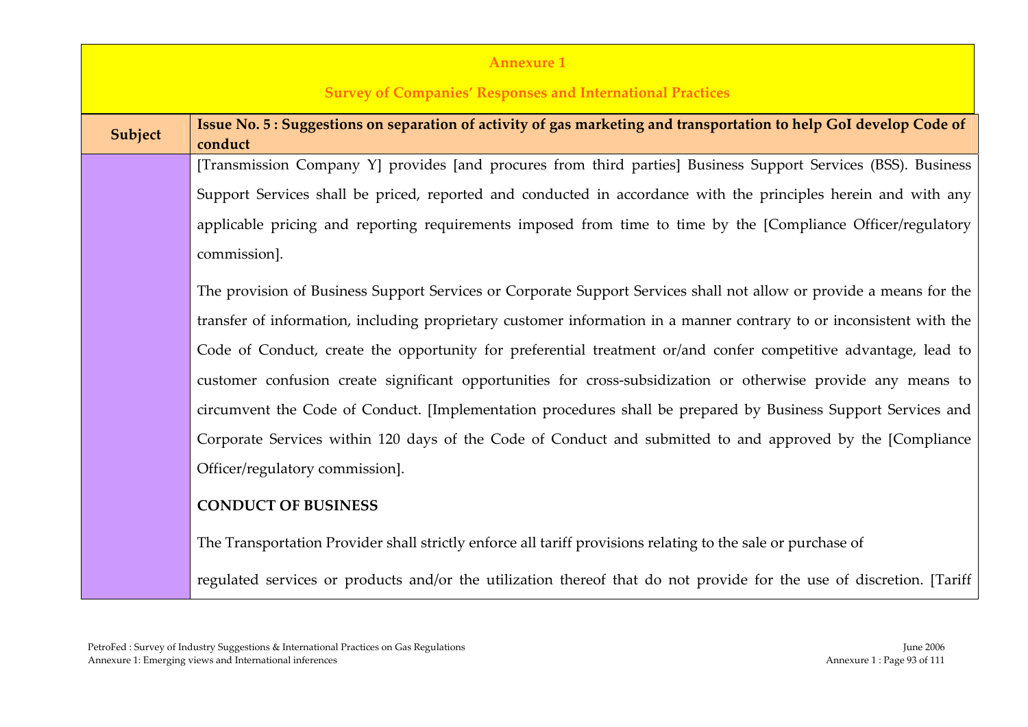**Annexure 1**

**Survey of Companies' Responses and International Practices**

| Subject | Issue No. 5 : Suggestions on separation of activity of gas marketing and transportation to help GoI develop Code of conduct |
|---|---|
| | [Transmission Company Y] provides [and procures from third parties] Business Support Services (BSS). Business Support Services shall be priced, reported and conducted in accordance with the principles herein and with any applicable pricing and reporting requirements imposed from time to time by the [Compliance Officer/regulatory commission].<br><br>The provision of Business Support Services or Corporate Support Services shall not allow or provide a means for the transfer of information, including proprietary customer information in a manner contrary to or inconsistent with the Code of Conduct, create the opportunity for preferential treatment or/and confer competitive advantage, lead to customer confusion create significant opportunities for cross-subsidization or otherwise provide any means to circumvent the Code of Conduct. [Implementation procedures shall be prepared by Business Support Services and Corporate Services within 120 days of the Code of Conduct and submitted to and approved by the [Compliance Officer/regulatory commission].<br><br>**CONDUCT OF BUSINESS**<br><br>The Transportation Provider shall strictly enforce all tariff provisions relating to the sale or purchase of<br><br>regulated services or products and/or the utilization thereof that do not provide for the use of discretion. [Tariff |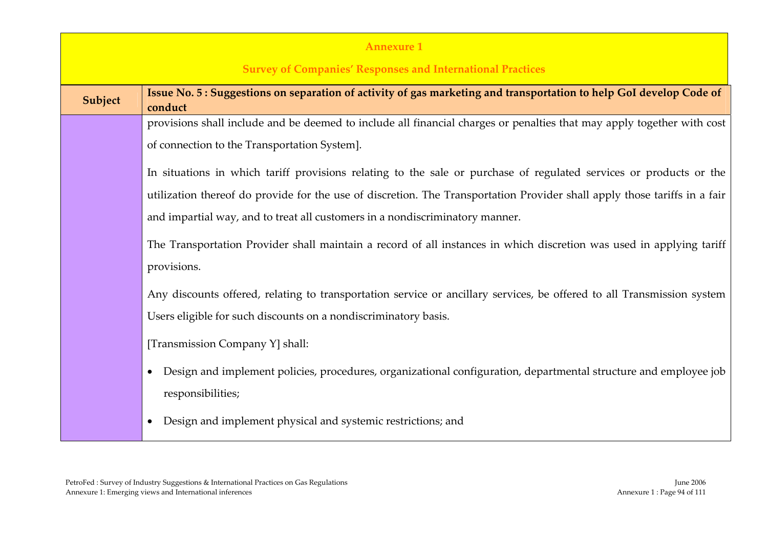**Annexure 1**

**Survey of Companies' Responses and International Practices**

| Subject | Issue No. 5 : Suggestions on separation of activity of gas marketing and transportation to help GoI develop Code of conduct |
|---|---|
| | provisions shall include and be deemed to include all financial charges or penalties that may apply together with cost of connection to the Transportation System]. <br><br> In situations in which tariff provisions relating to the sale or purchase of regulated services or products or the utilization thereof do provide for the use of discretion. The Transportation Provider shall apply those tariffs in a fair and impartial way, and to treat all customers in a nondiscriminatory manner. <br><br> The Transportation Provider shall maintain a record of all instances in which discretion was used in applying tariff provisions. <br><br> Any discounts offered, relating to transportation service or ancillary services, be offered to all Transmission system Users eligible for such discounts on a nondiscriminatory basis. <br><br> [Transmission Company Y] shall: <br><br> • Design and implement policies, procedures, organizational configuration, departmental structure and employee job responsibilities; <br><br> • Design and implement physical and systemic restrictions; and |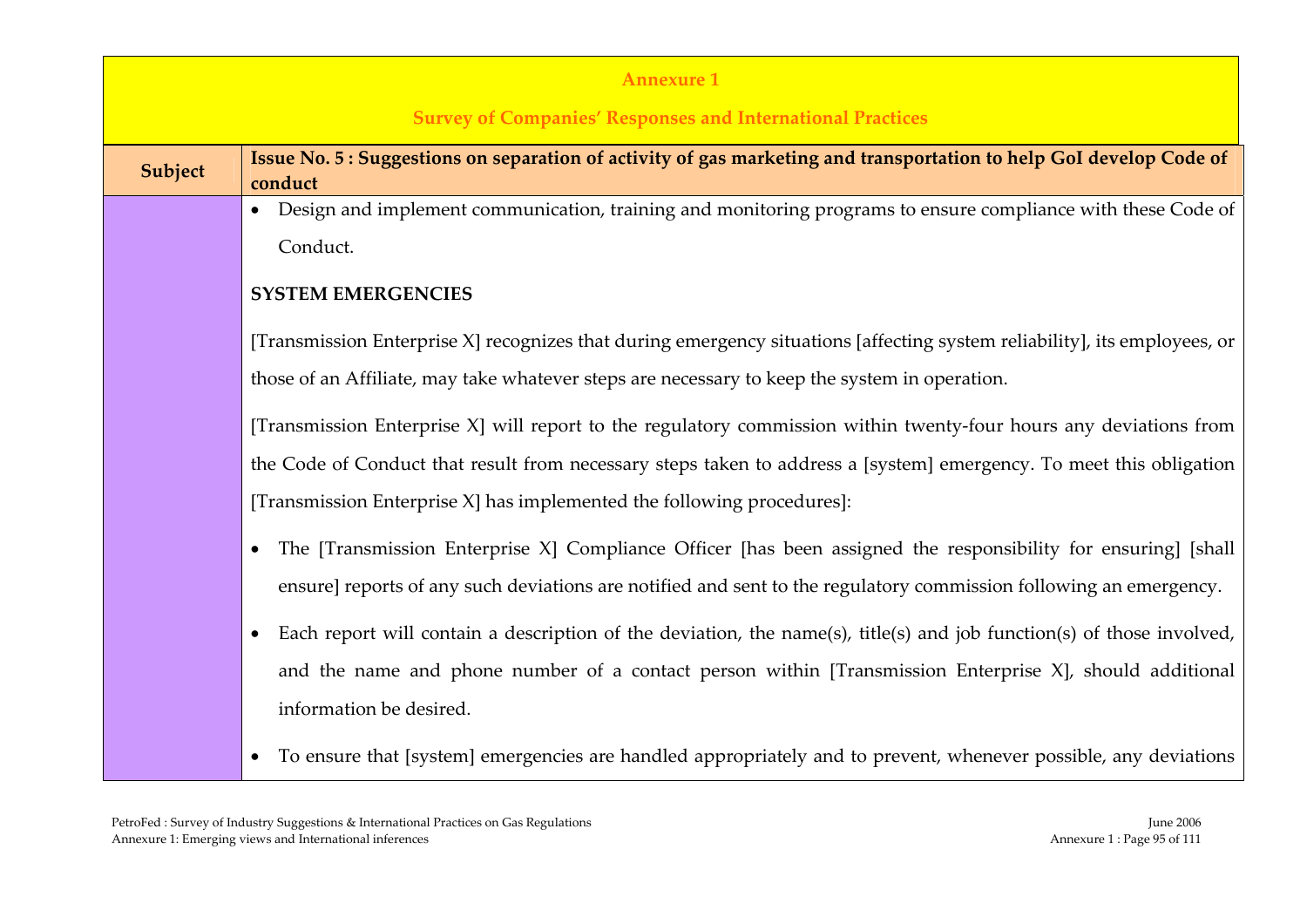## Annexure 1

## Survey of Companies' Responses and International Practices

| Subject | Issue No. 5 : Suggestions on separation of activity of gas marketing and transportation to help GoI develop Code of conduct |
|---|---|
| | • Design and implement communication, training and monitoring programs to ensure compliance with these Code of Conduct.<br><br>**SYSTEM EMERGENCIES**<br><br>[Transmission Enterprise X] recognizes that during emergency situations [affecting system reliability], its employees, or those of an Affiliate, may take whatever steps are necessary to keep the system in operation.<br><br>[Transmission Enterprise X] will report to the regulatory commission within twenty-four hours any deviations from the Code of Conduct that result from necessary steps taken to address a [system] emergency. To meet this obligation [Transmission Enterprise X] has implemented the following procedures]:<br><br>• The [Transmission Enterprise X] Compliance Officer [has been assigned the responsibility for ensuring] [shall ensure] reports of any such deviations are notified and sent to the regulatory commission following an emergency.<br><br>• Each report will contain a description of the deviation, the name(s), title(s) and job function(s) of those involved, and the name and phone number of a contact person within [Transmission Enterprise X], should additional information be desired.<br><br>• To ensure that [system] emergencies are handled appropriately and to prevent, whenever possible, any deviations |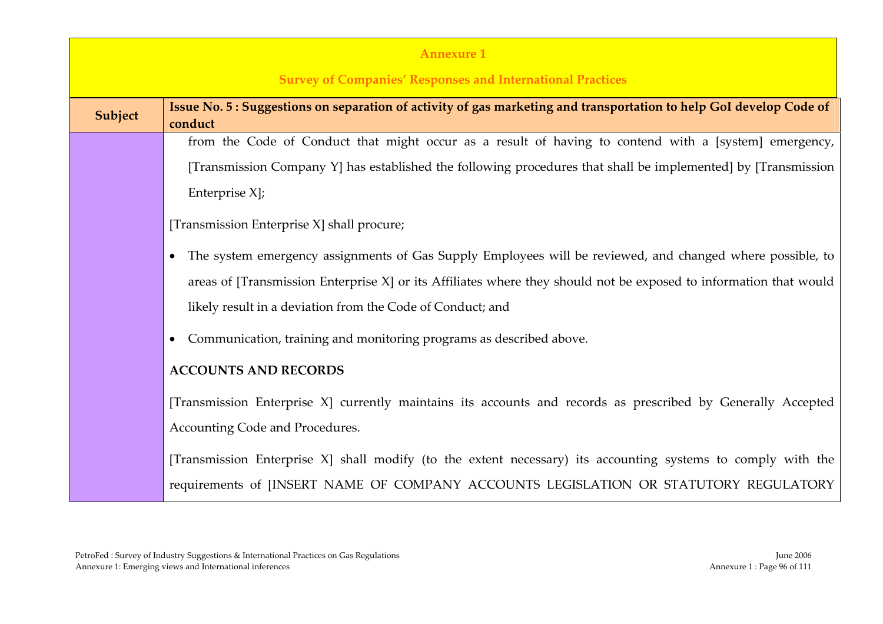| Subject | Issue No. 5 : Suggestions on separation of activity of gas marketing and transportation to help GoI develop Code of conduct |
|---|---|
| | from the Code of Conduct that might occur as a result of having to contend with a [system] emergency, [Transmission Company Y] has established the following procedures that shall be implemented] by [Transmission Enterprise X];<br><br>[Transmission Enterprise X] shall procure;<br><br>• The system emergency assignments of Gas Supply Employees will be reviewed, and changed where possible, to areas of [Transmission Enterprise X] or its Affiliates where they should not be exposed to information that would likely result in a deviation from the Code of Conduct; and<br><br>• Communication, training and monitoring programs as described above.<br><br>**ACCOUNTS AND RECORDS**<br><br>[Transmission Enterprise X] currently maintains its accounts and records as prescribed by Generally Accepted Accounting Code and Procedures.<br><br>[Transmission Enterprise X] shall modify (to the extent necessary) its accounting systems to comply with the requirements of [INSERT NAME OF COMPANY ACCOUNTS LEGISLATION OR STATUTORY REGULATORY |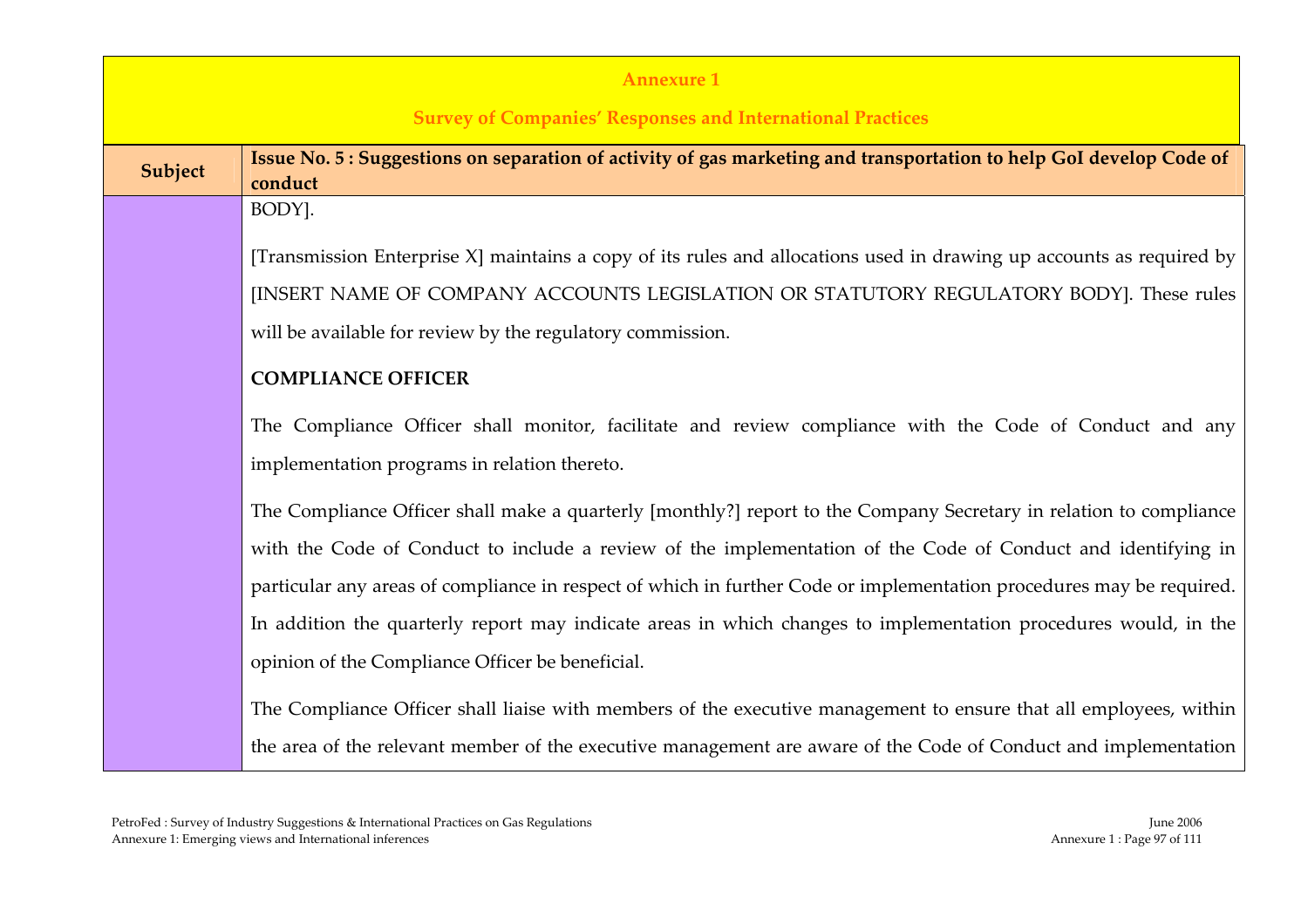## Annexure 1

## Survey of Companies' Responses and International Practices

| Subject | Issue No. 5 : Suggestions on separation of activity of gas marketing and transportation to help GoI develop Code of conduct |
|---|---|
| | BODY].<br><br>[Transmission Enterprise X] maintains a copy of its rules and allocations used in drawing up accounts as required by [INSERT NAME OF COMPANY ACCOUNTS LEGISLATION OR STATUTORY REGULATORY BODY]. These rules will be available for review by the regulatory commission.<br><br>**COMPLIANCE OFFICER**<br><br>The Compliance Officer shall monitor, facilitate and review compliance with the Code of Conduct and any implementation programs in relation thereto.<br><br>The Compliance Officer shall make a quarterly [monthly?] report to the Company Secretary in relation to compliance with the Code of Conduct to include a review of the implementation of the Code of Conduct and identifying in particular any areas of compliance in respect of which in further Code or implementation procedures may be required. In addition the quarterly report may indicate areas in which changes to implementation procedures would, in the opinion of the Compliance Officer be beneficial.<br><br>The Compliance Officer shall liaise with members of the executive management to ensure that all employees, within the area of the relevant member of the executive management are aware of the Code of Conduct and implementation |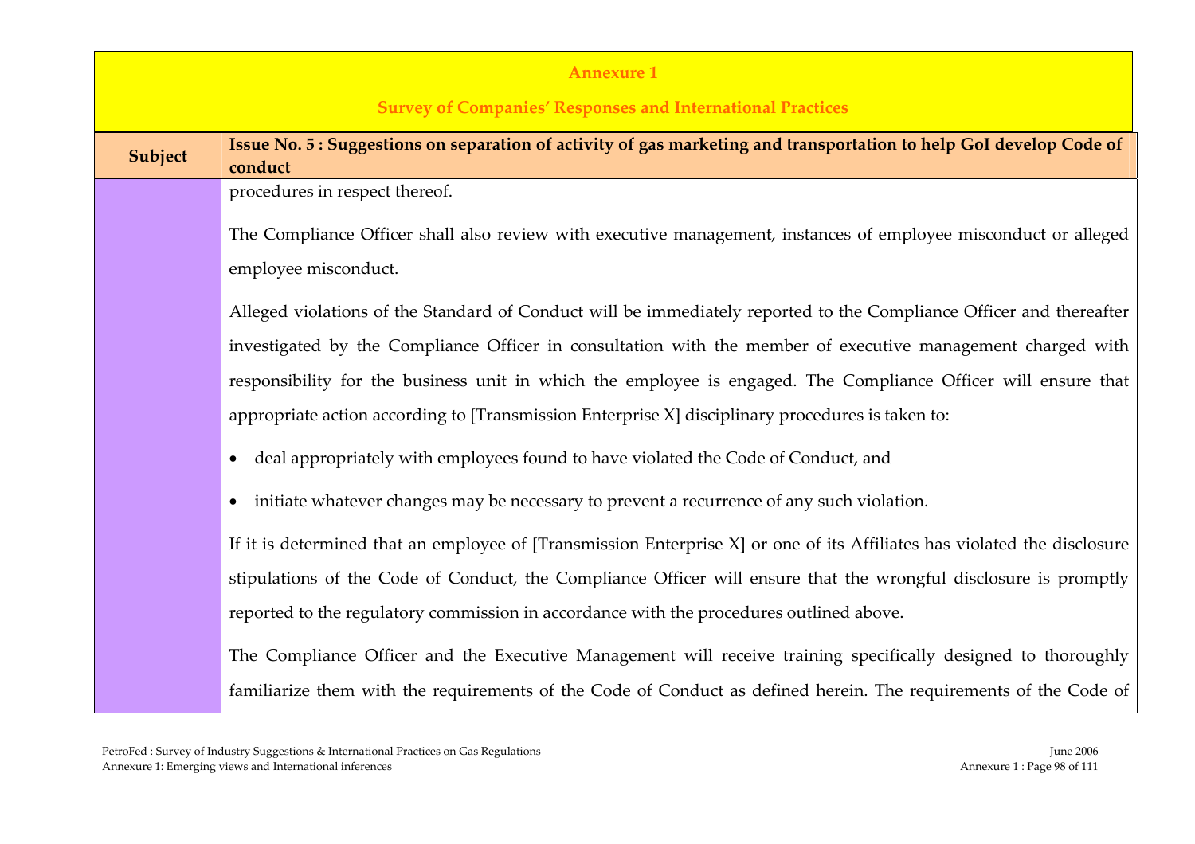| Subject | Issue No. 5 : Suggestions on separation of activity of gas marketing and transportation to help GoI develop Code of conduct |
|---|---|
| | procedures in respect thereof.<br><br>The Compliance Officer shall also review with executive management, instances of employee misconduct or alleged employee misconduct.<br><br>Alleged violations of the Standard of Conduct will be immediately reported to the Compliance Officer and thereafter investigated by the Compliance Officer in consultation with the member of executive management charged with responsibility for the business unit in which the employee is engaged. The Compliance Officer will ensure that appropriate action according to [Transmission Enterprise X] disciplinary procedures is taken to:<br><br>• deal appropriately with employees found to have violated the Code of Conduct, and<br><br>• initiate whatever changes may be necessary to prevent a recurrence of any such violation.<br><br>If it is determined that an employee of [Transmission Enterprise X] or one of its Affiliates has violated the disclosure stipulations of the Code of Conduct, the Compliance Officer will ensure that the wrongful disclosure is promptly reported to the regulatory commission in accordance with the procedures outlined above.<br><br>The Compliance Officer and the Executive Management will receive training specifically designed to thoroughly familiarize them with the requirements of the Code of Conduct as defined herein. The requirements of the Code of |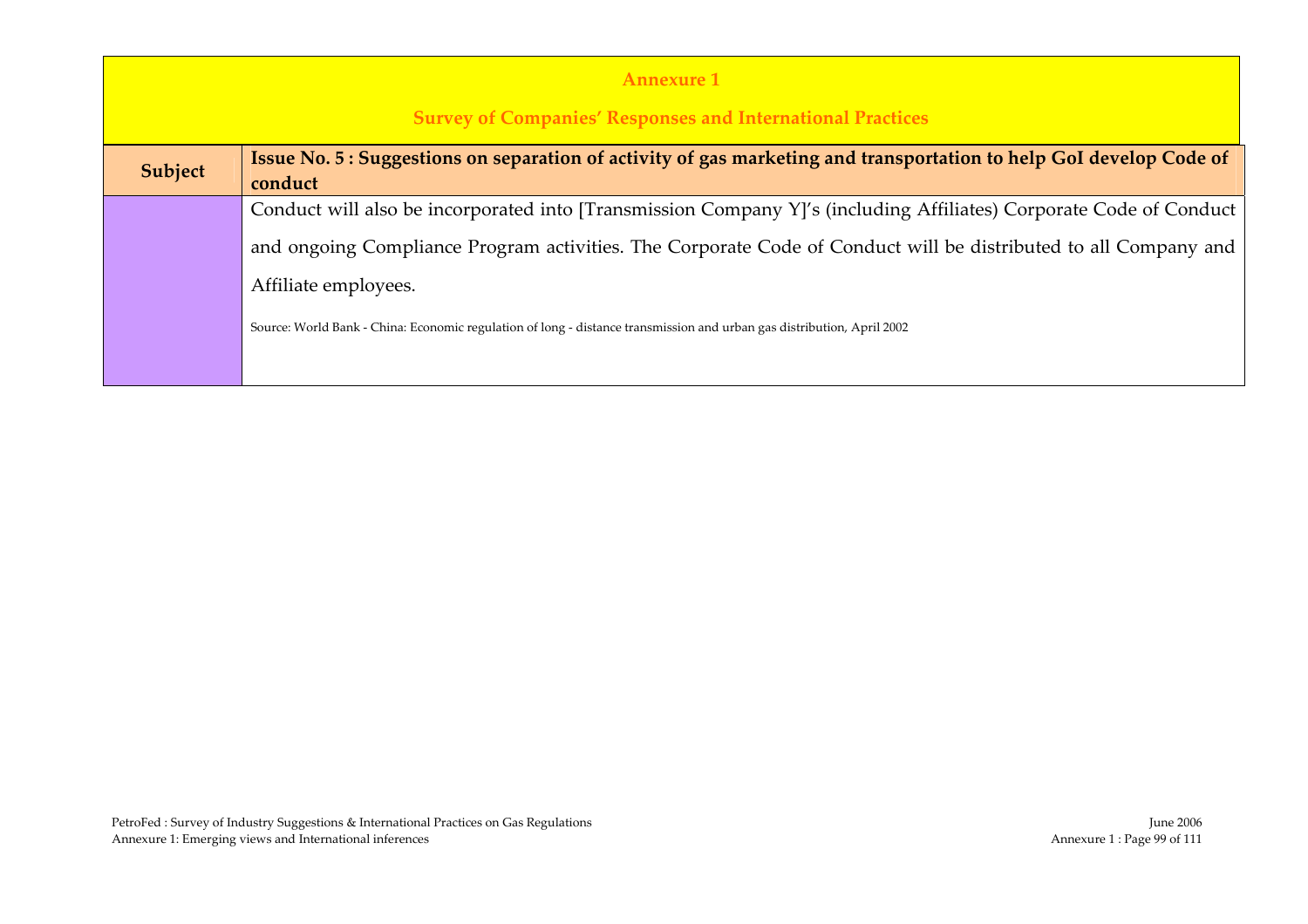| Annexure 1<br><br>Survey of Companies' Responses and International Practices | |
|---|---|
| **Subject** | **Issue No. 5 : Suggestions on separation of activity of gas marketing and transportation to help GoI develop Code of conduct** |
| | Conduct will also be incorporated into [Transmission Company Y]'s (including Affiliates) Corporate Code of Conduct and ongoing Compliance Program activities. The Corporate Code of Conduct will be distributed to all Company and Affiliate employees.<br><br>Source: World Bank - China: Economic regulation of long - distance transmission and urban gas distribution, April 2002 |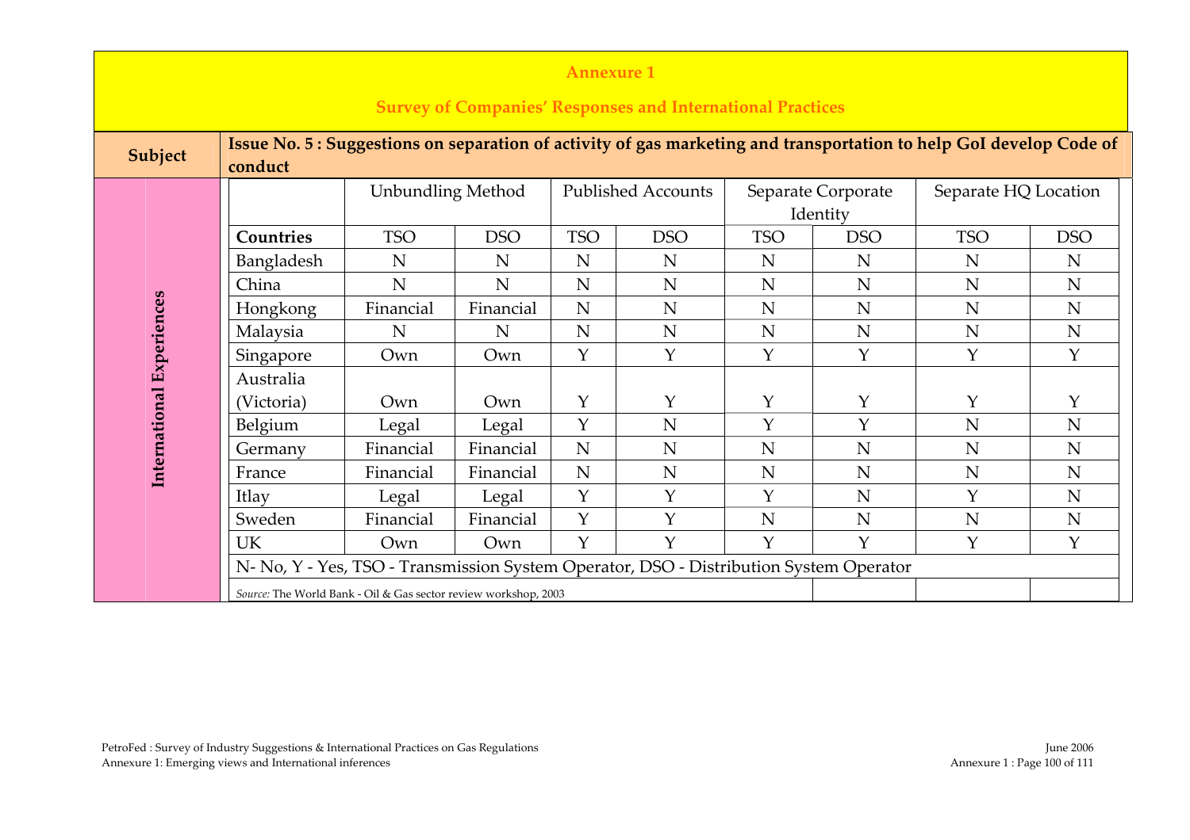# Annexure 1

## Survey of Companies' Responses and International Practices

| Subject | Issue No. 5 : Suggestions on separation of activity of gas marketing and transportation to help GoI develop Code of conduct |
|---|---|

**International Experiences**

| | Unbundling Method | | Published Accounts | | Separate Corporate Identity | | Separate HQ Location | |
|---|---|---|---|---|---|---|---|---|
| **Countries** | TSO | DSO | TSO | DSO | TSO | DSO | TSO | DSO |
| Bangladesh | N | N | N | N | N | N | N | N |
| China | N | N | N | N | N | N | N | N |
| Hongkong | Financial | Financial | N | N | N | N | N | N |
| Malaysia | N | N | N | N | N | N | N | N |
| Singapore | Own | Own | Y | Y | Y | Y | Y | Y |
| Australia (Victoria) | Own | Own | Y | Y | Y | Y | Y | Y |
| Belgium | Legal | Legal | Y | N | Y | Y | N | N |
| Germany | Financial | Financial | N | N | N | N | N | N |
| France | Financial | Financial | N | N | N | N | N | N |
| Itlay | Legal | Legal | Y | Y | Y | N | Y | N |
| Sweden | Financial | Financial | Y | Y | N | N | N | N |
| UK | Own | Own | Y | Y | Y | Y | Y | Y |

N- No, Y - Yes, TSO - Transmission System Operator, DSO - Distribution System Operator

*Source:* The World Bank - Oil & Gas sector review workshop, 2003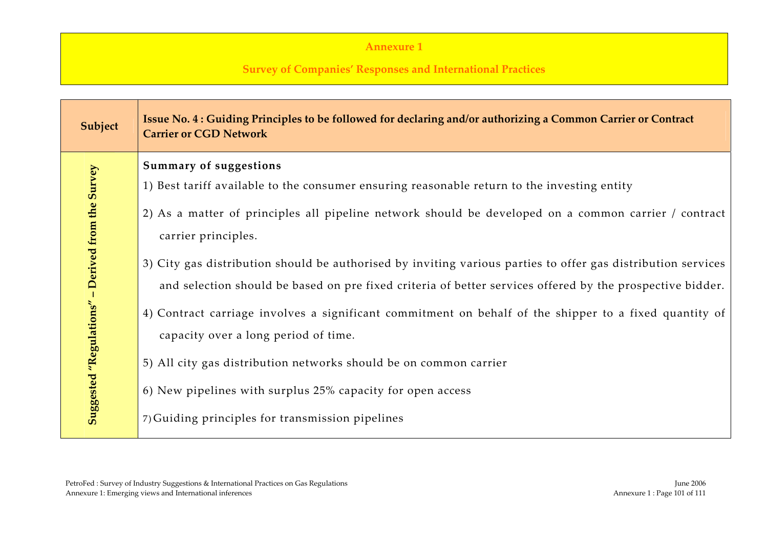**Annexure 1**

**Survey of Companies' Responses and International Practices**

| Subject | Issue No. 4 : Guiding Principles to be followed for declaring and/or authorizing a Common Carrier or Contract Carrier or CGD Network |
|---|---|
| Suggested "Regulations" – Derived from the Survey | **Summary of suggestions**<br>1) Best tariff available to the consumer ensuring reasonable return to the investing entity<br>2) As a matter of principles all pipeline network should be developed on a common carrier / contract carrier principles.<br>3) City gas distribution should be authorised by inviting various parties to offer gas distribution services and selection should be based on pre fixed criteria of better services offered by the prospective bidder.<br>4) Contract carriage involves a significant commitment on behalf of the shipper to a fixed quantity of capacity over a long period of time.<br>5) All city gas distribution networks should be on common carrier<br>6) New pipelines with surplus 25% capacity for open access<br>7) Guiding principles for transmission pipelines |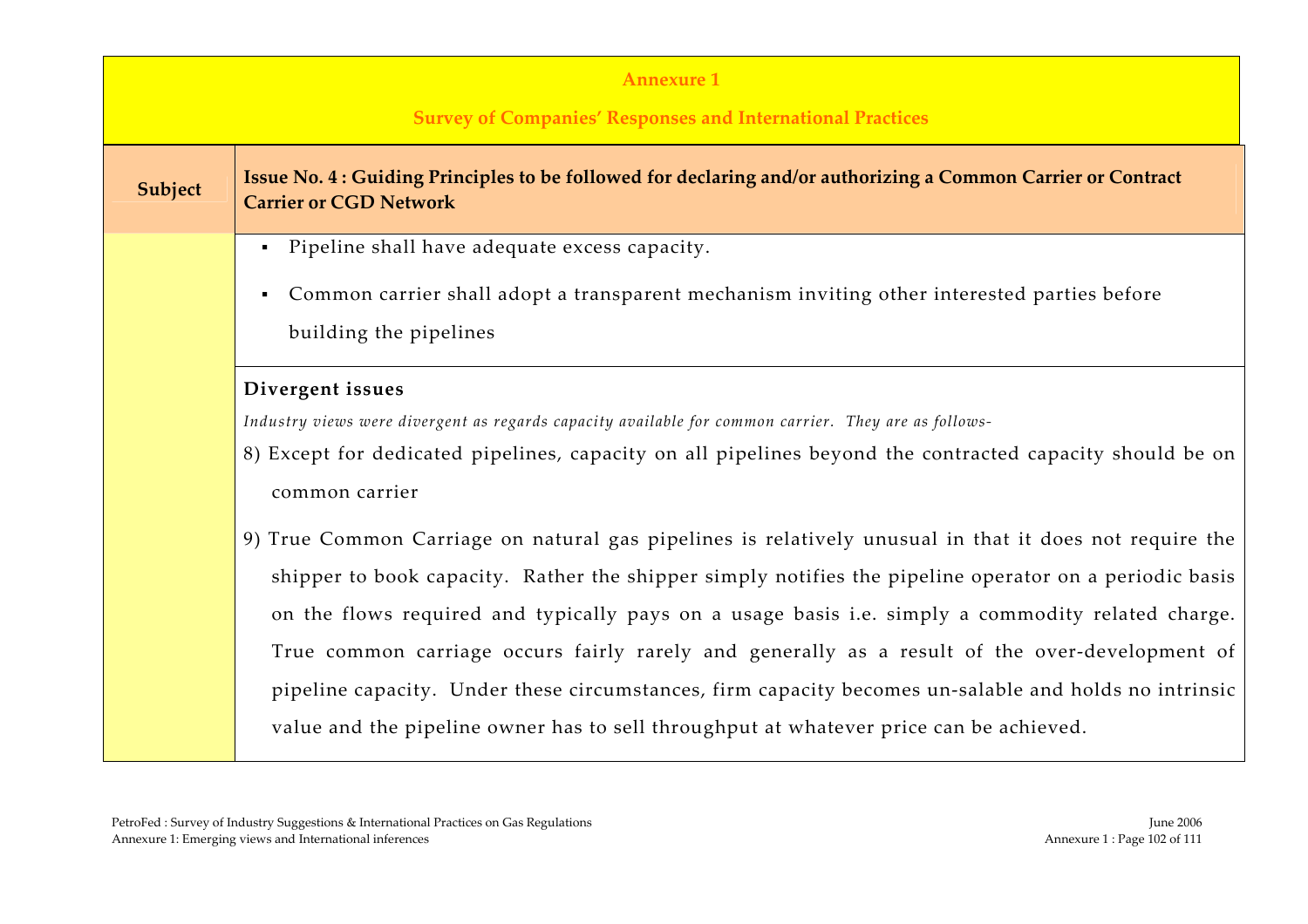**Annexure 1**

**Survey of Companies' Responses and International Practices**

| Subject | Issue No. 4 : Guiding Principles to be followed for declaring and/or authorizing a Common Carrier or Contract Carrier or CGD Network |
|---|---|
| | ▪ Pipeline shall have adequate excess capacity.<br><br>▪ Common carrier shall adopt a transparent mechanism inviting other interested parties before building the pipelines |
| | **Divergent issues**<br><br>*Industry views were divergent as regards capacity available for common carrier. They are as follows-*<br><br>8) Except for dedicated pipelines, capacity on all pipelines beyond the contracted capacity should be on common carrier<br><br>9) True Common Carriage on natural gas pipelines is relatively unusual in that it does not require the shipper to book capacity. Rather the shipper simply notifies the pipeline operator on a periodic basis on the flows required and typically pays on a usage basis i.e. simply a commodity related charge. True common carriage occurs fairly rarely and generally as a result of the over-development of pipeline capacity. Under these circumstances, firm capacity becomes un-salable and holds no intrinsic value and the pipeline owner has to sell throughput at whatever price can be achieved. |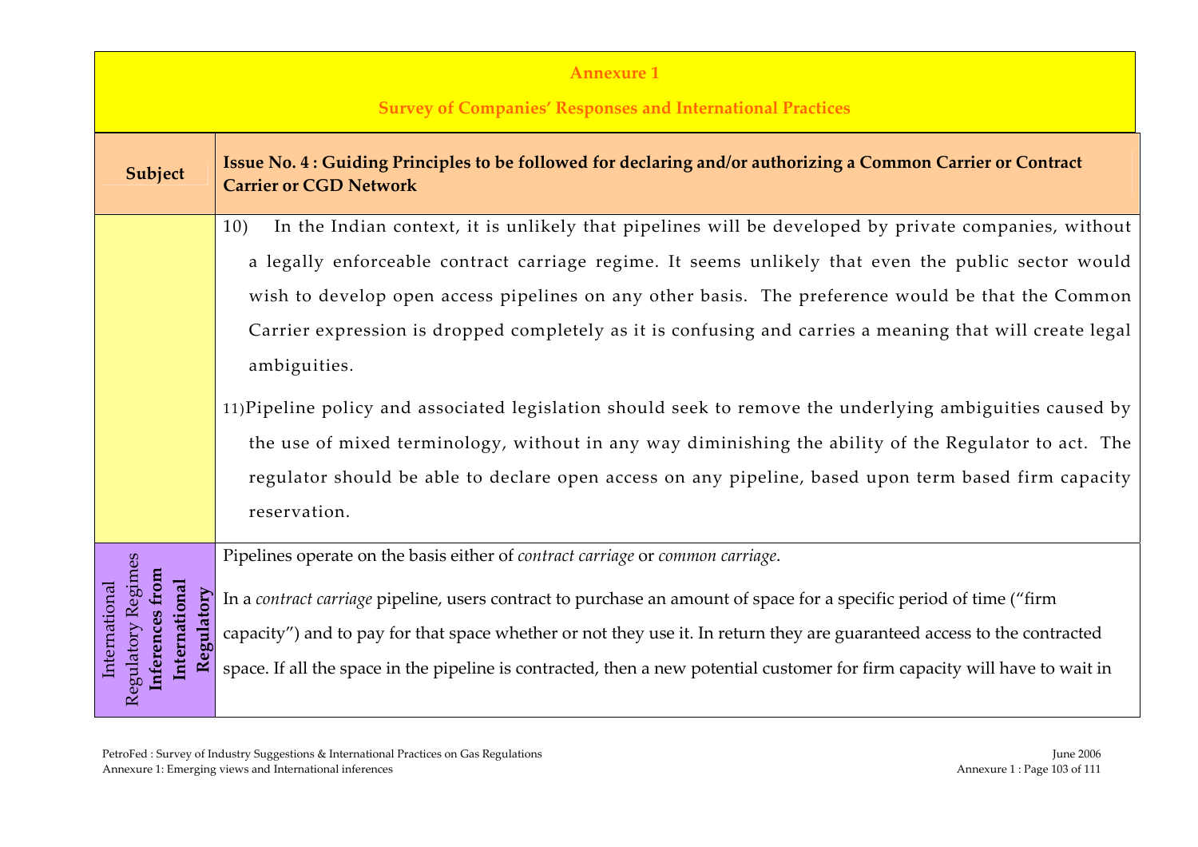**Annexure 1**

**Survey of Companies' Responses and International Practices**

| Subject | Issue No. 4 : Guiding Principles to be followed for declaring and/or authorizing a Common Carrier or Contract Carrier or CGD Network |
|---|---|
| | 10) In the Indian context, it is unlikely that pipelines will be developed by private companies, without a legally enforceable contract carriage regime. It seems unlikely that even the public sector would wish to develop open access pipelines on any other basis. The preference would be that the Common Carrier expression is dropped completely as it is confusing and carries a meaning that will create legal ambiguities.<br><br>11) Pipeline policy and associated legislation should seek to remove the underlying ambiguities caused by the use of mixed terminology, without in any way diminishing the ability of the Regulator to act. The regulator should be able to declare open access on any pipeline, based upon term based firm capacity reservation. |
| International Regulatory Regimes **Inferences from International Regulatory** | Pipelines operate on the basis either of *contract carriage* or *common carriage*.<br><br>In a *contract carriage* pipeline, users contract to purchase an amount of space for a specific period of time ("firm capacity") and to pay for that space whether or not they use it. In return they are guaranteed access to the contracted space. If all the space in the pipeline is contracted, then a new potential customer for firm capacity will have to wait in |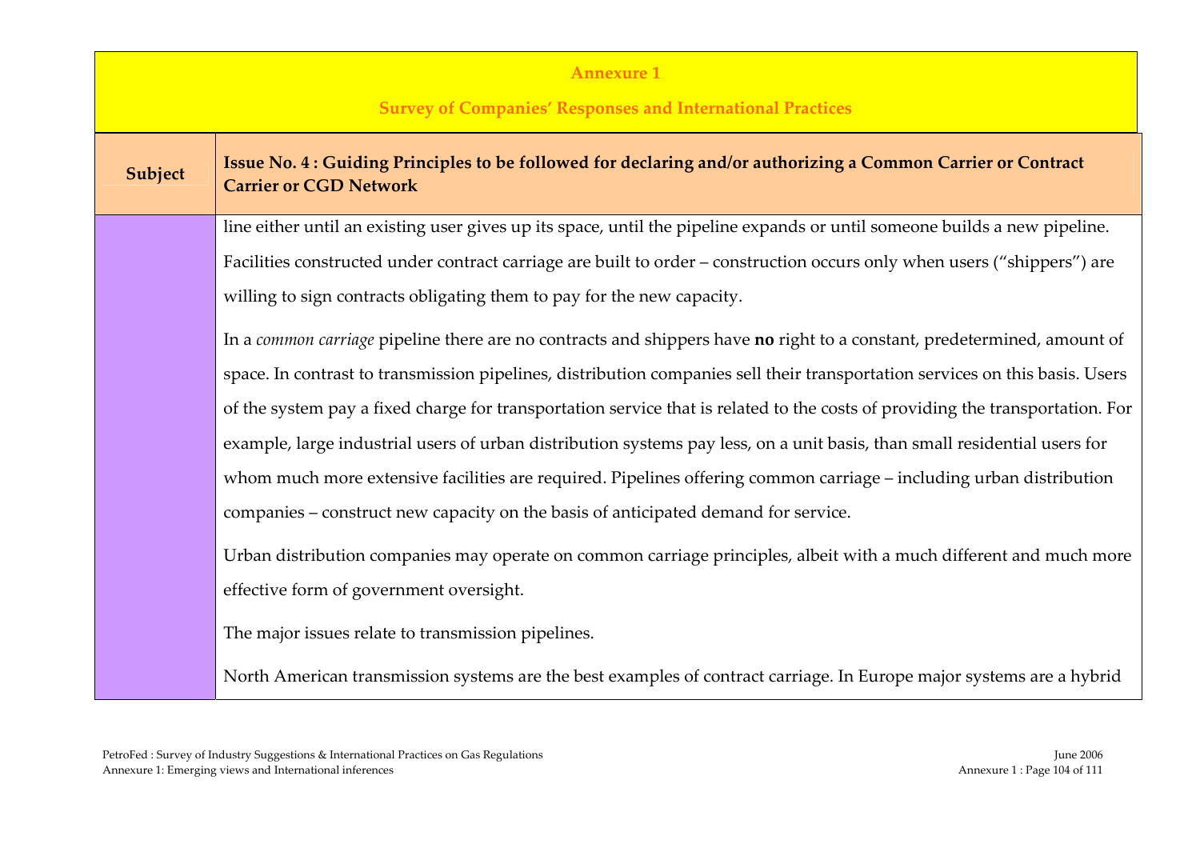| Subject | Issue No. 4 : Guiding Principles to be followed for declaring and/or authorizing a Common Carrier or Contract Carrier or CGD Network |
|---|---|
| | line either until an existing user gives up its space, until the pipeline expands or until someone builds a new pipeline. Facilities constructed under contract carriage are built to order – construction occurs only when users ("shippers") are willing to sign contracts obligating them to pay for the new capacity.<br><br>In a *common carriage* pipeline there are no contracts and shippers have **no** right to a constant, predetermined, amount of space. In contrast to transmission pipelines, distribution companies sell their transportation services on this basis. Users of the system pay a fixed charge for transportation service that is related to the costs of providing the transportation. For example, large industrial users of urban distribution systems pay less, on a unit basis, than small residential users for whom much more extensive facilities are required. Pipelines offering common carriage – including urban distribution companies – construct new capacity on the basis of anticipated demand for service.<br><br>Urban distribution companies may operate on common carriage principles, albeit with a much different and much more effective form of government oversight.<br><br>The major issues relate to transmission pipelines.<br><br>North American transmission systems are the best examples of contract carriage. In Europe major systems are a hybrid |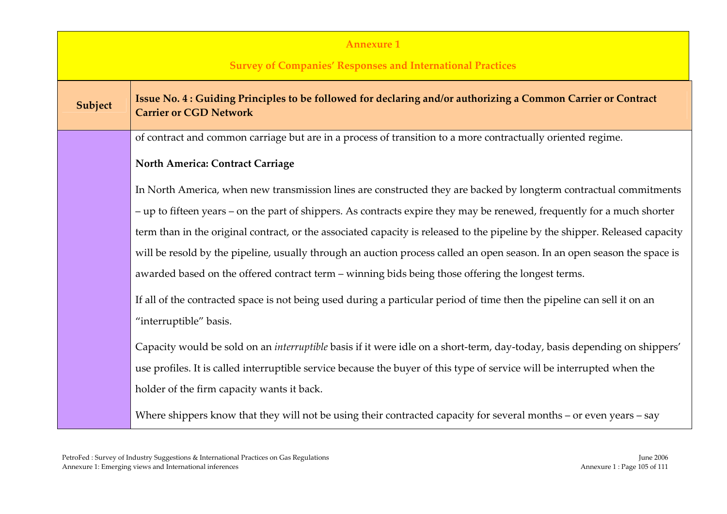# Annexure 1

## Survey of Companies' Responses and International Practices

| Subject | Issue No. 4 : Guiding Principles to be followed for declaring and/or authorizing a Common Carrier or Contract Carrier or CGD Network |
|---|---|

of contract and common carriage but are in a process of transition to a more contractually oriented regime.

**North America: Contract Carriage**

In North America, when new transmission lines are constructed they are backed by longterm contractual commitments – up to fifteen years – on the part of shippers. As contracts expire they may be renewed, frequently for a much shorter term than in the original contract, or the associated capacity is released to the pipeline by the shipper. Released capacity will be resold by the pipeline, usually through an auction process called an open season. In an open season the space is awarded based on the offered contract term – winning bids being those offering the longest terms.

If all of the contracted space is not being used during a particular period of time then the pipeline can sell it on an "interruptible" basis.

Capacity would be sold on an *interruptible* basis if it were idle on a short-term, day-today, basis depending on shippers' use profiles. It is called interruptible service because the buyer of this type of service will be interrupted when the holder of the firm capacity wants it back.

Where shippers know that they will not be using their contracted capacity for several months – or even years – say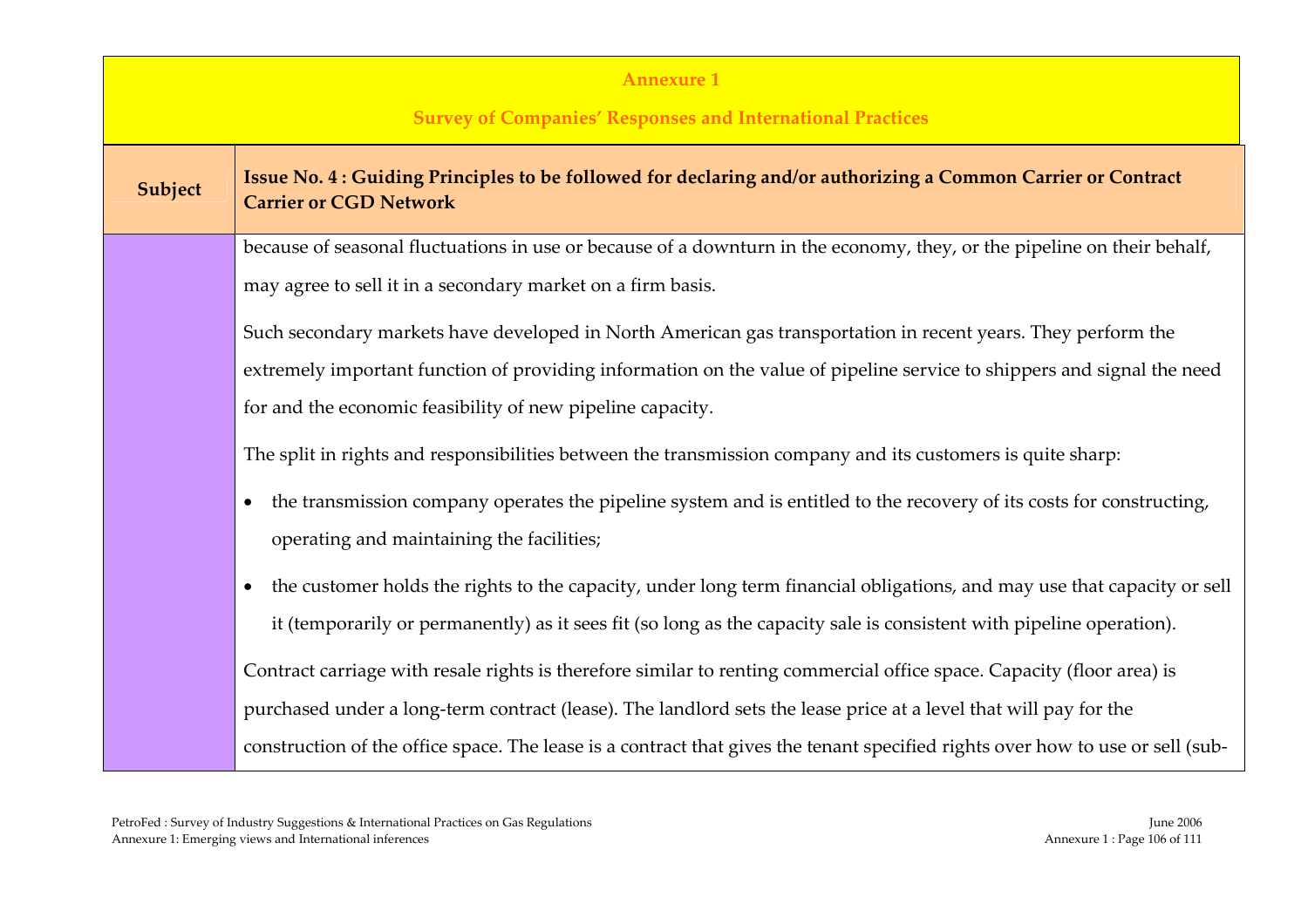**Annexure 1**

**Survey of Companies' Responses and International Practices**

| Subject | Issue No. 4 : Guiding Principles to be followed for declaring and/or authorizing a Common Carrier or Contract Carrier or CGD Network |
|---|---|

because of seasonal fluctuations in use or because of a downturn in the economy, they, or the pipeline on their behalf, may agree to sell it in a secondary market on a firm basis.

Such secondary markets have developed in North American gas transportation in recent years. They perform the extremely important function of providing information on the value of pipeline service to shippers and signal the need for and the economic feasibility of new pipeline capacity.

The split in rights and responsibilities between the transmission company and its customers is quite sharp:

- the transmission company operates the pipeline system and is entitled to the recovery of its costs for constructing, operating and maintaining the facilities;
- the customer holds the rights to the capacity, under long term financial obligations, and may use that capacity or sell it (temporarily or permanently) as it sees fit (so long as the capacity sale is consistent with pipeline operation).

Contract carriage with resale rights is therefore similar to renting commercial office space. Capacity (floor area) is purchased under a long-term contract (lease). The landlord sets the lease price at a level that will pay for the construction of the office space. The lease is a contract that gives the tenant specified rights over how to use or sell (sub-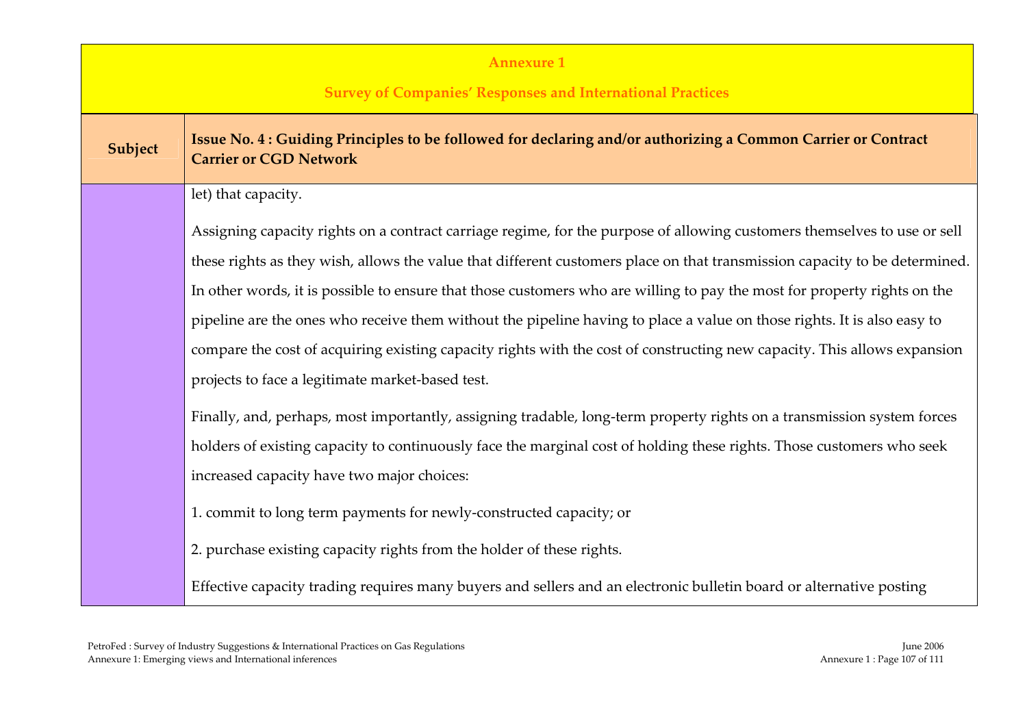**Annexure 1**

**Survey of Companies' Responses and International Practices**

| Subject | Issue No. 4 : Guiding Principles to be followed for declaring and/or authorizing a Common Carrier or Contract Carrier or CGD Network |
|---|---|
| | let) that capacity.<br><br>Assigning capacity rights on a contract carriage regime, for the purpose of allowing customers themselves to use or sell these rights as they wish, allows the value that different customers place on that transmission capacity to be determined. In other words, it is possible to ensure that those customers who are willing to pay the most for property rights on the pipeline are the ones who receive them without the pipeline having to place a value on those rights. It is also easy to compare the cost of acquiring existing capacity rights with the cost of constructing new capacity. This allows expansion projects to face a legitimate market-based test.<br><br>Finally, and, perhaps, most importantly, assigning tradable, long-term property rights on a transmission system forces holders of existing capacity to continuously face the marginal cost of holding these rights. Those customers who seek increased capacity have two major choices:<br><br>1. commit to long term payments for newly-constructed capacity; or<br><br>2. purchase existing capacity rights from the holder of these rights.<br><br>Effective capacity trading requires many buyers and sellers and an electronic bulletin board or alternative posting |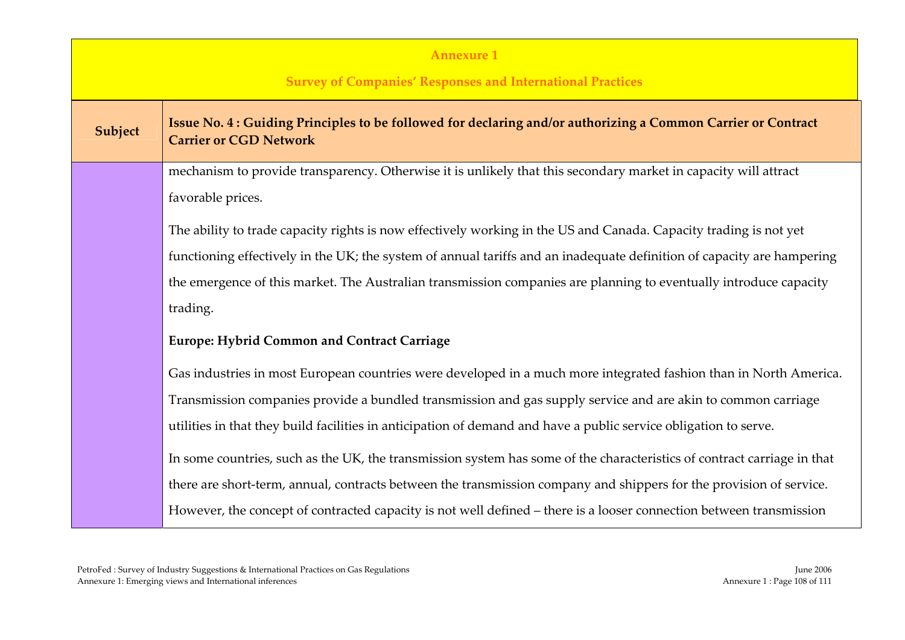**Annexure 1**

**Survey of Companies' Responses and International Practices**

| Subject | Issue No. 4 : Guiding Principles to be followed for declaring and/or authorizing a Common Carrier or Contract Carrier or CGD Network |
|---|---|
| | mechanism to provide transparency. Otherwise it is unlikely that this secondary market in capacity will attract favorable prices.<br><br>The ability to trade capacity rights is now effectively working in the US and Canada. Capacity trading is not yet functioning effectively in the UK; the system of annual tariffs and an inadequate definition of capacity are hampering the emergence of this market. The Australian transmission companies are planning to eventually introduce capacity trading.<br><br>**Europe: Hybrid Common and Contract Carriage**<br><br>Gas industries in most European countries were developed in a much more integrated fashion than in North America. Transmission companies provide a bundled transmission and gas supply service and are akin to common carriage utilities in that they build facilities in anticipation of demand and have a public service obligation to serve.<br><br>In some countries, such as the UK, the transmission system has some of the characteristics of contract carriage in that there are short-term, annual, contracts between the transmission company and shippers for the provision of service. However, the concept of contracted capacity is not well defined – there is a looser connection between transmission |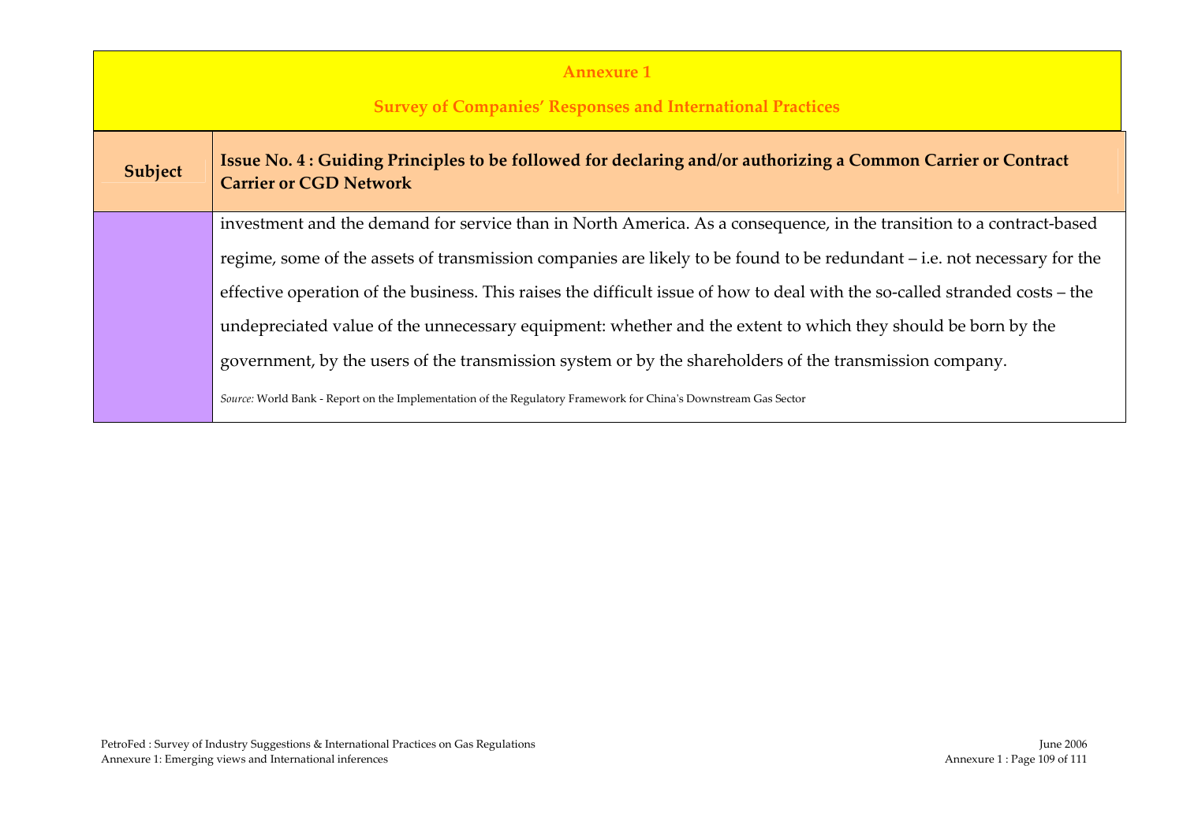**Annexure 1**

**Survey of Companies' Responses and International Practices**

| Subject | Issue No. 4 : Guiding Principles to be followed for declaring and/or authorizing a Common Carrier or Contract Carrier or CGD Network |
| --- | --- |
| | investment and the demand for service than in North America. As a consequence, in the transition to a contract-based regime, some of the assets of transmission companies are likely to be found to be redundant – i.e. not necessary for the effective operation of the business. This raises the difficult issue of how to deal with the so-called stranded costs – the undepreciated value of the unnecessary equipment: whether and the extent to which they should be born by the government, by the users of the transmission system or by the shareholders of the transmission company. *Source:* World Bank - Report on the Implementation of the Regulatory Framework for China's Downstream Gas Sector |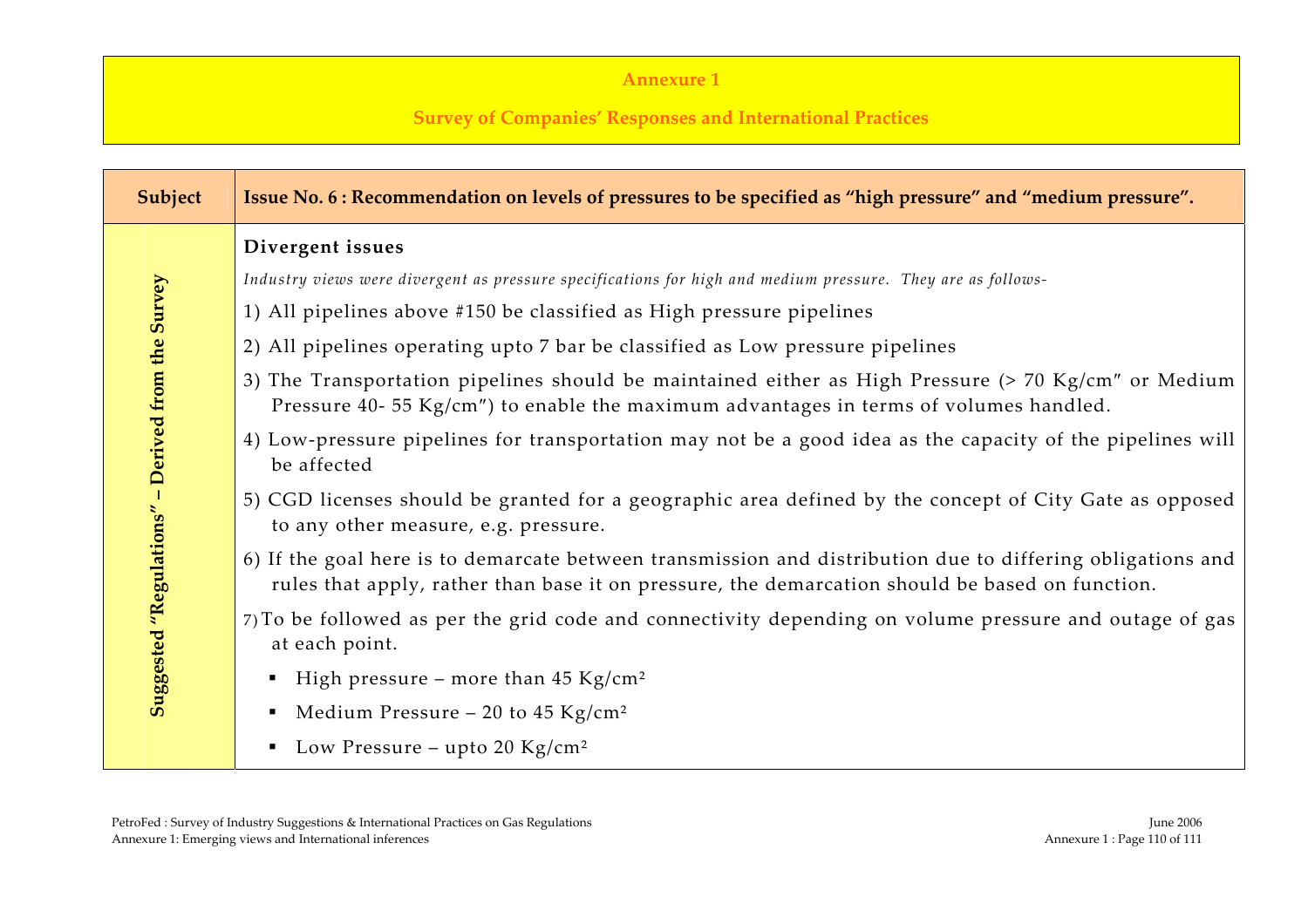**Annexure 1**

**Survey of Companies' Responses and International Practices**

| Subject | Issue No. 6 : Recommendation on levels of pressures to be specified as "high pressure" and "medium pressure". |
|---|---|
| **Suggested "Regulations" – Derived from the Survey** | **Divergent issues**<br><br>*Industry views were divergent as pressure specifications for high and medium pressure. They are as follows-*<br><br>1) All pipelines above #150 be classified as High pressure pipelines<br><br>2) All pipelines operating upto 7 bar be classified as Low pressure pipelines<br><br>3) The Transportation pipelines should be maintained either as High Pressure (> 70 Kg/cm" or Medium Pressure 40- 55 Kg/cm") to enable the maximum advantages in terms of volumes handled.<br><br>4) Low-pressure pipelines for transportation may not be a good idea as the capacity of the pipelines will be affected<br><br>5) CGD licenses should be granted for a geographic area defined by the concept of City Gate as opposed to any other measure, e.g. pressure.<br><br>6) If the goal here is to demarcate between transmission and distribution due to differing obligations and rules that apply, rather than base it on pressure, the demarcation should be based on function.<br><br>7) To be followed as per the grid code and connectivity depending on volume pressure and outage of gas at each point.<br><br>▪ High pressure – more than 45 Kg/cm²<br><br>▪ Medium Pressure – 20 to 45 Kg/cm²<br><br>▪ Low Pressure – upto 20 Kg/cm² |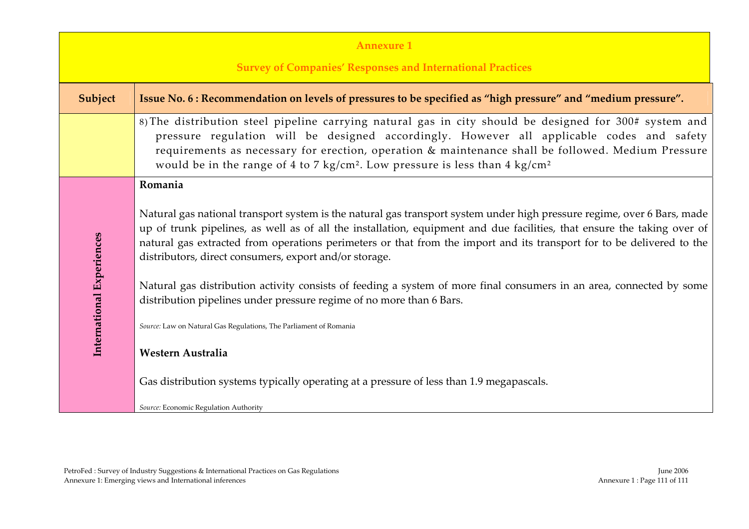**Annexure 1**

**Survey of Companies' Responses and International Practices**

| Subject | Issue No. 6 : Recommendation on levels of pressures to be specified as "high pressure" and "medium pressure". |
|---|---|
| | 8) The distribution steel pipeline carrying natural gas in city should be designed for 300# system and pressure regulation will be designed accordingly. However all applicable codes and safety requirements as necessary for erection, operation & maintenance shall be followed. Medium Pressure would be in the range of 4 to 7 kg/cm². Low pressure is less than 4 kg/cm² |
| **International Experiences** | **Romania**<br><br>Natural gas national transport system is the natural gas transport system under high pressure regime, over 6 Bars, made up of trunk pipelines, as well as of all the installation, equipment and due facilities, that ensure the taking over of natural gas extracted from operations perimeters or that from the import and its transport for to be delivered to the distributors, direct consumers, export and/or storage.<br><br>Natural gas distribution activity consists of feeding a system of more final consumers in an area, connected by some distribution pipelines under pressure regime of no more than 6 Bars.<br><br>*Source:* Law on Natural Gas Regulations, The Parliament of Romania<br><br>**Western Australia**<br><br>Gas distribution systems typically operating at a pressure of less than 1.9 megapascals.<br><br>*Source:* Economic Regulation Authority |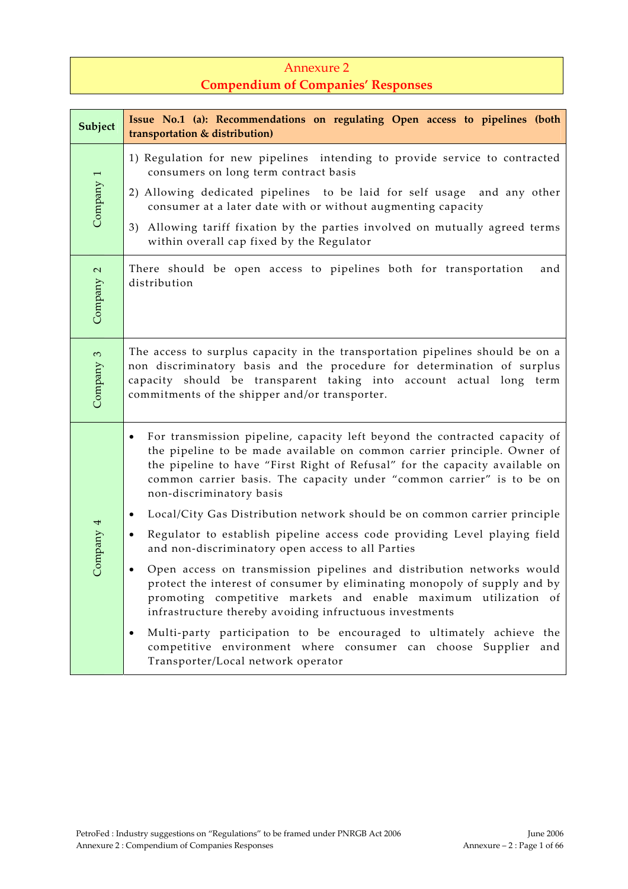# Annexure 2
## Compendium of Companies' Responses

| Subject | Issue No.1 (a): Recommendations on regulating Open access to pipelines (both transportation & distribution) |
|---|---|
| Company 1 | 1) Regulation for new pipelines intending to provide service to contracted consumers on long term contract basis<br>2) Allowing dedicated pipelines to be laid for self usage and any other consumer at a later date with or without augmenting capacity<br>3) Allowing tariff fixation by the parties involved on mutually agreed terms within overall cap fixed by the Regulator |
| Company 2 | There should be open access to pipelines both for transportation and distribution |
| Company 3 | The access to surplus capacity in the transportation pipelines should be on a non discriminatory basis and the procedure for determination of surplus capacity should be transparent taking into account actual long term commitments of the shipper and/or transporter. |
| Company 4 | • For transmission pipeline, capacity left beyond the contracted capacity of the pipeline to be made available on common carrier principle. Owner of the pipeline to have "First Right of Refusal" for the capacity available on common carrier basis. The capacity under "common carrier" is to be on non-discriminatory basis<br>• Local/City Gas Distribution network should be on common carrier principle<br>• Regulator to establish pipeline access code providing Level playing field and non-discriminatory open access to all Parties<br>• Open access on transmission pipelines and distribution networks would protect the interest of consumer by eliminating monopoly of supply and by promoting competitive markets and enable maximum utilization of infrastructure thereby avoiding infructuous investments<br>• Multi-party participation to be encouraged to ultimately achieve the competitive environment where consumer can choose Supplier and Transporter/Local network operator |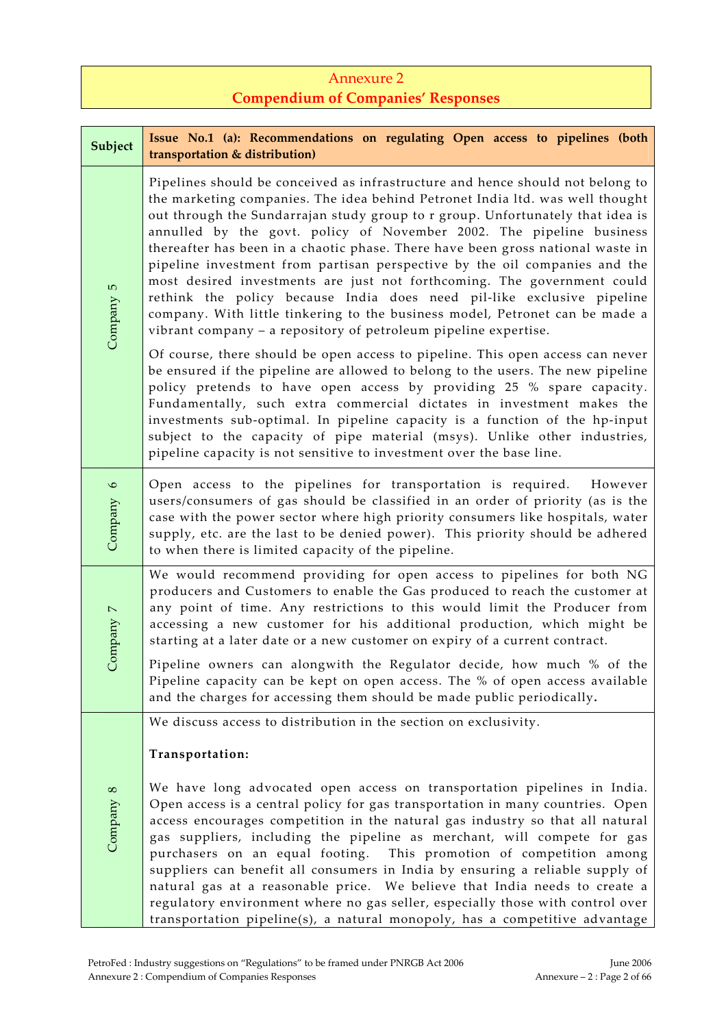# Annexure 2
## Compendium of Companies' Responses

| Subject | Issue No.1 (a): Recommendations on regulating Open access to pipelines (both transportation & distribution) |
|---|---|
| Company 5 | Pipelines should be conceived as infrastructure and hence should not belong to the marketing companies. The idea behind Petronet India ltd. was well thought out through the Sundarrajan study group to r group. Unfortunately that idea is annulled by the govt. policy of November 2002. The pipeline business thereafter has been in a chaotic phase. There have been gross national waste in pipeline investment from partisan perspective by the oil companies and the most desired investments are just not forthcoming. The government could rethink the policy because India does need pil-like exclusive pipeline company. With little tinkering to the business model, Petronet can be made a vibrant company – a repository of petroleum pipeline expertise.<br><br>Of course, there should be open access to pipeline. This open access can never be ensured if the pipeline are allowed to belong to the users. The new pipeline policy pretends to have open access by providing 25 % spare capacity. Fundamentally, such extra commercial dictates in investment makes the investments sub-optimal. In pipeline capacity is a function of the hp-input subject to the capacity of pipe material (msys). Unlike other industries, pipeline capacity is not sensitive to investment over the base line. |
| Company 6 | Open access to the pipelines for transportation is required. However users/consumers of gas should be classified in an order of priority (as is the case with the power sector where high priority consumers like hospitals, water supply, etc. are the last to be denied power). This priority should be adhered to when there is limited capacity of the pipeline. |
| Company 7 | We would recommend providing for open access to pipelines for both NG producers and Customers to enable the Gas produced to reach the customer at any point of time. Any restrictions to this would limit the Producer from accessing a new customer for his additional production, which might be starting at a later date or a new customer on expiry of a current contract.<br><br>Pipeline owners can alongwith the Regulator decide, how much % of the Pipeline capacity can be kept on open access. The % of open access available and the charges for accessing them should be made public periodically. |
| Company 8 | We discuss access to distribution in the section on exclusivity.<br><br>**Transportation:**<br><br>We have long advocated open access on transportation pipelines in India. Open access is a central policy for gas transportation in many countries. Open access encourages competition in the natural gas industry so that all natural gas suppliers, including the pipeline as merchant, will compete for gas purchasers on an equal footing. This promotion of competition among suppliers can benefit all consumers in India by ensuring a reliable supply of natural gas at a reasonable price. We believe that India needs to create a regulatory environment where no gas seller, especially those with control over transportation pipeline(s), a natural monopoly, has a competitive advantage |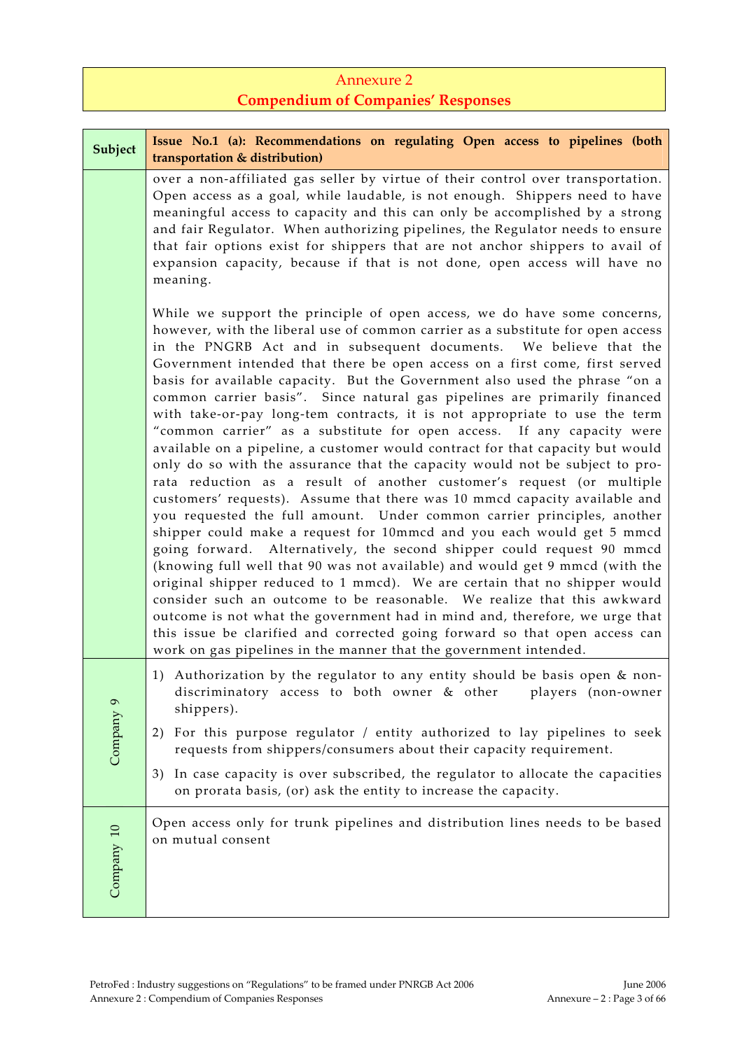# Annexure 2
## Compendium of Companies' Responses

| Subject | Issue No.1 (a): Recommendations on regulating Open access to pipelines (both transportation & distribution) |
|---|---|
| | over a non-affiliated gas seller by virtue of their control over transportation. Open access as a goal, while laudable, is not enough. Shippers need to have meaningful access to capacity and this can only be accomplished by a strong and fair Regulator. When authorizing pipelines, the Regulator needs to ensure that fair options exist for shippers that are not anchor shippers to avail of expansion capacity, because if that is not done, open access will have no meaning.<br><br>While we support the principle of open access, we do have some concerns, however, with the liberal use of common carrier as a substitute for open access in the PNGRB Act and in subsequent documents. We believe that the Government intended that there be open access on a first come, first served basis for available capacity. But the Government also used the phrase "on a common carrier basis". Since natural gas pipelines are primarily financed with take-or-pay long-tem contracts, it is not appropriate to use the term "common carrier" as a substitute for open access. If any capacity were available on a pipeline, a customer would contract for that capacity but would only do so with the assurance that the capacity would not be subject to pro-rata reduction as a result of another customer's request (or multiple customers' requests). Assume that there was 10 mmcd capacity available and you requested the full amount. Under common carrier principles, another shipper could make a request for 10mmcd and you each would get 5 mmcd going forward. Alternatively, the second shipper could request 90 mmcd (knowing full well that 90 was not available) and would get 9 mmcd (with the original shipper reduced to 1 mmcd). We are certain that no shipper would consider such an outcome to be reasonable. We realize that this awkward outcome is not what the government had in mind and, therefore, we urge that this issue be clarified and corrected going forward so that open access can work on gas pipelines in the manner that the government intended. |
| Company 9 | 1) Authorization by the regulator to any entity should be basis open & non-discriminatory access to both owner & other players (non-owner shippers).<br>2) For this purpose regulator / entity authorized to lay pipelines to seek requests from shippers/consumers about their capacity requirement.<br>3) In case capacity is over subscribed, the regulator to allocate the capacities on prorata basis, (or) ask the entity to increase the capacity. |
| Company 10 | Open access only for trunk pipelines and distribution lines needs to be based on mutual consent |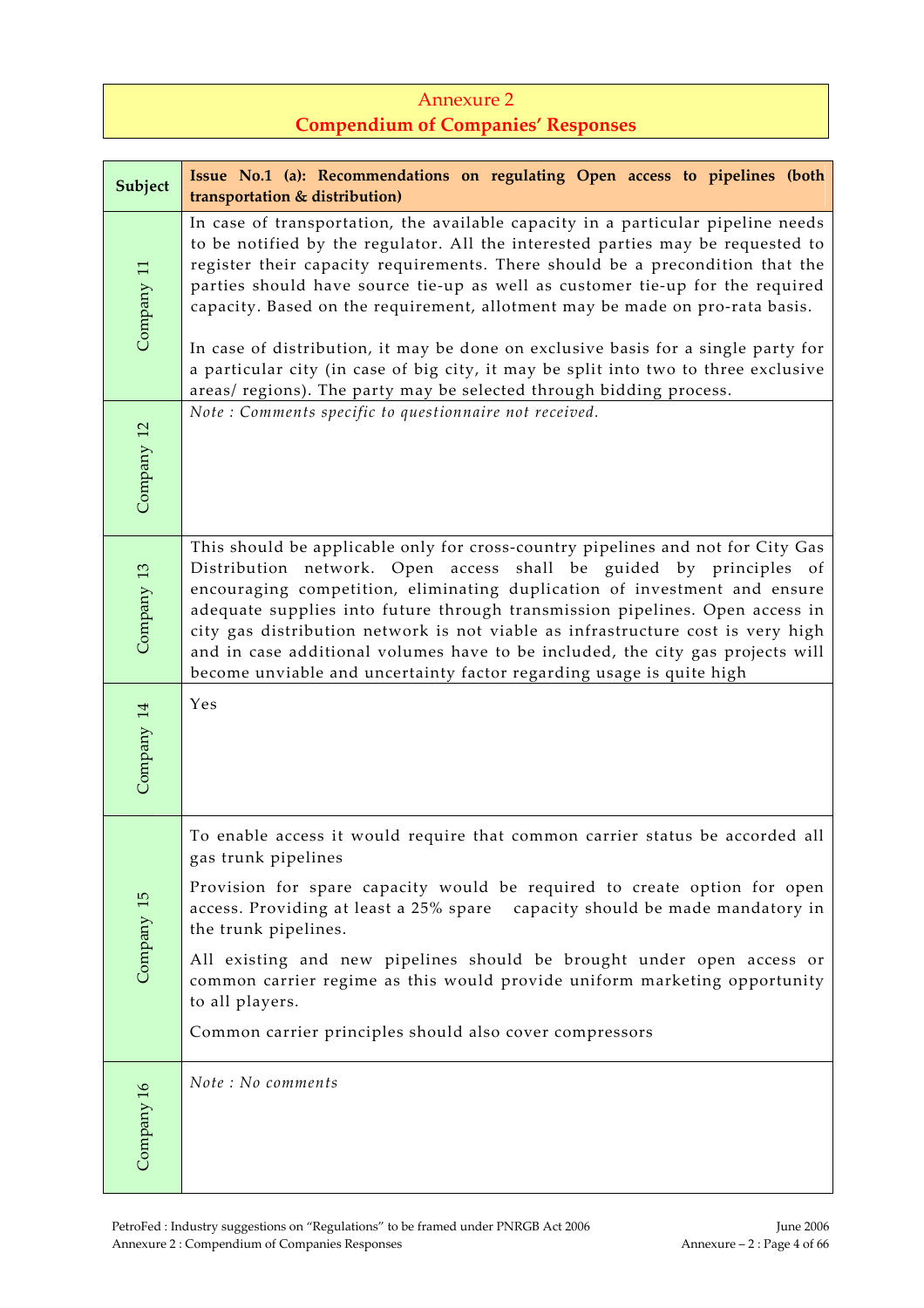# Annexure 2
## Compendium of Companies' Responses

| Subject | Issue No.1 (a): Recommendations on regulating Open access to pipelines (both transportation & distribution) |
|---|---|
| Company 11 | In case of transportation, the available capacity in a particular pipeline needs to be notified by the regulator. All the interested parties may be requested to register their capacity requirements. There should be a precondition that the parties should have source tie-up as well as customer tie-up for the required capacity. Based on the requirement, allotment may be made on pro-rata basis.<br><br>In case of distribution, it may be done on exclusive basis for a single party for a particular city (in case of big city, it may be split into two to three exclusive areas/ regions). The party may be selected through bidding process. |
| Company 12 | *Note : Comments specific to questionnaire not received.* |
| Company 13 | This should be applicable only for cross-country pipelines and not for City Gas Distribution network. Open access shall be guided by principles of encouraging competition, eliminating duplication of investment and ensure adequate supplies into future through transmission pipelines. Open access in city gas distribution network is not viable as infrastructure cost is very high and in case additional volumes have to be included, the city gas projects will become unviable and uncertainty factor regarding usage is quite high |
| Company 14 | Yes |
| Company 15 | To enable access it would require that common carrier status be accorded all gas trunk pipelines<br><br>Provision for spare capacity would be required to create option for open access. Providing at least a 25% spare capacity should be made mandatory in the trunk pipelines.<br><br>All existing and new pipelines should be brought under open access or common carrier regime as this would provide uniform marketing opportunity to all players.<br><br>Common carrier principles should also cover compressors |
| Company 16 | *Note : No comments* |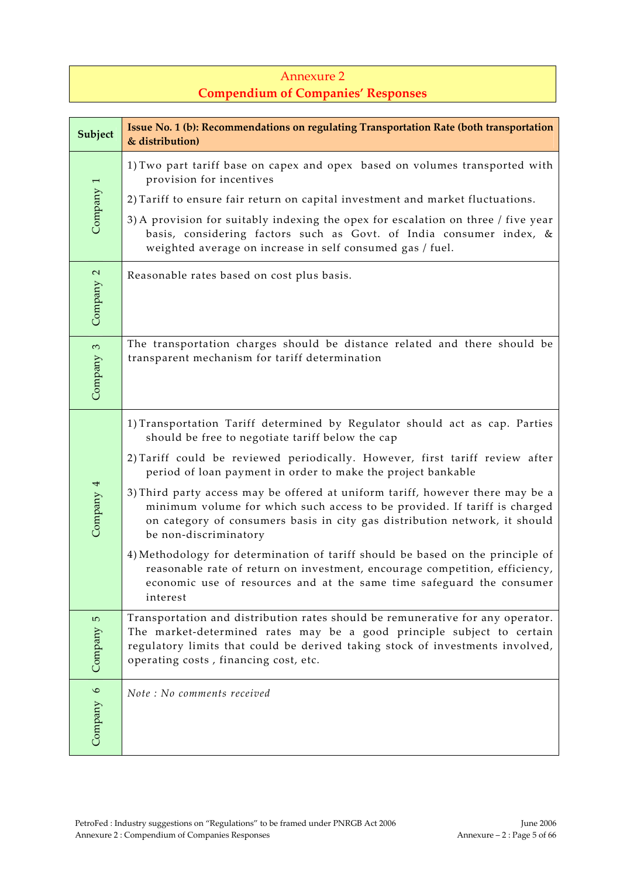# Annexure 2
## Compendium of Companies' Responses

| Subject | Issue No. 1 (b): Recommendations on regulating Transportation Rate (both transportation & distribution) |
|---|---|
| Company 1 | 1) Two part tariff base on capex and opex based on volumes transported with provision for incentives<br>2) Tariff to ensure fair return on capital investment and market fluctuations.<br>3) A provision for suitably indexing the opex for escalation on three / five year basis, considering factors such as Govt. of India consumer index, & weighted average on increase in self consumed gas / fuel. |
| Company 2 | Reasonable rates based on cost plus basis. |
| Company 3 | The transportation charges should be distance related and there should be transparent mechanism for tariff determination |
| Company 4 | 1) Transportation Tariff determined by Regulator should act as cap. Parties should be free to negotiate tariff below the cap<br>2) Tariff could be reviewed periodically. However, first tariff review after period of loan payment in order to make the project bankable<br>3) Third party access may be offered at uniform tariff, however there may be a minimum volume for which such access to be provided. If tariff is charged on category of consumers basis in city gas distribution network, it should be non-discriminatory<br>4) Methodology for determination of tariff should be based on the principle of reasonable rate of return on investment, encourage competition, efficiency, economic use of resources and at the same time safeguard the consumer interest |
| Company 5 | Transportation and distribution rates should be remunerative for any operator. The market-determined rates may be a good principle subject to certain regulatory limits that could be derived taking stock of investments involved, operating costs , financing cost, etc. |
| Company 6 | *Note : No comments received* |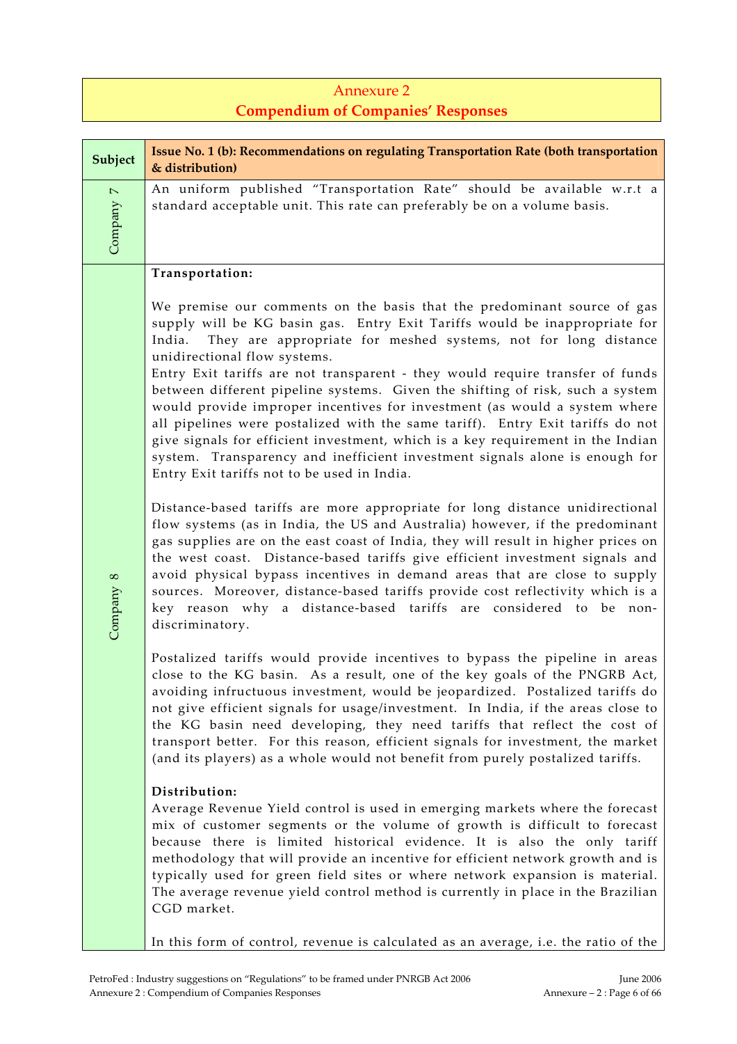## Annexure 2
## Compendium of Companies' Responses

| Subject | Issue No. 1 (b): Recommendations on regulating Transportation Rate (both transportation & distribution) |
|---|---|
| Company 7 | An uniform published "Transportation Rate" should be available w.r.t a standard acceptable unit. This rate can preferably be on a volume basis. |
| Company 8 | **Transportation:**<br><br>We premise our comments on the basis that the predominant source of gas supply will be KG basin gas. Entry Exit Tariffs would be inappropriate for India. They are appropriate for meshed systems, not for long distance unidirectional flow systems.<br>Entry Exit tariffs are not transparent - they would require transfer of funds between different pipeline systems. Given the shifting of risk, such a system would provide improper incentives for investment (as would a system where all pipelines were postalized with the same tariff). Entry Exit tariffs do not give signals for efficient investment, which is a key requirement in the Indian system. Transparency and inefficient investment signals alone is enough for Entry Exit tariffs not to be used in India.<br><br>Distance-based tariffs are more appropriate for long distance unidirectional flow systems (as in India, the US and Australia) however, if the predominant gas supplies are on the east coast of India, they will result in higher prices on the west coast. Distance-based tariffs give efficient investment signals and avoid physical bypass incentives in demand areas that are close to supply sources. Moreover, distance-based tariffs provide cost reflectivity which is a key reason why a distance-based tariffs are considered to be non-discriminatory.<br><br>Postalized tariffs would provide incentives to bypass the pipeline in areas close to the KG basin. As a result, one of the key goals of the PNGRB Act, avoiding infructuous investment, would be jeopardized. Postalized tariffs do not give efficient signals for usage/investment. In India, if the areas close to the KG basin need developing, they need tariffs that reflect the cost of transport better. For this reason, efficient signals for investment, the market (and its players) as a whole would not benefit from purely postalized tariffs.<br><br>**Distribution:**<br>Average Revenue Yield control is used in emerging markets where the forecast mix of customer segments or the volume of growth is difficult to forecast because there is limited historical evidence. It is also the only tariff methodology that will provide an incentive for efficient network growth and is typically used for green field sites or where network expansion is material. The average revenue yield control method is currently in place in the Brazilian CGD market.<br><br>In this form of control, revenue is calculated as an average, i.e. the ratio of the |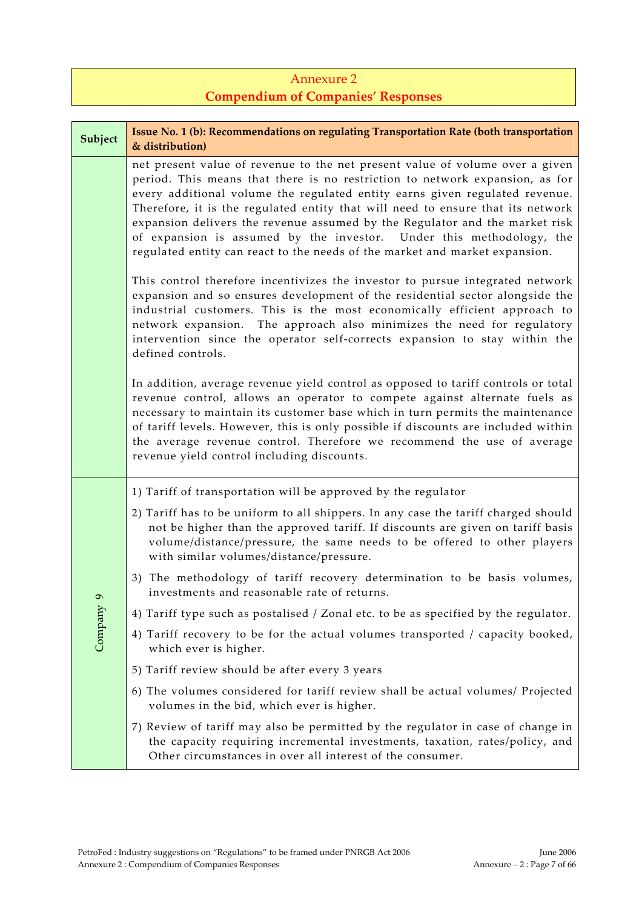## Annexure 2
## Compendium of Companies' Responses

| Subject | Issue No. 1 (b): Recommendations on regulating Transportation Rate (both transportation & distribution) |
|---|---|
| | net present value of revenue to the net present value of volume over a given period. This means that there is no restriction to network expansion, as for every additional volume the regulated entity earns given regulated revenue. Therefore, it is the regulated entity that will need to ensure that its network expansion delivers the revenue assumed by the Regulator and the market risk of expansion is assumed by the investor. Under this methodology, the regulated entity can react to the needs of the market and market expansion.<br><br>This control therefore incentivizes the investor to pursue integrated network expansion and so ensures development of the residential sector alongside the industrial customers. This is the most economically efficient approach to network expansion. The approach also minimizes the need for regulatory intervention since the operator self-corrects expansion to stay within the defined controls.<br><br>In addition, average revenue yield control as opposed to tariff controls or total revenue control, allows an operator to compete against alternate fuels as necessary to maintain its customer base which in turn permits the maintenance of tariff levels. However, this is only possible if discounts are included within the average revenue control. Therefore we recommend the use of average revenue yield control including discounts. |
| Company 9 | 1) Tariff of transportation will be approved by the regulator<br>2) Tariff has to be uniform to all shippers. In any case the tariff charged should not be higher than the approved tariff. If discounts are given on tariff basis volume/distance/pressure, the same needs to be offered to other players with similar volumes/distance/pressure.<br>3) The methodology of tariff recovery determination to be basis volumes, investments and reasonable rate of returns.<br>4) Tariff type such as postalised / Zonal etc. to be as specified by the regulator.<br>4) Tariff recovery to be for the actual volumes transported / capacity booked, which ever is higher.<br>5) Tariff review should be after every 3 years<br>6) The volumes considered for tariff review shall be actual volumes/ Projected volumes in the bid, which ever is higher.<br>7) Review of tariff may also be permitted by the regulator in case of change in the capacity requiring incremental investments, taxation, rates/policy, and Other circumstances in over all interest of the consumer. |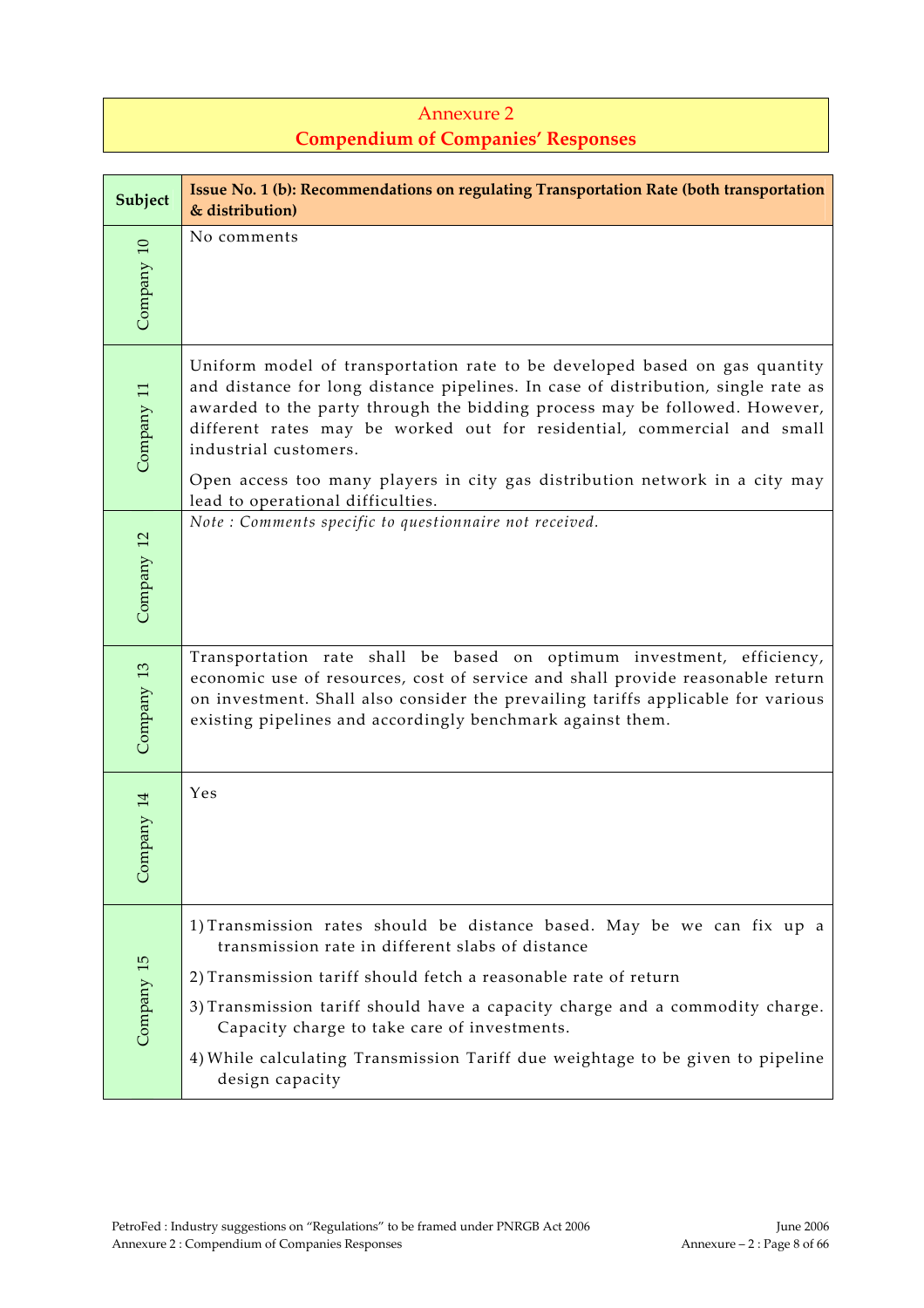# Annexure 2

## Compendium of Companies' Responses

| Subject | Issue No. 1 (b): Recommendations on regulating Transportation Rate (both transportation & distribution) |
|---|---|
| Company 10 | No comments |
| Company 11 | Uniform model of transportation rate to be developed based on gas quantity and distance for long distance pipelines. In case of distribution, single rate as awarded to the party through the bidding process may be followed. However, different rates may be worked out for residential, commercial and small industrial customers.<br><br>Open access too many players in city gas distribution network in a city may lead to operational difficulties. |
| Company 12 | *Note : Comments specific to questionnaire not received.* |
| Company 13 | Transportation rate shall be based on optimum investment, efficiency, economic use of resources, cost of service and shall provide reasonable return on investment. Shall also consider the prevailing tariffs applicable for various existing pipelines and accordingly benchmark against them. |
| Company 14 | Yes |
| Company 15 | 1) Transmission rates should be distance based. May be we can fix up a transmission rate in different slabs of distance<br>2) Transmission tariff should fetch a reasonable rate of return<br>3) Transmission tariff should have a capacity charge and a commodity charge. Capacity charge to take care of investments.<br>4) While calculating Transmission Tariff due weightage to be given to pipeline design capacity |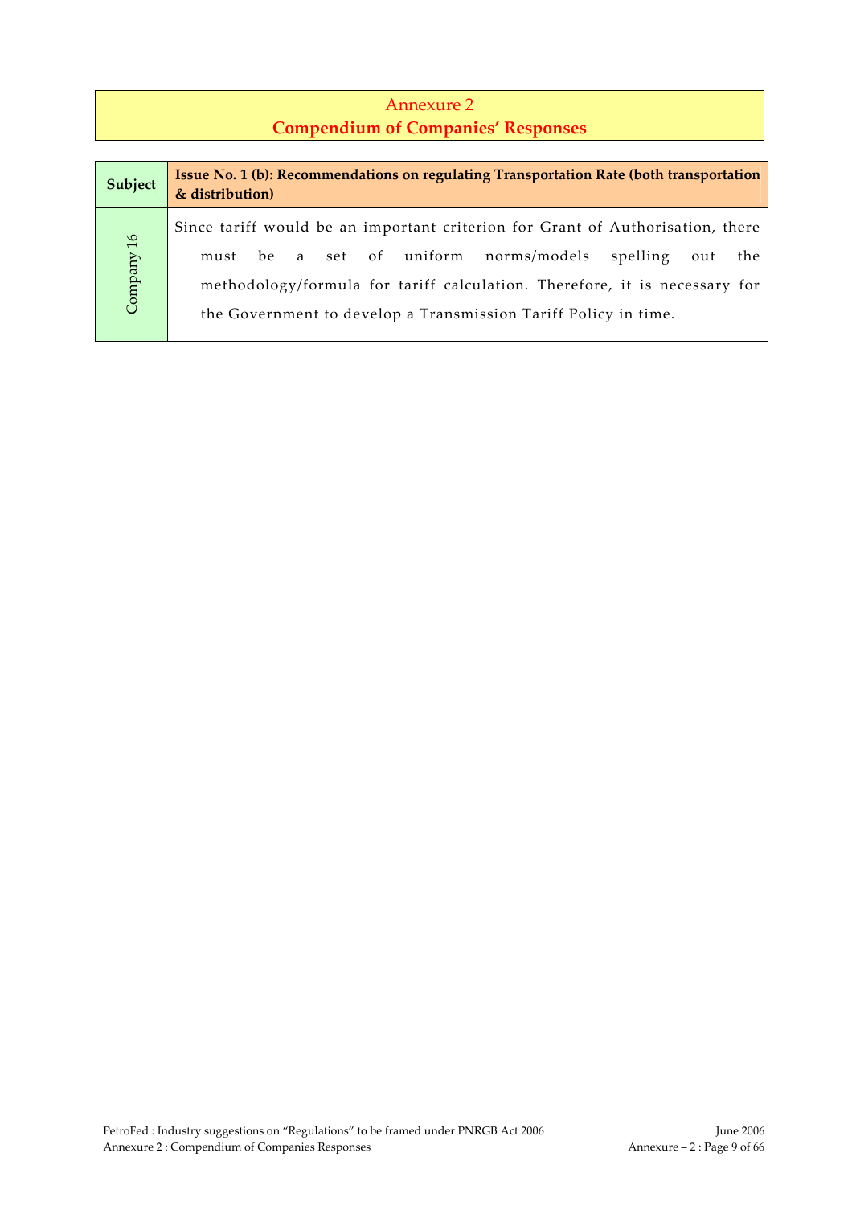## Annexure 2
## Compendium of Companies' Responses

| Subject | Issue No. 1 (b): Recommendations on regulating Transportation Rate (both transportation & distribution) |
|---|---|
| Company 16 | Since tariff would be an important criterion for Grant of Authorisation, there must be a set of uniform norms/models spelling out the methodology/formula for tariff calculation. Therefore, it is necessary for the Government to develop a Transmission Tariff Policy in time. |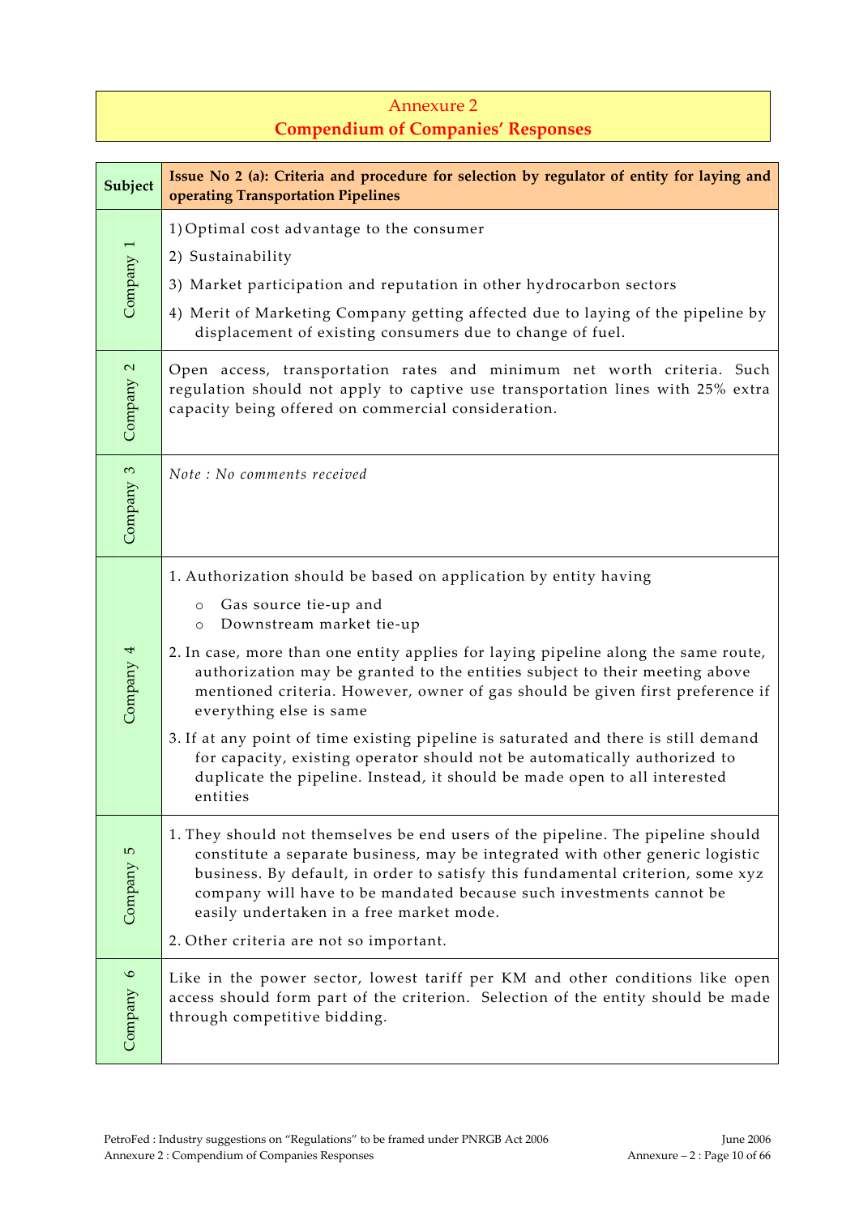# Annexure 2
## Compendium of Companies' Responses

| Subject | Issue No 2 (a): Criteria and procedure for selection by regulator of entity for laying and operating Transportation Pipelines |
|---|---|
| Company 1 | 1) Optimal cost advantage to the consumer<br>2) Sustainability<br>3) Market participation and reputation in other hydrocarbon sectors<br>4) Merit of Marketing Company getting affected due to laying of the pipeline by displacement of existing consumers due to change of fuel. |
| Company 2 | Open access, transportation rates and minimum net worth criteria. Such regulation should not apply to captive use transportation lines with 25% extra capacity being offered on commercial consideration. |
| Company 3 | *Note : No comments received* |
| Company 4 | 1. Authorization should be based on application by entity having<br>o Gas source tie-up and<br>o Downstream market tie-up<br>2. In case, more than one entity applies for laying pipeline along the same route, authorization may be granted to the entities subject to their meeting above mentioned criteria. However, owner of gas should be given first preference if everything else is same<br>3. If at any point of time existing pipeline is saturated and there is still demand for capacity, existing operator should not be automatically authorized to duplicate the pipeline. Instead, it should be made open to all interested entities |
| Company 5 | 1. They should not themselves be end users of the pipeline. The pipeline should constitute a separate business, may be integrated with other generic logistic business. By default, in order to satisfy this fundamental criterion, some xyz company will have to be mandated because such investments cannot be easily undertaken in a free market mode.<br>2. Other criteria are not so important. |
| Company 6 | Like in the power sector, lowest tariff per KM and other conditions like open access should form part of the criterion. Selection of the entity should be made through competitive bidding. |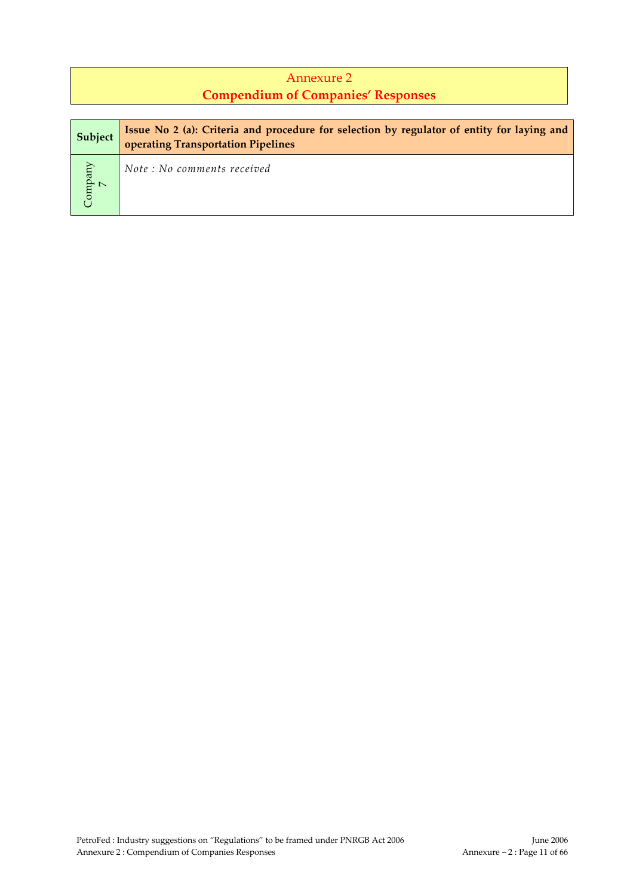# Annexure 2
## Compendium of Companies' Responses

| Subject | Issue No 2 (a): Criteria and procedure for selection by regulator of entity for laying and operating Transportation Pipelines |
|---|---|
| Company 7 | *Note : No comments received* |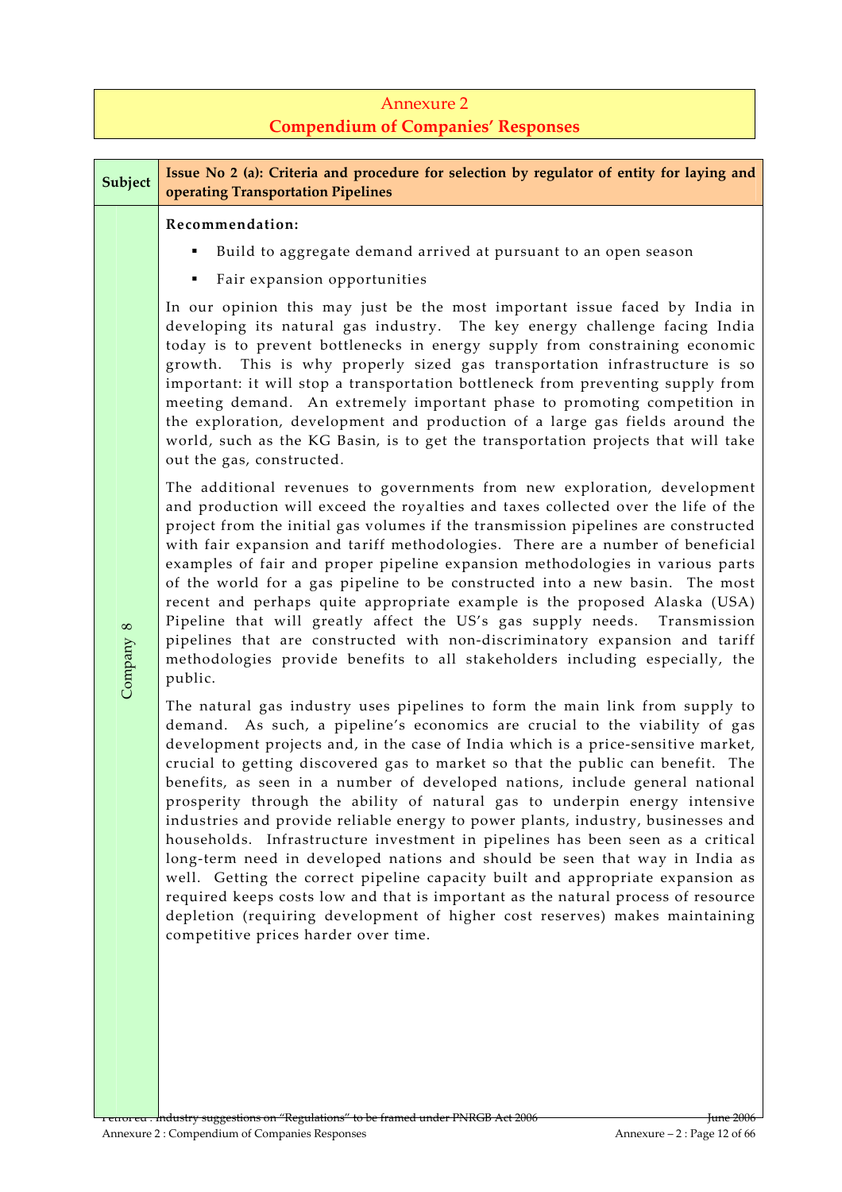# Annexure 2
## Compendium of Companies' Responses

| Subject | Issue No 2 (a): Criteria and procedure for selection by regulator of entity for laying and operating Transportation Pipelines |
|---|---|
| Company 8 | **Recommendation:**<br>▪ Build to aggregate demand arrived at pursuant to an open season<br>▪ Fair expansion opportunities<br><br>In our opinion this may just be the most important issue faced by India in developing its natural gas industry. The key energy challenge facing India today is to prevent bottlenecks in energy supply from constraining economic growth. This is why properly sized gas transportation infrastructure is so important: it will stop a transportation bottleneck from preventing supply from meeting demand. An extremely important phase to promoting competition in the exploration, development and production of a large gas fields around the world, such as the KG Basin, is to get the transportation projects that will take out the gas, constructed.<br><br>The additional revenues to governments from new exploration, development and production will exceed the royalties and taxes collected over the life of the project from the initial gas volumes if the transmission pipelines are constructed with fair expansion and tariff methodologies. There are a number of beneficial examples of fair and proper pipeline expansion methodologies in various parts of the world for a gas pipeline to be constructed into a new basin. The most recent and perhaps quite appropriate example is the proposed Alaska (USA) Pipeline that will greatly affect the US's gas supply needs. Transmission pipelines that are constructed with non-discriminatory expansion and tariff methodologies provide benefits to all stakeholders including especially, the public.<br><br>The natural gas industry uses pipelines to form the main link from supply to demand. As such, a pipeline's economics are crucial to the viability of gas development projects and, in the case of India which is a price-sensitive market, crucial to getting discovered gas to market so that the public can benefit. The benefits, as seen in a number of developed nations, include general national prosperity through the ability of natural gas to underpin energy intensive industries and provide reliable energy to power plants, industry, businesses and households. Infrastructure investment in pipelines has been seen as a critical long-term need in developed nations and should be seen that way in India as well. Getting the correct pipeline capacity built and appropriate expansion as required keeps costs low and that is important as the natural process of resource depletion (requiring development of higher cost reserves) makes maintaining competitive prices harder over time. |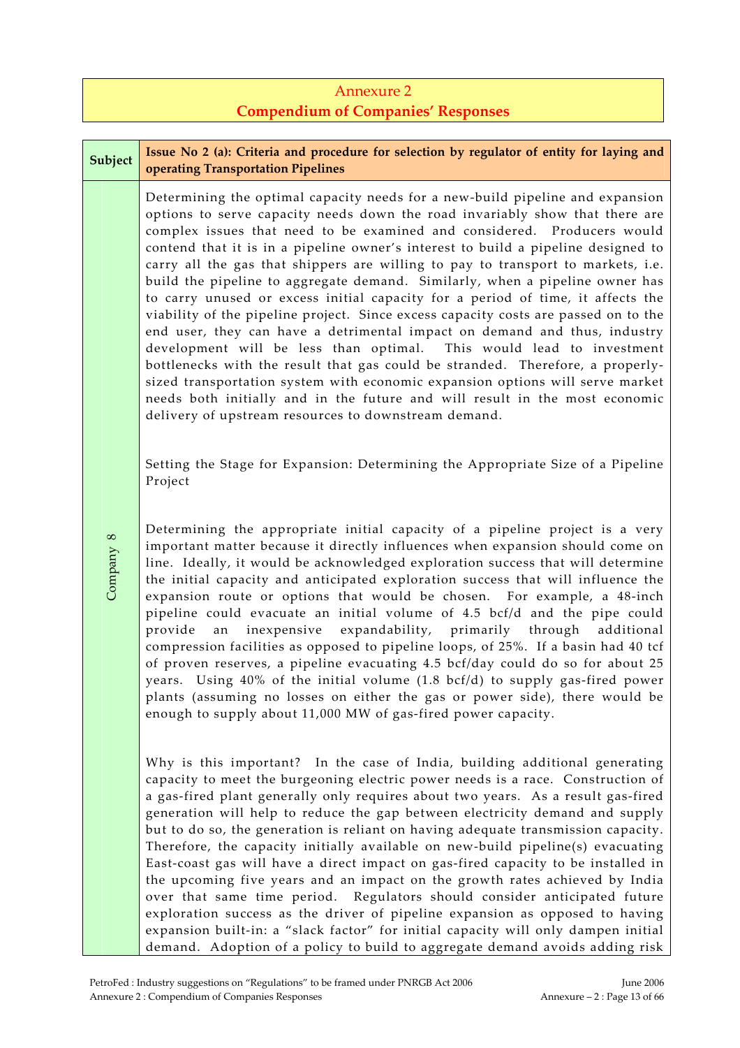# Annexure 2
## Compendium of Companies' Responses

| Subject | Issue No 2 (a): Criteria and procedure for selection by regulator of entity for laying and operating Transportation Pipelines |
|---|---|
| Company 8 | Determining the optimal capacity needs for a new-build pipeline and expansion options to serve capacity needs down the road invariably show that there are complex issues that need to be examined and considered. Producers would contend that it is in a pipeline owner's interest to build a pipeline designed to carry all the gas that shippers are willing to pay to transport to markets, i.e. build the pipeline to aggregate demand. Similarly, when a pipeline owner has to carry unused or excess initial capacity for a period of time, it affects the viability of the pipeline project. Since excess capacity costs are passed on to the end user, they can have a detrimental impact on demand and thus, industry development will be less than optimal. This would lead to investment bottlenecks with the result that gas could be stranded. Therefore, a properly-sized transportation system with economic expansion options will serve market needs both initially and in the future and will result in the most economic delivery of upstream resources to downstream demand.<br><br>Setting the Stage for Expansion: Determining the Appropriate Size of a Pipeline Project<br><br>Determining the appropriate initial capacity of a pipeline project is a very important matter because it directly influences when expansion should come on line. Ideally, it would be acknowledged exploration success that will determine the initial capacity and anticipated exploration success that will influence the expansion route or options that would be chosen. For example, a 48-inch pipeline could evacuate an initial volume of 4.5 bcf/d and the pipe could provide an inexpensive expandability, primarily through additional compression facilities as opposed to pipeline loops, of 25%. If a basin had 40 tcf of proven reserves, a pipeline evacuating 4.5 bcf/day could do so for about 25 years. Using 40% of the initial volume (1.8 bcf/d) to supply gas-fired power plants (assuming no losses on either the gas or power side), there would be enough to supply about 11,000 MW of gas-fired power capacity.<br><br>Why is this important? In the case of India, building additional generating capacity to meet the burgeoning electric power needs is a race. Construction of a gas-fired plant generally only requires about two years. As a result gas-fired generation will help to reduce the gap between electricity demand and supply but to do so, the generation is reliant on having adequate transmission capacity. Therefore, the capacity initially available on new-build pipeline(s) evacuating East-coast gas will have a direct impact on gas-fired capacity to be installed in the upcoming five years and an impact on the growth rates achieved by India over that same time period. Regulators should consider anticipated future exploration success as the driver of pipeline expansion as opposed to having expansion built-in: a "slack factor" for initial capacity will only dampen initial demand. Adoption of a policy to build to aggregate demand avoids adding risk |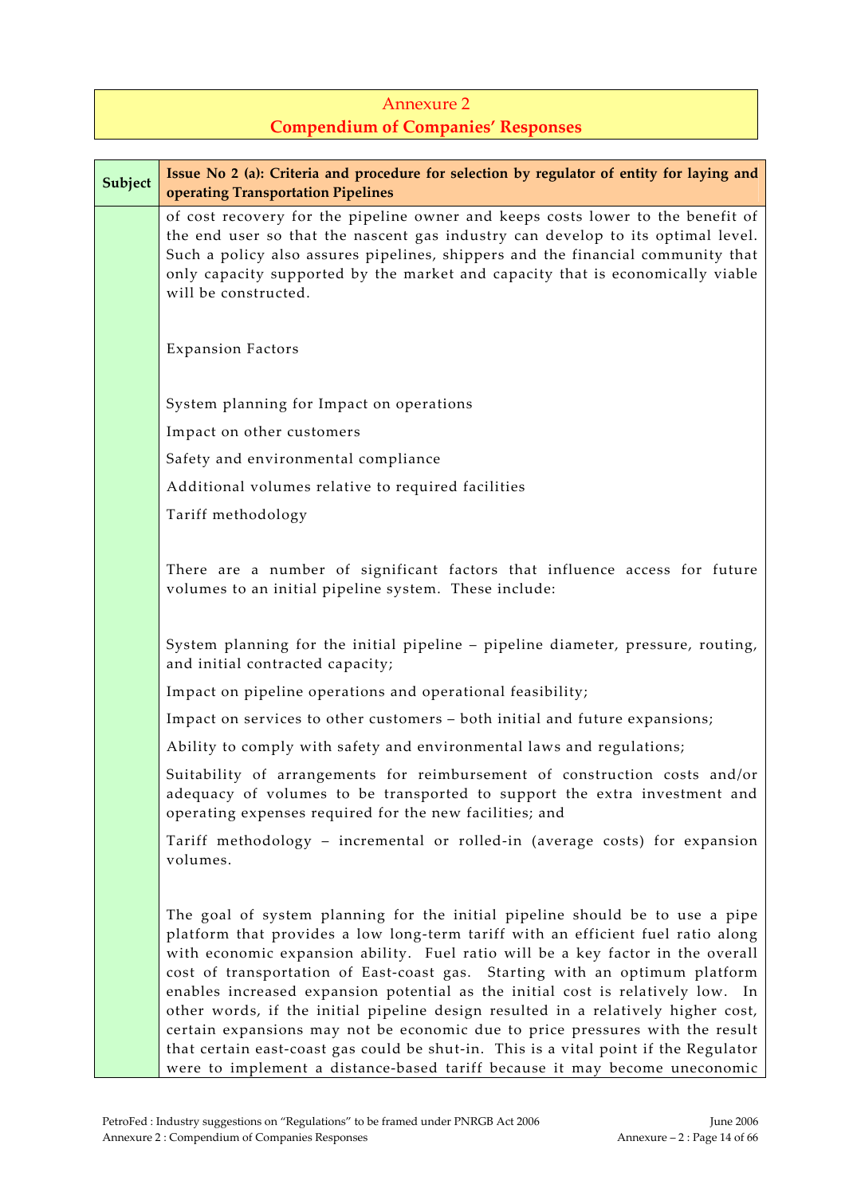# Annexure 2

## Compendium of Companies' Responses

| Subject | Issue No 2 (a): Criteria and procedure for selection by regulator of entity for laying and operating Transportation Pipelines |
|---|---|
| | of cost recovery for the pipeline owner and keeps costs lower to the benefit of the end user so that the nascent gas industry can develop to its optimal level. Such a policy also assures pipelines, shippers and the financial community that only capacity supported by the market and capacity that is economically viable will be constructed.<br><br>Expansion Factors<br><br>System planning for Impact on operations<br>Impact on other customers<br>Safety and environmental compliance<br>Additional volumes relative to required facilities<br>Tariff methodology<br><br>There are a number of significant factors that influence access for future volumes to an initial pipeline system. These include:<br><br>System planning for the initial pipeline – pipeline diameter, pressure, routing, and initial contracted capacity;<br>Impact on pipeline operations and operational feasibility;<br>Impact on services to other customers – both initial and future expansions;<br>Ability to comply with safety and environmental laws and regulations;<br>Suitability of arrangements for reimbursement of construction costs and/or adequacy of volumes to be transported to support the extra investment and operating expenses required for the new facilities; and<br>Tariff methodology – incremental or rolled-in (average costs) for expansion volumes.<br><br>The goal of system planning for the initial pipeline should be to use a pipe platform that provides a low long-term tariff with an efficient fuel ratio along with economic expansion ability. Fuel ratio will be a key factor in the overall cost of transportation of East-coast gas. Starting with an optimum platform enables increased expansion potential as the initial cost is relatively low. In other words, if the initial pipeline design resulted in a relatively higher cost, certain expansions may not be economic due to price pressures with the result that certain east-coast gas could be shut-in. This is a vital point if the Regulator were to implement a distance-based tariff because it may become uneconomic |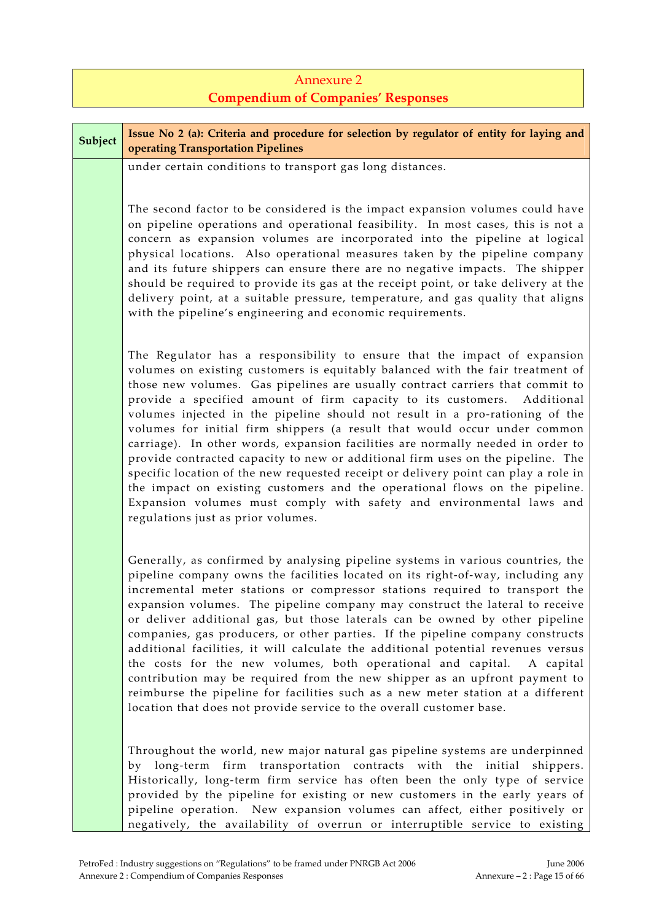# Annexure 2
## Compendium of Companies' Responses

| Subject | Issue No 2 (a): Criteria and procedure for selection by regulator of entity for laying and operating Transportation Pipelines |
|---|---|
| | under certain conditions to transport gas long distances.<br><br>The second factor to be considered is the impact expansion volumes could have on pipeline operations and operational feasibility. In most cases, this is not a concern as expansion volumes are incorporated into the pipeline at logical physical locations. Also operational measures taken by the pipeline company and its future shippers can ensure there are no negative impacts. The shipper should be required to provide its gas at the receipt point, or take delivery at the delivery point, at a suitable pressure, temperature, and gas quality that aligns with the pipeline's engineering and economic requirements.<br><br>The Regulator has a responsibility to ensure that the impact of expansion volumes on existing customers is equitably balanced with the fair treatment of those new volumes. Gas pipelines are usually contract carriers that commit to provide a specified amount of firm capacity to its customers. Additional volumes injected in the pipeline should not result in a pro-rationing of the volumes for initial firm shippers (a result that would occur under common carriage). In other words, expansion facilities are normally needed in order to provide contracted capacity to new or additional firm uses on the pipeline. The specific location of the new requested receipt or delivery point can play a role in the impact on existing customers and the operational flows on the pipeline. Expansion volumes must comply with safety and environmental laws and regulations just as prior volumes.<br><br>Generally, as confirmed by analysing pipeline systems in various countries, the pipeline company owns the facilities located on its right-of-way, including any incremental meter stations or compressor stations required to transport the expansion volumes. The pipeline company may construct the lateral to receive or deliver additional gas, but those laterals can be owned by other pipeline companies, gas producers, or other parties. If the pipeline company constructs additional facilities, it will calculate the additional potential revenues versus the costs for the new volumes, both operational and capital. A capital contribution may be required from the new shipper as an upfront payment to reimburse the pipeline for facilities such as a new meter station at a different location that does not provide service to the overall customer base.<br><br>Throughout the world, new major natural gas pipeline systems are underpinned by long-term firm transportation contracts with the initial shippers. Historically, long-term firm service has often been the only type of service provided by the pipeline for existing or new customers in the early years of pipeline operation. New expansion volumes can affect, either positively or negatively, the availability of overrun or interruptible service to existing |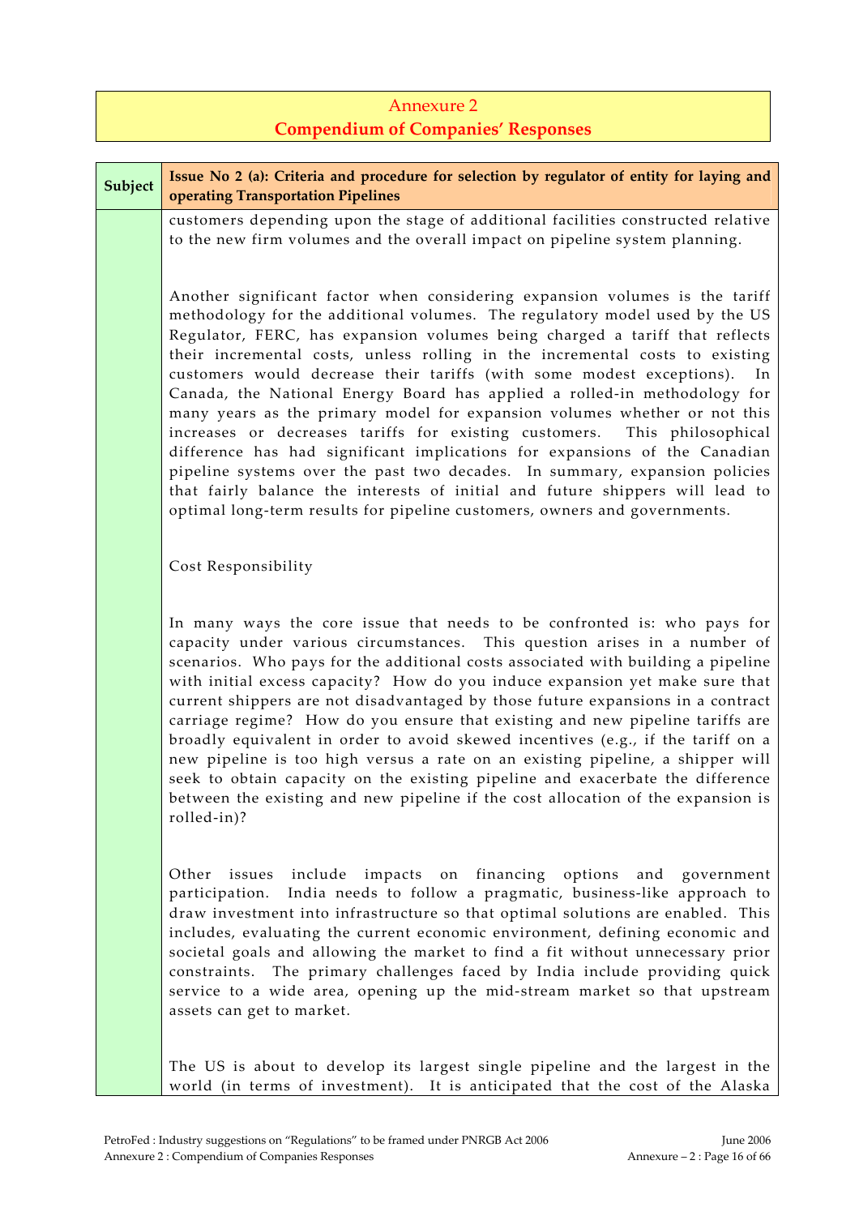# Annexure 2
## Compendium of Companies' Responses

| Subject | Issue No 2 (a): Criteria and procedure for selection by regulator of entity for laying and operating Transportation Pipelines |
|---|---|

customers depending upon the stage of additional facilities constructed relative to the new firm volumes and the overall impact on pipeline system planning.

Another significant factor when considering expansion volumes is the tariff methodology for the additional volumes. The regulatory model used by the US Regulator, FERC, has expansion volumes being charged a tariff that reflects their incremental costs, unless rolling in the incremental costs to existing customers would decrease their tariffs (with some modest exceptions). In Canada, the National Energy Board has applied a rolled-in methodology for many years as the primary model for expansion volumes whether or not this increases or decreases tariffs for existing customers. This philosophical difference has had significant implications for expansions of the Canadian pipeline systems over the past two decades. In summary, expansion policies that fairly balance the interests of initial and future shippers will lead to optimal long-term results for pipeline customers, owners and governments.

Cost Responsibility

In many ways the core issue that needs to be confronted is: who pays for capacity under various circumstances. This question arises in a number of scenarios. Who pays for the additional costs associated with building a pipeline with initial excess capacity? How do you induce expansion yet make sure that current shippers are not disadvantaged by those future expansions in a contract carriage regime? How do you ensure that existing and new pipeline tariffs are broadly equivalent in order to avoid skewed incentives (e.g., if the tariff on a new pipeline is too high versus a rate on an existing pipeline, a shipper will seek to obtain capacity on the existing pipeline and exacerbate the difference between the existing and new pipeline if the cost allocation of the expansion is rolled-in)?

Other issues include impacts on financing options and government participation. India needs to follow a pragmatic, business-like approach to draw investment into infrastructure so that optimal solutions are enabled. This includes, evaluating the current economic environment, defining economic and societal goals and allowing the market to find a fit without unnecessary prior constraints. The primary challenges faced by India include providing quick service to a wide area, opening up the mid-stream market so that upstream assets can get to market.

The US is about to develop its largest single pipeline and the largest in the world (in terms of investment). It is anticipated that the cost of the Alaska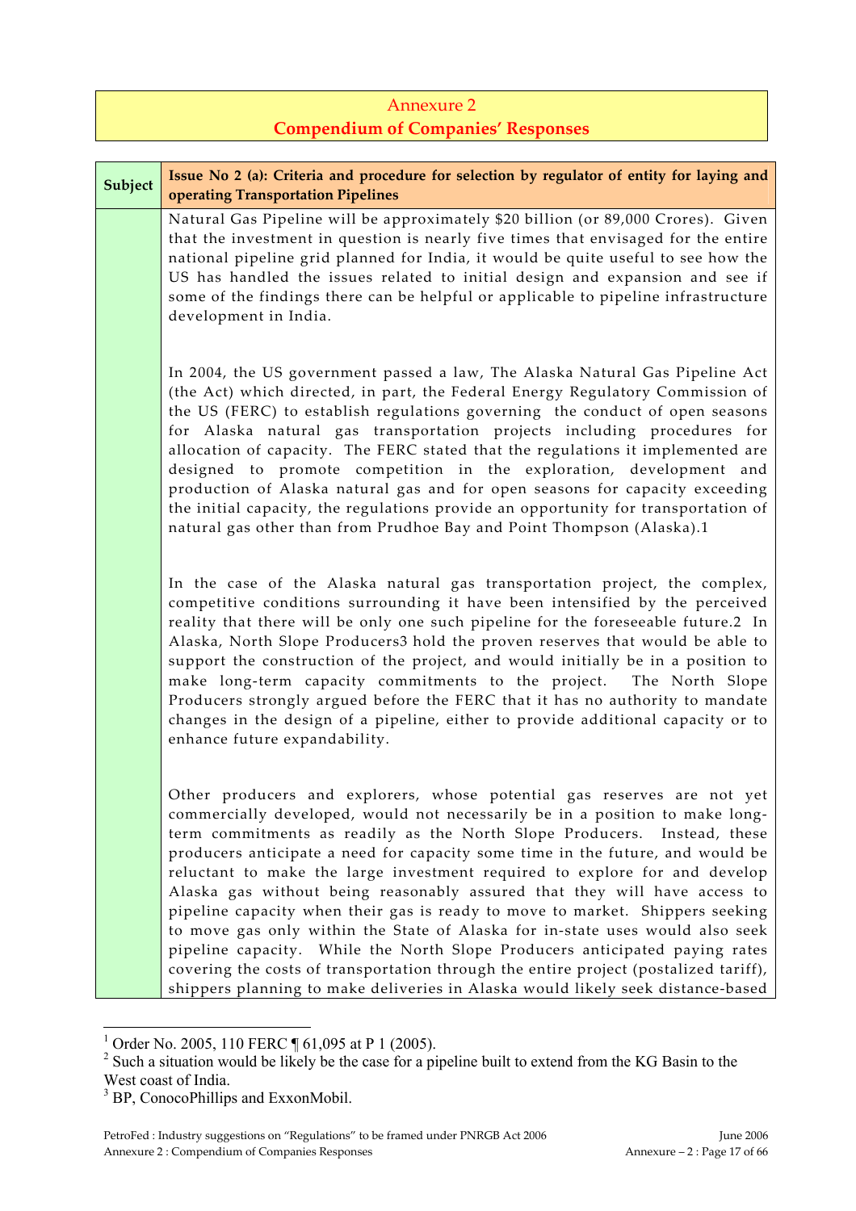## Annexure 2
## Compendium of Companies' Responses

| Subject | Issue No 2 (a): Criteria and procedure for selection by regulator of entity for laying and operating Transportation Pipelines |
|---|---|
| | Natural Gas Pipeline will be approximately $20 billion (or 89,000 Crores). Given that the investment in question is nearly five times that envisaged for the entire national pipeline grid planned for India, it would be quite useful to see how the US has handled the issues related to initial design and expansion and see if some of the findings there can be helpful or applicable to pipeline infrastructure development in India.<br><br>In 2004, the US government passed a law, The Alaska Natural Gas Pipeline Act (the Act) which directed, in part, the Federal Energy Regulatory Commission of the US (FERC) to establish regulations governing the conduct of open seasons for Alaska natural gas transportation projects including procedures for allocation of capacity. The FERC stated that the regulations it implemented are designed to promote competition in the exploration, development and production of Alaska natural gas and for open seasons for capacity exceeding the initial capacity, the regulations provide an opportunity for transportation of natural gas other than from Prudhoe Bay and Point Thompson (Alaska).[1]<br><br>In the case of the Alaska natural gas transportation project, the complex, competitive conditions surrounding it have been intensified by the perceived reality that there will be only one such pipeline for the foreseeable future.[2] In Alaska, North Slope Producers[3] hold the proven reserves that would be able to support the construction of the project, and would initially be in a position to make long-term capacity commitments to the project. The North Slope Producers strongly argued before the FERC that it has no authority to mandate changes in the design of a pipeline, either to provide additional capacity or to enhance future expandability.<br><br>Other producers and explorers, whose potential gas reserves are not yet commercially developed, would not necessarily be in a position to make long-term commitments as readily as the North Slope Producers. Instead, these producers anticipate a need for capacity some time in the future, and would be reluctant to make the large investment required to explore for and develop Alaska gas without being reasonably assured that they will have access to pipeline capacity when their gas is ready to move to market. Shippers seeking to move gas only within the State of Alaska for in-state uses would also seek pipeline capacity. While the North Slope Producers anticipated paying rates covering the costs of transportation through the entire project (postalized tariff), shippers planning to make deliveries in Alaska would likely seek distance-based |

[1] Order No. 2005, 110 FERC ¶ 61,095 at P 1 (2005).

[2] Such a situation would be likely be the case for a pipeline built to extend from the KG Basin to the West coast of India.

[3] BP, ConocoPhillips and ExxonMobil.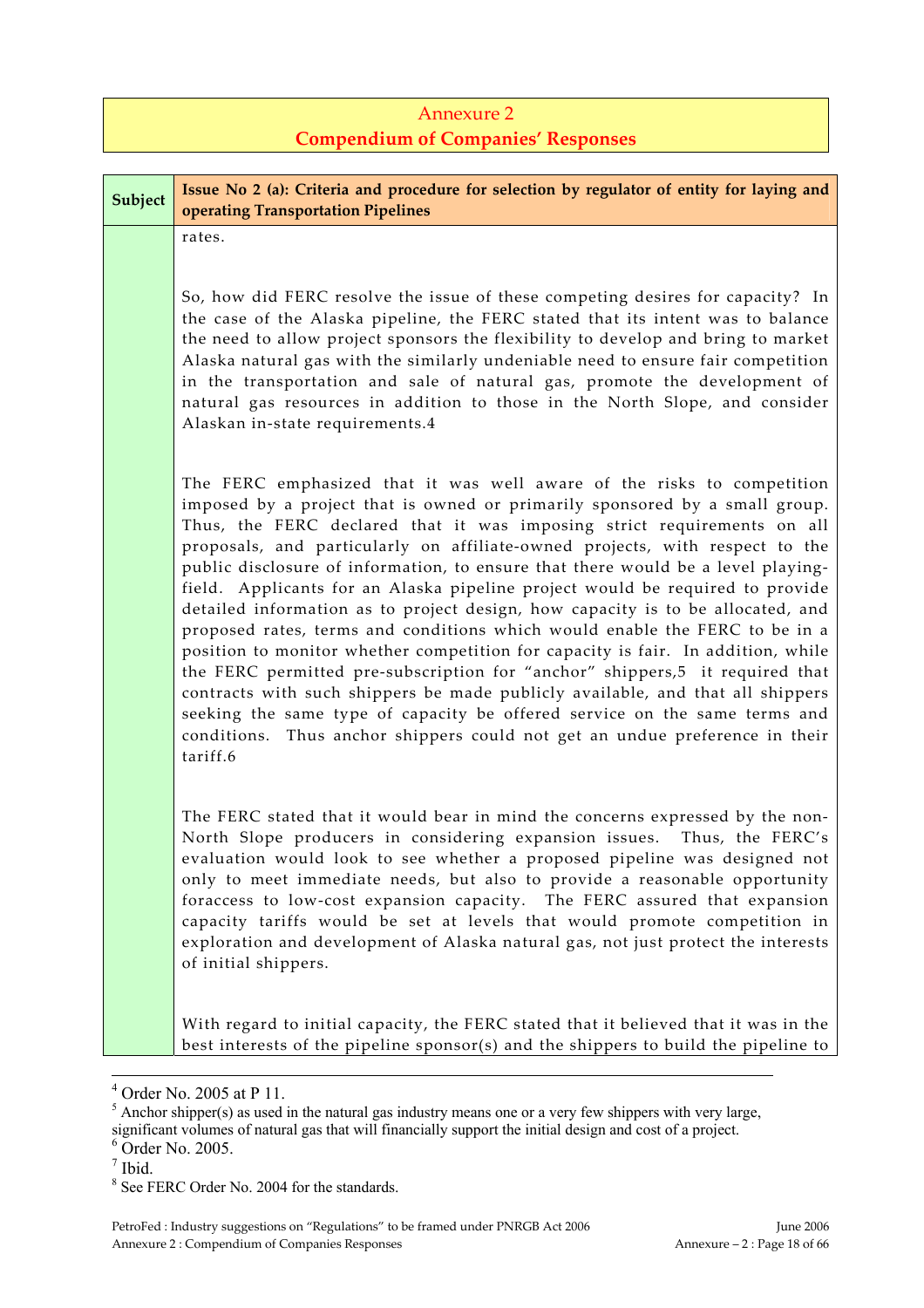# Annexure 2

## Compendium of Companies' Responses

| Subject | Issue No 2 (a): Criteria and procedure for selection by regulator of entity for laying and operating Transportation Pipelines |
|---|---|
| | rates.<br><br>So, how did FERC resolve the issue of these competing desires for capacity? In the case of the Alaska pipeline, the FERC stated that its intent was to balance the need to allow project sponsors the flexibility to develop and bring to market Alaska natural gas with the similarly undeniable need to ensure fair competition in the transportation and sale of natural gas, promote the development of natural gas resources in addition to those in the North Slope, and consider Alaskan in-state requirements.4<br><br>The FERC emphasized that it was well aware of the risks to competition imposed by a project that is owned or primarily sponsored by a small group. Thus, the FERC declared that it was imposing strict requirements on all proposals, and particularly on affiliate-owned projects, with respect to the public disclosure of information, to ensure that there would be a level playing-field. Applicants for an Alaska pipeline project would be required to provide detailed information as to project design, how capacity is to be allocated, and proposed rates, terms and conditions which would enable the FERC to be in a position to monitor whether competition for capacity is fair. In addition, while the FERC permitted pre-subscription for "anchor" shippers,5 it required that contracts with such shippers be made publicly available, and that all shippers seeking the same type of capacity be offered service on the same terms and conditions. Thus anchor shippers could not get an undue preference in their tariff.6<br><br>The FERC stated that it would bear in mind the concerns expressed by the non-North Slope producers in considering expansion issues. Thus, the FERC's evaluation would look to see whether a proposed pipeline was designed not only to meet immediate needs, but also to provide a reasonable opportunity foraccess to low-cost expansion capacity. The FERC assured that expansion capacity tariffs would be set at levels that would promote competition in exploration and development of Alaska natural gas, not just protect the interests of initial shippers.<br><br>With regard to initial capacity, the FERC stated that it believed that it was in the best interests of the pipeline sponsor(s) and the shippers to build the pipeline to |

---

[4] Order No. 2005 at P 11.

[5] Anchor shipper(s) as used in the natural gas industry means one or a very few shippers with very large, significant volumes of natural gas that will financially support the initial design and cost of a project.

[6] Order No. 2005.

[7] Ibid.

[8] See FERC Order No. 2004 for the standards.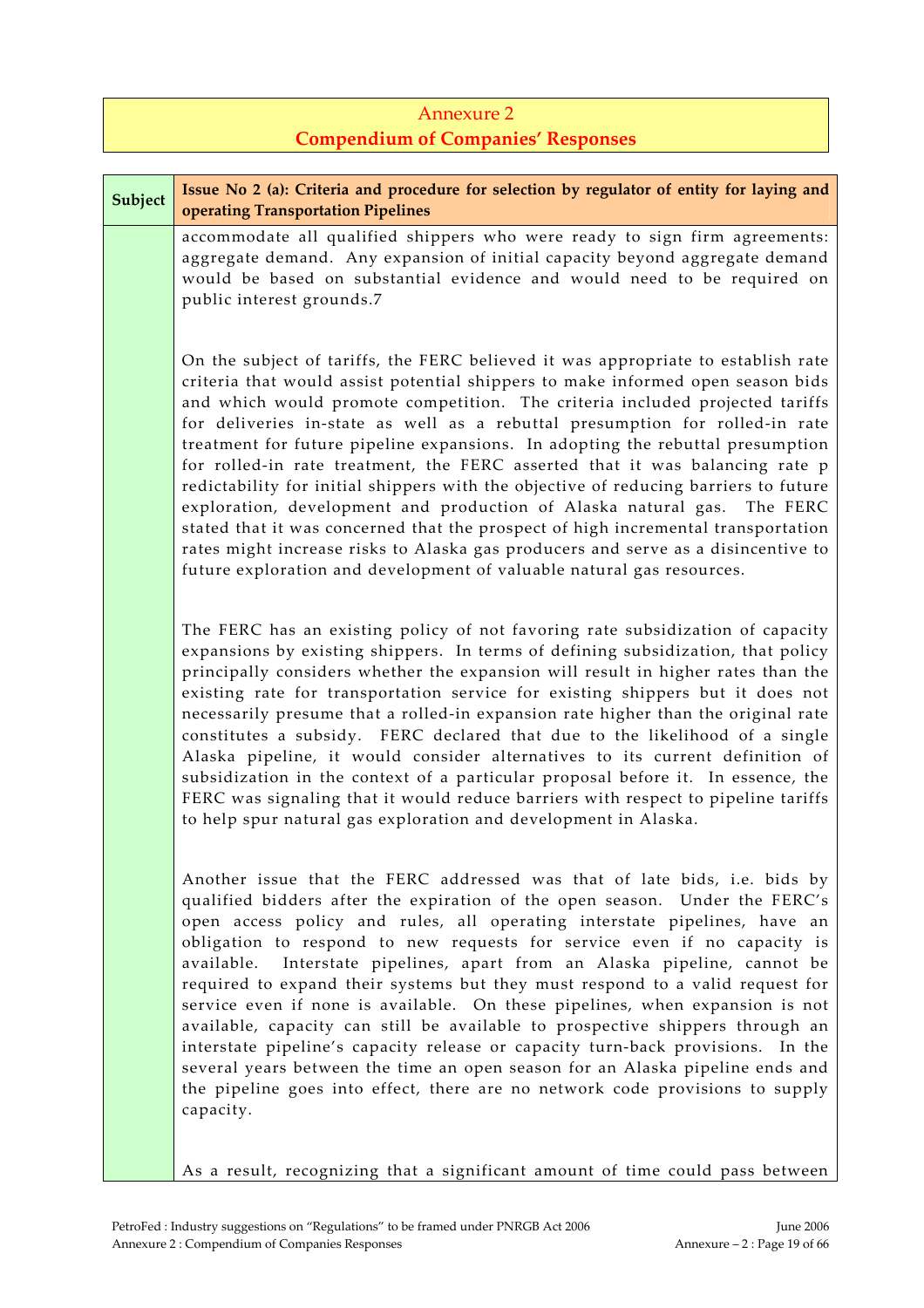# Annexure 2

## Compendium of Companies' Responses

| Subject | Issue No 2 (a): Criteria and procedure for selection by regulator of entity for laying and operating Transportation Pipelines |
|---|---|
| | accommodate all qualified shippers who were ready to sign firm agreements: aggregate demand. Any expansion of initial capacity beyond aggregate demand would be based on substantial evidence and would need to be required on public interest grounds.7<br><br>On the subject of tariffs, the FERC believed it was appropriate to establish rate criteria that would assist potential shippers to make informed open season bids and which would promote competition. The criteria included projected tariffs for deliveries in-state as well as a rebuttal presumption for rolled-in rate treatment for future pipeline expansions. In adopting the rebuttal presumption for rolled-in rate treatment, the FERC asserted that it was balancing rate p redictability for initial shippers with the objective of reducing barriers to future exploration, development and production of Alaska natural gas. The FERC stated that it was concerned that the prospect of high incremental transportation rates might increase risks to Alaska gas producers and serve as a disincentive to future exploration and development of valuable natural gas resources.<br><br>The FERC has an existing policy of not favoring rate subsidization of capacity expansions by existing shippers. In terms of defining subsidization, that policy principally considers whether the expansion will result in higher rates than the existing rate for transportation service for existing shippers but it does not necessarily presume that a rolled-in expansion rate higher than the original rate constitutes a subsidy. FERC declared that due to the likelihood of a single Alaska pipeline, it would consider alternatives to its current definition of subsidization in the context of a particular proposal before it. In essence, the FERC was signaling that it would reduce barriers with respect to pipeline tariffs to help spur natural gas exploration and development in Alaska.<br><br>Another issue that the FERC addressed was that of late bids, i.e. bids by qualified bidders after the expiration of the open season. Under the FERC's open access policy and rules, all operating interstate pipelines, have an obligation to respond to new requests for service even if no capacity is available. Interstate pipelines, apart from an Alaska pipeline, cannot be required to expand their systems but they must respond to a valid request for service even if none is available. On these pipelines, when expansion is not available, capacity can still be available to prospective shippers through an interstate pipeline's capacity release or capacity turn-back provisions. In the several years between the time an open season for an Alaska pipeline ends and the pipeline goes into effect, there are no network code provisions to supply capacity.<br><br>As a result, recognizing that a significant amount of time could pass between |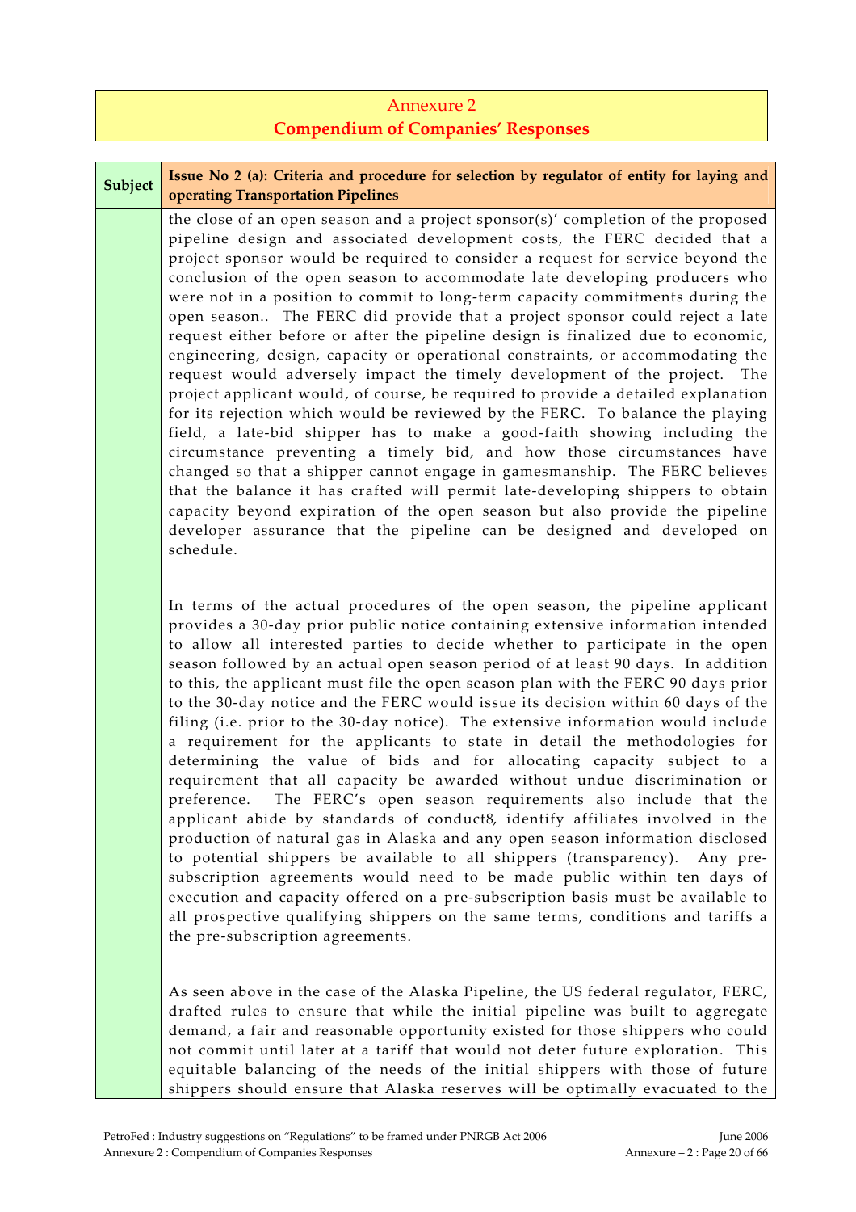# Annexure 2

## Compendium of Companies' Responses

| Subject | Issue No 2 (a): Criteria and procedure for selection by regulator of entity for laying and operating Transportation Pipelines |
|---|---|
| | the close of an open season and a project sponsor(s)' completion of the proposed pipeline design and associated development costs, the FERC decided that a project sponsor would be required to consider a request for service beyond the conclusion of the open season to accommodate late developing producers who were not in a position to commit to long-term capacity commitments during the open season.. The FERC did provide that a project sponsor could reject a late request either before or after the pipeline design is finalized due to economic, engineering, design, capacity or operational constraints, or accommodating the request would adversely impact the timely development of the project. The project applicant would, of course, be required to provide a detailed explanation for its rejection which would be reviewed by the FERC. To balance the playing field, a late-bid shipper has to make a good-faith showing including the circumstance preventing a timely bid, and how those circumstances have changed so that a shipper cannot engage in gamesmanship. The FERC believes that the balance it has crafted will permit late-developing shippers to obtain capacity beyond expiration of the open season but also provide the pipeline developer assurance that the pipeline can be designed and developed on schedule.<br><br>In terms of the actual procedures of the open season, the pipeline applicant provides a 30-day prior public notice containing extensive information intended to allow all interested parties to decide whether to participate in the open season followed by an actual open season period of at least 90 days. In addition to this, the applicant must file the open season plan with the FERC 90 days prior to the 30-day notice and the FERC would issue its decision within 60 days of the filing (i.e. prior to the 30-day notice). The extensive information would include a requirement for the applicants to state in detail the methodologies for determining the value of bids and for allocating capacity subject to a requirement that all capacity be awarded without undue discrimination or preference. The FERC's open season requirements also include that the applicant abide by standards of conduct[8], identify affiliates involved in the production of natural gas in Alaska and any open season information disclosed to potential shippers be available to all shippers (transparency). Any pre-subscription agreements would need to be made public within ten days of execution and capacity offered on a pre-subscription basis must be available to all prospective qualifying shippers on the same terms, conditions and tariffs a the pre-subscription agreements.<br><br>As seen above in the case of the Alaska Pipeline, the US federal regulator, FERC, drafted rules to ensure that while the initial pipeline was built to aggregate demand, a fair and reasonable opportunity existed for those shippers who could not commit until later at a tariff that would not deter future exploration. This equitable balancing of the needs of the initial shippers with those of future shippers should ensure that Alaska reserves will be optimally evacuated to the |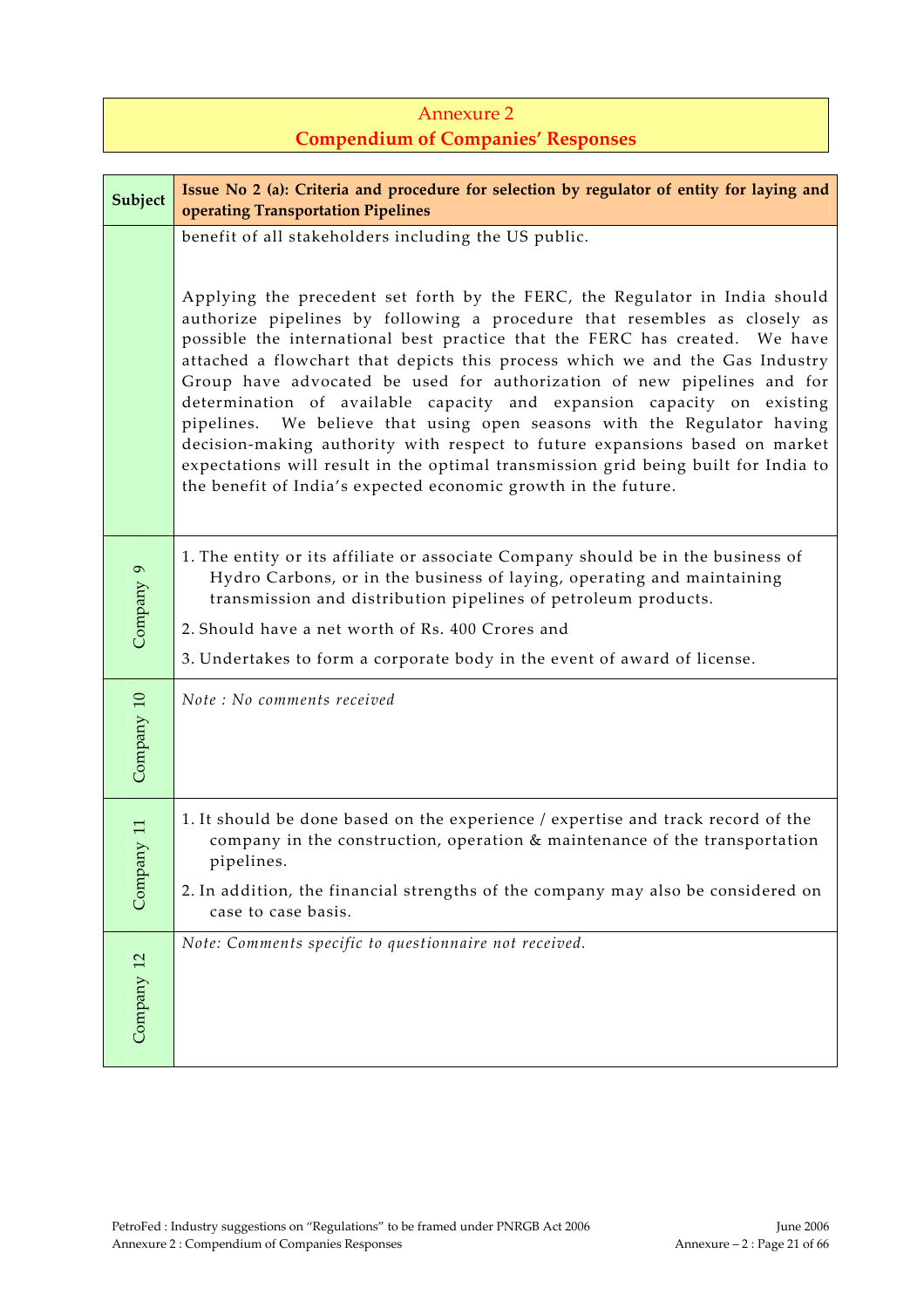## Annexure 2

## Compendium of Companies' Responses

| Subject | Issue No 2 (a): Criteria and procedure for selection by regulator of entity for laying and operating Transportation Pipelines |
|---|---|
| | benefit of all stakeholders including the US public.<br><br>Applying the precedent set forth by the FERC, the Regulator in India should authorize pipelines by following a procedure that resembles as closely as possible the international best practice that the FERC has created. We have attached a flowchart that depicts this process which we and the Gas Industry Group have advocated be used for authorization of new pipelines and for determination of available capacity and expansion capacity on existing pipelines. We believe that using open seasons with the Regulator having decision-making authority with respect to future expansions based on market expectations will result in the optimal transmission grid being built for India to the benefit of India's expected economic growth in the future. |
| Company 9 | 1. The entity or its affiliate or associate Company should be in the business of Hydro Carbons, or in the business of laying, operating and maintaining transmission and distribution pipelines of petroleum products.<br>2. Should have a net worth of Rs. 400 Crores and<br>3. Undertakes to form a corporate body in the event of award of license. |
| Company 10 | *Note : No comments received* |
| Company 11 | 1. It should be done based on the experience / expertise and track record of the company in the construction, operation & maintenance of the transportation pipelines.<br>2. In addition, the financial strengths of the company may also be considered on case to case basis. |
| Company 12 | *Note: Comments specific to questionnaire not received.* |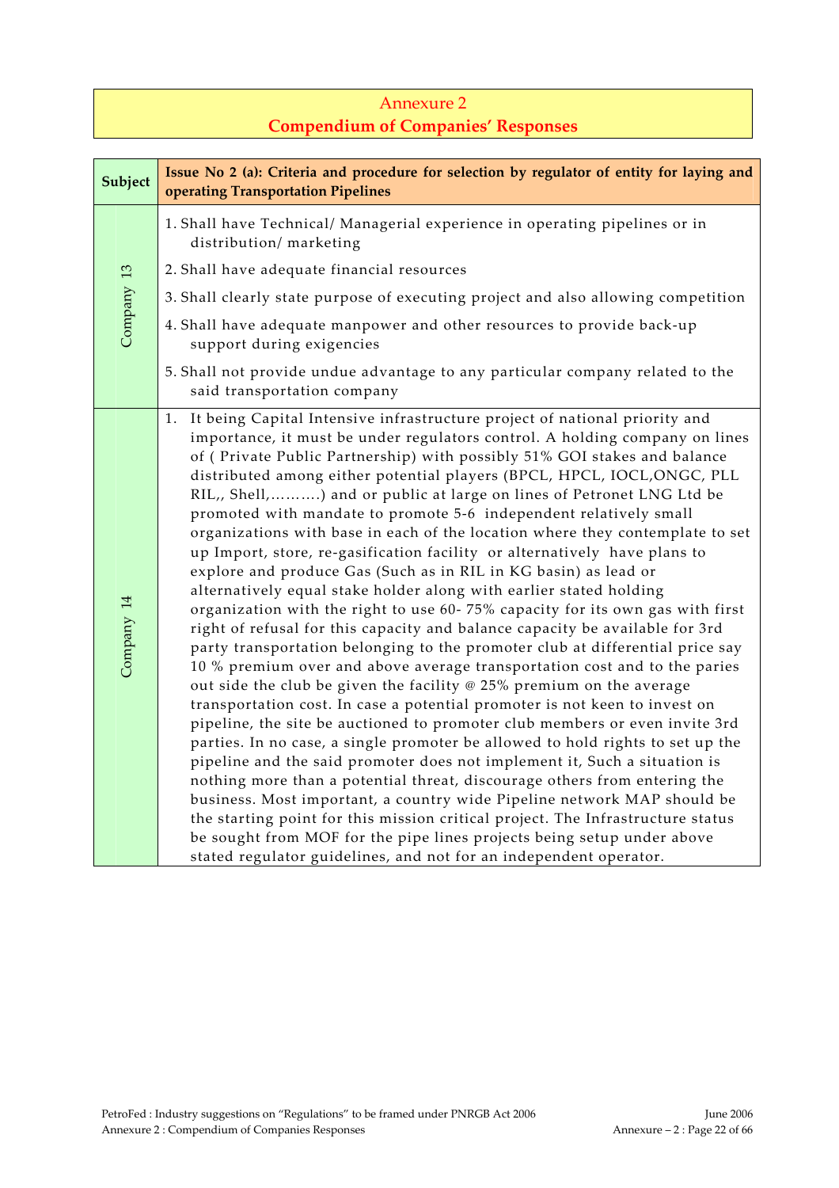## Annexure 2
## Compendium of Companies' Responses

| Subject | Issue No 2 (a): Criteria and procedure for selection by regulator of entity for laying and operating Transportation Pipelines |
|---|---|
| Company 13 | 1. Shall have Technical/ Managerial experience in operating pipelines or in distribution/ marketing<br>2. Shall have adequate financial resources<br>3. Shall clearly state purpose of executing project and also allowing competition<br>4. Shall have adequate manpower and other resources to provide back-up support during exigencies<br>5. Shall not provide undue advantage to any particular company related to the said transportation company |
| Company 14 | 1. It being Capital Intensive infrastructure project of national priority and importance, it must be under regulators control. A holding company on lines of ( Private Public Partnership) with possibly 51% GOI stakes and balance distributed among either potential players (BPCL, HPCL, IOCL,ONGC, PLL RIL,, Shell,……….) and or public at large on lines of Petronet LNG Ltd be promoted with mandate to promote 5-6 independent relatively small organizations with base in each of the location where they contemplate to set up Import, store, re-gasification facility or alternatively have plans to explore and produce Gas (Such as in RIL in KG basin) as lead or alternatively equal stake holder along with earlier stated holding organization with the right to use 60- 75% capacity for its own gas with first right of refusal for this capacity and balance capacity be available for 3rd party transportation belonging to the promoter club at differential price say 10 % premium over and above average transportation cost and to the paries out side the club be given the facility @ 25% premium on the average transportation cost. In case a potential promoter is not keen to invest on pipeline, the site be auctioned to promoter club members or even invite 3rd parties. In no case, a single promoter be allowed to hold rights to set up the pipeline and the said promoter does not implement it, Such a situation is nothing more than a potential threat, discourage others from entering the business. Most important, a country wide Pipeline network MAP should be the starting point for this mission critical project. The Infrastructure status be sought from MOF for the pipe lines projects being setup under above stated regulator guidelines, and not for an independent operator. |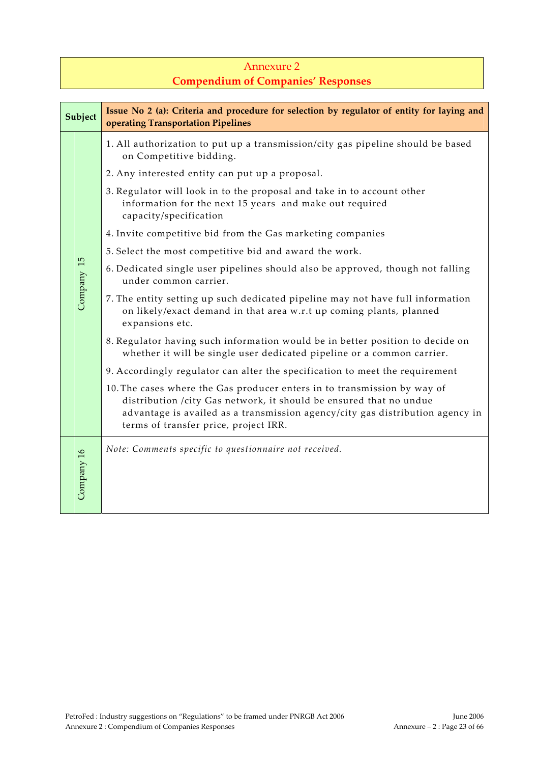## Annexure 2
## Compendium of Companies' Responses

| Subject | Issue No 2 (a): Criteria and procedure for selection by regulator of entity for laying and operating Transportation Pipelines |
|---|---|
| Company 15 | 1. All authorization to put up a transmission/city gas pipeline should be based on Competitive bidding.<br>2. Any interested entity can put up a proposal.<br>3. Regulator will look in to the proposal and take in to account other information for the next 15 years and make out required capacity/specification<br>4. Invite competitive bid from the Gas marketing companies<br>5. Select the most competitive bid and award the work.<br>6. Dedicated single user pipelines should also be approved, though not falling under common carrier.<br>7. The entity setting up such dedicated pipeline may not have full information on likely/exact demand in that area w.r.t up coming plants, planned expansions etc.<br>8. Regulator having such information would be in better position to decide on whether it will be single user dedicated pipeline or a common carrier.<br>9. Accordingly regulator can alter the specification to meet the requirement<br>10. The cases where the Gas producer enters in to transmission by way of distribution /city Gas network, it should be ensured that no undue advantage is availed as a transmission agency/city gas distribution agency in terms of transfer price, project IRR. |
| Company 16 | *Note: Comments specific to questionnaire not received.* |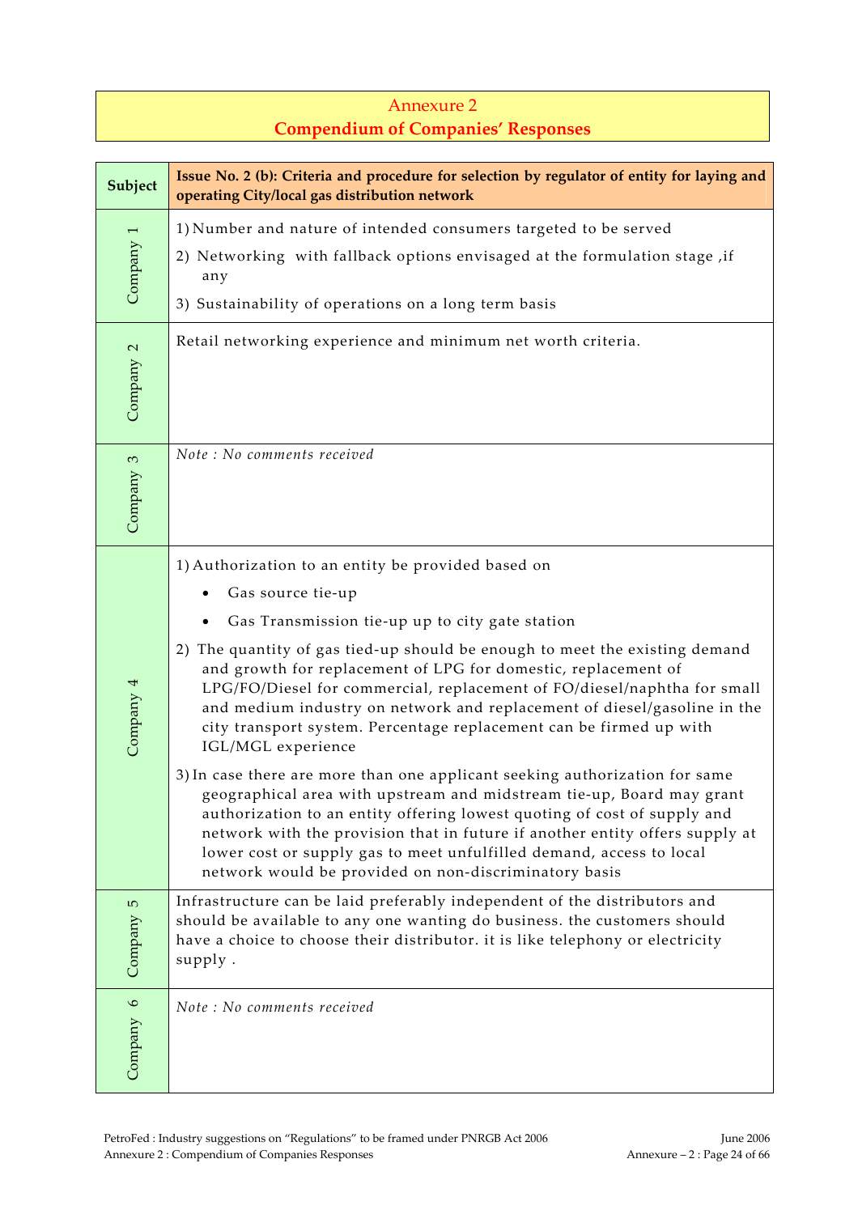## Annexure 2
## Compendium of Companies' Responses

| Subject | Issue No. 2 (b): Criteria and procedure for selection by regulator of entity for laying and operating City/local gas distribution network |
|---|---|
| Company 1 | 1) Number and nature of intended consumers targeted to be served<br>2) Networking with fallback options envisaged at the formulation stage ,if any<br>3) Sustainability of operations on a long term basis |
| Company 2 | Retail networking experience and minimum net worth criteria. |
| Company 3 | *Note : No comments received* |
| Company 4 | 1) Authorization to an entity be provided based on<br>• Gas source tie-up<br>• Gas Transmission tie-up up to city gate station<br>2) The quantity of gas tied-up should be enough to meet the existing demand and growth for replacement of LPG for domestic, replacement of LPG/FO/Diesel for commercial, replacement of FO/diesel/naphtha for small and medium industry on network and replacement of diesel/gasoline in the city transport system. Percentage replacement can be firmed up with IGL/MGL experience<br>3) In case there are more than one applicant seeking authorization for same geographical area with upstream and midstream tie-up, Board may grant authorization to an entity offering lowest quoting of cost of supply and network with the provision that in future if another entity offers supply at lower cost or supply gas to meet unfulfilled demand, access to local network would be provided on non-discriminatory basis |
| Company 5 | Infrastructure can be laid preferably independent of the distributors and should be available to any one wanting do business. the customers should have a choice to choose their distributor. it is like telephony or electricity supply . |
| Company 6 | *Note : No comments received* |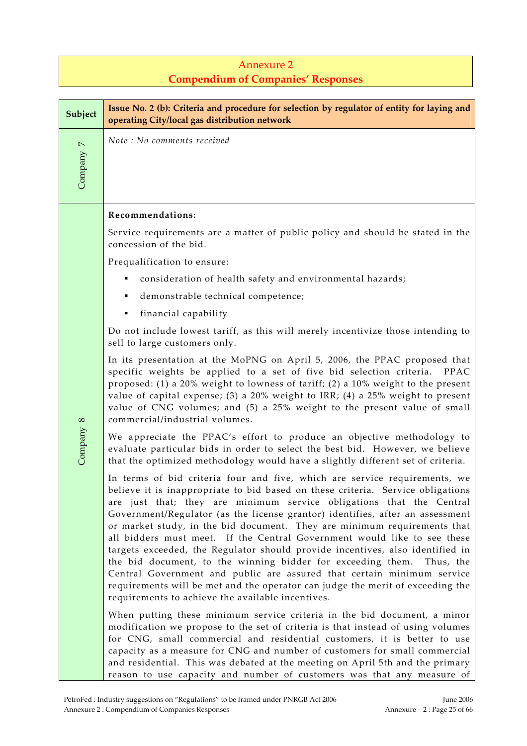## Annexure 2
## **Compendium of Companies' Responses**

| Subject | Issue No. 2 (b): Criteria and procedure for selection by regulator of entity for laying and operating City/local gas distribution network |
|---|---|
| Company 7 | *Note : No comments received* |
| Company 8 | **Recommendations:**<br><br>Service requirements are a matter of public policy and should be stated in the concession of the bid.<br><br>Prequalification to ensure:<br>▪ consideration of health safety and environmental hazards;<br>▪ demonstrable technical competence;<br>▪ financial capability<br><br>Do not include lowest tariff, as this will merely incentivize those intending to sell to large customers only.<br><br>In its presentation at the MoPNG on April 5, 2006, the PPAC proposed that specific weights be applied to a set of five bid selection criteria. PPAC proposed: (1) a 20% weight to lowness of tariff; (2) a 10% weight to the present value of capital expense; (3) a 20% weight to IRR; (4) a 25% weight to present value of CNG volumes; and (5) a 25% weight to the present value of small commercial/industrial volumes.<br><br>We appreciate the PPAC's effort to produce an objective methodology to evaluate particular bids in order to select the best bid. However, we believe that the optimized methodology would have a slightly different set of criteria.<br><br>In terms of bid criteria four and five, which are service requirements, we believe it is inappropriate to bid based on these criteria. Service obligations are just that; they are minimum service obligations that the Central Government/Regulator (as the license grantor) identifies, after an assessment or market study, in the bid document. They are minimum requirements that all bidders must meet. If the Central Government would like to see these targets exceeded, the Regulator should provide incentives, also identified in the bid document, to the winning bidder for exceeding them. Thus, the Central Government and public are assured that certain minimum service requirements will be met and the operator can judge the merit of exceeding the requirements to achieve the available incentives.<br><br>When putting these minimum service criteria in the bid document, a minor modification we propose to the set of criteria is that instead of using volumes for CNG, small commercial and residential customers, it is better to use capacity as a measure for CNG and number of customers for small commercial and residential. This was debated at the meeting on April 5th and the primary reason to use capacity and number of customers was that any measure of |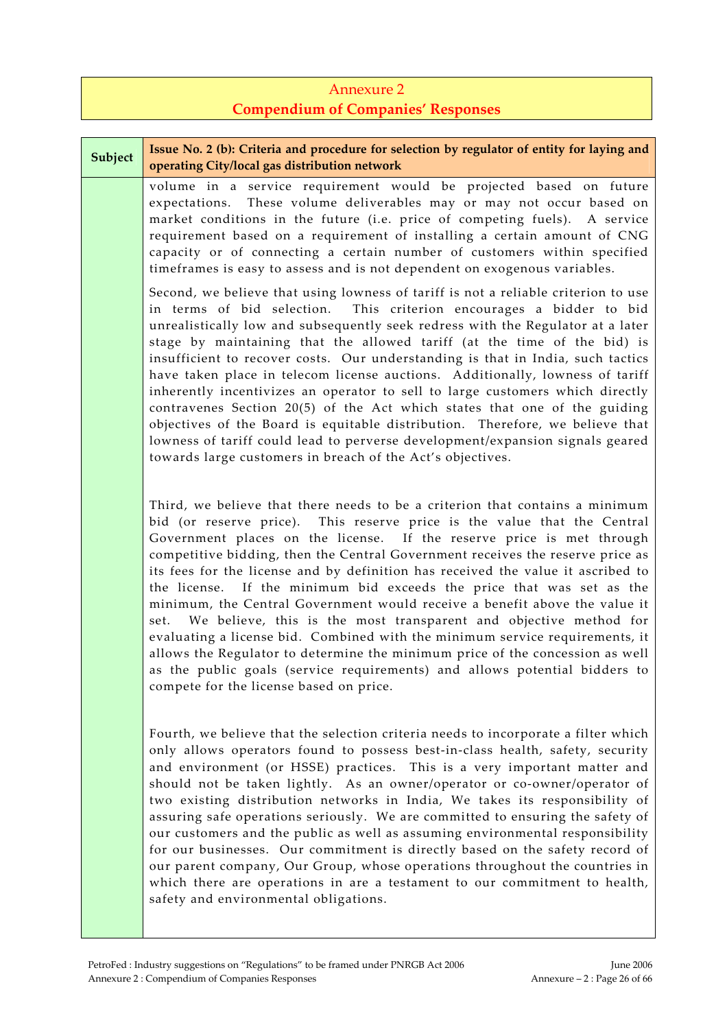## Annexure 2
## Compendium of Companies' Responses

| Subject | Issue No. 2 (b): Criteria and procedure for selection by regulator of entity for laying and operating City/local gas distribution network |
|---|---|
| | volume in a service requirement would be projected based on future expectations. These volume deliverables may or may not occur based on market conditions in the future (i.e. price of competing fuels). A service requirement based on a requirement of installing a certain amount of CNG capacity or of connecting a certain number of customers within specified timeframes is easy to assess and is not dependent on exogenous variables.<br><br>Second, we believe that using lowness of tariff is not a reliable criterion to use in terms of bid selection. This criterion encourages a bidder to bid unrealistically low and subsequently seek redress with the Regulator at a later stage by maintaining that the allowed tariff (at the time of the bid) is insufficient to recover costs. Our understanding is that in India, such tactics have taken place in telecom license auctions. Additionally, lowness of tariff inherently incentivizes an operator to sell to large customers which directly contravenes Section 20(5) of the Act which states that one of the guiding objectives of the Board is equitable distribution. Therefore, we believe that lowness of tariff could lead to perverse development/expansion signals geared towards large customers in breach of the Act's objectives.<br><br>Third, we believe that there needs to be a criterion that contains a minimum bid (or reserve price). This reserve price is the value that the Central Government places on the license. If the reserve price is met through competitive bidding, then the Central Government receives the reserve price as its fees for the license and by definition has received the value it ascribed to the license. If the minimum bid exceeds the price that was set as the minimum, the Central Government would receive a benefit above the value it set. We believe, this is the most transparent and objective method for evaluating a license bid. Combined with the minimum service requirements, it allows the Regulator to determine the minimum price of the concession as well as the public goals (service requirements) and allows potential bidders to compete for the license based on price.<br><br>Fourth, we believe that the selection criteria needs to incorporate a filter which only allows operators found to possess best-in-class health, safety, security and environment (or HSSE) practices. This is a very important matter and should not be taken lightly. As an owner/operator or co-owner/operator of two existing distribution networks in India, We takes its responsibility of assuring safe operations seriously. We are committed to ensuring the safety of our customers and the public as well as assuming environmental responsibility for our businesses. Our commitment is directly based on the safety record of our parent company, Our Group, whose operations throughout the countries in which there are operations in are a testament to our commitment to health, safety and environmental obligations. |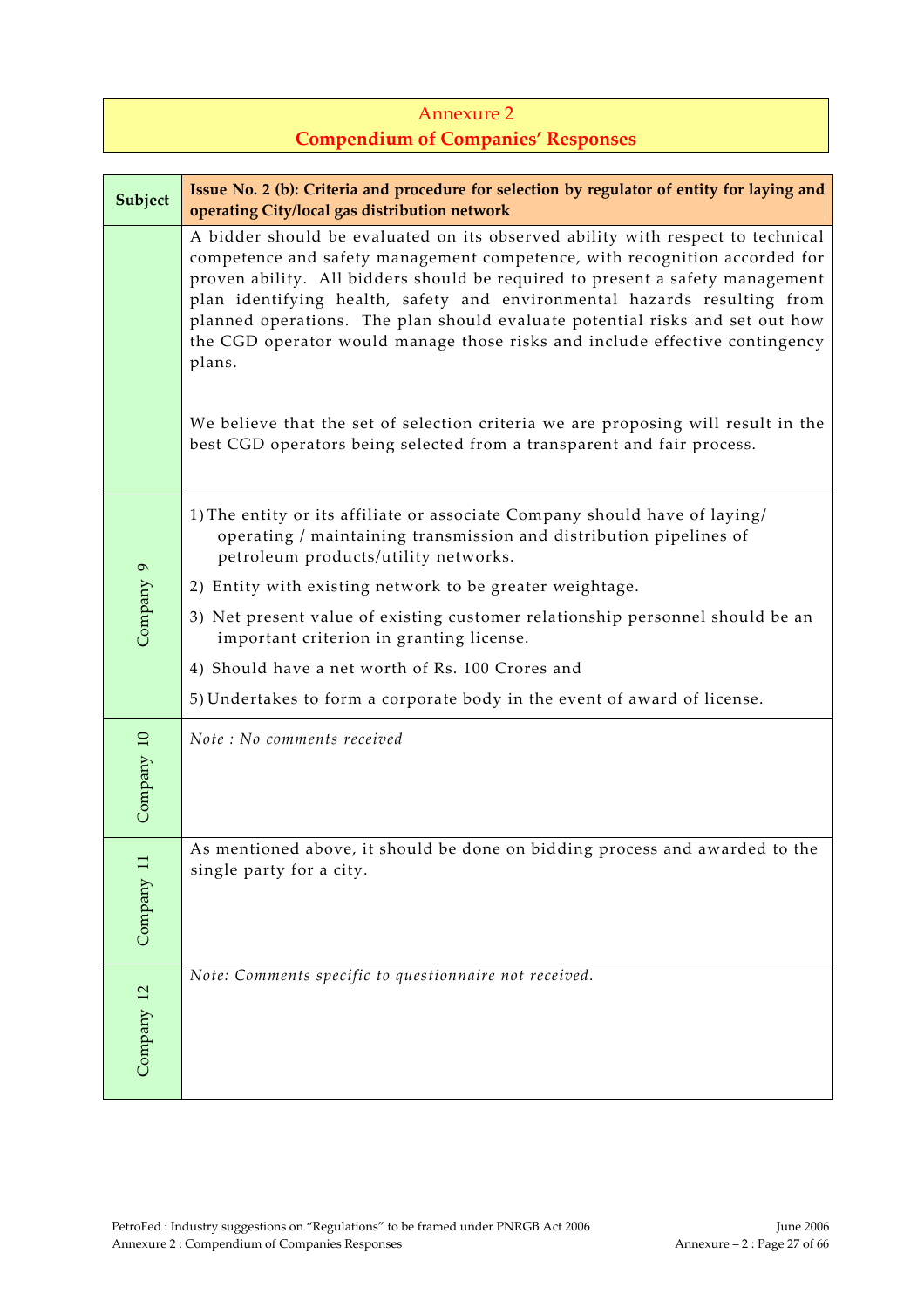## Annexure 2
## Compendium of Companies' Responses

| Subject | Issue No. 2 (b): Criteria and procedure for selection by regulator of entity for laying and operating City/local gas distribution network |
|---|---|
| | A bidder should be evaluated on its observed ability with respect to technical competence and safety management competence, with recognition accorded for proven ability. All bidders should be required to present a safety management plan identifying health, safety and environmental hazards resulting from planned operations. The plan should evaluate potential risks and set out how the CGD operator would manage those risks and include effective contingency plans.<br><br>We believe that the set of selection criteria we are proposing will result in the best CGD operators being selected from a transparent and fair process. |
| Company 9 | 1) The entity or its affiliate or associate Company should have of laying/ operating / maintaining transmission and distribution pipelines of petroleum products/utility networks.<br>2) Entity with existing network to be greater weightage.<br>3) Net present value of existing customer relationship personnel should be an important criterion in granting license.<br>4) Should have a net worth of Rs. 100 Crores and<br>5) Undertakes to form a corporate body in the event of award of license. |
| Company 10 | *Note : No comments received* |
| Company 11 | As mentioned above, it should be done on bidding process and awarded to the single party for a city. |
| Company 12 | *Note: Comments specific to questionnaire not received.* |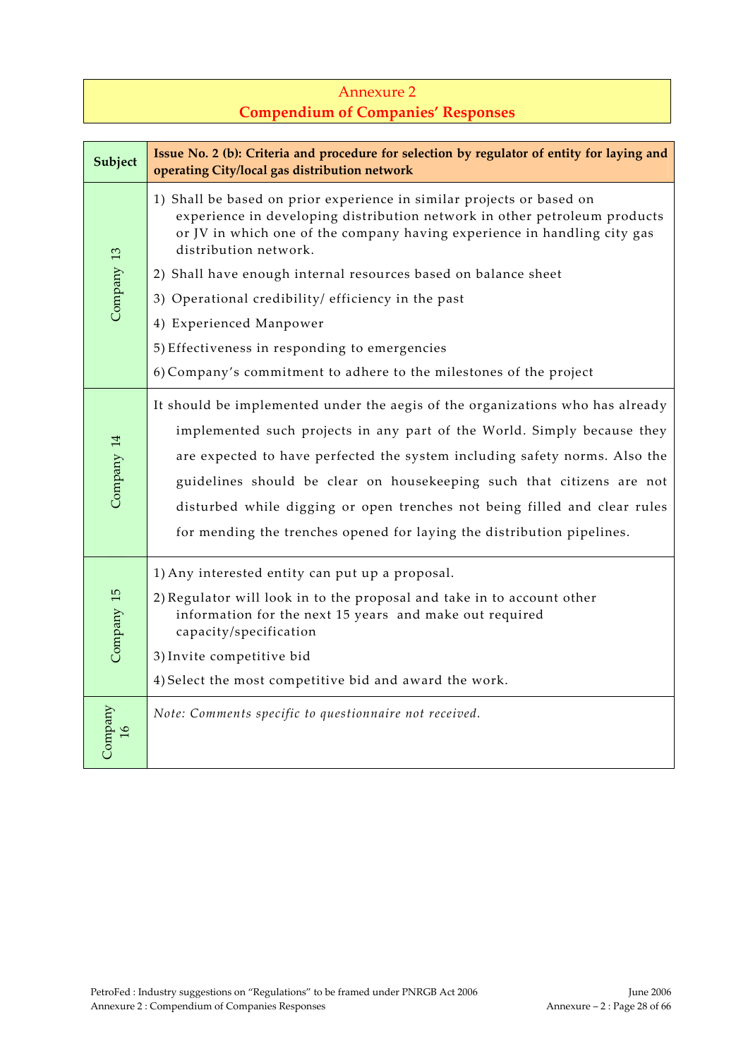# Annexure 2
## Compendium of Companies' Responses

| Subject | Issue No. 2 (b): Criteria and procedure for selection by regulator of entity for laying and operating City/local gas distribution network |
|---|---|
| Company 13 | 1) Shall be based on prior experience in similar projects or based on experience in developing distribution network in other petroleum products or JV in which one of the company having experience in handling city gas distribution network.<br>2) Shall have enough internal resources based on balance sheet<br>3) Operational credibility/ efficiency in the past<br>4) Experienced Manpower<br>5) Effectiveness in responding to emergencies<br>6) Company's commitment to adhere to the milestones of the project |
| Company 14 | It should be implemented under the aegis of the organizations who has already implemented such projects in any part of the World. Simply because they are expected to have perfected the system including safety norms. Also the guidelines should be clear on housekeeping such that citizens are not disturbed while digging or open trenches not being filled and clear rules for mending the trenches opened for laying the distribution pipelines. |
| Company 15 | 1) Any interested entity can put up a proposal.<br>2) Regulator will look in to the proposal and take in to account other information for the next 15 years and make out required capacity/specification<br>3) Invite competitive bid<br>4) Select the most competitive bid and award the work. |
| Company 16 | *Note: Comments specific to questionnaire not received.* |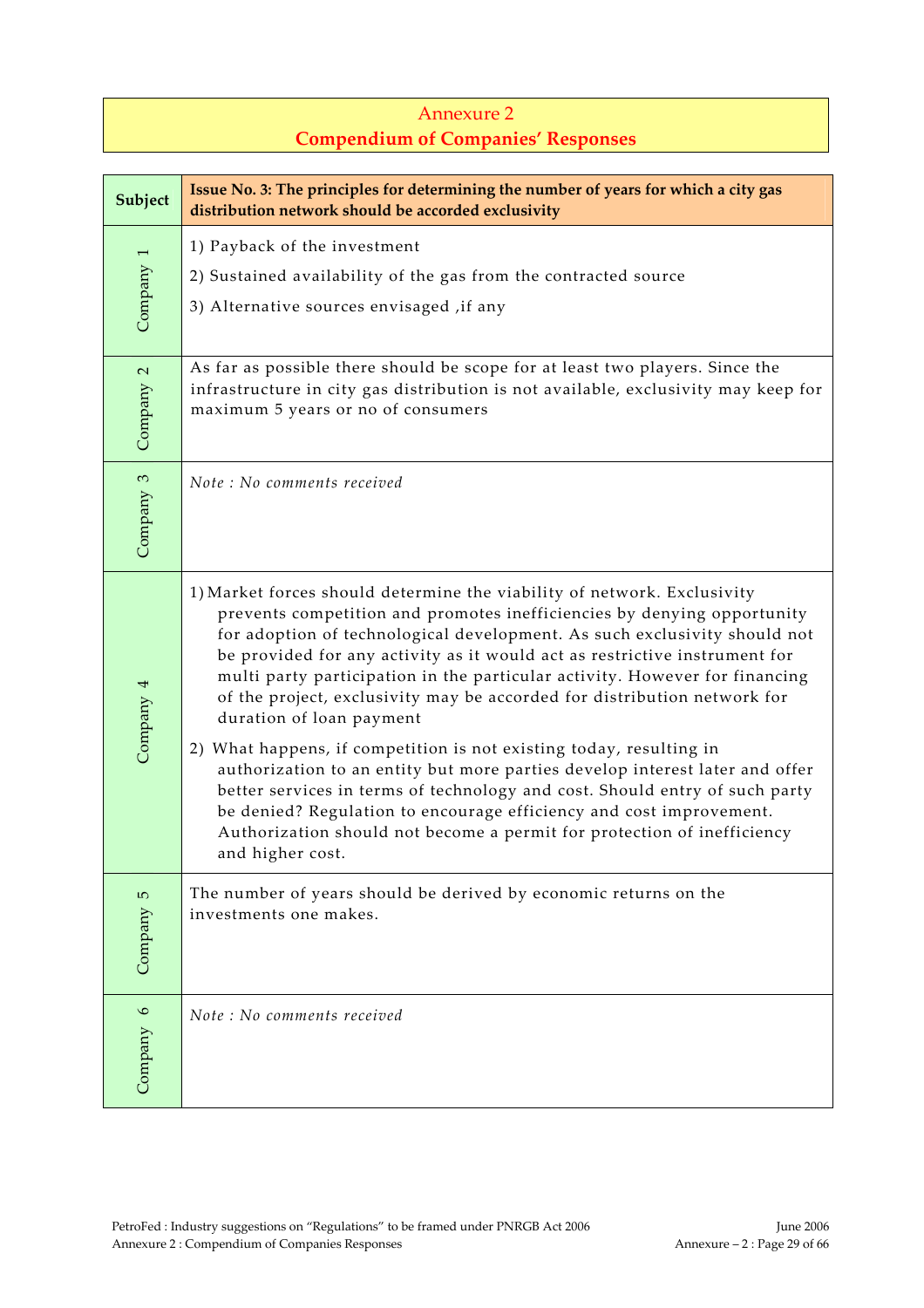## Annexure 2
## Compendium of Companies' Responses

| Subject | Issue No. 3: The principles for determining the number of years for which a city gas distribution network should be accorded exclusivity |
|---|---|
| Company 1 | 1) Payback of the investment<br>2) Sustained availability of the gas from the contracted source<br>3) Alternative sources envisaged ,if any |
| Company 2 | As far as possible there should be scope for at least two players. Since the infrastructure in city gas distribution is not available, exclusivity may keep for maximum 5 years or no of consumers |
| Company 3 | *Note : No comments received* |
| Company 4 | 1) Market forces should determine the viability of network. Exclusivity prevents competition and promotes inefficiencies by denying opportunity for adoption of technological development. As such exclusivity should not be provided for any activity as it would act as restrictive instrument for multi party participation in the particular activity. However for financing of the project, exclusivity may be accorded for distribution network for duration of loan payment<br>2) What happens, if competition is not existing today, resulting in authorization to an entity but more parties develop interest later and offer better services in terms of technology and cost. Should entry of such party be denied? Regulation to encourage efficiency and cost improvement. Authorization should not become a permit for protection of inefficiency and higher cost. |
| Company 5 | The number of years should be derived by economic returns on the investments one makes. |
| Company 6 | *Note : No comments received* |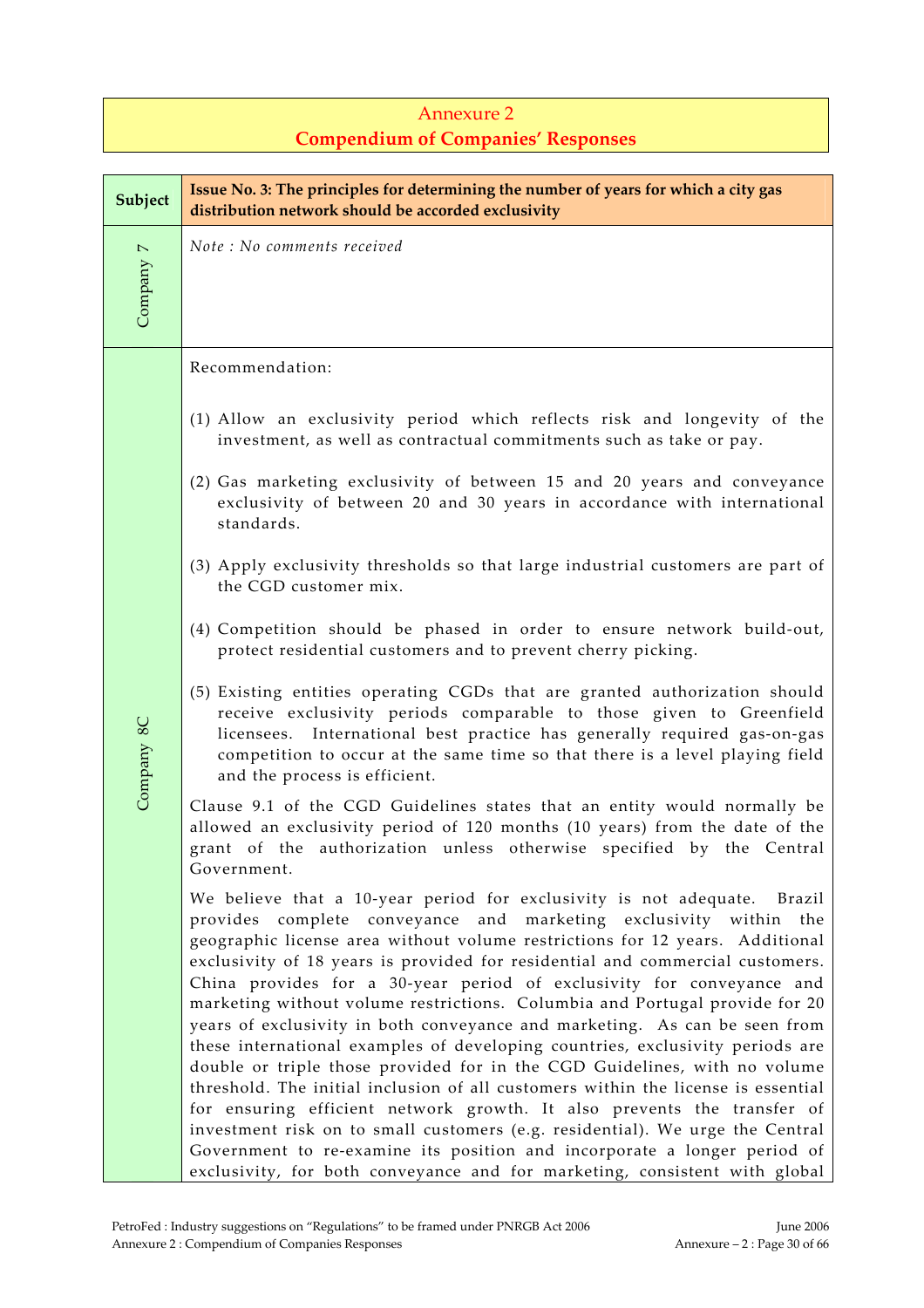# Annexure 2
## Compendium of Companies' Responses

| Subject | Issue No. 3: The principles for determining the number of years for which a city gas distribution network should be accorded exclusivity |
|---|---|
| Company 7 | *Note : No comments received* |
| Company 8C | Recommendation:<br><br>(1) Allow an exclusivity period which reflects risk and longevity of the investment, as well as contractual commitments such as take or pay.<br><br>(2) Gas marketing exclusivity of between 15 and 20 years and conveyance exclusivity of between 20 and 30 years in accordance with international standards.<br><br>(3) Apply exclusivity thresholds so that large industrial customers are part of the CGD customer mix.<br><br>(4) Competition should be phased in order to ensure network build-out, protect residential customers and to prevent cherry picking.<br><br>(5) Existing entities operating CGDs that are granted authorization should receive exclusivity periods comparable to those given to Greenfield licensees. International best practice has generally required gas-on-gas competition to occur at the same time so that there is a level playing field and the process is efficient.<br><br>Clause 9.1 of the CGD Guidelines states that an entity would normally be allowed an exclusivity period of 120 months (10 years) from the date of the grant of the authorization unless otherwise specified by the Central Government.<br><br>We believe that a 10-year period for exclusivity is not adequate. Brazil provides complete conveyance and marketing exclusivity within the geographic license area without volume restrictions for 12 years. Additional exclusivity of 18 years is provided for residential and commercial customers. China provides for a 30-year period of exclusivity for conveyance and marketing without volume restrictions. Columbia and Portugal provide for 20 years of exclusivity in both conveyance and marketing. As can be seen from these international examples of developing countries, exclusivity periods are double or triple those provided for in the CGD Guidelines, with no volume threshold. The initial inclusion of all customers within the license is essential for ensuring efficient network growth. It also prevents the transfer of investment risk on to small customers (e.g. residential). We urge the Central Government to re-examine its position and incorporate a longer period of exclusivity, for both conveyance and for marketing, consistent with global |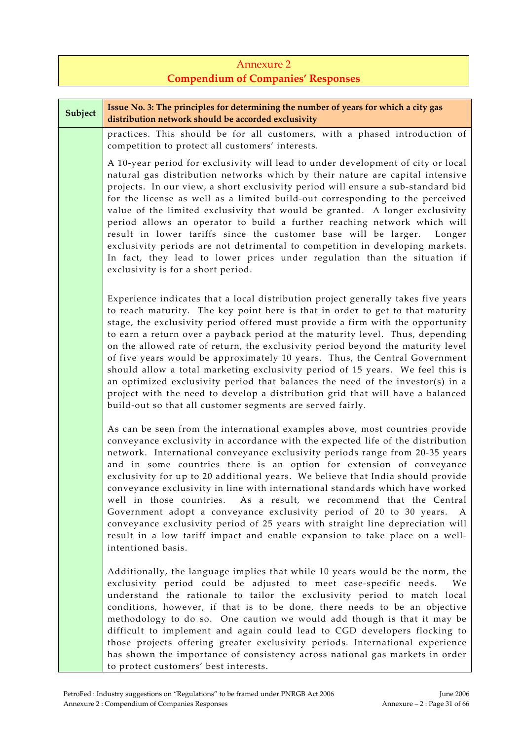## Annexure 2
## Compendium of Companies' Responses

| Subject | Issue No. 3: The principles for determining the number of years for which a city gas distribution network should be accorded exclusivity |
|---|---|
| | practices. This should be for all customers, with a phased introduction of competition to protect all customers' interests.<br><br>A 10-year period for exclusivity will lead to under development of city or local natural gas distribution networks which by their nature are capital intensive projects. In our view, a short exclusivity period will ensure a sub-standard bid for the license as well as a limited build-out corresponding to the perceived value of the limited exclusivity that would be granted. A longer exclusivity period allows an operator to build a further reaching network which will result in lower tariffs since the customer base will be larger. Longer exclusivity periods are not detrimental to competition in developing markets. In fact, they lead to lower prices under regulation than the situation if exclusivity is for a short period.<br><br>Experience indicates that a local distribution project generally takes five years to reach maturity. The key point here is that in order to get to that maturity stage, the exclusivity period offered must provide a firm with the opportunity to earn a return over a payback period at the maturity level. Thus, depending on the allowed rate of return, the exclusivity period beyond the maturity level of five years would be approximately 10 years. Thus, the Central Government should allow a total marketing exclusivity period of 15 years. We feel this is an optimized exclusivity period that balances the need of the investor(s) in a project with the need to develop a distribution grid that will have a balanced build-out so that all customer segments are served fairly.<br><br>As can be seen from the international examples above, most countries provide conveyance exclusivity in accordance with the expected life of the distribution network. International conveyance exclusivity periods range from 20-35 years and in some countries there is an option for extension of conveyance exclusivity for up to 20 additional years. We believe that India should provide conveyance exclusivity in line with international standards which have worked well in those countries. As a result, we recommend that the Central Government adopt a conveyance exclusivity period of 20 to 30 years. A conveyance exclusivity period of 25 years with straight line depreciation will result in a low tariff impact and enable expansion to take place on a well-intentioned basis.<br><br>Additionally, the language implies that while 10 years would be the norm, the exclusivity period could be adjusted to meet case-specific needs. We understand the rationale to tailor the exclusivity period to match local conditions, however, if that is to be done, there needs to be an objective methodology to do so. One caution we would add though is that it may be difficult to implement and again could lead to CGD developers flocking to those projects offering greater exclusivity periods. International experience has shown the importance of consistency across national gas markets in order to protect customers' best interests. |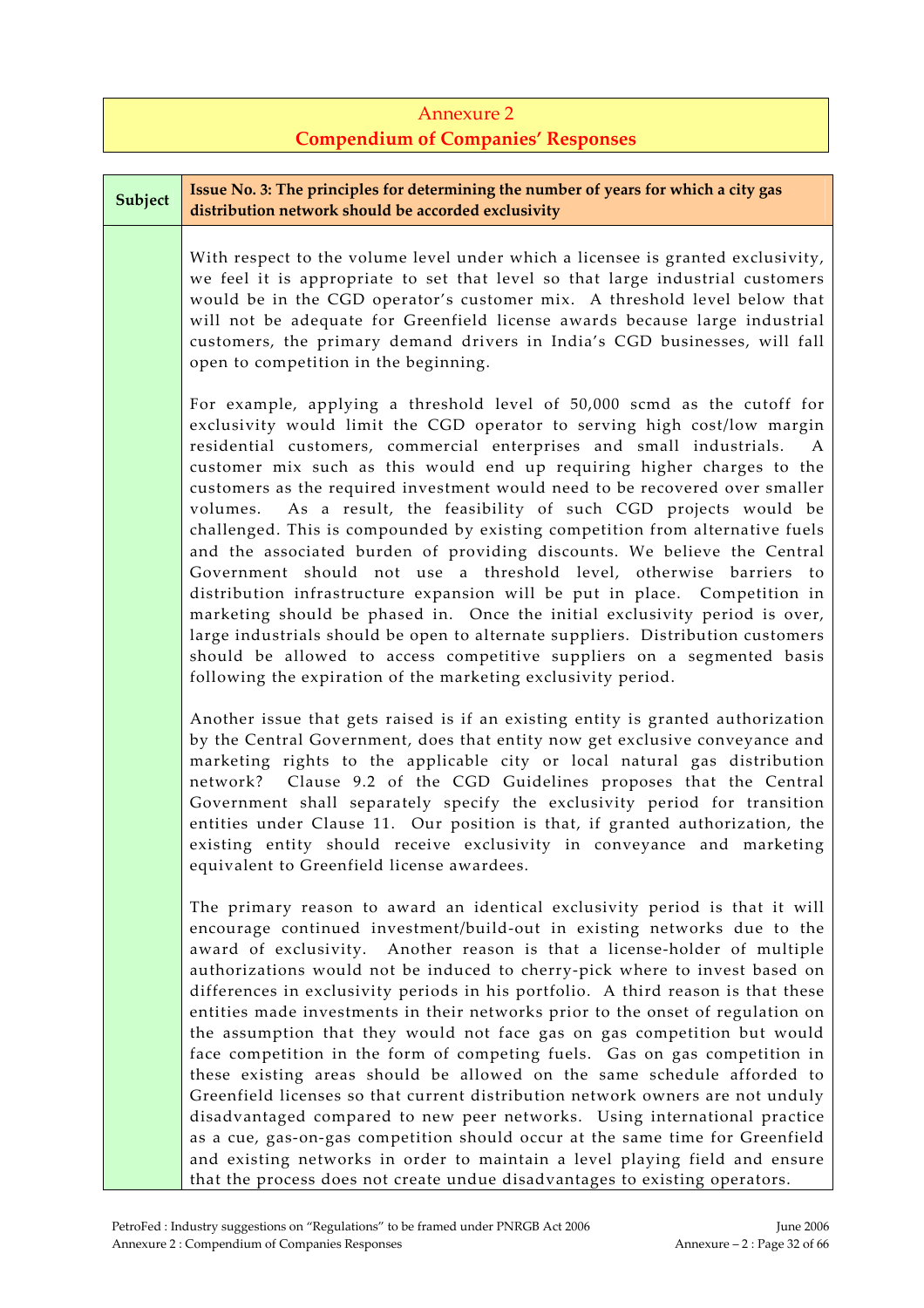## Annexure 2
## Compendium of Companies' Responses

| Subject | Issue No. 3: The principles for determining the number of years for which a city gas distribution network should be accorded exclusivity |
|---|---|
| | With respect to the volume level under which a licensee is granted exclusivity, we feel it is appropriate to set that level so that large industrial customers would be in the CGD operator's customer mix. A threshold level below that will not be adequate for Greenfield license awards because large industrial customers, the primary demand drivers in India's CGD businesses, will fall open to competition in the beginning.<br><br>For example, applying a threshold level of 50,000 scmd as the cutoff for exclusivity would limit the CGD operator to serving high cost/low margin residential customers, commercial enterprises and small industrials. A customer mix such as this would end up requiring higher charges to the customers as the required investment would need to be recovered over smaller volumes. As a result, the feasibility of such CGD projects would be challenged. This is compounded by existing competition from alternative fuels and the associated burden of providing discounts. We believe the Central Government should not use a threshold level, otherwise barriers to distribution infrastructure expansion will be put in place. Competition in marketing should be phased in. Once the initial exclusivity period is over, large industrials should be open to alternate suppliers. Distribution customers should be allowed to access competitive suppliers on a segmented basis following the expiration of the marketing exclusivity period.<br><br>Another issue that gets raised is if an existing entity is granted authorization by the Central Government, does that entity now get exclusive conveyance and marketing rights to the applicable city or local natural gas distribution network? Clause 9.2 of the CGD Guidelines proposes that the Central Government shall separately specify the exclusivity period for transition entities under Clause 11. Our position is that, if granted authorization, the existing entity should receive exclusivity in conveyance and marketing equivalent to Greenfield license awardees.<br><br>The primary reason to award an identical exclusivity period is that it will encourage continued investment/build-out in existing networks due to the award of exclusivity. Another reason is that a license-holder of multiple authorizations would not be induced to cherry-pick where to invest based on differences in exclusivity periods in his portfolio. A third reason is that these entities made investments in their networks prior to the onset of regulation on the assumption that they would not face gas on gas competition but would face competition in the form of competing fuels. Gas on gas competition in these existing areas should be allowed on the same schedule afforded to Greenfield licenses so that current distribution network owners are not unduly disadvantaged compared to new peer networks. Using international practice as a cue, gas-on-gas competition should occur at the same time for Greenfield and existing networks in order to maintain a level playing field and ensure that the process does not create undue disadvantages to existing operators. |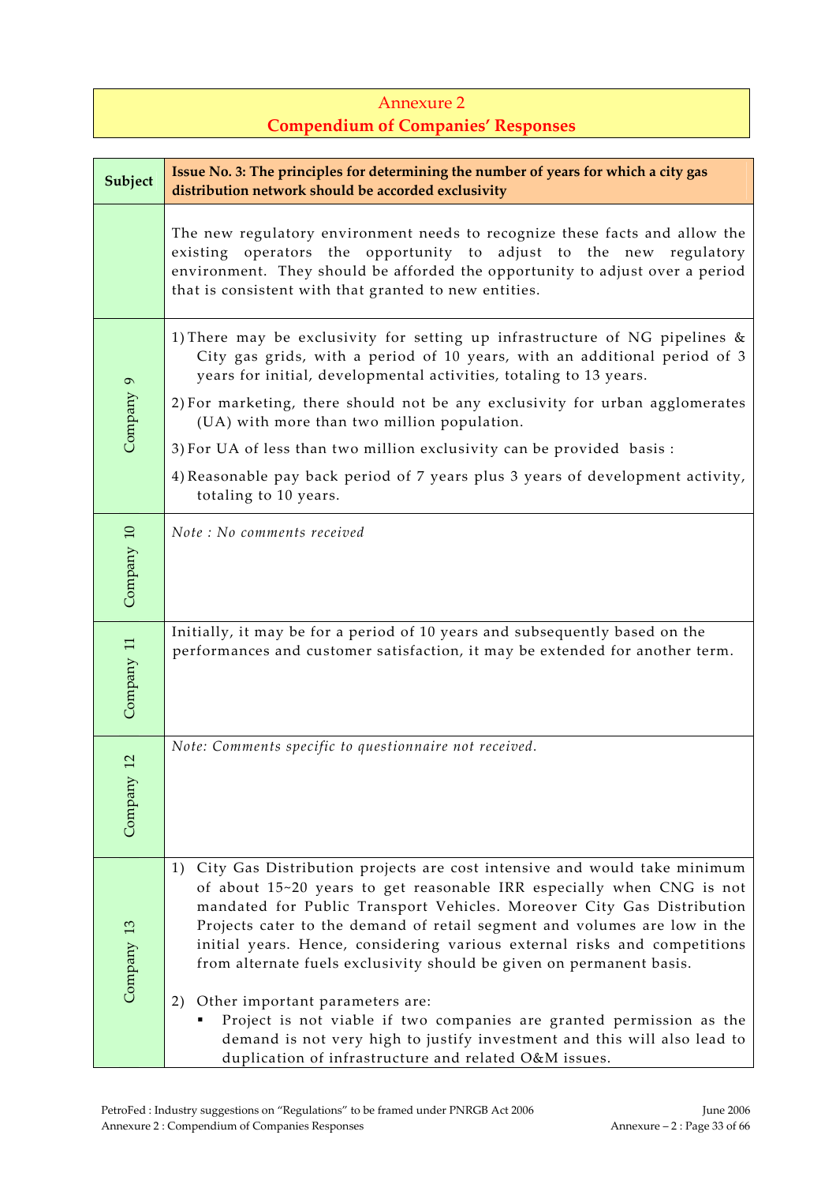# Annexure 2
## Compendium of Companies' Responses

| Subject | Issue No. 3: The principles for determining the number of years for which a city gas distribution network should be accorded exclusivity |
|---|---|
| | The new regulatory environment needs to recognize these facts and allow the existing operators the opportunity to adjust to the new regulatory environment. They should be afforded the opportunity to adjust over a period that is consistent with that granted to new entities. |
| Company 9 | 1) There may be exclusivity for setting up infrastructure of NG pipelines & City gas grids, with a period of 10 years, with an additional period of 3 years for initial, developmental activities, totaling to 13 years.<br>2) For marketing, there should not be any exclusivity for urban agglomerates (UA) with more than two million population.<br>3) For UA of less than two million exclusivity can be provided basis :<br>4) Reasonable pay back period of 7 years plus 3 years of development activity, totaling to 10 years. |
| Company 10 | *Note : No comments received* |
| Company 11 | Initially, it may be for a period of 10 years and subsequently based on the performances and customer satisfaction, it may be extended for another term. |
| Company 12 | *Note: Comments specific to questionnaire not received.* |
| Company 13 | 1) City Gas Distribution projects are cost intensive and would take minimum of about 15~20 years to get reasonable IRR especially when CNG is not mandated for Public Transport Vehicles. Moreover City Gas Distribution Projects cater to the demand of retail segment and volumes are low in the initial years. Hence, considering various external risks and competitions from alternate fuels exclusivity should be given on permanent basis.<br>2) Other important parameters are:<br>▪ Project is not viable if two companies are granted permission as the demand is not very high to justify investment and this will also lead to duplication of infrastructure and related O&M issues. |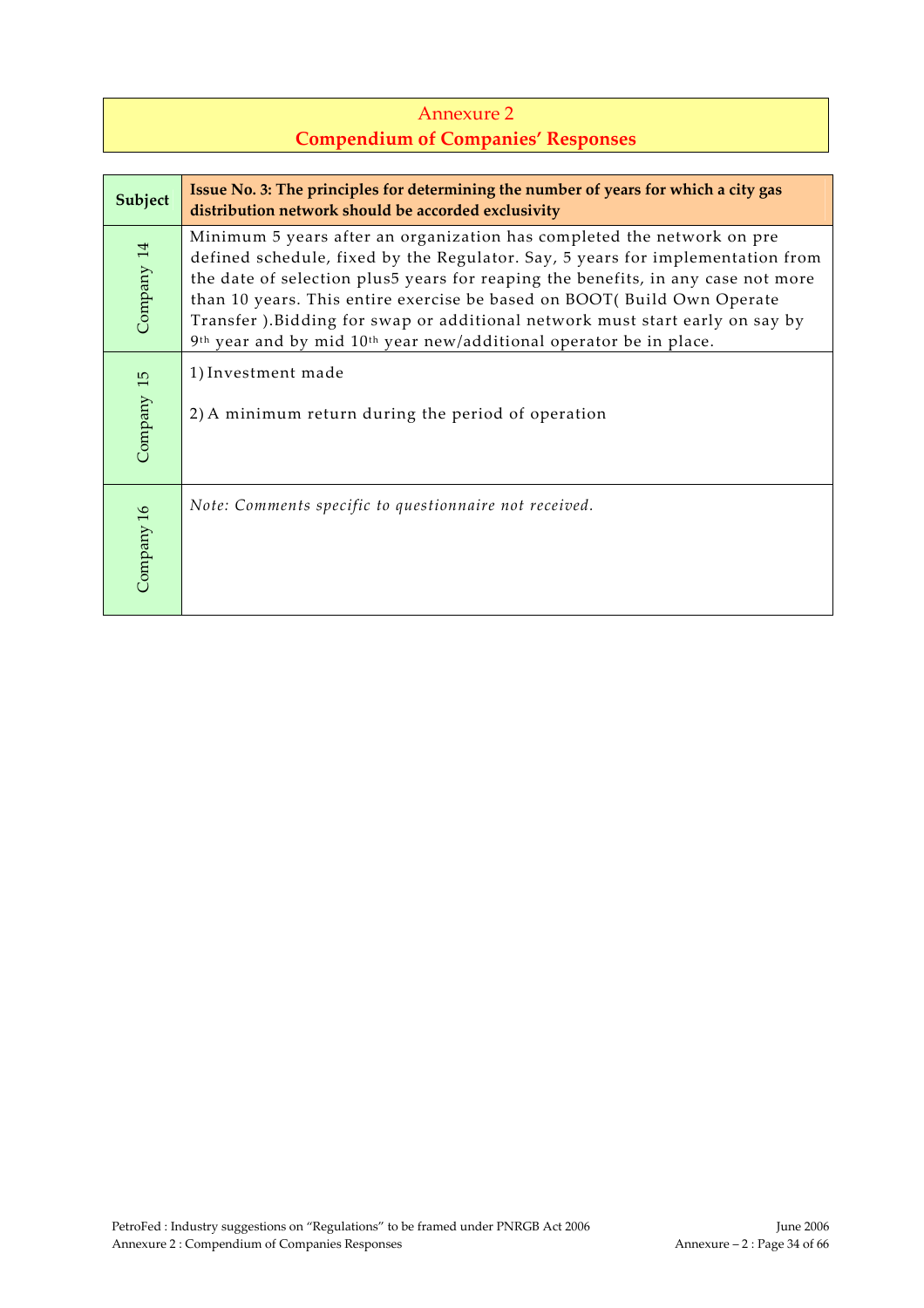## Annexure 2
## **Compendium of Companies' Responses**

| Subject | Issue No. 3: The principles for determining the number of years for which a city gas distribution network should be accorded exclusivity |
|---|---|
| Company 14 | Minimum 5 years after an organization has completed the network on pre defined schedule, fixed by the Regulator. Say, 5 years for implementation from the date of selection plus5 years for reaping the benefits, in any case not more than 10 years. This entire exercise be based on BOOT( Build Own Operate Transfer ).Bidding for swap or additional network must start early on say by 9th year and by mid 10th year new/additional operator be in place. |
| Company 15 | 1) Investment made<br><br>2) A minimum return during the period of operation |
| Company 16 | *Note: Comments specific to questionnaire not received.* |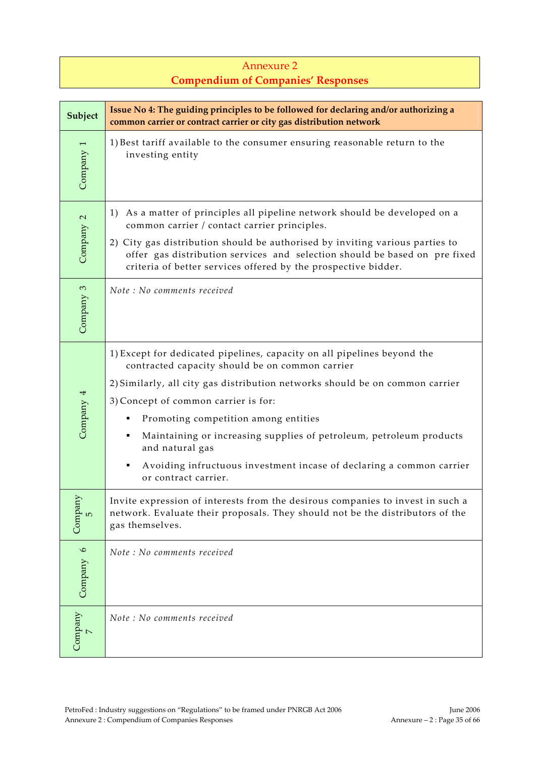## Annexure 2
## **Compendium of Companies' Responses**

| **Subject** | **Issue No 4: The guiding principles to be followed for declaring and/or authorizing a common carrier or contract carrier or city gas distribution network** |
|---|---|
| Company 1 | 1) Best tariff available to the consumer ensuring reasonable return to the investing entity |
| Company 2 | 1) As a matter of principles all pipeline network should be developed on a common carrier / contact carrier principles.<br>2) City gas distribution should be authorised by inviting various parties to offer gas distribution services and selection should be based on pre fixed criteria of better services offered by the prospective bidder. |
| Company 3 | *Note : No comments received* |
| Company 4 | 1) Except for dedicated pipelines, capacity on all pipelines beyond the contracted capacity should be on common carrier<br>2) Similarly, all city gas distribution networks should be on common carrier<br>3) Concept of common carrier is for:<br>▪ Promoting competition among entities<br>▪ Maintaining or increasing supplies of petroleum, petroleum products and natural gas<br>▪ Avoiding infructuous investment incase of declaring a common carrier or contract carrier. |
| Company 5 | Invite expression of interests from the desirous companies to invest in such a network. Evaluate their proposals. They should not be the distributors of the gas themselves. |
| Company 6 | *Note : No comments received* |
| Company 7 | *Note : No comments received* |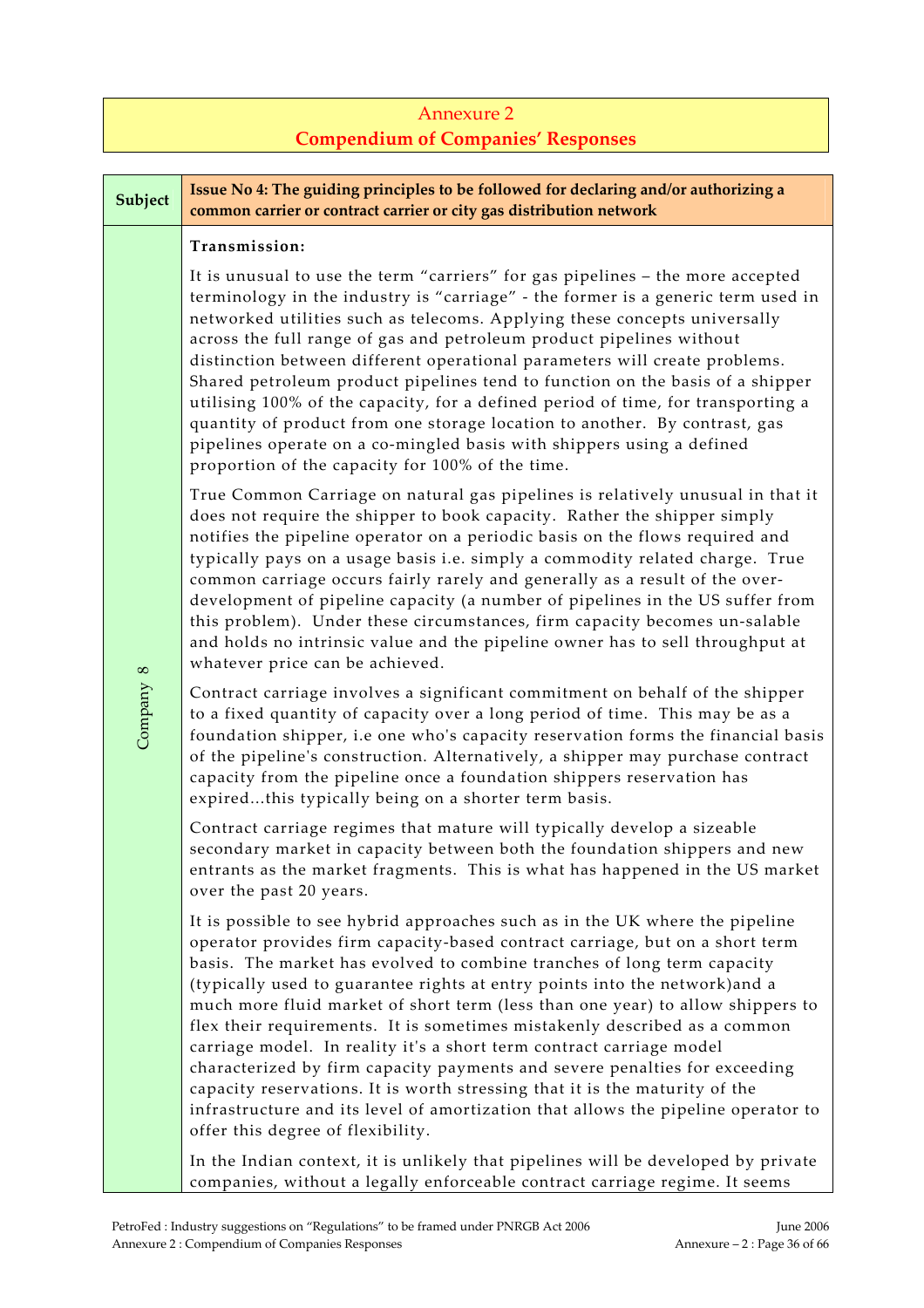## Annexure 2
## **Compendium of Companies' Responses**

| Subject | Issue No 4: The guiding principles to be followed for declaring and/or authorizing a common carrier or contract carrier or city gas distribution network |
|---|---|
| Company 8 | **Transmission:**<br><br>It is unusual to use the term "carriers" for gas pipelines – the more accepted terminology in the industry is "carriage" - the former is a generic term used in networked utilities such as telecoms. Applying these concepts universally across the full range of gas and petroleum product pipelines without distinction between different operational parameters will create problems. Shared petroleum product pipelines tend to function on the basis of a shipper utilising 100% of the capacity, for a defined period of time, for transporting a quantity of product from one storage location to another. By contrast, gas pipelines operate on a co-mingled basis with shippers using a defined proportion of the capacity for 100% of the time.<br><br>True Common Carriage on natural gas pipelines is relatively unusual in that it does not require the shipper to book capacity. Rather the shipper simply notifies the pipeline operator on a periodic basis on the flows required and typically pays on a usage basis i.e. simply a commodity related charge. True common carriage occurs fairly rarely and generally as a result of the over-development of pipeline capacity (a number of pipelines in the US suffer from this problem). Under these circumstances, firm capacity becomes un-salable and holds no intrinsic value and the pipeline owner has to sell throughput at whatever price can be achieved.<br><br>Contract carriage involves a significant commitment on behalf of the shipper to a fixed quantity of capacity over a long period of time. This may be as a foundation shipper, i.e one who's capacity reservation forms the financial basis of the pipeline's construction. Alternatively, a shipper may purchase contract capacity from the pipeline once a foundation shippers reservation has expired...this typically being on a shorter term basis.<br><br>Contract carriage regimes that mature will typically develop a sizeable secondary market in capacity between both the foundation shippers and new entrants as the market fragments. This is what has happened in the US market over the past 20 years.<br><br>It is possible to see hybrid approaches such as in the UK where the pipeline operator provides firm capacity-based contract carriage, but on a short term basis. The market has evolved to combine tranches of long term capacity (typically used to guarantee rights at entry points into the network)and a much more fluid market of short term (less than one year) to allow shippers to flex their requirements. It is sometimes mistakenly described as a common carriage model. In reality it's a short term contract carriage model characterized by firm capacity payments and severe penalties for exceeding capacity reservations. It is worth stressing that it is the maturity of the infrastructure and its level of amortization that allows the pipeline operator to offer this degree of flexibility.<br><br>In the Indian context, it is unlikely that pipelines will be developed by private companies, without a legally enforceable contract carriage regime. It seems |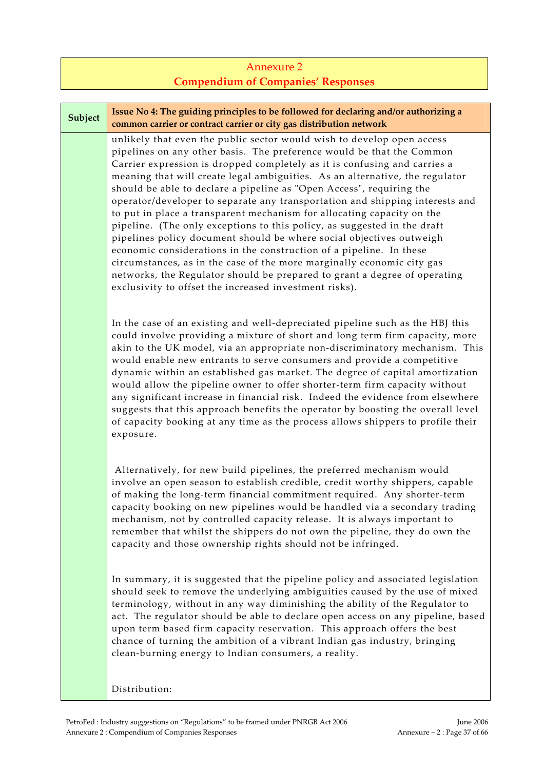# Annexure 2

## Compendium of Companies' Responses

| Subject | Issue No 4: The guiding principles to be followed for declaring and/or authorizing a common carrier or contract carrier or city gas distribution network |
|---|---|
| | unlikely that even the public sector would wish to develop open access pipelines on any other basis. The preference would be that the Common Carrier expression is dropped completely as it is confusing and carries a meaning that will create legal ambiguities. As an alternative, the regulator should be able to declare a pipeline as "Open Access", requiring the operator/developer to separate any transportation and shipping interests and to put in place a transparent mechanism for allocating capacity on the pipeline. (The only exceptions to this policy, as suggested in the draft pipelines policy document should be where social objectives outweigh economic considerations in the construction of a pipeline. In these circumstances, as in the case of the more marginally economic city gas networks, the Regulator should be prepared to grant a degree of operating exclusivity to offset the increased investment risks).<br><br>In the case of an existing and well-depreciated pipeline such as the HBJ this could involve providing a mixture of short and long term firm capacity, more akin to the UK model, via an appropriate non-discriminatory mechanism. This would enable new entrants to serve consumers and provide a competitive dynamic within an established gas market. The degree of capital amortization would allow the pipeline owner to offer shorter-term firm capacity without any significant increase in financial risk. Indeed the evidence from elsewhere suggests that this approach benefits the operator by boosting the overall level of capacity booking at any time as the process allows shippers to profile their exposure.<br><br>Alternatively, for new build pipelines, the preferred mechanism would involve an open season to establish credible, credit worthy shippers, capable of making the long-term financial commitment required. Any shorter-term capacity booking on new pipelines would be handled via a secondary trading mechanism, not by controlled capacity release. It is always important to remember that whilst the shippers do not own the pipeline, they do own the capacity and those ownership rights should not be infringed.<br><br>In summary, it is suggested that the pipeline policy and associated legislation should seek to remove the underlying ambiguities caused by the use of mixed terminology, without in any way diminishing the ability of the Regulator to act. The regulator should be able to declare open access on any pipeline, based upon term based firm capacity reservation. This approach offers the best chance of turning the ambition of a vibrant Indian gas industry, bringing clean-burning energy to Indian consumers, a reality.<br><br>Distribution: |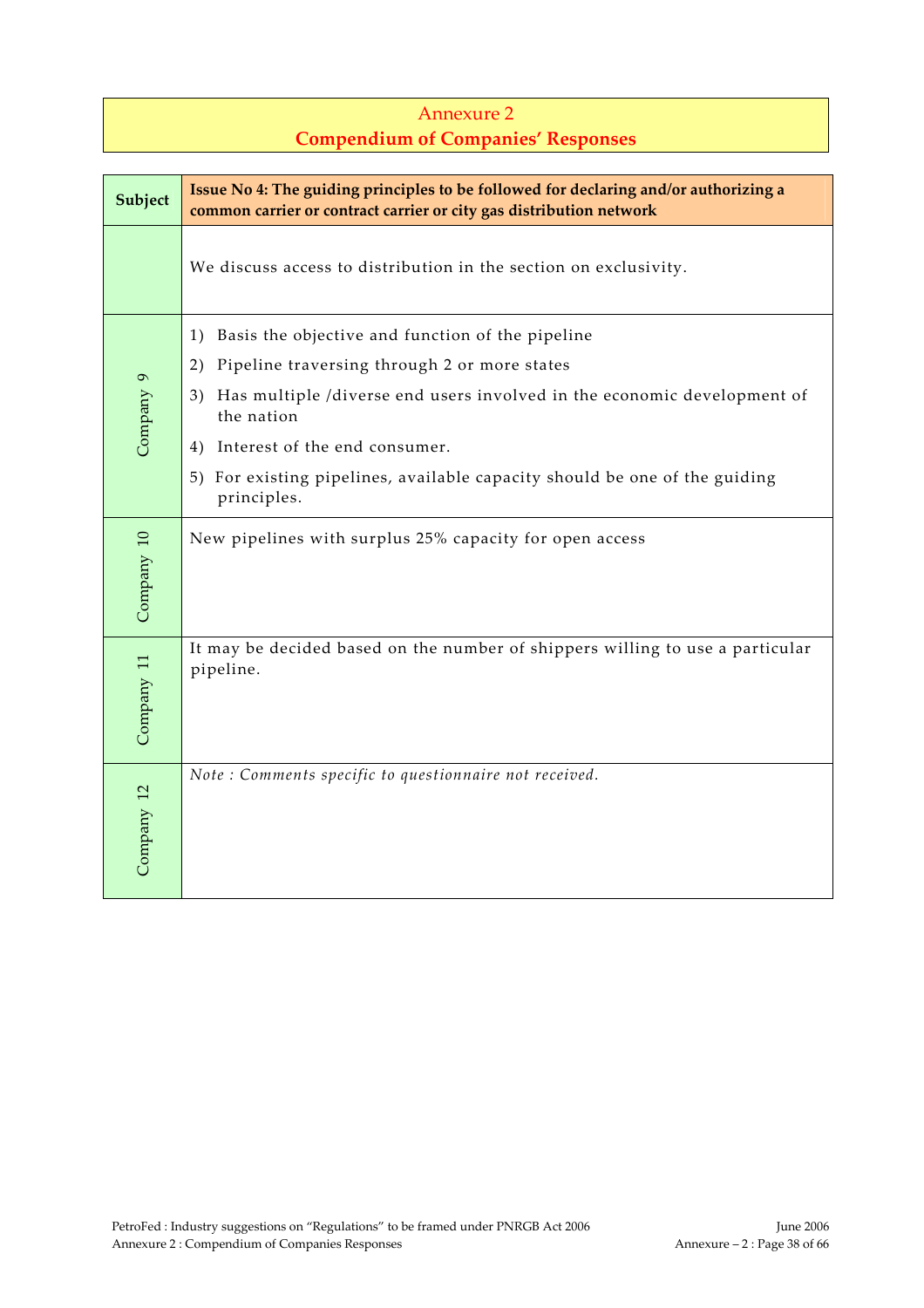# Annexure 2
## Compendium of Companies' Responses

| Subject | Issue No 4: The guiding principles to be followed for declaring and/or authorizing a common carrier or contract carrier or city gas distribution network |
|---|---|
| | We discuss access to distribution in the section on exclusivity. |
| Company 9 | 1) Basis the objective and function of the pipeline<br>2) Pipeline traversing through 2 or more states<br>3) Has multiple /diverse end users involved in the economic development of the nation<br>4) Interest of the end consumer.<br>5) For existing pipelines, available capacity should be one of the guiding principles. |
| Company 10 | New pipelines with surplus 25% capacity for open access |
| Company 11 | It may be decided based on the number of shippers willing to use a particular pipeline. |
| Company 12 | *Note : Comments specific to questionnaire not received.* |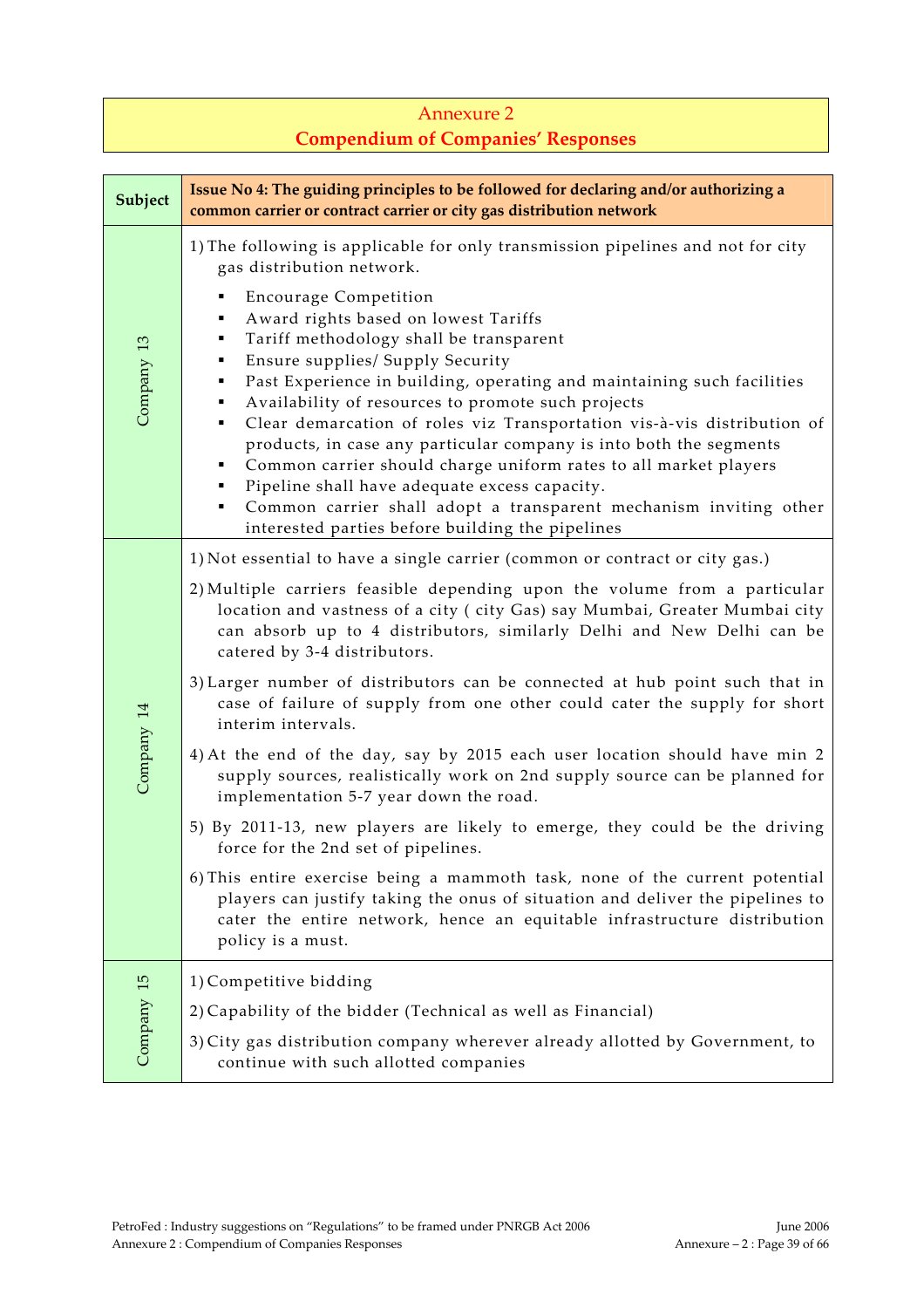# Annexure 2
## Compendium of Companies' Responses

| Subject | Issue No 4: The guiding principles to be followed for declaring and/or authorizing a common carrier or contract carrier or city gas distribution network |
|---|---|
| Company 13 | 1) The following is applicable for only transmission pipelines and not for city gas distribution network.<br>▪ Encourage Competition<br>▪ Award rights based on lowest Tariffs<br>▪ Tariff methodology shall be transparent<br>▪ Ensure supplies/ Supply Security<br>▪ Past Experience in building, operating and maintaining such facilities<br>▪ Availability of resources to promote such projects<br>▪ Clear demarcation of roles viz Transportation vis-à-vis distribution of products, in case any particular company is into both the segments<br>▪ Common carrier should charge uniform rates to all market players<br>▪ Pipeline shall have adequate excess capacity.<br>▪ Common carrier shall adopt a transparent mechanism inviting other interested parties before building the pipelines |
| Company 14 | 1) Not essential to have a single carrier (common or contract or city gas.)<br>2) Multiple carriers feasible depending upon the volume from a particular location and vastness of a city ( city Gas) say Mumbai, Greater Mumbai city can absorb up to 4 distributors, similarly Delhi and New Delhi can be catered by 3-4 distributors.<br>3) Larger number of distributors can be connected at hub point such that in case of failure of supply from one other could cater the supply for short interim intervals.<br>4) At the end of the day, say by 2015 each user location should have min 2 supply sources, realistically work on 2nd supply source can be planned for implementation 5-7 year down the road.<br>5) By 2011-13, new players are likely to emerge, they could be the driving force for the 2nd set of pipelines.<br>6) This entire exercise being a mammoth task, none of the current potential players can justify taking the onus of situation and deliver the pipelines to cater the entire network, hence an equitable infrastructure distribution policy is a must. |
| Company 15 | 1) Competitive bidding<br>2) Capability of the bidder (Technical as well as Financial)<br>3) City gas distribution company wherever already allotted by Government, to continue with such allotted companies |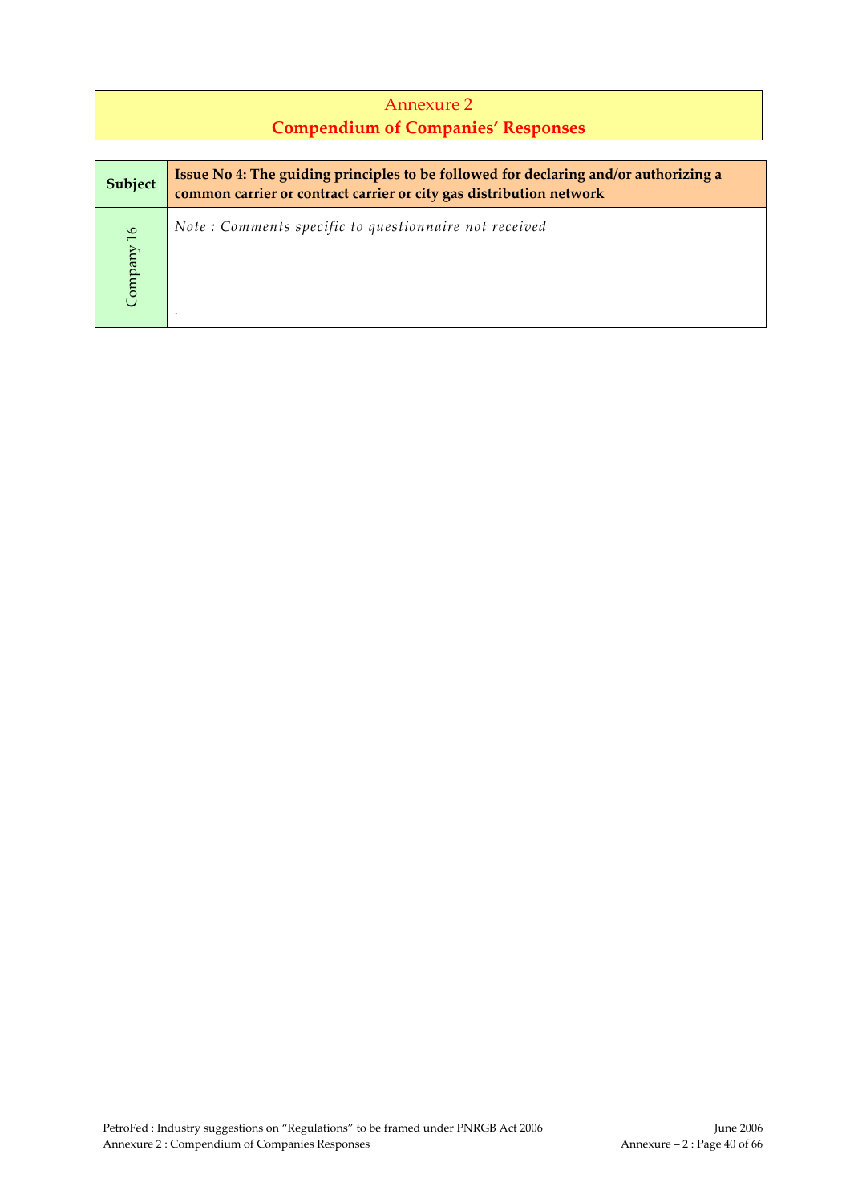# Annexure 2
## Compendium of Companies' Responses

| Subject | Issue No 4: The guiding principles to be followed for declaring and/or authorizing a common carrier or contract carrier or city gas distribution network |
|---|---|
| Company 16 | *Note : Comments specific to questionnaire not received*<br><br>. |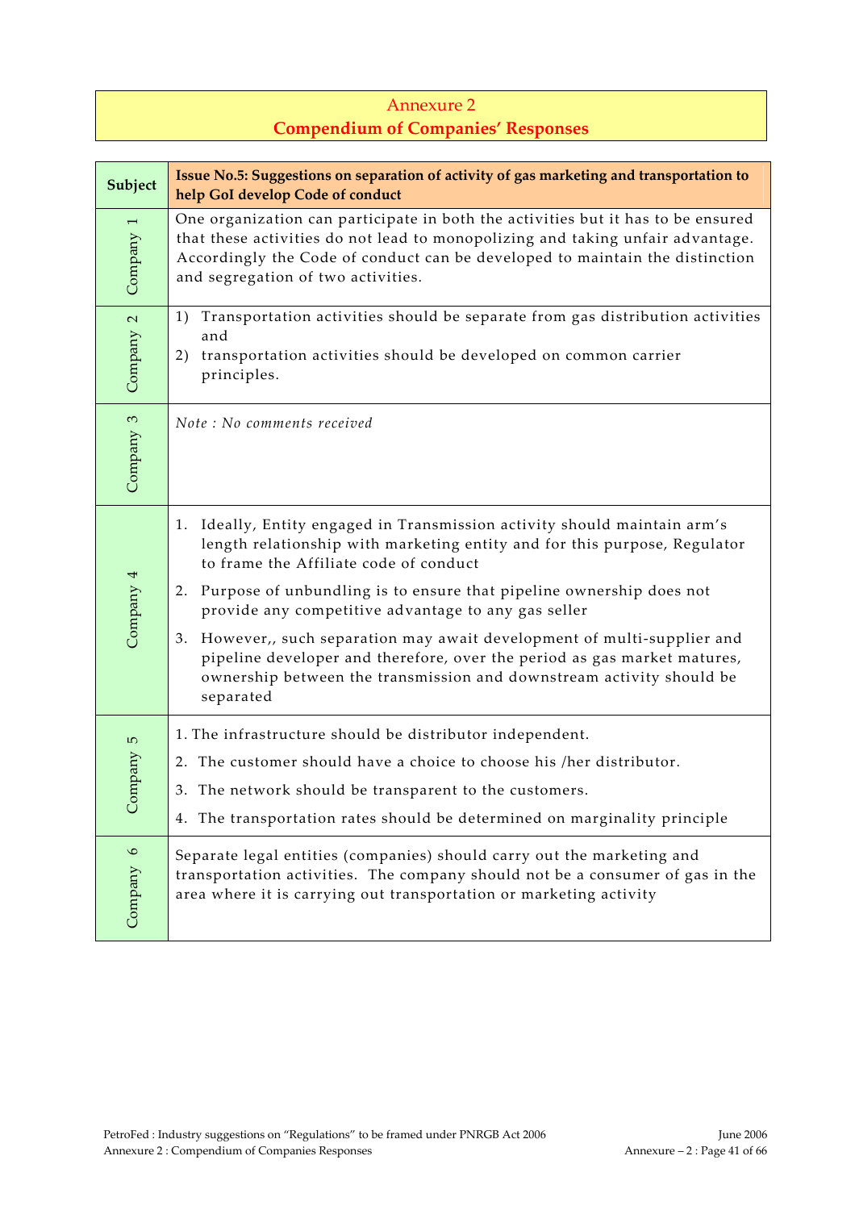## Annexure 2
## Compendium of Companies' Responses

| Subject | Issue No.5: Suggestions on separation of activity of gas marketing and transportation to help GoI develop Code of conduct |
|---|---|
| Company 1 | One organization can participate in both the activities but it has to be ensured that these activities do not lead to monopolizing and taking unfair advantage. Accordingly the Code of conduct can be developed to maintain the distinction and segregation of two activities. |
| Company 2 | 1) Transportation activities should be separate from gas distribution activities and<br>2) transportation activities should be developed on common carrier principles. |
| Company 3 | *Note : No comments received* |
| Company 4 | 1. Ideally, Entity engaged in Transmission activity should maintain arm's length relationship with marketing entity and for this purpose, Regulator to frame the Affiliate code of conduct<br>2. Purpose of unbundling is to ensure that pipeline ownership does not provide any competitive advantage to any gas seller<br>3. However,, such separation may await development of multi-supplier and pipeline developer and therefore, over the period as gas market matures, ownership between the transmission and downstream activity should be separated |
| Company 5 | 1. The infrastructure should be distributor independent.<br>2. The customer should have a choice to choose his /her distributor.<br>3. The network should be transparent to the customers.<br>4. The transportation rates should be determined on marginality principle |
| Company 6 | Separate legal entities (companies) should carry out the marketing and transportation activities. The company should not be a consumer of gas in the area where it is carrying out transportation or marketing activity |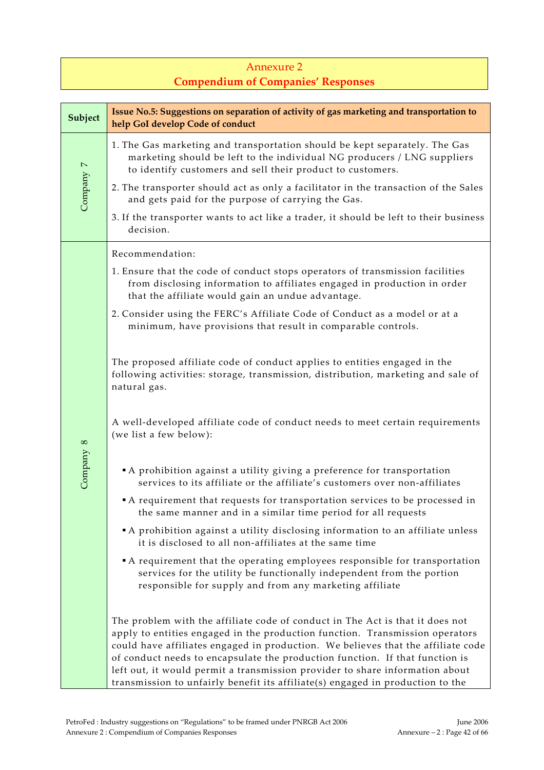# Annexure 2
## Compendium of Companies' Responses

| Subject | Issue No.5: Suggestions on separation of activity of gas marketing and transportation to help GoI develop Code of conduct |
|---|---|
| Company 7 | 1. The Gas marketing and transportation should be kept separately. The Gas marketing should be left to the individual NG producers / LNG suppliers to identify customers and sell their product to customers.<br>2. The transporter should act as only a facilitator in the transaction of the Sales and gets paid for the purpose of carrying the Gas.<br>3. If the transporter wants to act like a trader, it should be left to their business decision. |
| Company 8 | Recommendation:<br>1. Ensure that the code of conduct stops operators of transmission facilities from disclosing information to affiliates engaged in production in order that the affiliate would gain an undue advantage.<br>2. Consider using the FERC's Affiliate Code of Conduct as a model or at a minimum, have provisions that result in comparable controls.<br><br>The proposed affiliate code of conduct applies to entities engaged in the following activities: storage, transmission, distribution, marketing and sale of natural gas.<br><br>A well-developed affiliate code of conduct needs to meet certain requirements (we list a few below):<br><br>▪ A prohibition against a utility giving a preference for transportation services to its affiliate or the affiliate's customers over non-affiliates<br>▪ A requirement that requests for transportation services to be processed in the same manner and in a similar time period for all requests<br>▪ A prohibition against a utility disclosing information to an affiliate unless it is disclosed to all non-affiliates at the same time<br>▪ A requirement that the operating employees responsible for transportation services for the utility be functionally independent from the portion responsible for supply and from any marketing affiliate<br><br>The problem with the affiliate code of conduct in The Act is that it does not apply to entities engaged in the production function. Transmission operators could have affiliates engaged in production. We believes that the affiliate code of conduct needs to encapsulate the production function. If that function is left out, it would permit a transmission provider to share information about transmission to unfairly benefit its affiliate(s) engaged in production to the |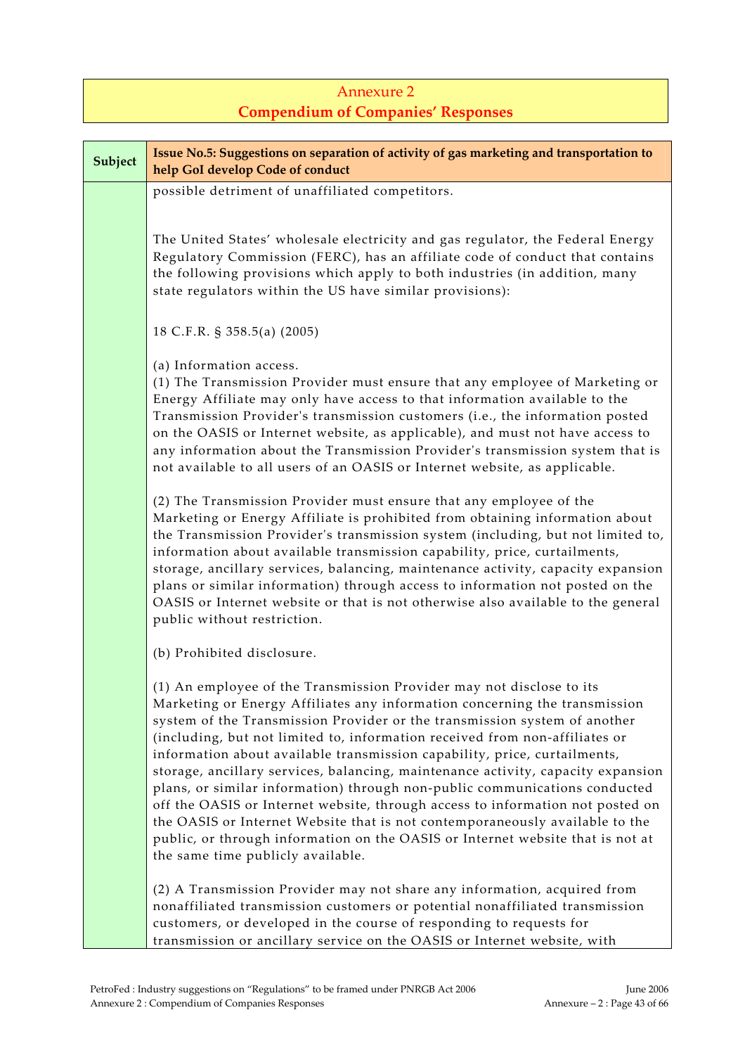## Annexure 2
## Compendium of Companies' Responses

| Subject | Issue No.5: Suggestions on separation of activity of gas marketing and transportation to help GoI develop Code of conduct |
|---|---|
| | possible detriment of unaffiliated competitors.<br><br>The United States' wholesale electricity and gas regulator, the Federal Energy Regulatory Commission (FERC), has an affiliate code of conduct that contains the following provisions which apply to both industries (in addition, many state regulators within the US have similar provisions):<br><br>18 C.F.R. § 358.5(a) (2005)<br><br>(a) Information access.<br>(1) The Transmission Provider must ensure that any employee of Marketing or Energy Affiliate may only have access to that information available to the Transmission Provider's transmission customers (i.e., the information posted on the OASIS or Internet website, as applicable), and must not have access to any information about the Transmission Provider's transmission system that is not available to all users of an OASIS or Internet website, as applicable.<br><br>(2) The Transmission Provider must ensure that any employee of the Marketing or Energy Affiliate is prohibited from obtaining information about the Transmission Provider's transmission system (including, but not limited to, information about available transmission capability, price, curtailments, storage, ancillary services, balancing, maintenance activity, capacity expansion plans or similar information) through access to information not posted on the OASIS or Internet website or that is not otherwise also available to the general public without restriction.<br><br>(b) Prohibited disclosure.<br><br>(1) An employee of the Transmission Provider may not disclose to its Marketing or Energy Affiliates any information concerning the transmission system of the Transmission Provider or the transmission system of another (including, but not limited to, information received from non-affiliates or information about available transmission capability, price, curtailments, storage, ancillary services, balancing, maintenance activity, capacity expansion plans, or similar information) through non-public communications conducted off the OASIS or Internet website, through access to information not posted on the OASIS or Internet Website that is not contemporaneously available to the public, or through information on the OASIS or Internet website that is not at the same time publicly available.<br><br>(2) A Transmission Provider may not share any information, acquired from nonaffiliated transmission customers or potential nonaffiliated transmission customers, or developed in the course of responding to requests for transmission or ancillary service on the OASIS or Internet website, with |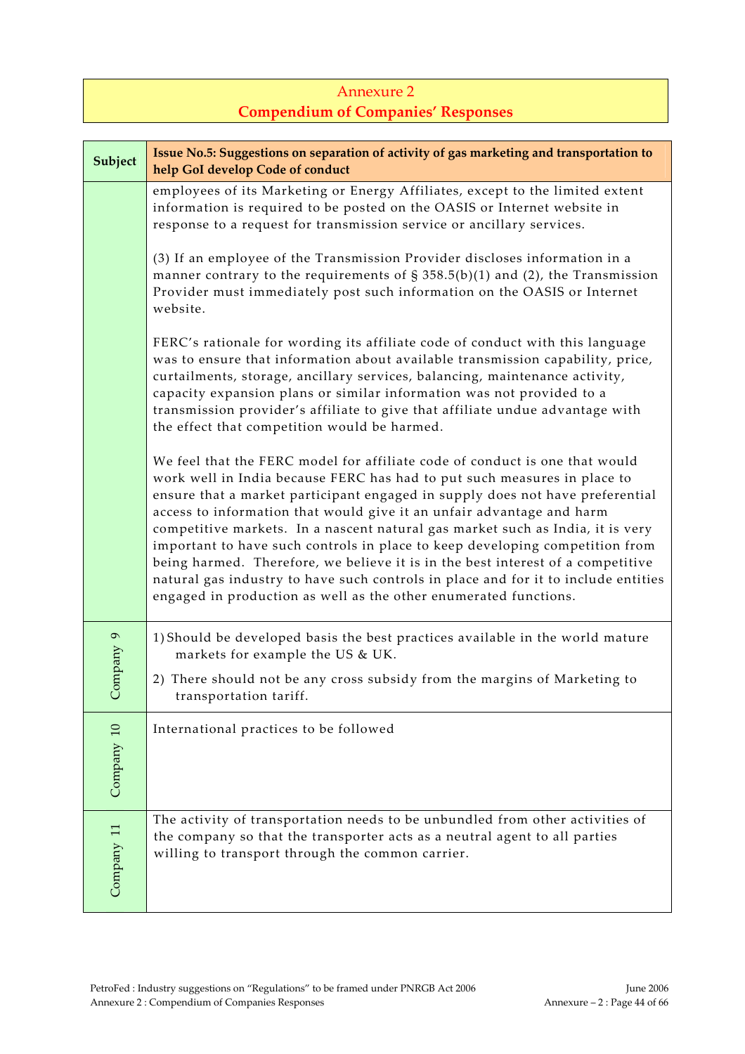## Annexure 2
## Compendium of Companies' Responses

| Subject | Issue No.5: Suggestions on separation of activity of gas marketing and transportation to help GoI develop Code of conduct |
|---|---|
| | employees of its Marketing or Energy Affiliates, except to the limited extent information is required to be posted on the OASIS or Internet website in response to a request for transmission service or ancillary services.<br><br>(3) If an employee of the Transmission Provider discloses information in a manner contrary to the requirements of § 358.5(b)(1) and (2), the Transmission Provider must immediately post such information on the OASIS or Internet website.<br><br>FERC's rationale for wording its affiliate code of conduct with this language was to ensure that information about available transmission capability, price, curtailments, storage, ancillary services, balancing, maintenance activity, capacity expansion plans or similar information was not provided to a transmission provider's affiliate to give that affiliate undue advantage with the effect that competition would be harmed.<br><br>We feel that the FERC model for affiliate code of conduct is one that would work well in India because FERC has had to put such measures in place to ensure that a market participant engaged in supply does not have preferential access to information that would give it an unfair advantage and harm competitive markets. In a nascent natural gas market such as India, it is very important to have such controls in place to keep developing competition from being harmed. Therefore, we believe it is in the best interest of a competitive natural gas industry to have such controls in place and for it to include entities engaged in production as well as the other enumerated functions. |
| Company 9 | 1) Should be developed basis the best practices available in the world mature markets for example the US & UK.<br>2) There should not be any cross subsidy from the margins of Marketing to transportation tariff. |
| Company 10 | International practices to be followed |
| Company 11 | The activity of transportation needs to be unbundled from other activities of the company so that the transporter acts as a neutral agent to all parties willing to transport through the common carrier. |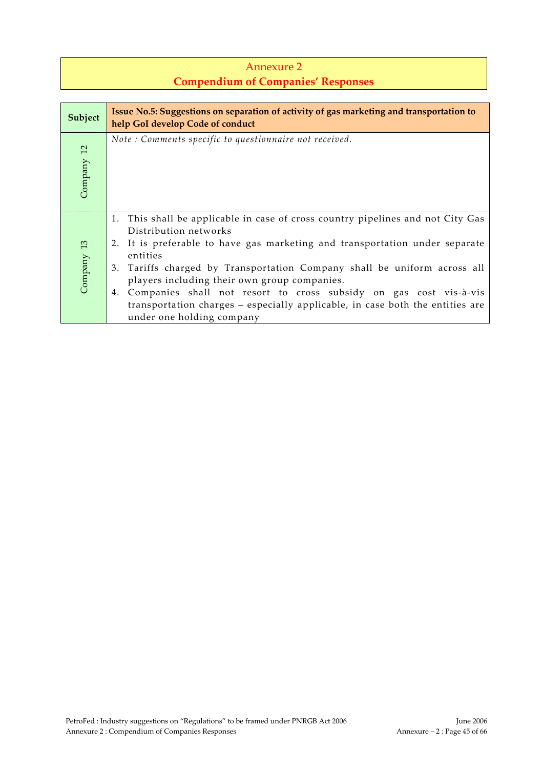# Annexure 2
## Compendium of Companies' Responses

| Subject | Issue No.5: Suggestions on separation of activity of gas marketing and transportation to help GoI develop Code of conduct |
|---|---|
| Company 12 | *Note : Comments specific to questionnaire not received.* |
| Company 13 | 1. This shall be applicable in case of cross country pipelines and not City Gas Distribution networks<br>2. It is preferable to have gas marketing and transportation under separate entities<br>3. Tariffs charged by Transportation Company shall be uniform across all players including their own group companies.<br>4. Companies shall not resort to cross subsidy on gas cost vis-à-vis transportation charges – especially applicable, in case both the entities are under one holding company |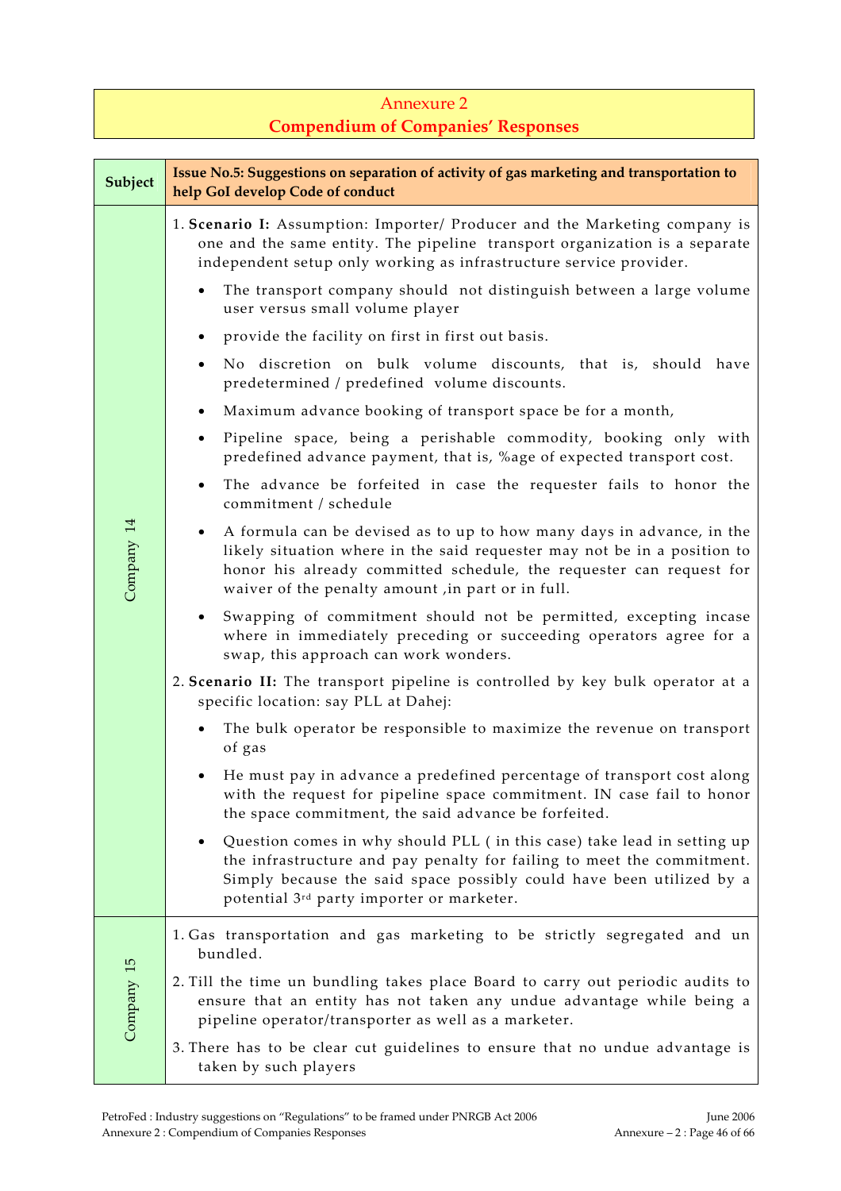# Annexure 2
## Compendium of Companies' Responses

<table>
<tr>
<th>Subject</th>
<th>Issue No.5: Suggestions on separation of activity of gas marketing and transportation to help GoI develop Code of conduct</th>
</tr>
<tr>
<td>Company 14</td>
<td>
1. <b>Scenario I:</b> Assumption: Importer/ Producer and the Marketing company is one and the same entity. The pipeline transport organization is a separate independent setup only working as infrastructure service provider.
<ul>
<li>The transport company should not distinguish between a large volume user versus small volume player</li>
<li>provide the facility on first in first out basis.</li>
<li>No discretion on bulk volume discounts, that is, should have predetermined / predefined volume discounts.</li>
<li>Maximum advance booking of transport space be for a month,</li>
<li>Pipeline space, being a perishable commodity, booking only with predefined advance payment, that is, %age of expected transport cost.</li>
<li>The advance be forfeited in case the requester fails to honor the commitment / schedule</li>
<li>A formula can be devised as to up to how many days in advance, in the likely situation where in the said requester may not be in a position to honor his already committed schedule, the requester can request for waiver of the penalty amount ,in part or in full.</li>
<li>Swapping of commitment should not be permitted, excepting incase where in immediately preceding or succeeding operators agree for a swap, this approach can work wonders.</li>
</ul>
2. <b>Scenario II:</b> The transport pipeline is controlled by key bulk operator at a specific location: say PLL at Dahej:
<ul>
<li>The bulk operator be responsible to maximize the revenue on transport of gas</li>
<li>He must pay in advance a predefined percentage of transport cost along with the request for pipeline space commitment. IN case fail to honor the space commitment, the said advance be forfeited.</li>
<li>Question comes in why should PLL ( in this case) take lead in setting up the infrastructure and pay penalty for failing to meet the commitment. Simply because the said space possibly could have been utilized by a potential 3rd party importer or marketer.</li>
</ul>
</td>
</tr>
<tr>
<td>Company 15</td>
<td>
1. Gas transportation and gas marketing to be strictly segregated and un bundled.<br>
2. Till the time un bundling takes place Board to carry out periodic audits to ensure that an entity has not taken any undue advantage while being a pipeline operator/transporter as well as a marketer.<br>
3. There has to be clear cut guidelines to ensure that no undue advantage is taken by such players
</td>
</tr>
</table>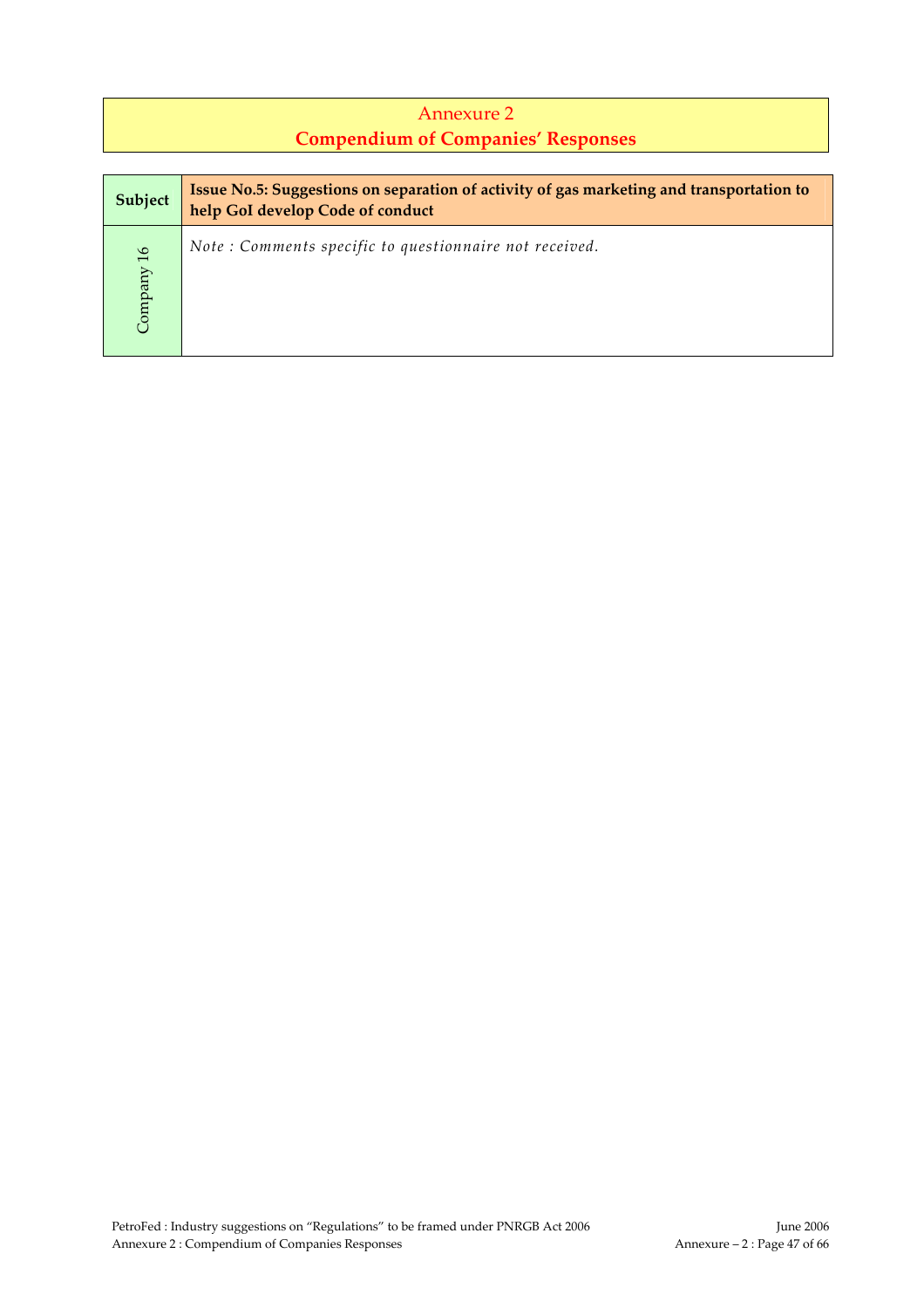# Annexure 2
## Compendium of Companies' Responses

| Subject | Issue No.5: Suggestions on separation of activity of gas marketing and transportation to help GoI develop Code of conduct |
|---|---|
| Company 16 | *Note : Comments specific to questionnaire not received.* |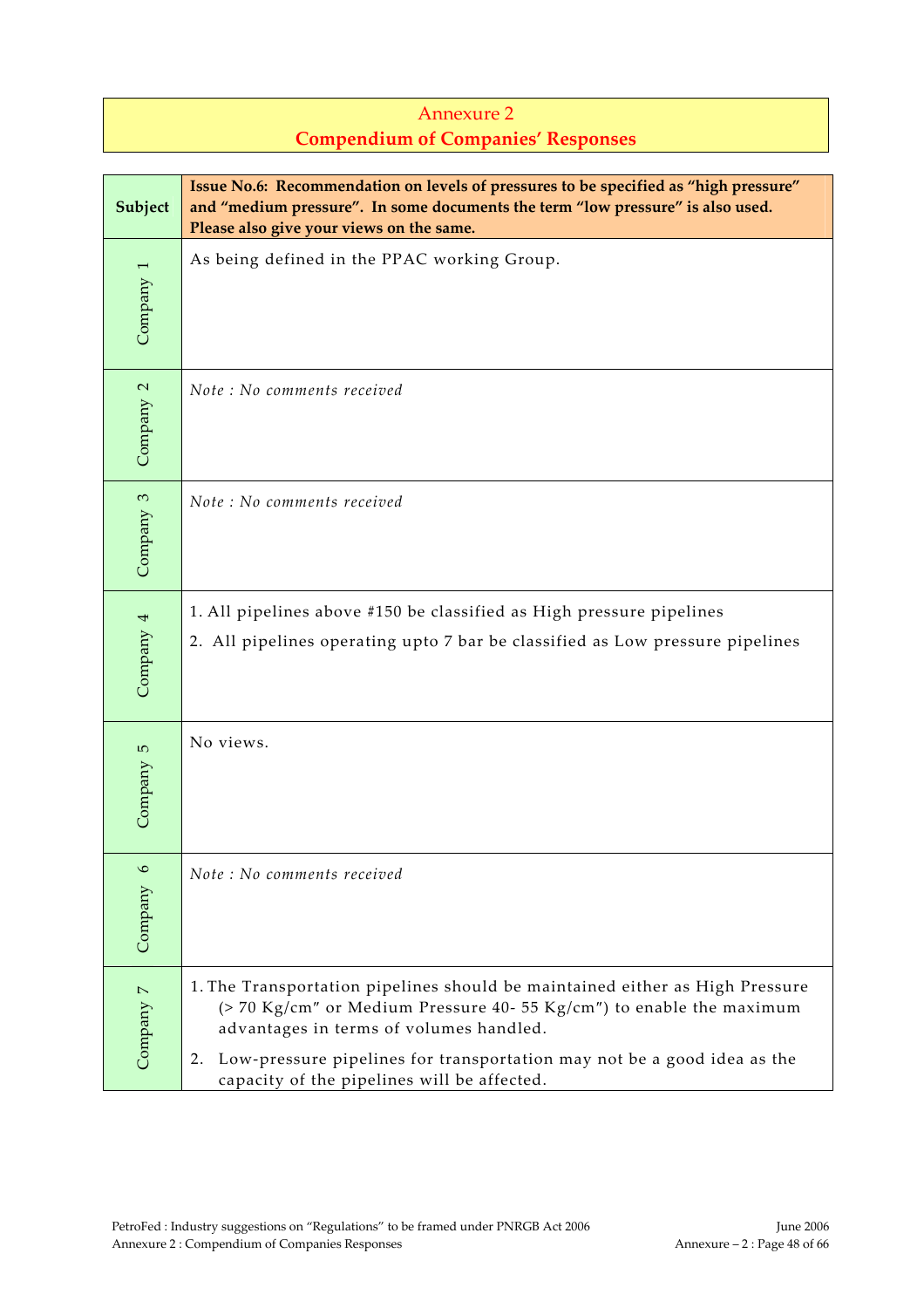# Annexure 2
## Compendium of Companies' Responses

| Subject | **Issue No.6: Recommendation on levels of pressures to be specified as "high pressure" and "medium pressure". In some documents the term "low pressure" is also used. Please also give your views on the same.** |
|---|---|
| Company 1 | As being defined in the PPAC working Group. |
| Company 2 | *Note : No comments received* |
| Company 3 | *Note : No comments received* |
| Company 4 | 1. All pipelines above #150 be classified as High pressure pipelines<br>2. All pipelines operating upto 7 bar be classified as Low pressure pipelines |
| Company 5 | No views. |
| Company 6 | *Note : No comments received* |
| Company 7 | 1. The Transportation pipelines should be maintained either as High Pressure (> 70 Kg/cm" or Medium Pressure 40- 55 Kg/cm") to enable the maximum advantages in terms of volumes handled.<br>2. Low-pressure pipelines for transportation may not be a good idea as the capacity of the pipelines will be affected. |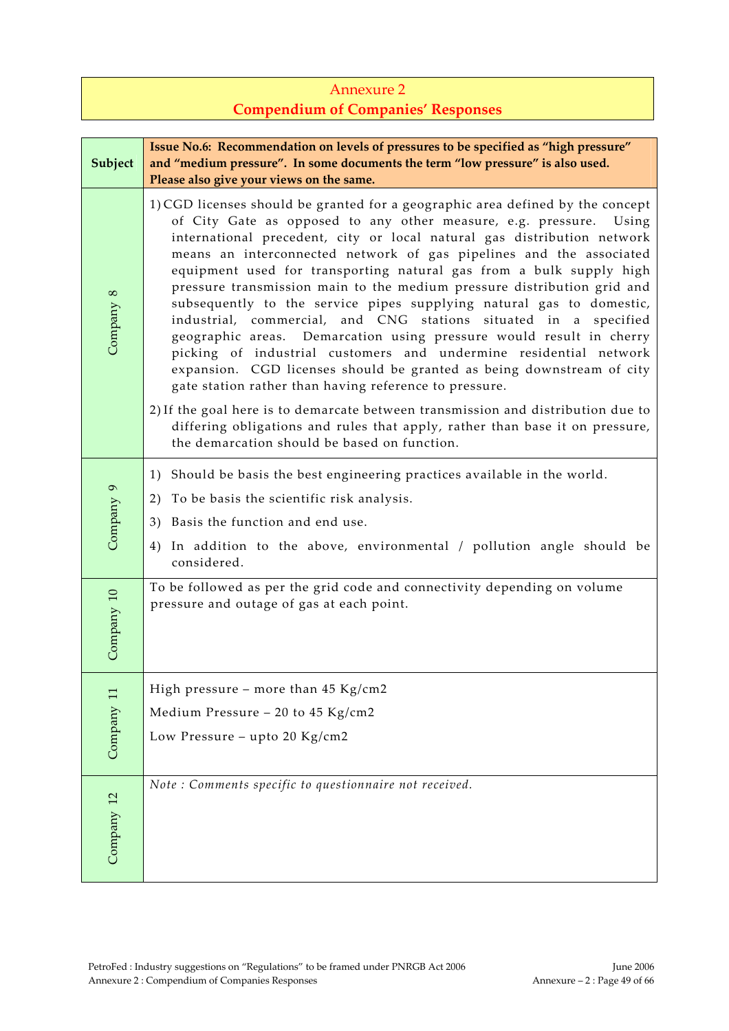# Annexure 2
## Compendium of Companies' Responses

| Subject | Issue No.6: Recommendation on levels of pressures to be specified as "high pressure" and "medium pressure". In some documents the term "low pressure" is also used. Please also give your views on the same. |
| --- | --- |
| Company 8 | 1) CGD licenses should be granted for a geographic area defined by the concept of City Gate as opposed to any other measure, e.g. pressure. Using international precedent, city or local natural gas distribution network means an interconnected network of gas pipelines and the associated equipment used for transporting natural gas from a bulk supply high pressure transmission main to the medium pressure distribution grid and subsequently to the service pipes supplying natural gas to domestic, industrial, commercial, and CNG stations situated in a specified geographic areas. Demarcation using pressure would result in cherry picking of industrial customers and undermine residential network expansion. CGD licenses should be granted as being downstream of city gate station rather than having reference to pressure.<br>2) If the goal here is to demarcate between transmission and distribution due to differing obligations and rules that apply, rather than base it on pressure, the demarcation should be based on function. |
| Company 9 | 1) Should be basis the best engineering practices available in the world.<br>2) To be basis the scientific risk analysis.<br>3) Basis the function and end use.<br>4) In addition to the above, environmental / pollution angle should be considered. |
| Company 10 | To be followed as per the grid code and connectivity depending on volume pressure and outage of gas at each point. |
| Company 11 | High pressure – more than 45 Kg/cm2<br>Medium Pressure – 20 to 45 Kg/cm2<br>Low Pressure – upto 20 Kg/cm2 |
| Company 12 | *Note : Comments specific to questionnaire not received.* |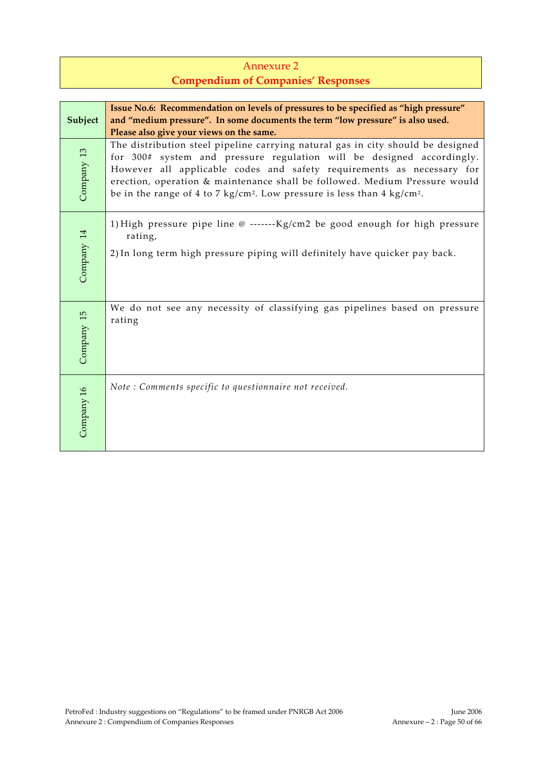# Annexure 2
## Compendium of Companies' Responses

| Subject | Issue No.6: Recommendation on levels of pressures to be specified as "high pressure" and "medium pressure". In some documents the term "low pressure" is also used. Please also give your views on the same. |
|---|---|
| Company 13 | The distribution steel pipeline carrying natural gas in city should be designed for 300# system and pressure regulation will be designed accordingly. However all applicable codes and safety requirements as necessary for erection, operation & maintenance shall be followed. Medium Pressure would be in the range of 4 to 7 kg/cm². Low pressure is less than 4 kg/cm². |
| Company 14 | 1) High pressure pipe line @ -------Kg/cm2 be good enough for high pressure rating,<br>2) In long term high pressure piping will definitely have quicker pay back. |
| Company 15 | We do not see any necessity of classifying gas pipelines based on pressure rating |
| Company 16 | *Note : Comments specific to questionnaire not received.* |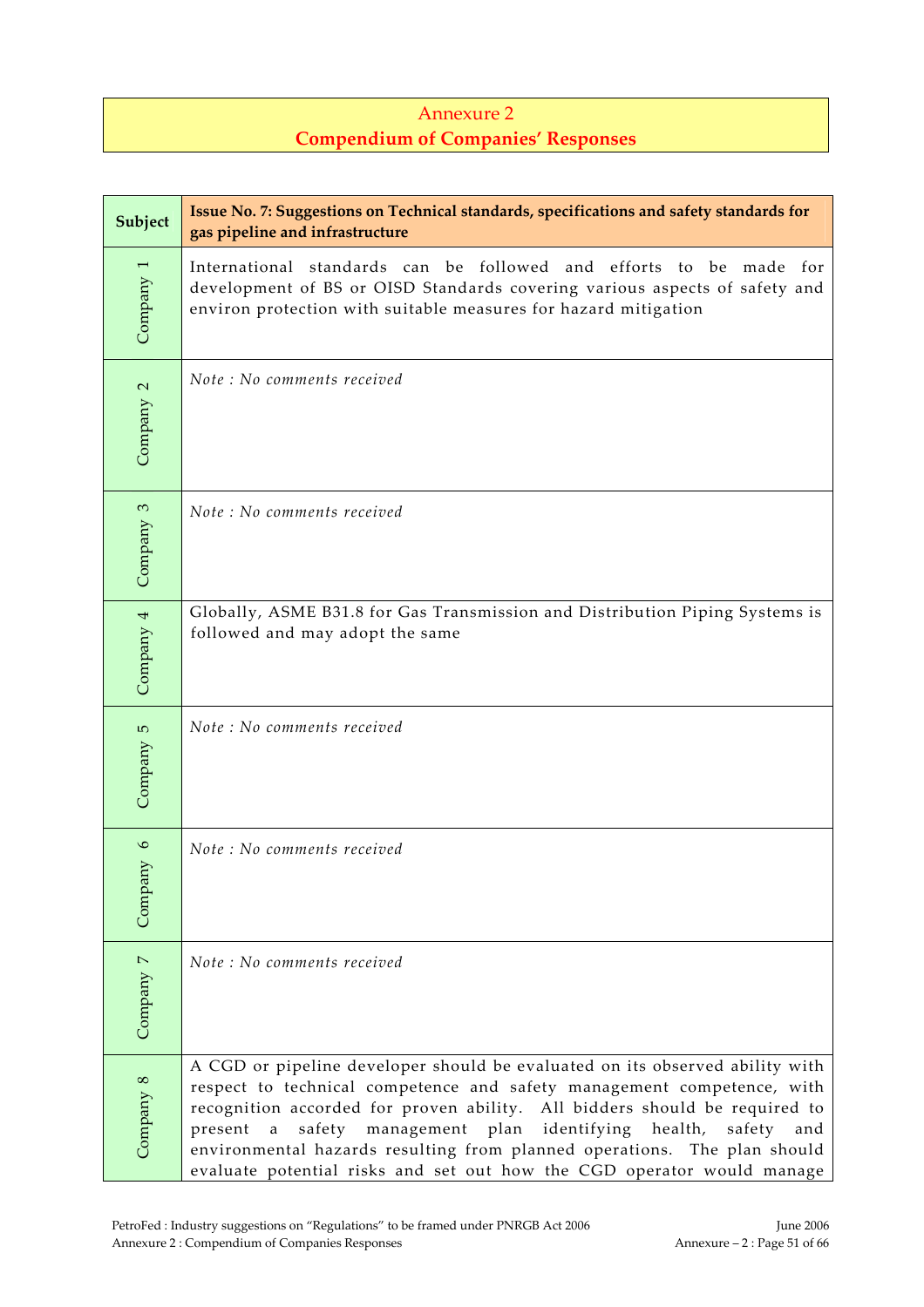## Annexure 2
## Compendium of Companies' Responses

| Subject | Issue No. 7: Suggestions on Technical standards, specifications and safety standards for gas pipeline and infrastructure |
|---|---|
| Company 1 | International standards can be followed and efforts to be made for development of BS or OISD Standards covering various aspects of safety and environ protection with suitable measures for hazard mitigation |
| Company 2 | *Note : No comments received* |
| Company 3 | *Note : No comments received* |
| Company 4 | Globally, ASME B31.8 for Gas Transmission and Distribution Piping Systems is followed and may adopt the same |
| Company 5 | *Note : No comments received* |
| Company 6 | *Note : No comments received* |
| Company 7 | *Note : No comments received* |
| Company 8 | A CGD or pipeline developer should be evaluated on its observed ability with respect to technical competence and safety management competence, with recognition accorded for proven ability. All bidders should be required to present a safety management plan identifying health, safety and environmental hazards resulting from planned operations. The plan should evaluate potential risks and set out how the CGD operator would manage |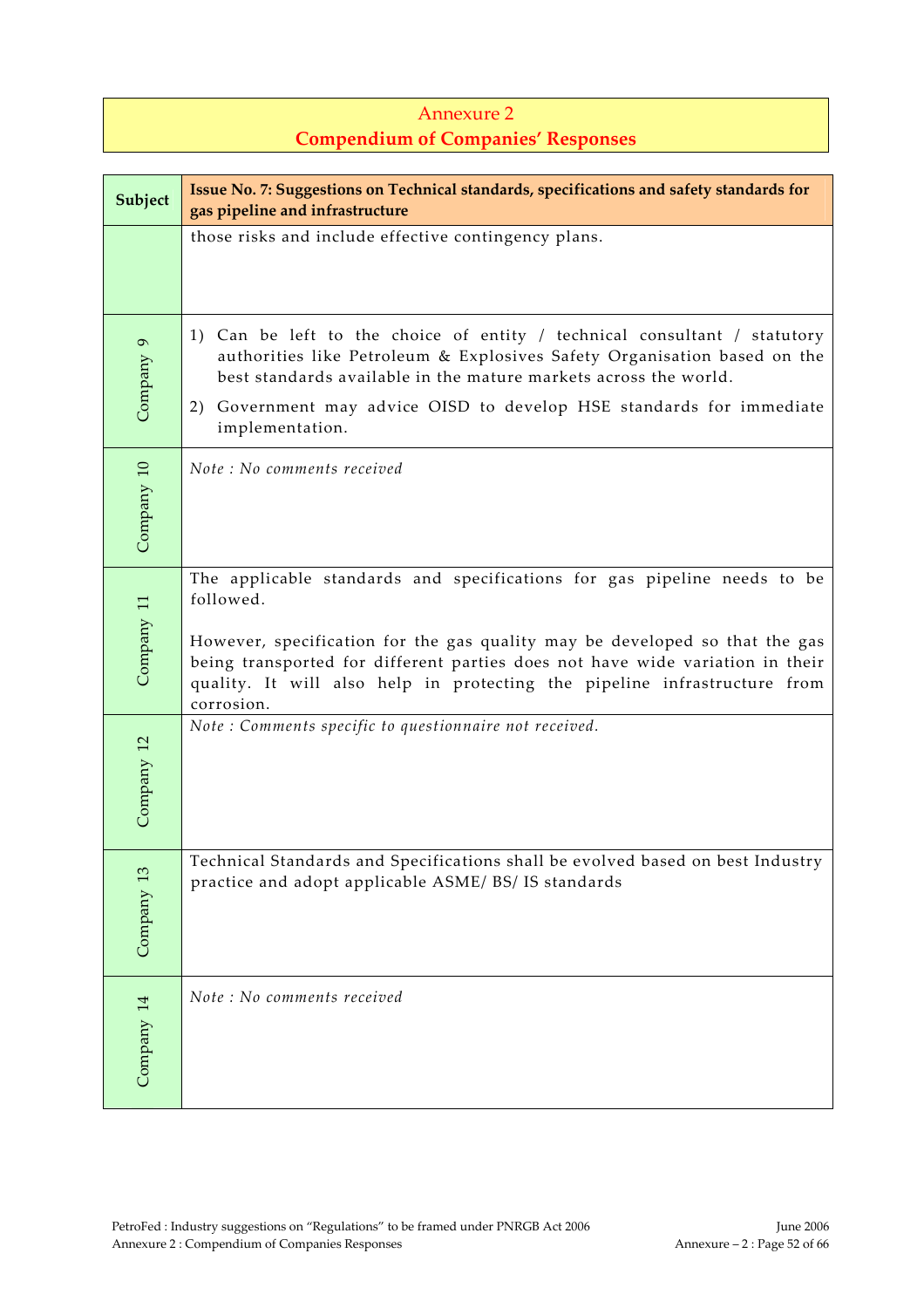# Annexure 2
## Compendium of Companies' Responses

| Subject | Issue No. 7: Suggestions on Technical standards, specifications and safety standards for gas pipeline and infrastructure |
|---|---|
| | those risks and include effective contingency plans. |
| Company 9 | 1) Can be left to the choice of entity / technical consultant / statutory authorities like Petroleum & Explosives Safety Organisation based on the best standards available in the mature markets across the world.<br>2) Government may advice OISD to develop HSE standards for immediate implementation. |
| Company 10 | *Note : No comments received* |
| Company 11 | The applicable standards and specifications for gas pipeline needs to be followed.<br><br>However, specification for the gas quality may be developed so that the gas being transported for different parties does not have wide variation in their quality. It will also help in protecting the pipeline infrastructure from corrosion. |
| Company 12 | *Note : Comments specific to questionnaire not received.* |
| Company 13 | Technical Standards and Specifications shall be evolved based on best Industry practice and adopt applicable ASME/ BS/ IS standards |
| Company 14 | *Note : No comments received* |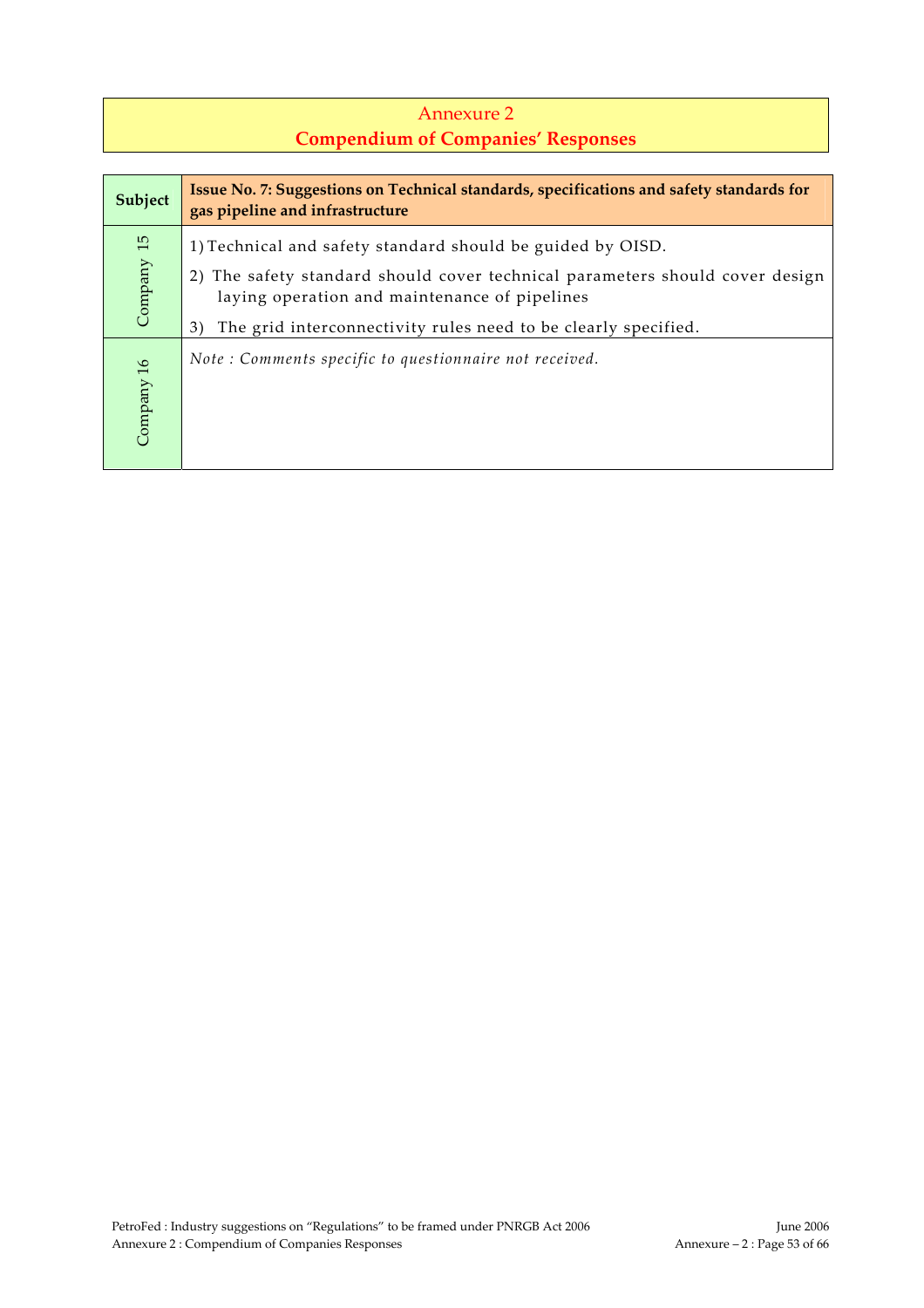# Annexure 2
## Compendium of Companies' Responses

| Subject | Issue No. 7: Suggestions on Technical standards, specifications and safety standards for gas pipeline and infrastructure |
|---|---|
| Company 15 | 1) Technical and safety standard should be guided by OISD.<br>2) The safety standard should cover technical parameters should cover design laying operation and maintenance of pipelines<br>3) The grid interconnectivity rules need to be clearly specified. |
| Company 16 | *Note : Comments specific to questionnaire not received.* |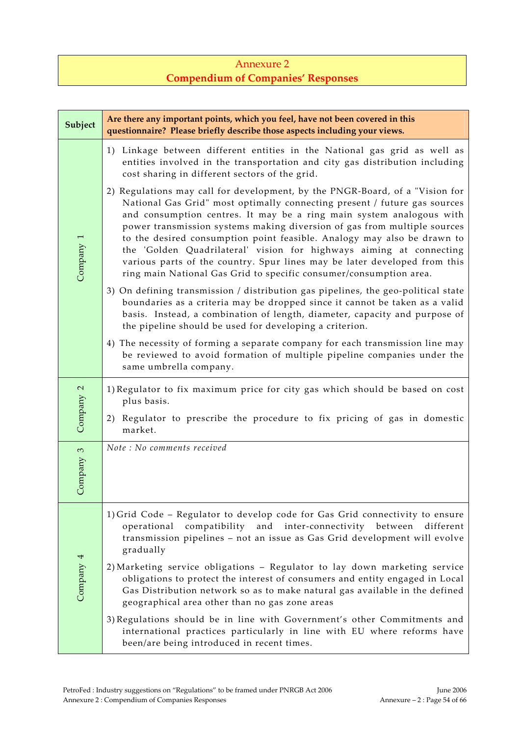# Annexure 2
## Compendium of Companies' Responses

| Subject | Are there any important points, which you feel, have not been covered in this questionnaire? Please briefly describe those aspects including your views. |
|---|---|
| Company 1 | 1) Linkage between different entities in the National gas grid as well as entities involved in the transportation and city gas distribution including cost sharing in different sectors of the grid.<br><br>2) Regulations may call for development, by the PNGR-Board, of a "Vision for National Gas Grid" most optimally connecting present / future gas sources and consumption centres. It may be a ring main system analogous with power transmission systems making diversion of gas from multiple sources to the desired consumption point feasible. Analogy may also be drawn to the 'Golden Quadrilateral' vision for highways aiming at connecting various parts of the country. Spur lines may be later developed from this ring main National Gas Grid to specific consumer/consumption area.<br><br>3) On defining transmission / distribution gas pipelines, the geo-political state boundaries as a criteria may be dropped since it cannot be taken as a valid basis. Instead, a combination of length, diameter, capacity and purpose of the pipeline should be used for developing a criterion.<br><br>4) The necessity of forming a separate company for each transmission line may be reviewed to avoid formation of multiple pipeline companies under the same umbrella company. |
| Company 2 | 1) Regulator to fix maximum price for city gas which should be based on cost plus basis.<br><br>2) Regulator to prescribe the procedure to fix pricing of gas in domestic market. |
| Company 3 | *Note : No comments received* |
| Company 4 | 1) Grid Code – Regulator to develop code for Gas Grid connectivity to ensure operational compatibility and inter-connectivity between different transmission pipelines – not an issue as Gas Grid development will evolve gradually<br><br>2) Marketing service obligations – Regulator to lay down marketing service obligations to protect the interest of consumers and entity engaged in Local Gas Distribution network so as to make natural gas available in the defined geographical area other than no gas zone areas<br><br>3) Regulations should be in line with Government's other Commitments and international practices particularly in line with EU where reforms have been/are being introduced in recent times. |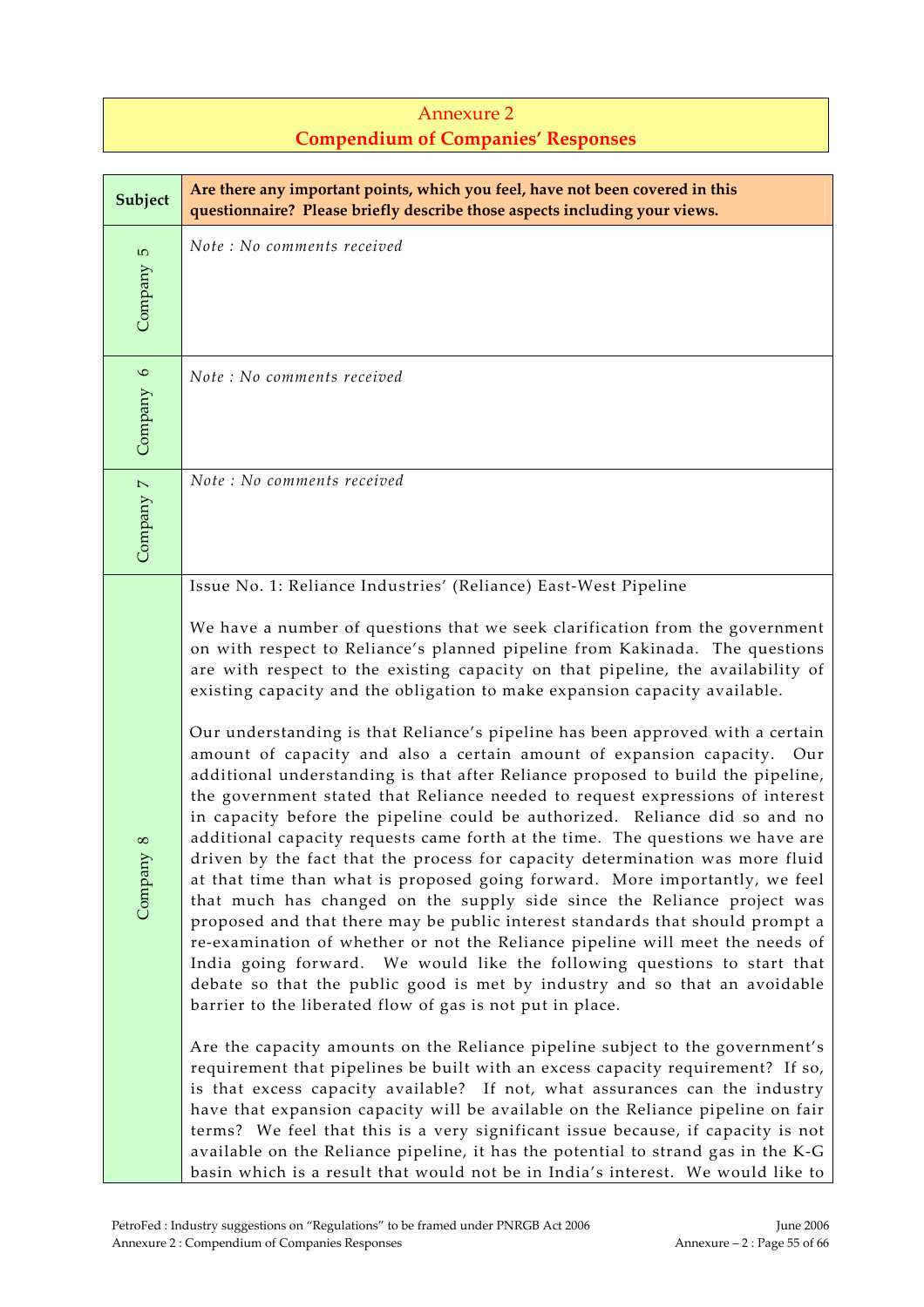# Annexure 2
## Compendium of Companies' Responses

| Subject | Are there any important points, which you feel, have not been covered in this questionnaire? Please briefly describe those aspects including your views. |
|---|---|
| Company 5 | *Note : No comments received* |
| Company 6 | *Note : No comments received* |
| Company 7 | *Note : No comments received* |
| Company 8 | Issue No. 1: Reliance Industries' (Reliance) East-West Pipeline<br><br>We have a number of questions that we seek clarification from the government on with respect to Reliance's planned pipeline from Kakinada. The questions are with respect to the existing capacity on that pipeline, the availability of existing capacity and the obligation to make expansion capacity available.<br><br>Our understanding is that Reliance's pipeline has been approved with a certain amount of capacity and also a certain amount of expansion capacity. Our additional understanding is that after Reliance proposed to build the pipeline, the government stated that Reliance needed to request expressions of interest in capacity before the pipeline could be authorized. Reliance did so and no additional capacity requests came forth at the time. The questions we have are driven by the fact that the process for capacity determination was more fluid at that time than what is proposed going forward. More importantly, we feel that much has changed on the supply side since the Reliance project was proposed and that there may be public interest standards that should prompt a re-examination of whether or not the Reliance pipeline will meet the needs of India going forward. We would like the following questions to start that debate so that the public good is met by industry and so that an avoidable barrier to the liberated flow of gas is not put in place.<br><br>Are the capacity amounts on the Reliance pipeline subject to the government's requirement that pipelines be built with an excess capacity requirement? If so, is that excess capacity available? If not, what assurances can the industry have that expansion capacity will be available on the Reliance pipeline on fair terms? We feel that this is a very significant issue because, if capacity is not available on the Reliance pipeline, it has the potential to strand gas in the K-G basin which is a result that would not be in India's interest. We would like to |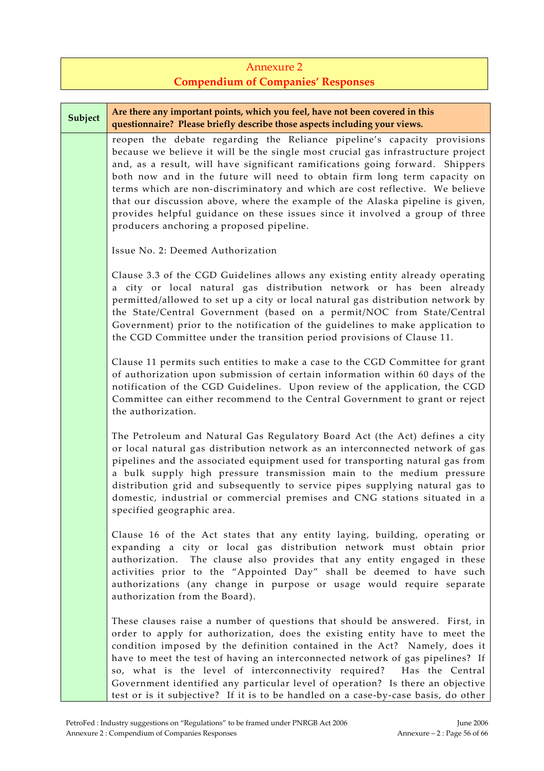## Annexure 2
## **Compendium of Companies' Responses**

| Subject | Are there any important points, which you feel, have not been covered in this questionnaire? Please briefly describe those aspects including your views. |
|---|---|
| | reopen the debate regarding the Reliance pipeline's capacity provisions because we believe it will be the single most crucial gas infrastructure project and, as a result, will have significant ramifications going forward. Shippers both now and in the future will need to obtain firm long term capacity on terms which are non-discriminatory and which are cost reflective. We believe that our discussion above, where the example of the Alaska pipeline is given, provides helpful guidance on these issues since it involved a group of three producers anchoring a proposed pipeline.<br><br>Issue No. 2: Deemed Authorization<br><br>Clause 3.3 of the CGD Guidelines allows any existing entity already operating a city or local natural gas distribution network or has been already permitted/allowed to set up a city or local natural gas distribution network by the State/Central Government (based on a permit/NOC from State/Central Government) prior to the notification of the guidelines to make application to the CGD Committee under the transition period provisions of Clause 11.<br><br>Clause 11 permits such entities to make a case to the CGD Committee for grant of authorization upon submission of certain information within 60 days of the notification of the CGD Guidelines. Upon review of the application, the CGD Committee can either recommend to the Central Government to grant or reject the authorization.<br><br>The Petroleum and Natural Gas Regulatory Board Act (the Act) defines a city or local natural gas distribution network as an interconnected network of gas pipelines and the associated equipment used for transporting natural gas from a bulk supply high pressure transmission main to the medium pressure distribution grid and subsequently to service pipes supplying natural gas to domestic, industrial or commercial premises and CNG stations situated in a specified geographic area.<br><br>Clause 16 of the Act states that any entity laying, building, operating or expanding a city or local gas distribution network must obtain prior authorization. The clause also provides that any entity engaged in these activities prior to the "Appointed Day" shall be deemed to have such authorizations (any change in purpose or usage would require separate authorization from the Board).<br><br>These clauses raise a number of questions that should be answered. First, in order to apply for authorization, does the existing entity have to meet the condition imposed by the definition contained in the Act? Namely, does it have to meet the test of having an interconnected network of gas pipelines? If so, what is the level of interconnectivity required? Has the Central Government identified any particular level of operation? Is there an objective test or is it subjective? If it is to be handled on a case-by-case basis, do other |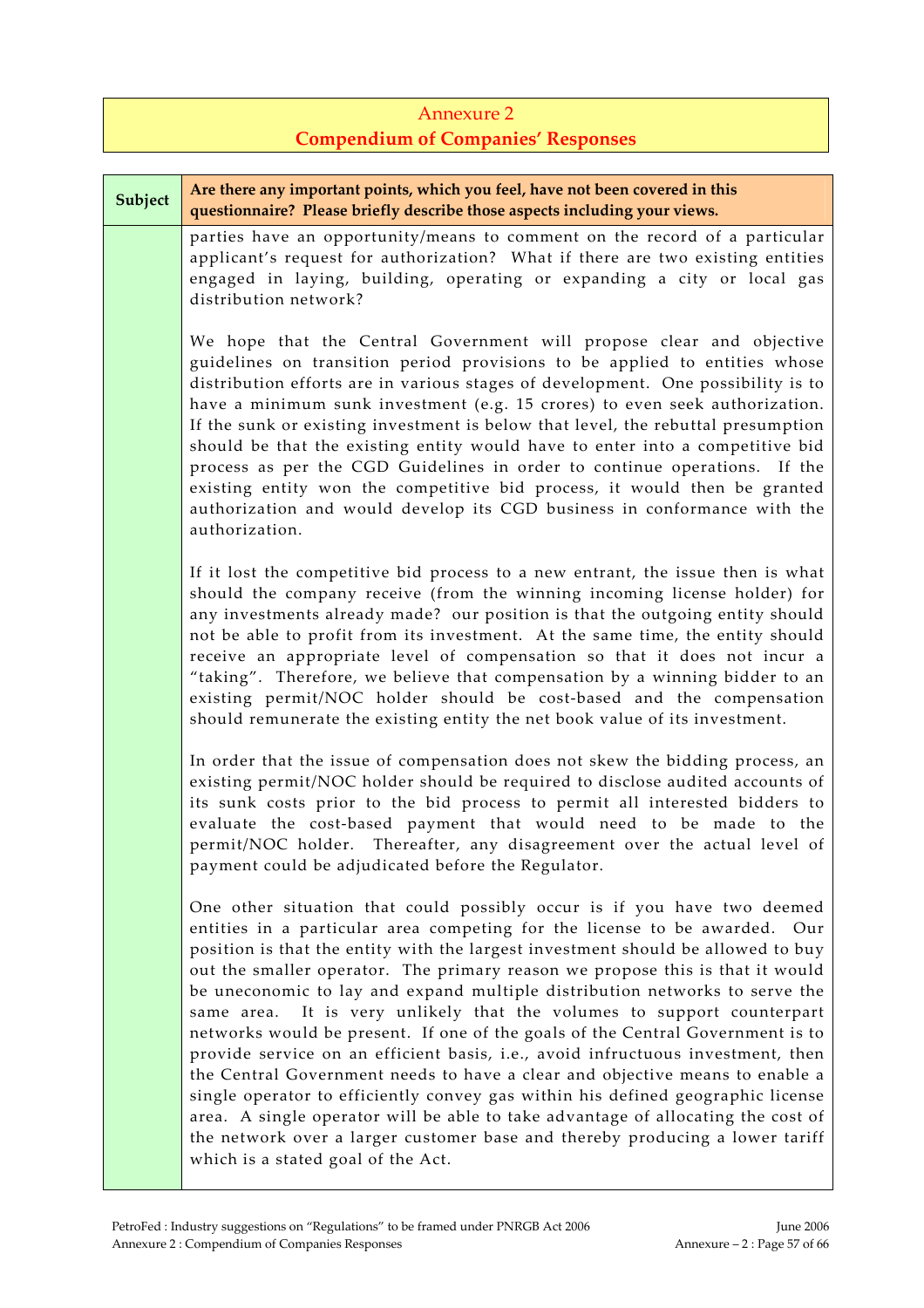# Annexure 2

## Compendium of Companies' Responses

| Subject | Are there any important points, which you feel, have not been covered in this questionnaire? Please briefly describe those aspects including your views. |
|---|---|
| | parties have an opportunity/means to comment on the record of a particular applicant's request for authorization? What if there are two existing entities engaged in laying, building, operating or expanding a city or local gas distribution network?<br><br>We hope that the Central Government will propose clear and objective guidelines on transition period provisions to be applied to entities whose distribution efforts are in various stages of development. One possibility is to have a minimum sunk investment (e.g. 15 crores) to even seek authorization. If the sunk or existing investment is below that level, the rebuttal presumption should be that the existing entity would have to enter into a competitive bid process as per the CGD Guidelines in order to continue operations. If the existing entity won the competitive bid process, it would then be granted authorization and would develop its CGD business in conformance with the authorization.<br><br>If it lost the competitive bid process to a new entrant, the issue then is what should the company receive (from the winning incoming license holder) for any investments already made? our position is that the outgoing entity should not be able to profit from its investment. At the same time, the entity should receive an appropriate level of compensation so that it does not incur a "taking". Therefore, we believe that compensation by a winning bidder to an existing permit/NOC holder should be cost-based and the compensation should remunerate the existing entity the net book value of its investment.<br><br>In order that the issue of compensation does not skew the bidding process, an existing permit/NOC holder should be required to disclose audited accounts of its sunk costs prior to the bid process to permit all interested bidders to evaluate the cost-based payment that would need to be made to the permit/NOC holder. Thereafter, any disagreement over the actual level of payment could be adjudicated before the Regulator.<br><br>One other situation that could possibly occur is if you have two deemed entities in a particular area competing for the license to be awarded. Our position is that the entity with the largest investment should be allowed to buy out the smaller operator. The primary reason we propose this is that it would be uneconomic to lay and expand multiple distribution networks to serve the same area. It is very unlikely that the volumes to support counterpart networks would be present. If one of the goals of the Central Government is to provide service on an efficient basis, i.e., avoid infructuous investment, then the Central Government needs to have a clear and objective means to enable a single operator to efficiently convey gas within his defined geographic license area. A single operator will be able to take advantage of allocating the cost of the network over a larger customer base and thereby producing a lower tariff which is a stated goal of the Act. |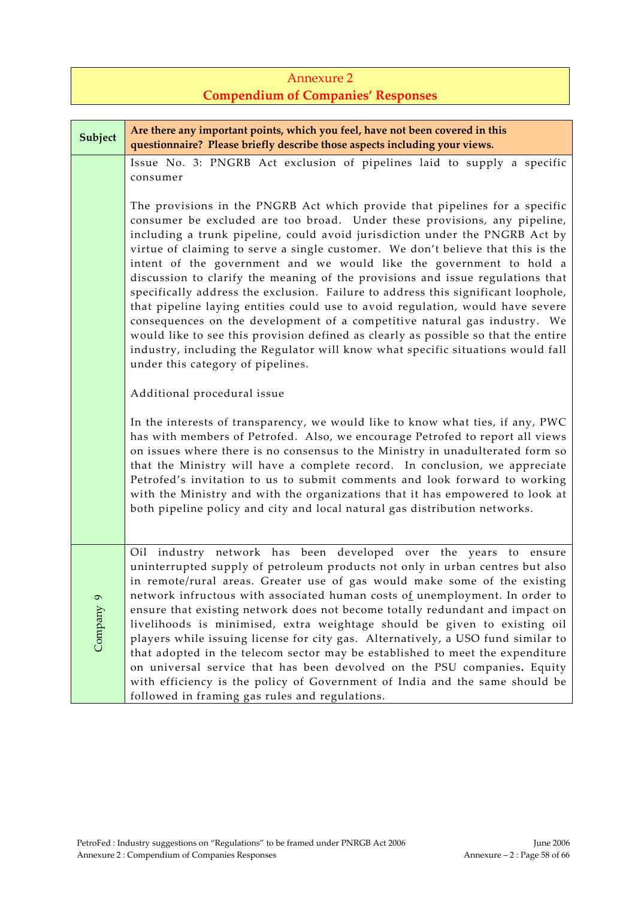## Annexure 2
## Compendium of Companies' Responses

| Subject | Are there any important points, which you feel, have not been covered in this questionnaire? Please briefly describe those aspects including your views. |
|---|---|
| | Issue No. 3: PNGRB Act exclusion of pipelines laid to supply a specific consumer<br><br>The provisions in the PNGRB Act which provide that pipelines for a specific consumer be excluded are too broad. Under these provisions, any pipeline, including a trunk pipeline, could avoid jurisdiction under the PNGRB Act by virtue of claiming to serve a single customer. We don't believe that this is the intent of the government and we would like the government to hold a discussion to clarify the meaning of the provisions and issue regulations that specifically address the exclusion. Failure to address this significant loophole, that pipeline laying entities could use to avoid regulation, would have severe consequences on the development of a competitive natural gas industry. We would like to see this provision defined as clearly as possible so that the entire industry, including the Regulator will know what specific situations would fall under this category of pipelines.<br><br>Additional procedural issue<br><br>In the interests of transparency, we would like to know what ties, if any, PWC has with members of Petrofed. Also, we encourage Petrofed to report all views on issues where there is no consensus to the Ministry in unadulterated form so that the Ministry will have a complete record. In conclusion, we appreciate Petrofed's invitation to us to submit comments and look forward to working with the Ministry and with the organizations that it has empowered to look at both pipeline policy and city and local natural gas distribution networks. |
| Company 9 | Oil industry network has been developed over the years to ensure uninterrupted supply of petroleum products not only in urban centres but also in remote/rural areas. Greater use of gas would make some of the existing network infructous with associated human costs of unemployment. In order to ensure that existing network does not become totally redundant and impact on livelihoods is minimised, extra weightage should be given to existing oil players while issuing license for city gas. Alternatively, a USO fund similar to that adopted in the telecom sector may be established to meet the expenditure on universal service that has been devolved on the PSU companies. Equity with efficiency is the policy of Government of India and the same should be followed in framing gas rules and regulations. |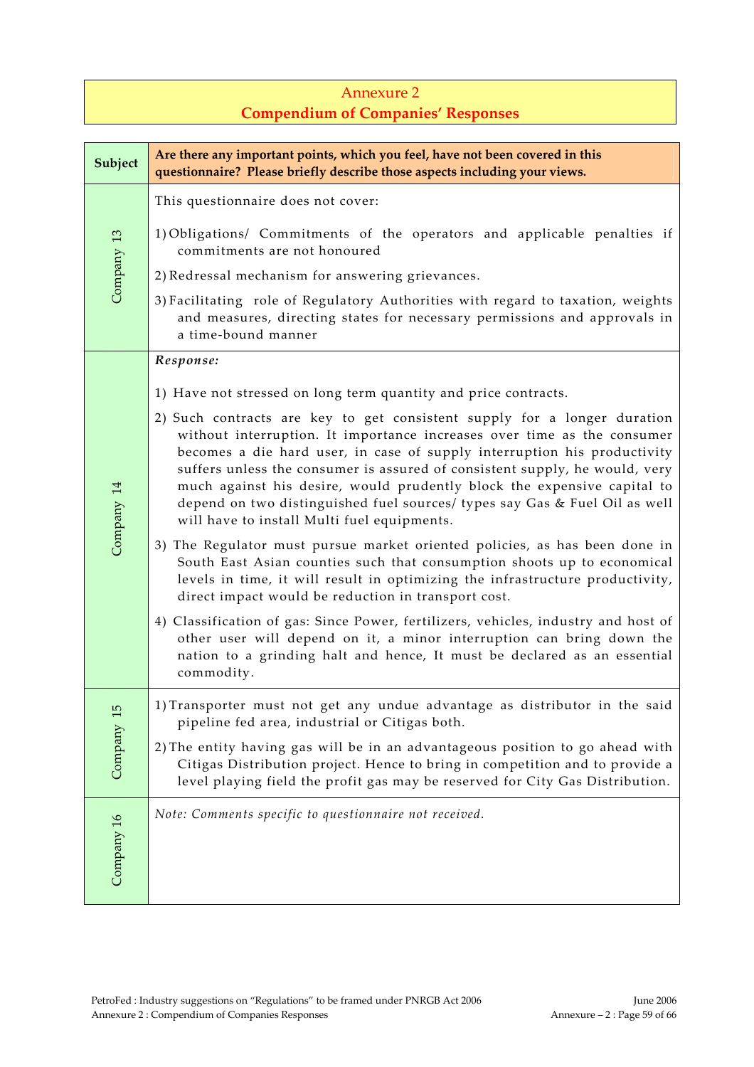# Annexure 2
## Compendium of Companies' Responses

| Subject | Are there any important points, which you feel, have not been covered in this questionnaire? Please briefly describe those aspects including your views. |
|---|---|
| Company 13 | This questionnaire does not cover:<br><br>1) Obligations/ Commitments of the operators and applicable penalties if commitments are not honoured<br>2) Redressal mechanism for answering grievances.<br>3) Facilitating role of Regulatory Authorities with regard to taxation, weights and measures, directing states for necessary permissions and approvals in a time-bound manner |
| Company 14 | ***Response:***<br><br>1) Have not stressed on long term quantity and price contracts.<br>2) Such contracts are key to get consistent supply for a longer duration without interruption. It importance increases over time as the consumer becomes a die hard user, in case of supply interruption his productivity suffers unless the consumer is assured of consistent supply, he would, very much against his desire, would prudently block the expensive capital to depend on two distinguished fuel sources/ types say Gas & Fuel Oil as well will have to install Multi fuel equipments.<br>3) The Regulator must pursue market oriented policies, as has been done in South East Asian counties such that consumption shoots up to economical levels in time, it will result in optimizing the infrastructure productivity, direct impact would be reduction in transport cost.<br>4) Classification of gas: Since Power, fertilizers, vehicles, industry and host of other user will depend on it, a minor interruption can bring down the nation to a grinding halt and hence, It must be declared as an essential commodity. |
| Company 15 | 1) Transporter must not get any undue advantage as distributor in the said pipeline fed area, industrial or Citigas both.<br>2) The entity having gas will be in an advantageous position to go ahead with Citigas Distribution project. Hence to bring in competition and to provide a level playing field the profit gas may be reserved for City Gas Distribution. |
| Company 16 | *Note: Comments specific to questionnaire not received.* |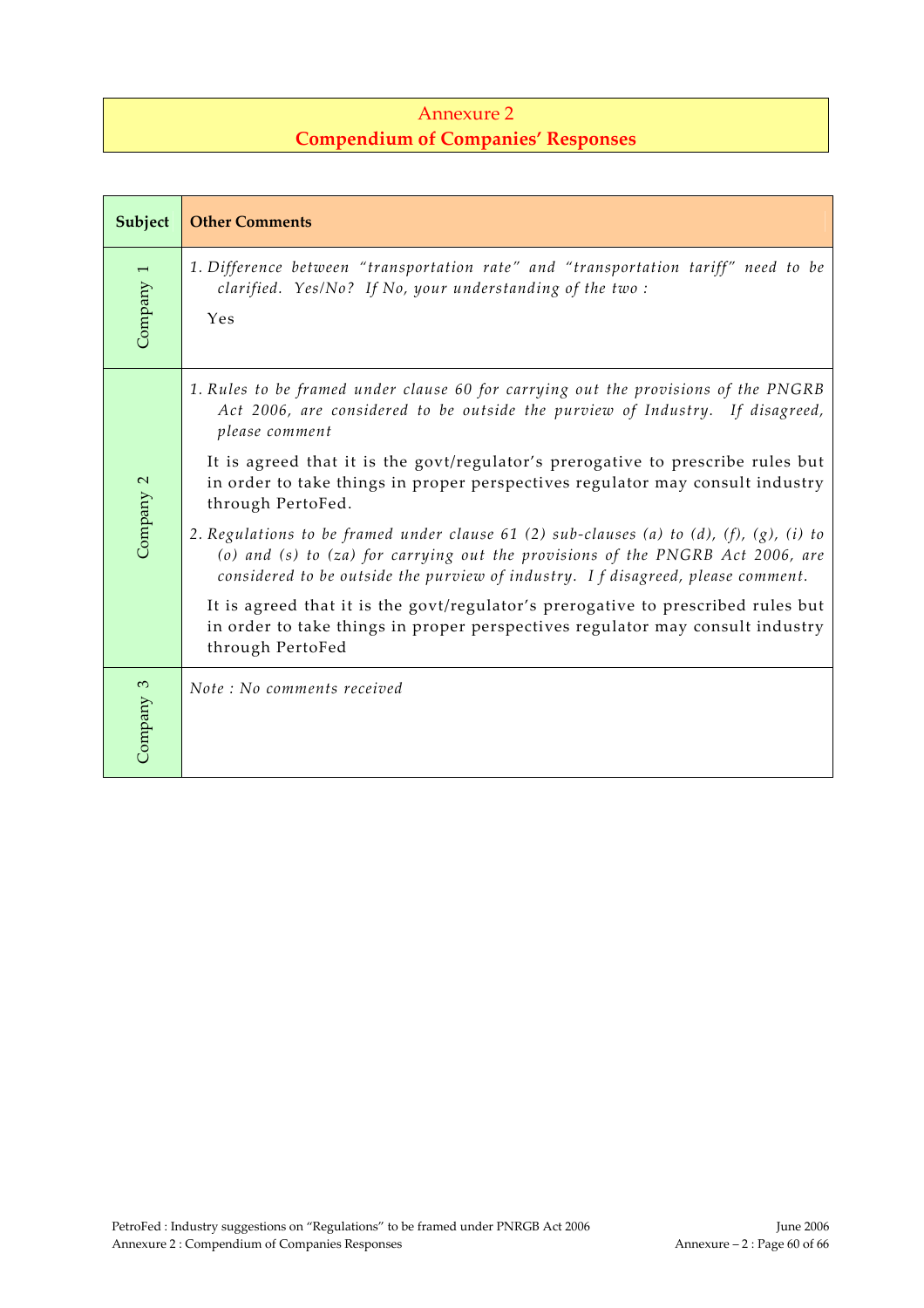# Annexure 2
## Compendium of Companies' Responses

| Subject | Other Comments |
|---|---|
| Company 1 | *1. Difference between "transportation rate" and "transportation tariff" need to be clarified. Yes/No? If No, your understanding of the two :*<br><br>Yes |
| Company 2 | *1. Rules to be framed under clause 60 for carrying out the provisions of the PNGRB Act 2006, are considered to be outside the purview of Industry. If disagreed, please comment*<br><br>It is agreed that it is the govt/regulator's prerogative to prescribe rules but in order to take things in proper perspectives regulator may consult industry through PertoFed.<br><br>*2. Regulations to be framed under clause 61 (2) sub-clauses (a) to (d), (f), (g), (i) to (o) and (s) to (za) for carrying out the provisions of the PNGRB Act 2006, are considered to be outside the purview of industry. I f disagreed, please comment.*<br><br>It is agreed that it is the govt/regulator's prerogative to prescribed rules but in order to take things in proper perspectives regulator may consult industry through PertoFed |
| Company 3 | *Note : No comments received* |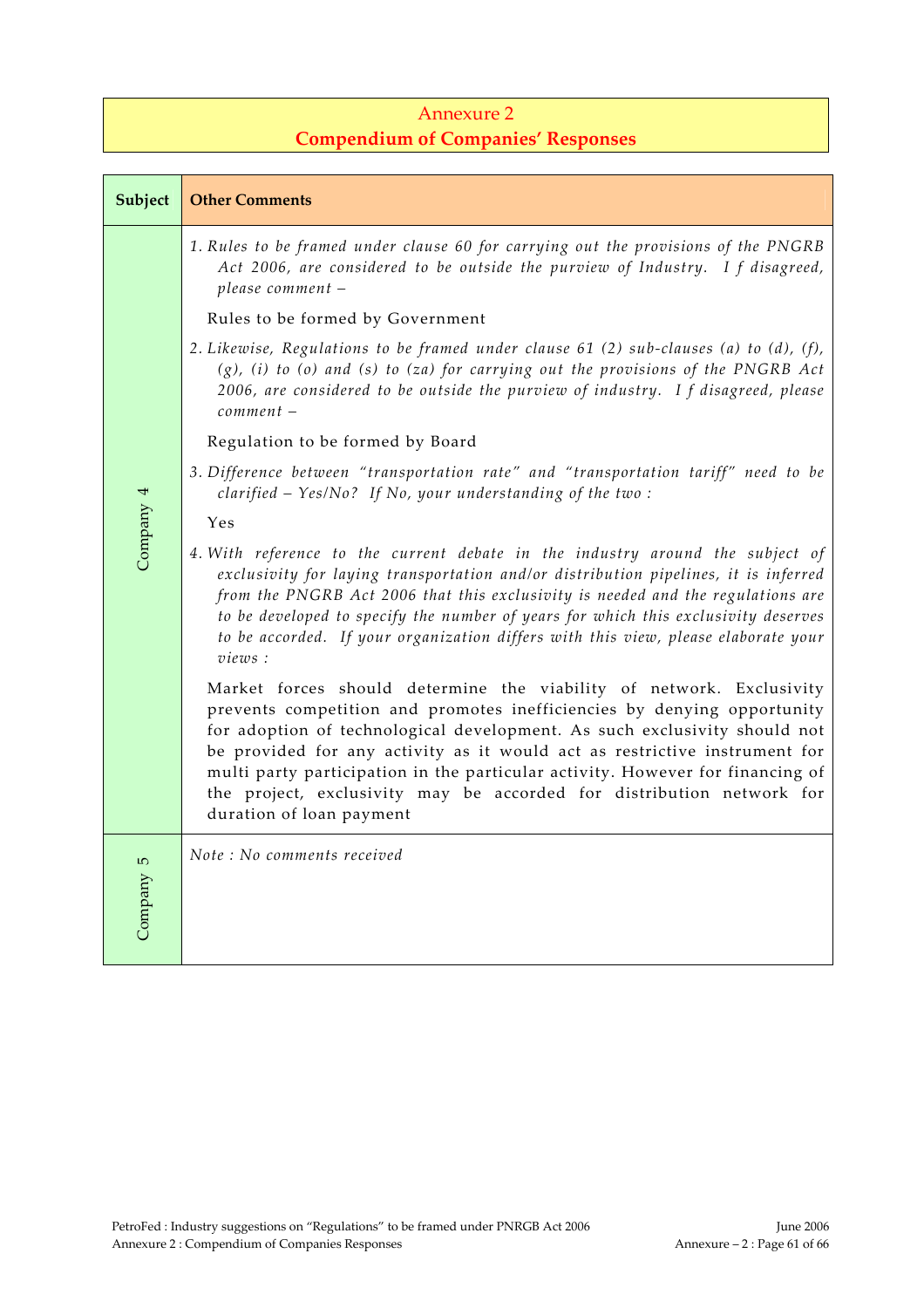## Annexure 2
## Compendium of Companies' Responses

| Subject | Other Comments |
|---|---|
| Company 4 | 1. *Rules to be framed under clause 60 for carrying out the provisions of the PNGRB Act 2006, are considered to be outside the purview of Industry. I f disagreed, please comment –*<br><br>Rules to be formed by Government<br><br>2. *Likewise, Regulations to be framed under clause 61 (2) sub-clauses (a) to (d), (f), (g), (i) to (o) and (s) to (za) for carrying out the provisions of the PNGRB Act 2006, are considered to be outside the purview of industry. I f disagreed, please comment –*<br><br>Regulation to be formed by Board<br><br>3. *Difference between "transportation rate" and "transportation tariff" need to be clarified – Yes/No? If No, your understanding of the two :*<br><br>Yes<br><br>4. *With reference to the current debate in the industry around the subject of exclusivity for laying transportation and/or distribution pipelines, it is inferred from the PNGRB Act 2006 that this exclusivity is needed and the regulations are to be developed to specify the number of years for which this exclusivity deserves to be accorded. If your organization differs with this view, please elaborate your views :*<br><br>Market forces should determine the viability of network. Exclusivity prevents competition and promotes inefficiencies by denying opportunity for adoption of technological development. As such exclusivity should not be provided for any activity as it would act as restrictive instrument for multi party participation in the particular activity. However for financing of the project, exclusivity may be accorded for distribution network for duration of loan payment |
| Company 5 | *Note : No comments received* |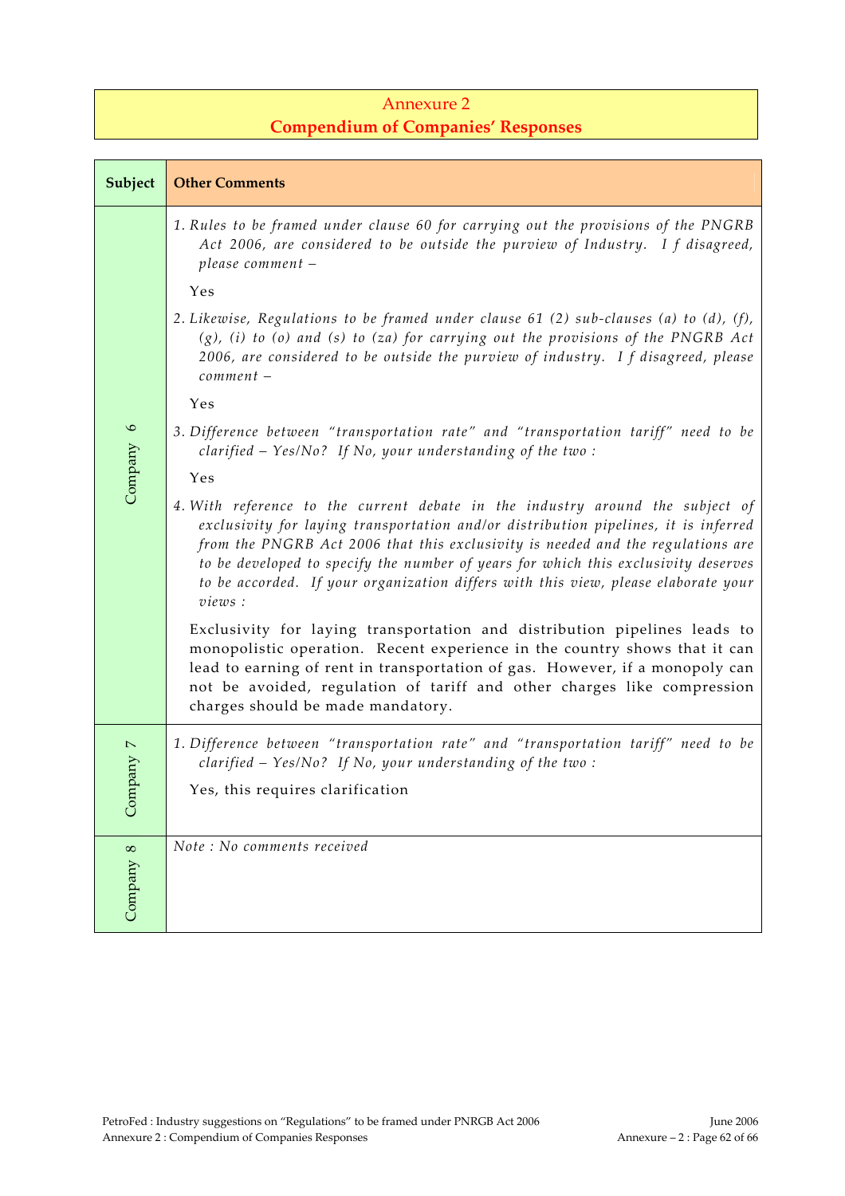# Annexure 2
## **Compendium of Companies' Responses**

| Subject | Other Comments |
|---|---|
| Company 6 | 1. *Rules to be framed under clause 60 for carrying out the provisions of the PNGRB Act 2006, are considered to be outside the purview of Industry. I f disagreed, please comment –*<br><br>Yes<br><br>2. *Likewise, Regulations to be framed under clause 61 (2) sub-clauses (a) to (d), (f), (g), (i) to (o) and (s) to (za) for carrying out the provisions of the PNGRB Act 2006, are considered to be outside the purview of industry. I f disagreed, please comment –*<br><br>Yes<br><br>3. *Difference between "transportation rate" and "transportation tariff" need to be clarified – Yes/No? If No, your understanding of the two :*<br><br>Yes<br><br>4. *With reference to the current debate in the industry around the subject of exclusivity for laying transportation and/or distribution pipelines, it is inferred from the PNGRB Act 2006 that this exclusivity is needed and the regulations are to be developed to specify the number of years for which this exclusivity deserves to be accorded. If your organization differs with this view, please elaborate your views :*<br><br>Exclusivity for laying transportation and distribution pipelines leads to monopolistic operation. Recent experience in the country shows that it can lead to earning of rent in transportation of gas. However, if a monopoly can not be avoided, regulation of tariff and other charges like compression charges should be made mandatory. |
| Company 7 | 1. *Difference between "transportation rate" and "transportation tariff" need to be clarified – Yes/No? If No, your understanding of the two :*<br><br>Yes, this requires clarification |
| Company 8 | *Note : No comments received* |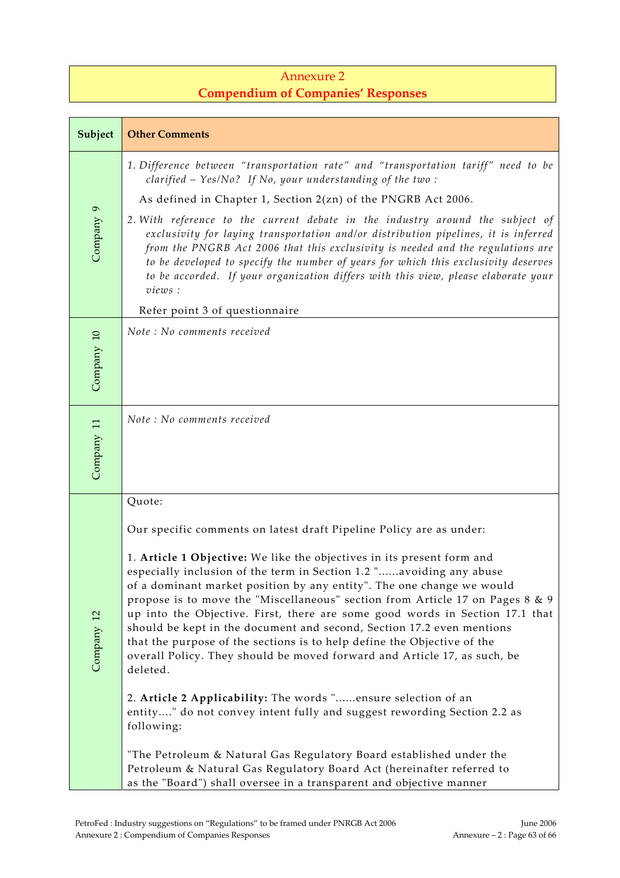# Annexure 2
## Compendium of Companies' Responses

| Subject | Other Comments |
|---|---|
| Company 9 | 1. *Difference between "transportation rate" and "transportation tariff" need to be clarified – Yes/No? If No, your understanding of the two :*<br><br>As defined in Chapter 1, Section 2(zn) of the PNGRB Act 2006.<br><br>2. *With reference to the current debate in the industry around the subject of exclusivity for laying transportation and/or distribution pipelines, it is inferred from the PNGRB Act 2006 that this exclusivity is needed and the regulations are to be developed to specify the number of years for which this exclusivity deserves to be accorded. If your organization differs with this view, please elaborate your views :*<br><br>Refer point 3 of questionnaire |
| Company 10 | *Note : No comments received* |
| Company 11 | *Note : No comments received* |
| Company 12 | Quote:<br><br>Our specific comments on latest draft Pipeline Policy are as under:<br><br>1. **Article 1 Objective:** We like the objectives in its present form and especially inclusion of the term in Section 1.2 "......avoiding any abuse of a dominant market position by any entity". The one change we would propose is to move the "Miscellaneous" section from Article 17 on Pages 8 & 9 up into the Objective. First, there are some good words in Section 17.1 that should be kept in the document and second, Section 17.2 even mentions that the purpose of the sections is to help define the Objective of the overall Policy. They should be moved forward and Article 17, as such, be deleted.<br><br>2. **Article 2 Applicability:** The words "......ensure selection of an entity...." do not convey intent fully and suggest rewording Section 2.2 as following:<br><br>"The Petroleum & Natural Gas Regulatory Board established under the Petroleum & Natural Gas Regulatory Board Act (hereinafter referred to as the "Board") shall oversee in a transparent and objective manner |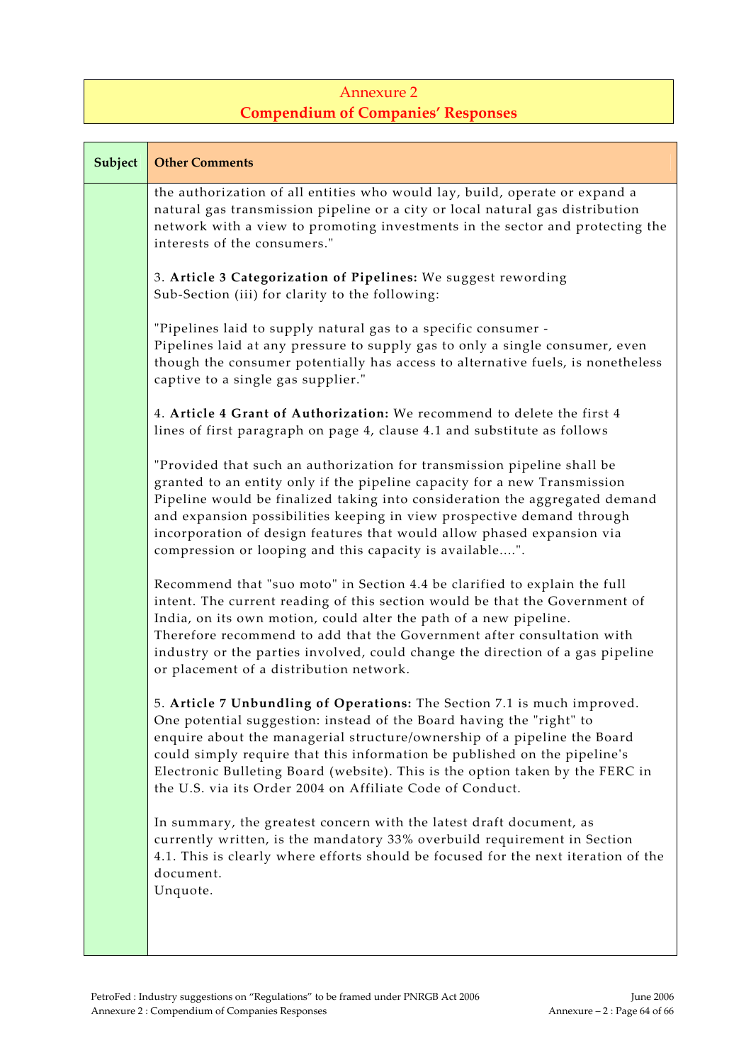# Annexure 2
## Compendium of Companies' Responses

| Subject | Other Comments |
|---|---|
| | the authorization of all entities who would lay, build, operate or expand a natural gas transmission pipeline or a city or local natural gas distribution network with a view to promoting investments in the sector and protecting the interests of the consumers."<br><br>3. **Article 3 Categorization of Pipelines:** We suggest rewording Sub-Section (iii) for clarity to the following:<br><br>"Pipelines laid to supply natural gas to a specific consumer - Pipelines laid at any pressure to supply gas to only a single consumer, even though the consumer potentially has access to alternative fuels, is nonetheless captive to a single gas supplier."<br><br>4. **Article 4 Grant of Authorization:** We recommend to delete the first 4 lines of first paragraph on page 4, clause 4.1 and substitute as follows<br><br>"Provided that such an authorization for transmission pipeline shall be granted to an entity only if the pipeline capacity for a new Transmission Pipeline would be finalized taking into consideration the aggregated demand and expansion possibilities keeping in view prospective demand through incorporation of design features that would allow phased expansion via compression or looping and this capacity is available....".<br><br>Recommend that "suo moto" in Section 4.4 be clarified to explain the full intent. The current reading of this section would be that the Government of India, on its own motion, could alter the path of a new pipeline. Therefore recommend to add that the Government after consultation with industry or the parties involved, could change the direction of a gas pipeline or placement of a distribution network.<br><br>5. **Article 7 Unbundling of Operations:** The Section 7.1 is much improved. One potential suggestion: instead of the Board having the "right" to enquire about the managerial structure/ownership of a pipeline the Board could simply require that this information be published on the pipeline's Electronic Bulleting Board (website). This is the option taken by the FERC in the U.S. via its Order 2004 on Affiliate Code of Conduct.<br><br>In summary, the greatest concern with the latest draft document, as currently written, is the mandatory 33% overbuild requirement in Section 4.1. This is clearly where efforts should be focused for the next iteration of the document.<br>Unquote. |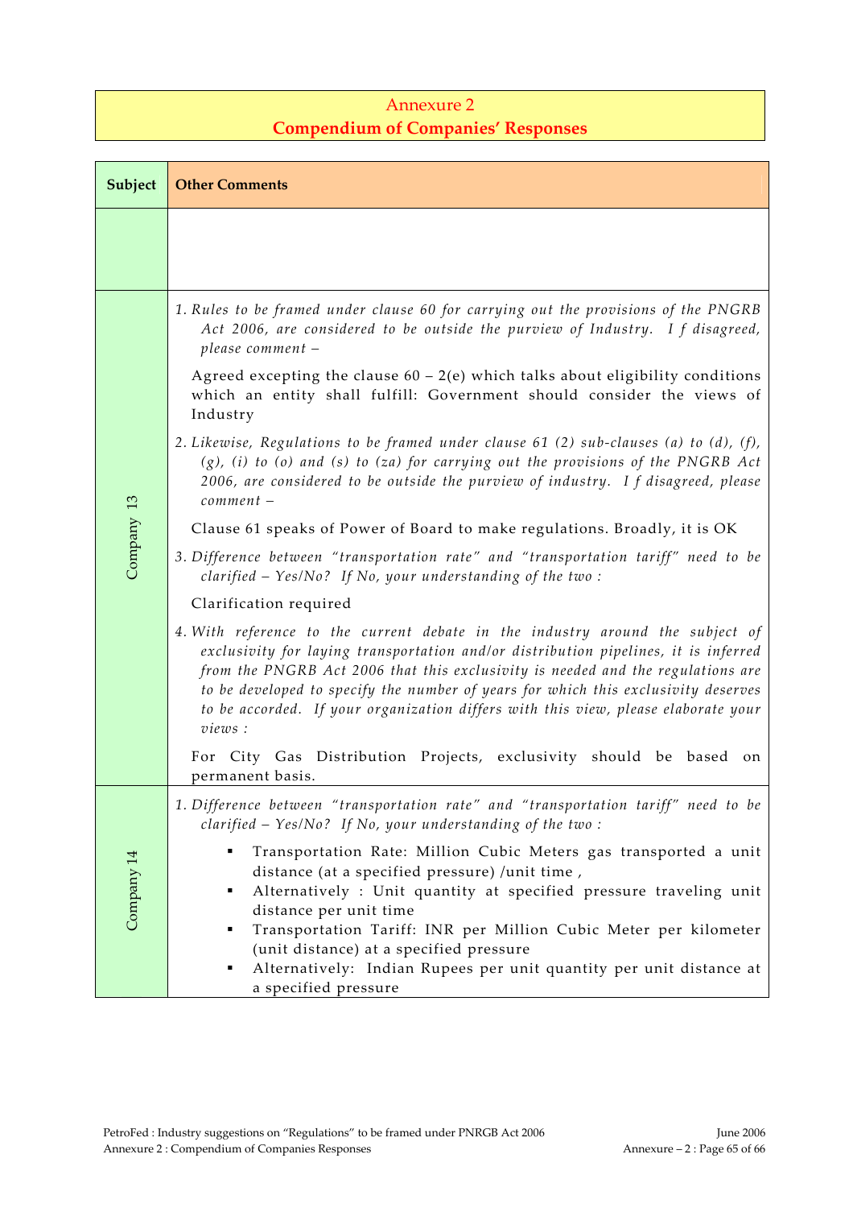# Annexure 2
## Compendium of Companies' Responses

| Subject | Other Comments |
|---|---|
| | |
| Company 13 | 1. *Rules to be framed under clause 60 for carrying out the provisions of the PNGRB Act 2006, are considered to be outside the purview of Industry. I f disagreed, please comment –*<br><br>Agreed excepting the clause 60 – 2(e) which talks about eligibility conditions which an entity shall fulfill: Government should consider the views of Industry<br><br>2. *Likewise, Regulations to be framed under clause 61 (2) sub-clauses (a) to (d), (f), (g), (i) to (o) and (s) to (za) for carrying out the provisions of the PNGRB Act 2006, are considered to be outside the purview of industry. I f disagreed, please comment –*<br><br>Clause 61 speaks of Power of Board to make regulations. Broadly, it is OK<br><br>3. *Difference between "transportation rate" and "transportation tariff" need to be clarified – Yes/No? If No, your understanding of the two :*<br><br>Clarification required<br><br>4. *With reference to the current debate in the industry around the subject of exclusivity for laying transportation and/or distribution pipelines, it is inferred from the PNGRB Act 2006 that this exclusivity is needed and the regulations are to be developed to specify the number of years for which this exclusivity deserves to be accorded. If your organization differs with this view, please elaborate your views :*<br><br>For City Gas Distribution Projects, exclusivity should be based on permanent basis. |
| Company 14 | 1. *Difference between "transportation rate" and "transportation tariff" need to be clarified – Yes/No? If No, your understanding of the two :*<br><br>▪ Transportation Rate: Million Cubic Meters gas transported a unit distance (at a specified pressure) /unit time ,<br>▪ Alternatively : Unit quantity at specified pressure traveling unit distance per unit time<br>▪ Transportation Tariff: INR per Million Cubic Meter per kilometer (unit distance) at a specified pressure<br>▪ Alternatively: Indian Rupees per unit quantity per unit distance at a specified pressure |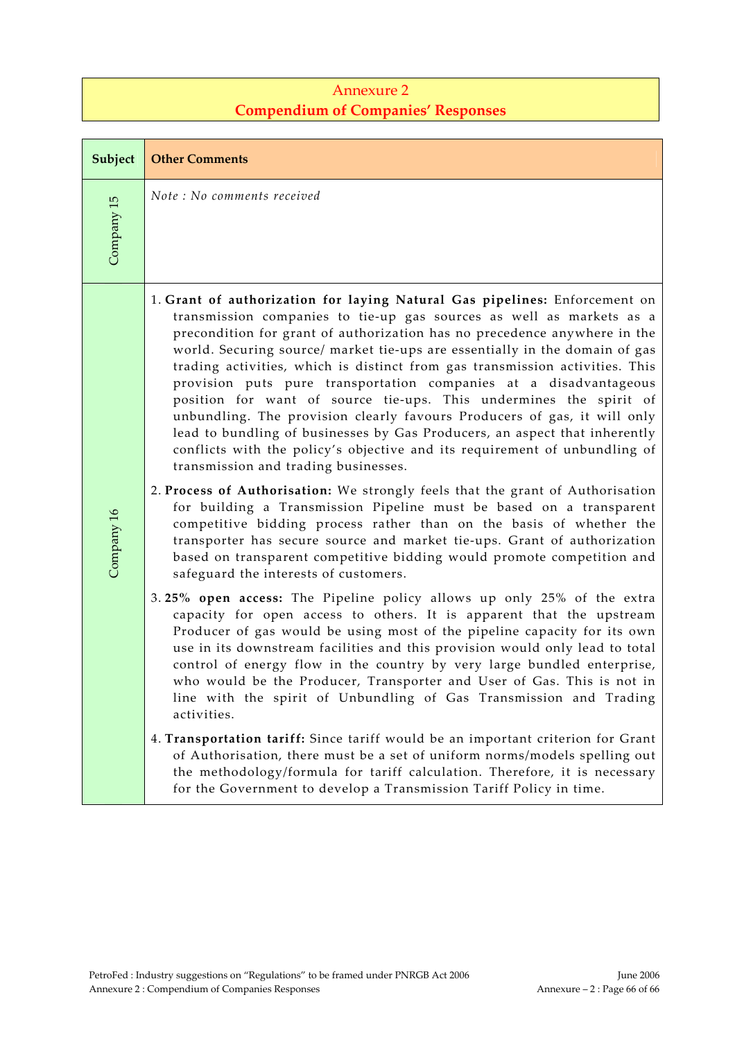# Annexure 2
## Compendium of Companies' Responses

| Subject | Other Comments |
|---|---|
| Company 15 | *Note : No comments received* |
| Company 16 | 1. **Grant of authorization for laying Natural Gas pipelines:** Enforcement on transmission companies to tie-up gas sources as well as markets as a precondition for grant of authorization has no precedence anywhere in the world. Securing source/ market tie-ups are essentially in the domain of gas trading activities, which is distinct from gas transmission activities. This provision puts pure transportation companies at a disadvantageous position for want of source tie-ups. This undermines the spirit of unbundling. The provision clearly favours Producers of gas, it will only lead to bundling of businesses by Gas Producers, an aspect that inherently conflicts with the policy's objective and its requirement of unbundling of transmission and trading businesses.<br><br>2. **Process of Authorisation:** We strongly feels that the grant of Authorisation for building a Transmission Pipeline must be based on a transparent competitive bidding process rather than on the basis of whether the transporter has secure source and market tie-ups. Grant of authorization based on transparent competitive bidding would promote competition and safeguard the interests of customers.<br><br>3. **25% open access:** The Pipeline policy allows up only 25% of the extra capacity for open access to others. It is apparent that the upstream Producer of gas would be using most of the pipeline capacity for its own use in its downstream facilities and this provision would only lead to total control of energy flow in the country by very large bundled enterprise, who would be the Producer, Transporter and User of Gas. This is not in line with the spirit of Unbundling of Gas Transmission and Trading activities.<br><br>4. **Transportation tariff:** Since tariff would be an important criterion for Grant of Authorisation, there must be a set of uniform norms/models spelling out the methodology/formula for tariff calculation. Therefore, it is necessary for the Government to develop a Transmission Tariff Policy in time. |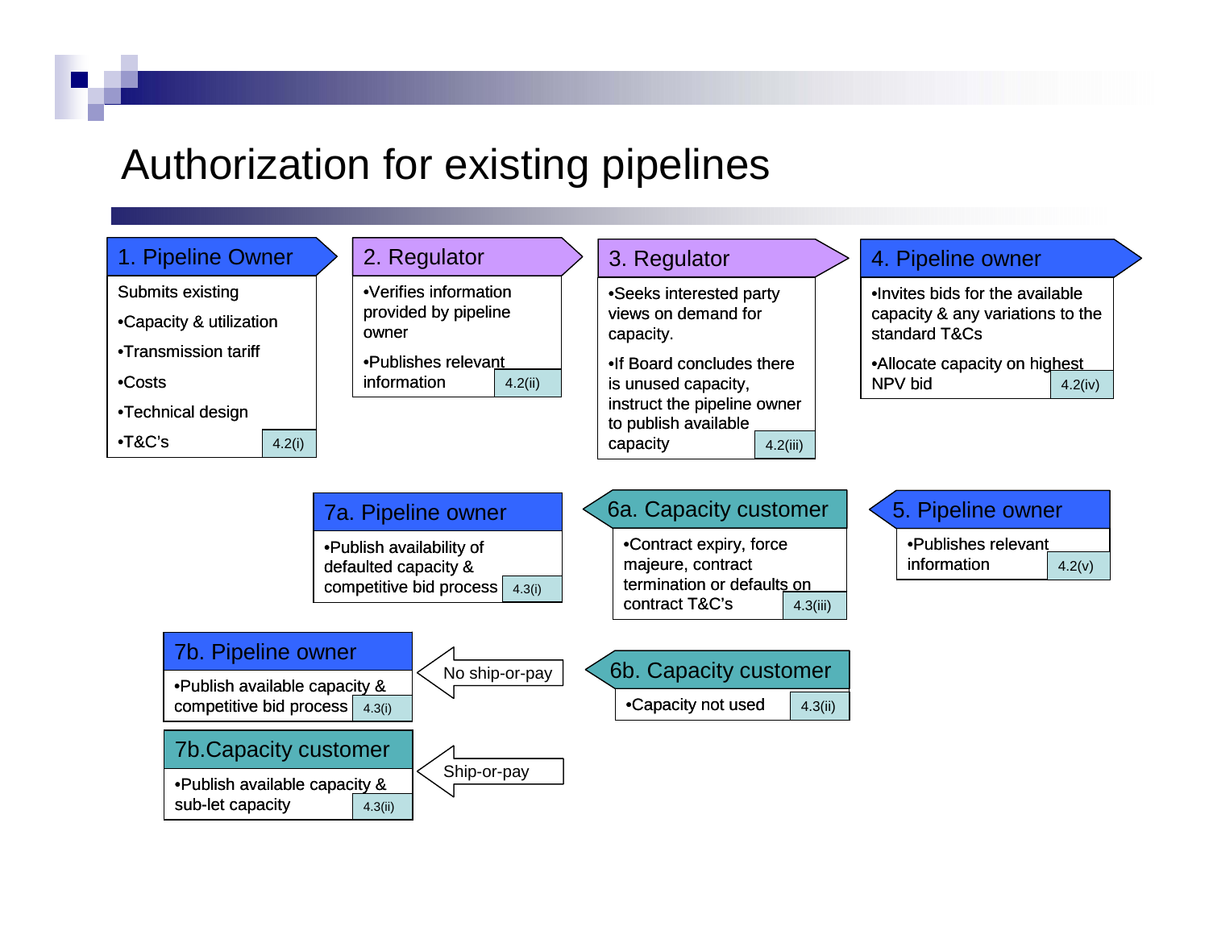# Authorization for existing pipelines

**1. Pipeline Owner**

Submits existing

- Capacity & utilization
- Transmission tariff
- Costs
- Technical design
- T&C's

4.2(i)

**2. Regulator**

- Verifies information provided by pipeline owner
- Publishes relevant information

4.2(ii)

**3. Regulator**

- Seeks interested party views on demand for capacity.
- If Board concludes there is unused capacity, instruct the pipeline owner to publish available capacity

4.2(iii)

**4. Pipeline owner**

- Invites bids for the available capacity & any variations to the standard T&Cs
- Allocate capacity on highest NPV bid

4.2(iv)

**5. Pipeline owner**

- Publishes relevant information

4.2(v)

**6a. Capacity customer**

- Contract expiry, force majeure, contract termination or defaults on contract T&C's

4.3(iii)

**7a. Pipeline owner**

- Publish availability of defaulted capacity & competitive bid process

4.3(i)

**6b. Capacity customer**

- Capacity not used

4.3(ii)

No ship-or-pay →

**7b. Pipeline owner**

- Publish available capacity & competitive bid process

4.3(i)

Ship-or-pay →

**7b. Capacity customer**

- Publish available capacity & sub-let capacity

4.3(ii)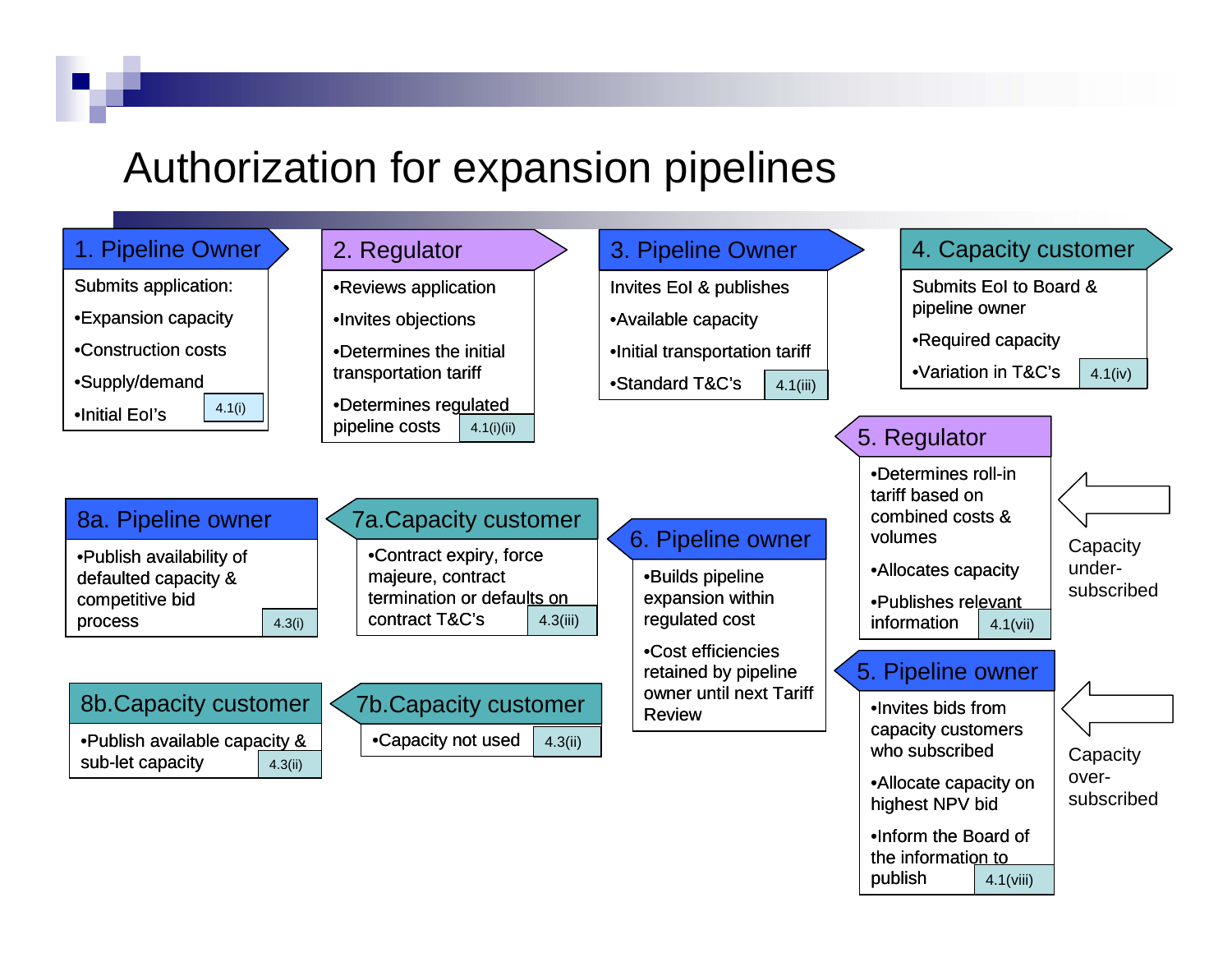# Authorization for expansion pipelines

### 1. Pipeline Owner

Submits application:

- Expansion capacity
- Construction costs
- Supply/demand
- Initial EoI's

4.1(i)

### 2. Regulator

- Reviews application
- Invites objections
- Determines the initial transportation tariff
- Determines regulated pipeline costs

4.1(i)(ii)

### 3. Pipeline Owner

Invites EoI & publishes

- Available capacity
- Initial transportation tariff
- Standard T&C's

4.1(iii)

### 4. Capacity customer

Submits EoI to Board & pipeline owner

- Required capacity
- Variation in T&C's

4.1(iv)

### 5. Regulator

*Capacity under-subscribed*

- Determines roll-in tariff based on combined costs & volumes
- Allocates capacity
- Publishes relevant information

4.1(vii)

### 5. Pipeline owner

*Capacity over-subscribed*

- Invites bids from capacity customers who subscribed
- Allocate capacity on highest NPV bid
- Inform the Board of the information to publish

4.1(viii)

### 6. Pipeline owner

- Builds pipeline expansion within regulated cost
- Cost efficiencies retained by pipeline owner until next Tariff Review

### 7a. Capacity customer

- Contract expiry, force majeure, contract termination or defaults on contract T&C's

4.3(iii)

### 8a. Pipeline owner

- Publish availability of defaulted capacity & competitive bid process

4.3(i)

### 7b. Capacity customer

- Capacity not used

4.3(ii)

### 8b. Capacity customer

- Publish available capacity & sub-let capacity

4.3(ii)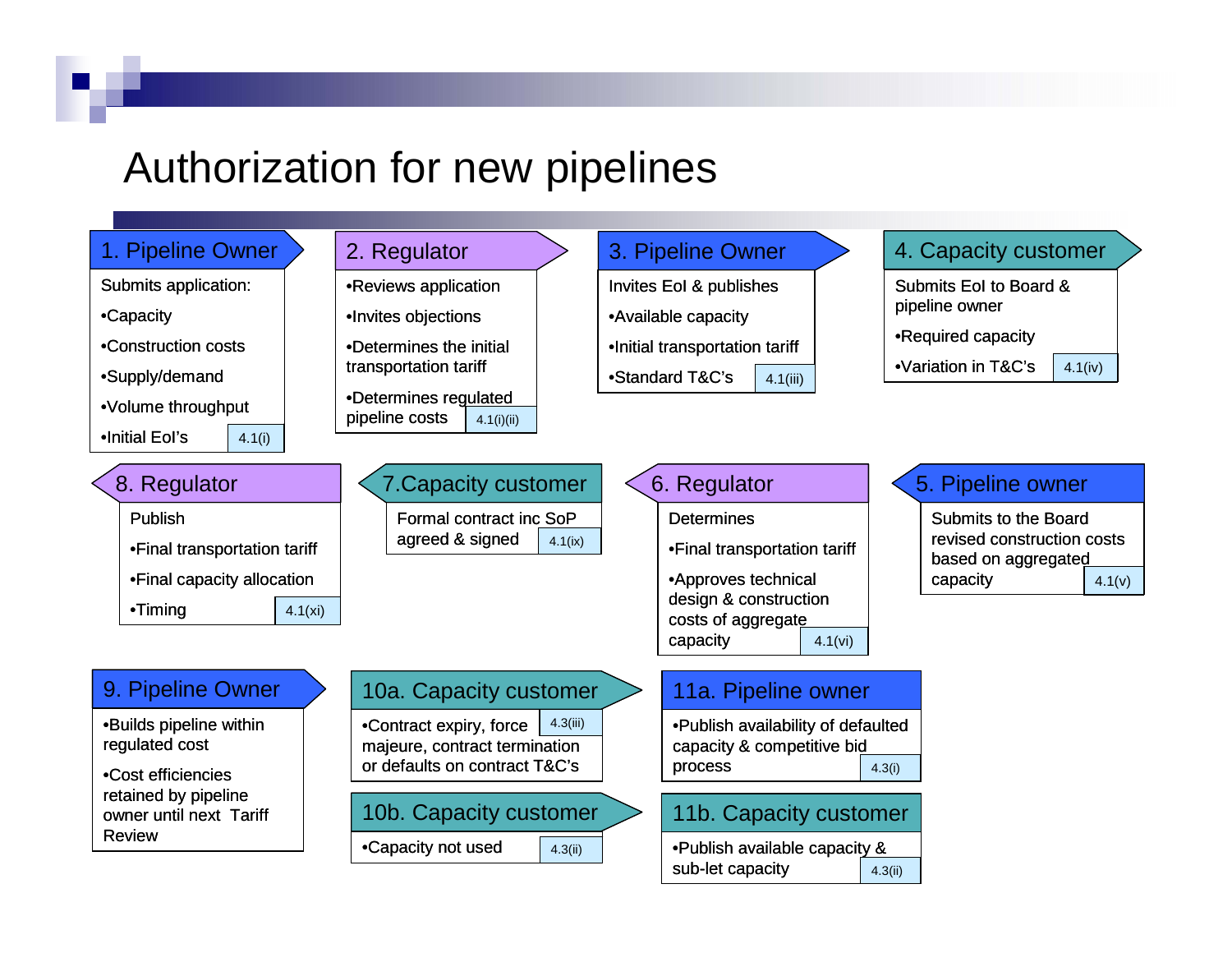# Authorization for new pipelines

### 1. Pipeline Owner

Submits application:

- Capacity
- Construction costs
- Supply/demand
- Volume throughput
- Initial EoI's

4.1(i)

### 2. Regulator

- Reviews application
- Invites objections
- Determines the initial transportation tariff
- Determines regulated pipeline costs

4.1(i)(ii)

### 3. Pipeline Owner

Invites EoI & publishes

- Available capacity
- Initial transportation tariff
- Standard T&C's

4.1(iii)

### 4. Capacity customer

Submits EoI to Board & pipeline owner

- Required capacity
- Variation in T&C's

4.1(iv)

### 5. Pipeline owner

Submits to the Board revised construction costs based on aggregated capacity

4.1(v)

### 6. Regulator

Determines

- Final transportation tariff
- Approves technical design & construction costs of aggregate capacity

4.1(vi)

### 7. Capacity customer

Formal contract inc SoP agreed & signed

4.1(ix)

### 8. Regulator

Publish

- Final transportation tariff
- Final capacity allocation
- Timing

4.1(xi)

### 9. Pipeline Owner

- Builds pipeline within regulated cost
- Cost efficiencies retained by pipeline owner until next Tariff Review

### 10a. Capacity customer

- Contract expiry, force majeure, contract termination or defaults on contract T&C's

4.3(iii)

### 10b. Capacity customer

- Capacity not used

4.3(ii)

### 11a. Pipeline owner

- Publish availability of defaulted capacity & competitive bid process

4.3(i)

### 11b. Capacity customer

- Publish available capacity & sub-let capacity

4.3(ii)